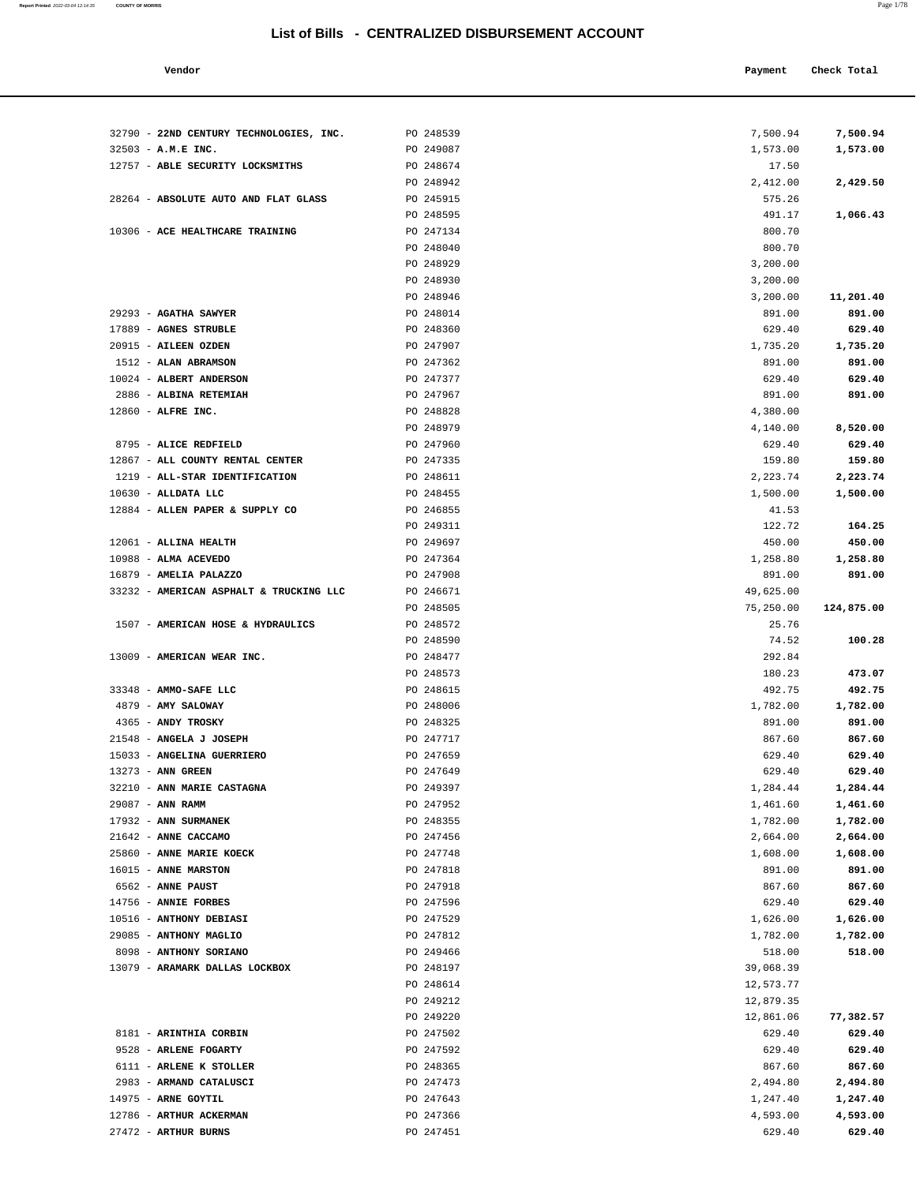# List of Bills - CENTRALIZED DISBURSEMENT ACCOUNT

| Vendor | | Payment | Check Total |
|---|---|---|---|
| 32790 - **22ND CENTURY TECHNOLOGIES, INC.** | PO 248539 | 7,500.94 | **7,500.94** |
| 32503 - **A.M.E INC.** | PO 249087 | 1,573.00 | **1,573.00** |
| 12757 - **ABLE SECURITY LOCKSMITHS** | PO 248674 | 17.50 | |
| | PO 248942 | 2,412.00 | **2,429.50** |
| 28264 - **ABSOLUTE AUTO AND FLAT GLASS** | PO 245915 | 575.26 | |
| | PO 248595 | 491.17 | **1,066.43** |
| 10306 - **ACE HEALTHCARE TRAINING** | PO 247134 | 800.70 | |
| | PO 248040 | 800.70 | |
| | PO 248929 | 3,200.00 | |
| | PO 248930 | 3,200.00 | |
| | PO 248946 | 3,200.00 | **11,201.40** |
| 29293 - **AGATHA SAWYER** | PO 248014 | 891.00 | **891.00** |
| 17889 - **AGNES STRUBLE** | PO 248360 | 629.40 | **629.40** |
| 20915 - **AILEEN OZDEN** | PO 247907 | 1,735.20 | **1,735.20** |
| 1512 - **ALAN ABRAMSON** | PO 247362 | 891.00 | **891.00** |
| 10024 - **ALBERT ANDERSON** | PO 247377 | 629.40 | **629.40** |
| 2886 - **ALBINA RETEMIAH** | PO 247967 | 891.00 | **891.00** |
| 12860 - **ALFRE INC.** | PO 248828 | 4,380.00 | |
| | PO 248979 | 4,140.00 | **8,520.00** |
| 8795 - **ALICE REDFIELD** | PO 247960 | 629.40 | **629.40** |
| 12867 - **ALL COUNTY RENTAL CENTER** | PO 247335 | 159.80 | **159.80** |
| 1219 - **ALL-STAR IDENTIFICATION** | PO 248611 | 2,223.74 | **2,223.74** |
| 10630 - **ALLDATA LLC** | PO 248455 | 1,500.00 | **1,500.00** |
| 12884 - **ALLEN PAPER & SUPPLY CO** | PO 246855 | 41.53 | |
| | PO 249311 | 122.72 | **164.25** |
| 12061 - **ALLINA HEALTH** | PO 249697 | 450.00 | **450.00** |
| 10988 - **ALMA ACEVEDO** | PO 247364 | 1,258.80 | **1,258.80** |
| 16879 - **AMELIA PALAZZO** | PO 247908 | 891.00 | **891.00** |
| 33232 - **AMERICAN ASPHALT & TRUCKING LLC** | PO 246671 | 49,625.00 | |
| | PO 248505 | 75,250.00 | **124,875.00** |
| 1507 - **AMERICAN HOSE & HYDRAULICS** | PO 248572 | 25.76 | |
| | PO 248590 | 74.52 | **100.28** |
| 13009 - **AMERICAN WEAR INC.** | PO 248477 | 292.84 | |
| | PO 248573 | 180.23 | **473.07** |
| 33348 - **AMMO-SAFE LLC** | PO 248615 | 492.75 | **492.75** |
| 4879 - **AMY SALOWAY** | PO 248006 | 1,782.00 | **1,782.00** |
| 4365 - **ANDY TROSKY** | PO 248325 | 891.00 | **891.00** |
| 21548 - **ANGELA J JOSEPH** | PO 247717 | 867.60 | **867.60** |
| 15033 - **ANGELINA GUERRIERO** | PO 247659 | 629.40 | **629.40** |
| 13273 - **ANN GREEN** | PO 247649 | 629.40 | **629.40** |
| 32210 - **ANN MARIE CASTAGNA** | PO 249397 | 1,284.44 | **1,284.44** |
| 29087 - **ANN RAMM** | PO 247952 | 1,461.60 | **1,461.60** |
| 17932 - **ANN SURMANEK** | PO 248355 | 1,782.00 | **1,782.00** |
| 21642 - **ANNE CACCAMO** | PO 247456 | 2,664.00 | **2,664.00** |
| 25860 - **ANNE MARIE KOECK** | PO 247748 | 1,608.00 | **1,608.00** |
| 16015 - **ANNE MARSTON** | PO 247818 | 891.00 | **891.00** |
| 6562 - **ANNE PAUST** | PO 247918 | 867.60 | **867.60** |
| 14756 - **ANNIE FORBES** | PO 247596 | 629.40 | **629.40** |
| 10516 - **ANTHONY DEBIASI** | PO 247529 | 1,626.00 | **1,626.00** |
| 29085 - **ANTHONY MAGLIO** | PO 247812 | 1,782.00 | **1,782.00** |
| 8098 - **ANTHONY SORIANO** | PO 249466 | 518.00 | **518.00** |
| 13079 - **ARAMARK DALLAS LOCKBOX** | PO 248197 | 39,068.39 | |
| | PO 248614 | 12,573.77 | |
| | PO 249212 | 12,879.35 | |
| | PO 249220 | 12,861.06 | **77,382.57** |
| 8181 - **ARINTHIA CORBIN** | PO 247502 | 629.40 | **629.40** |
| 9528 - **ARLENE FOGARTY** | PO 247592 | 629.40 | **629.40** |
| 6111 - **ARLENE K STOLLER** | PO 248365 | 867.60 | **867.60** |
| 2983 - **ARMAND CATALUSCI** | PO 247473 | 2,494.80 | **2,494.80** |
| 14975 - **ARNE GOYTIL** | PO 247643 | 1,247.40 | **1,247.40** |
| 12786 - **ARTHUR ACKERMAN** | PO 247366 | 4,593.00 | **4,593.00** |
| 27472 - **ARTHUR BURNS** | PO 247451 | 629.40 | **629.40** |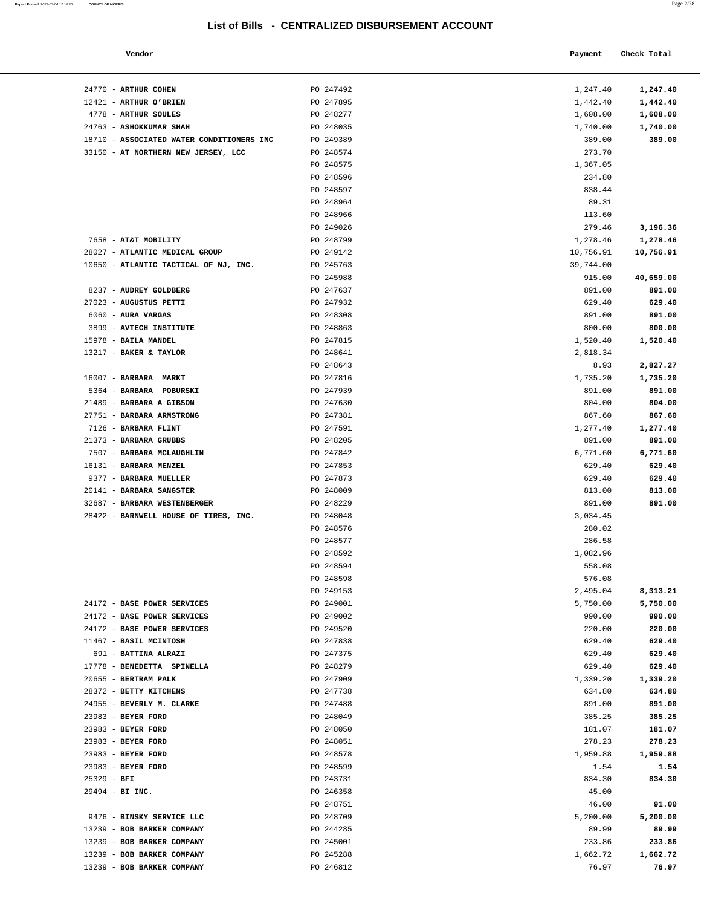# List of Bills - CENTRALIZED DISBURSEMENT ACCOUNT

| Vendor | | Payment | Check Total |
|---|---|---|---|
| 24770 - **ARTHUR COHEN** | PO 247492 | 1,247.40 | **1,247.40** |
| 12421 - **ARTHUR O'BRIEN** | PO 247895 | 1,442.40 | **1,442.40** |
| 4778 - **ARTHUR SOULES** | PO 248277 | 1,608.00 | **1,608.00** |
| 24763 - **ASHOKKUMAR SHAH** | PO 248035 | 1,740.00 | **1,740.00** |
| 18710 - **ASSOCIATED WATER CONDITIONERS INC** | PO 249389 | 389.00 | **389.00** |
| 33150 - **AT NORTHERN NEW JERSEY, LCC** | PO 248574 | 273.70 | |
| | PO 248575 | 1,367.05 | |
| | PO 248596 | 234.80 | |
| | PO 248597 | 838.44 | |
| | PO 248964 | 89.31 | |
| | PO 248966 | 113.60 | |
| | PO 249026 | 279.46 | **3,196.36** |
| 7658 - **AT&T MOBILITY** | PO 248799 | 1,278.46 | **1,278.46** |
| 28027 - **ATLANTIC MEDICAL GROUP** | PO 249142 | 10,756.91 | **10,756.91** |
| 10650 - **ATLANTIC TACTICAL OF NJ, INC.** | PO 245763 | 39,744.00 | |
| | PO 245988 | 915.00 | **40,659.00** |
| 8237 - **AUDREY GOLDBERG** | PO 247637 | 891.00 | **891.00** |
| 27023 - **AUGUSTUS PETTI** | PO 247932 | 629.40 | **629.40** |
| 6060 - **AURA VARGAS** | PO 248308 | 891.00 | **891.00** |
| 3899 - **AVTECH INSTITUTE** | PO 248863 | 800.00 | **800.00** |
| 15978 - **BAILA MANDEL** | PO 247815 | 1,520.40 | **1,520.40** |
| 13217 - **BAKER & TAYLOR** | PO 248641 | 2,818.34 | |
| | PO 248643 | 8.93 | **2,827.27** |
| 16007 - **BARBARA MARKT** | PO 247816 | 1,735.20 | **1,735.20** |
| 5364 - **BARBARA POBURSKI** | PO 247939 | 891.00 | **891.00** |
| 21489 - **BARBARA A GIBSON** | PO 247630 | 804.00 | **804.00** |
| 27751 - **BARBARA ARMSTRONG** | PO 247381 | 867.60 | **867.60** |
| 7126 - **BARBARA FLINT** | PO 247591 | 1,277.40 | **1,277.40** |
| 21373 - **BARBARA GRUBBS** | PO 248205 | 891.00 | **891.00** |
| 7507 - **BARBARA MCLAUGHLIN** | PO 247842 | 6,771.60 | **6,771.60** |
| 16131 - **BARBARA MENZEL** | PO 247853 | 629.40 | **629.40** |
| 9377 - **BARBARA MUELLER** | PO 247873 | 629.40 | **629.40** |
| 20141 - **BARBARA SANGSTER** | PO 248009 | 813.00 | **813.00** |
| 32687 - **BARBARA WESTENBERGER** | PO 248229 | 891.00 | **891.00** |
| 28422 - **BARNWELL HOUSE OF TIRES, INC.** | PO 248048 | 3,034.45 | |
| | PO 248576 | 280.02 | |
| | PO 248577 | 286.58 | |
| | PO 248592 | 1,082.96 | |
| | PO 248594 | 558.08 | |
| | PO 248598 | 576.08 | |
| | PO 249153 | 2,495.04 | **8,313.21** |
| 24172 - **BASE POWER SERVICES** | PO 249001 | 5,750.00 | **5,750.00** |
| 24172 - **BASE POWER SERVICES** | PO 249002 | 990.00 | **990.00** |
| 24172 - **BASE POWER SERVICES** | PO 249520 | 220.00 | **220.00** |
| 11467 - **BASIL MCINTOSH** | PO 247838 | 629.40 | **629.40** |
| 691 - **BATTINA ALRAZI** | PO 247375 | 629.40 | **629.40** |
| 17778 - **BENEDETTA SPINELLA** | PO 248279 | 629.40 | **629.40** |
| 20655 - **BERTRAM PALK** | PO 247909 | 1,339.20 | **1,339.20** |
| 28372 - **BETTY KITCHENS** | PO 247738 | 634.80 | **634.80** |
| 24955 - **BEVERLY M. CLARKE** | PO 247488 | 891.00 | **891.00** |
| 23983 - **BEYER FORD** | PO 248049 | 385.25 | **385.25** |
| 23983 - **BEYER FORD** | PO 248050 | 181.07 | **181.07** |
| 23983 - **BEYER FORD** | PO 248051 | 278.23 | **278.23** |
| 23983 - **BEYER FORD** | PO 248578 | 1,959.88 | **1,959.88** |
| 23983 - **BEYER FORD** | PO 248599 | 1.54 | **1.54** |
| 25329 - **BFI** | PO 243731 | 834.30 | **834.30** |
| 29494 - **BI INC.** | PO 246358 | 45.00 | |
| | PO 248751 | 46.00 | **91.00** |
| 9476 - **BINSKY SERVICE LLC** | PO 248709 | 5,200.00 | **5,200.00** |
| 13239 - **BOB BARKER COMPANY** | PO 244285 | 89.99 | **89.99** |
| 13239 - **BOB BARKER COMPANY** | PO 245001 | 233.86 | **233.86** |
| 13239 - **BOB BARKER COMPANY** | PO 245288 | 1,662.72 | **1,662.72** |
| 13239 - **BOB BARKER COMPANY** | PO 246812 | 76.97 | **76.97** |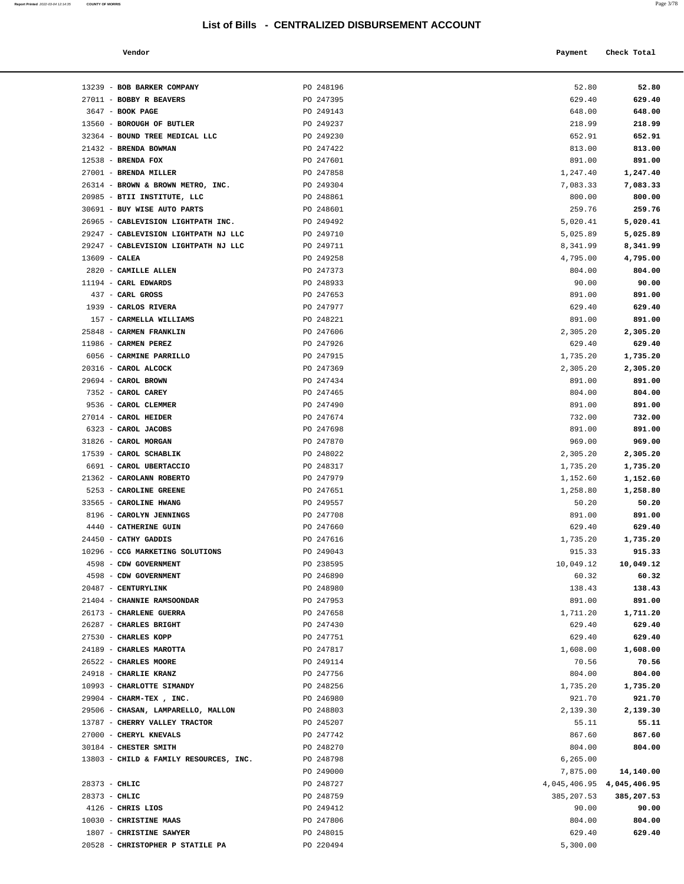# List of Bills - CENTRALIZED DISBURSEMENT ACCOUNT

| Vendor | | Payment | Check Total |
|---|---|---|---|
| 13239 - **BOB BARKER COMPANY** | PO 248196 | 52.80 | **52.80** |
| 27011 - **BOBBY R BEAVERS** | PO 247395 | 629.40 | **629.40** |
| 3647 - **BOOK PAGE** | PO 249143 | 648.00 | **648.00** |
| 13560 - **BOROUGH OF BUTLER** | PO 249237 | 218.99 | **218.99** |
| 32364 - **BOUND TREE MEDICAL LLC** | PO 249230 | 652.91 | **652.91** |
| 21432 - **BRENDA BOWMAN** | PO 247422 | 813.00 | **813.00** |
| 12538 - **BRENDA FOX** | PO 247601 | 891.00 | **891.00** |
| 27001 - **BRENDA MILLER** | PO 247858 | 1,247.40 | **1,247.40** |
| 26314 - **BROWN & BROWN METRO, INC.** | PO 249304 | 7,083.33 | **7,083.33** |
| 20985 - **BTII INSTITUTE, LLC** | PO 248861 | 800.00 | **800.00** |
| 30691 - **BUY WISE AUTO PARTS** | PO 248601 | 259.76 | **259.76** |
| 26965 - **CABLEVISION LIGHTPATH INC.** | PO 249492 | 5,020.41 | **5,020.41** |
| 29247 - **CABLEVISION LIGHTPATH NJ LLC** | PO 249710 | 5,025.89 | **5,025.89** |
| 29247 - **CABLEVISION LIGHTPATH NJ LLC** | PO 249711 | 8,341.99 | **8,341.99** |
| 13609 - **CALEA** | PO 249258 | 4,795.00 | **4,795.00** |
| 2820 - **CAMILLE ALLEN** | PO 247373 | 804.00 | **804.00** |
| 11194 - **CARL EDWARDS** | PO 248933 | 90.00 | **90.00** |
| 437 - **CARL GROSS** | PO 247653 | 891.00 | **891.00** |
| 1939 - **CARLOS RIVERA** | PO 247977 | 629.40 | **629.40** |
| 157 - **CARMELLA WILLIAMS** | PO 248221 | 891.00 | **891.00** |
| 25848 - **CARMEN FRANKLIN** | PO 247606 | 2,305.20 | **2,305.20** |
| 11986 - **CARMEN PEREZ** | PO 247926 | 629.40 | **629.40** |
| 6056 - **CARMINE PARRILLO** | PO 247915 | 1,735.20 | **1,735.20** |
| 20316 - **CAROL ALCOCK** | PO 247369 | 2,305.20 | **2,305.20** |
| 29694 - **CAROL BROWN** | PO 247434 | 891.00 | **891.00** |
| 7352 - **CAROL CAREY** | PO 247465 | 804.00 | **804.00** |
| 9536 - **CAROL CLEMMER** | PO 247490 | 891.00 | **891.00** |
| 27014 - **CAROL HEIDER** | PO 247674 | 732.00 | **732.00** |
| 6323 - **CAROL JACOBS** | PO 247698 | 891.00 | **891.00** |
| 31826 - **CAROL MORGAN** | PO 247870 | 969.00 | **969.00** |
| 17539 - **CAROL SCHABLIK** | PO 248022 | 2,305.20 | **2,305.20** |
| 6691 - **CAROL UBERTACCIO** | PO 248317 | 1,735.20 | **1,735.20** |
| 21362 - **CAROLANN ROBERTO** | PO 247979 | 1,152.60 | **1,152.60** |
| 5253 - **CAROLINE GREENE** | PO 247651 | 1,258.80 | **1,258.80** |
| 33565 - **CAROLINE HWANG** | PO 249557 | 50.20 | **50.20** |
| 8196 - **CAROLYN JENNINGS** | PO 247708 | 891.00 | **891.00** |
| 4440 - **CATHERINE GUIN** | PO 247660 | 629.40 | **629.40** |
| 24450 - **CATHY GADDIS** | PO 247616 | 1,735.20 | **1,735.20** |
| 10296 - **CCG MARKETING SOLUTIONS** | PO 249043 | 915.33 | **915.33** |
| 4598 - **CDW GOVERNMENT** | PO 238595 | 10,049.12 | **10,049.12** |
| 4598 - **CDW GOVERNMENT** | PO 246890 | 60.32 | **60.32** |
| 20487 - **CENTURYLINK** | PO 248980 | 138.43 | **138.43** |
| 21404 - **CHANNIE RAMSOONDAR** | PO 247953 | 891.00 | **891.00** |
| 26173 - **CHARLENE GUERRA** | PO 247658 | 1,711.20 | **1,711.20** |
| 26287 - **CHARLES BRIGHT** | PO 247430 | 629.40 | **629.40** |
| 27530 - **CHARLES KOPP** | PO 247751 | 629.40 | **629.40** |
| 24189 - **CHARLES MAROTTA** | PO 247817 | 1,608.00 | **1,608.00** |
| 26522 - **CHARLES MOORE** | PO 249114 | 70.56 | **70.56** |
| 24918 - **CHARLIE KRANZ** | PO 247756 | 804.00 | **804.00** |
| 10993 - **CHARLOTTE SIMANDY** | PO 248256 | 1,735.20 | **1,735.20** |
| 29904 - **CHARM-TEX , INC.** | PO 246980 | 921.70 | **921.70** |
| 29506 - **CHASAN, LAMPARELLO, MALLON** | PO 248803 | 2,139.30 | **2,139.30** |
| 13787 - **CHERRY VALLEY TRACTOR** | PO 245207 | 55.11 | **55.11** |
| 27000 - **CHERYL KNEVALS** | PO 247742 | 867.60 | **867.60** |
| 30184 - **CHESTER SMITH** | PO 248270 | 804.00 | **804.00** |
| 13803 - **CHILD & FAMILY RESOURCES, INC.** | PO 248798 | 6,265.00 | |
| | PO 249000 | 7,875.00 | **14,140.00** |
| 28373 - **CHLIC** | PO 248727 | 4,045,406.95 | **4,045,406.95** |
| 28373 - **CHLIC** | PO 248759 | 385,207.53 | **385,207.53** |
| 4126 - **CHRIS LIOS** | PO 249412 | 90.00 | **90.00** |
| 10030 - **CHRISTINE MAAS** | PO 247806 | 804.00 | **804.00** |
| 1807 - **CHRISTINE SAWYER** | PO 248015 | 629.40 | **629.40** |
| 20528 - **CHRISTOPHER P STATILE PA** | PO 220494 | 5,300.00 | |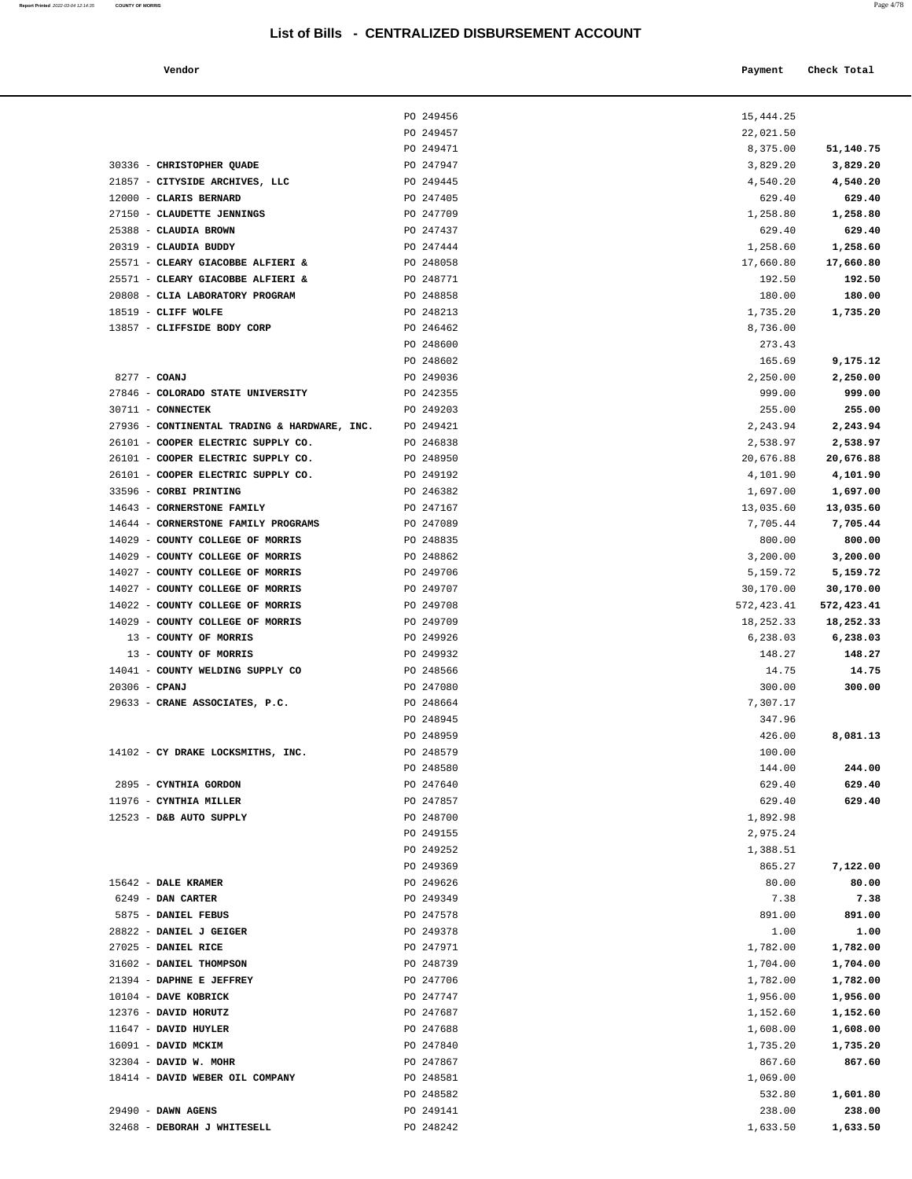# List of Bills - CENTRALIZED DISBURSEMENT ACCOUNT

| Vendor | | Payment | Check Total |
|---|---|---|---|
| | PO 249456 | 15,444.25 | |
| | PO 249457 | 22,021.50 | |
| | PO 249471 | 8,375.00 | **51,140.75** |
| 30336 - **CHRISTOPHER QUADE** | PO 247947 | 3,829.20 | **3,829.20** |
| 21857 - **CITYSIDE ARCHIVES, LLC** | PO 249445 | 4,540.20 | **4,540.20** |
| 12000 - **CLARIS BERNARD** | PO 247405 | 629.40 | **629.40** |
| 27150 - **CLAUDETTE JENNINGS** | PO 247709 | 1,258.80 | **1,258.80** |
| 25388 - **CLAUDIA BROWN** | PO 247437 | 629.40 | **629.40** |
| 20319 - **CLAUDIA BUDDY** | PO 247444 | 1,258.60 | **1,258.60** |
| 25571 - **CLEARY GIACOBBE ALFIERI &** | PO 248058 | 17,660.80 | **17,660.80** |
| 25571 - **CLEARY GIACOBBE ALFIERI &** | PO 248771 | 192.50 | **192.50** |
| 20808 - **CLIA LABORATORY PROGRAM** | PO 248858 | 180.00 | **180.00** |
| 18519 - **CLIFF WOLFE** | PO 248213 | 1,735.20 | **1,735.20** |
| 13857 - **CLIFFSIDE BODY CORP** | PO 246462 | 8,736.00 | |
| | PO 248600 | 273.43 | |
| | PO 248602 | 165.69 | **9,175.12** |
| 8277 - **COANJ** | PO 249036 | 2,250.00 | **2,250.00** |
| 27846 - **COLORADO STATE UNIVERSITY** | PO 242355 | 999.00 | **999.00** |
| 30711 - **CONNECTEK** | PO 249203 | 255.00 | **255.00** |
| 27936 - **CONTINENTAL TRADING & HARDWARE, INC.** | PO 249421 | 2,243.94 | **2,243.94** |
| 26101 - **COOPER ELECTRIC SUPPLY CO.** | PO 246838 | 2,538.97 | **2,538.97** |
| 26101 - **COOPER ELECTRIC SUPPLY CO.** | PO 248950 | 20,676.88 | **20,676.88** |
| 26101 - **COOPER ELECTRIC SUPPLY CO.** | PO 249192 | 4,101.90 | **4,101.90** |
| 33596 - **CORBI PRINTING** | PO 246382 | 1,697.00 | **1,697.00** |
| 14643 - **CORNERSTONE FAMILY** | PO 247167 | 13,035.60 | **13,035.60** |
| 14644 - **CORNERSTONE FAMILY PROGRAMS** | PO 247089 | 7,705.44 | **7,705.44** |
| 14029 - **COUNTY COLLEGE OF MORRIS** | PO 248835 | 800.00 | **800.00** |
| 14029 - **COUNTY COLLEGE OF MORRIS** | PO 248862 | 3,200.00 | **3,200.00** |
| 14027 - **COUNTY COLLEGE OF MORRIS** | PO 249706 | 5,159.72 | **5,159.72** |
| 14027 - **COUNTY COLLEGE OF MORRIS** | PO 249707 | 30,170.00 | **30,170.00** |
| 14022 - **COUNTY COLLEGE OF MORRIS** | PO 249708 | 572,423.41 | **572,423.41** |
| 14029 - **COUNTY COLLEGE OF MORRIS** | PO 249709 | 18,252.33 | **18,252.33** |
| 13 - **COUNTY OF MORRIS** | PO 249926 | 6,238.03 | **6,238.03** |
| 13 - **COUNTY OF MORRIS** | PO 249932 | 148.27 | **148.27** |
| 14041 - **COUNTY WELDING SUPPLY CO** | PO 248566 | 14.75 | **14.75** |
| 20306 - **CPANJ** | PO 247080 | 300.00 | **300.00** |
| 29633 - **CRANE ASSOCIATES, P.C.** | PO 248664 | 7,307.17 | |
| | PO 248945 | 347.96 | |
| | PO 248959 | 426.00 | **8,081.13** |
| 14102 - **CY DRAKE LOCKSMITHS, INC.** | PO 248579 | 100.00 | |
| | PO 248580 | 144.00 | **244.00** |
| 2895 - **CYNTHIA GORDON** | PO 247640 | 629.40 | **629.40** |
| 11976 - **CYNTHIA MILLER** | PO 247857 | 629.40 | **629.40** |
| 12523 - **D&B AUTO SUPPLY** | PO 248700 | 1,892.98 | |
| | PO 249155 | 2,975.24 | |
| | PO 249252 | 1,388.51 | |
| | PO 249369 | 865.27 | **7,122.00** |
| 15642 - **DALE KRAMER** | PO 249626 | 80.00 | **80.00** |
| 6249 - **DAN CARTER** | PO 249349 | 7.38 | **7.38** |
| 5875 - **DANIEL FEBUS** | PO 247578 | 891.00 | **891.00** |
| 28822 - **DANIEL J GEIGER** | PO 249378 | 1.00 | **1.00** |
| 27025 - **DANIEL RICE** | PO 247971 | 1,782.00 | **1,782.00** |
| 31602 - **DANIEL THOMPSON** | PO 248739 | 1,704.00 | **1,704.00** |
| 21394 - **DAPHNE E JEFFREY** | PO 247706 | 1,782.00 | **1,782.00** |
| 10104 - **DAVE KOBRICK** | PO 247747 | 1,956.00 | **1,956.00** |
| 12376 - **DAVID HORUTZ** | PO 247687 | 1,152.60 | **1,152.60** |
| 11647 - **DAVID HUYLER** | PO 247688 | 1,608.00 | **1,608.00** |
| 16091 - **DAVID MCKIM** | PO 247840 | 1,735.20 | **1,735.20** |
| 32304 - **DAVID W. MOHR** | PO 247867 | 867.60 | **867.60** |
| 18414 - **DAVID WEBER OIL COMPANY** | PO 248581 | 1,069.00 | |
| | PO 248582 | 532.80 | **1,601.80** |
| 29490 - **DAWN AGENS** | PO 249141 | 238.00 | **238.00** |
| 32468 - **DEBORAH J WHITESELL** | PO 248242 | 1,633.50 | **1,633.50** |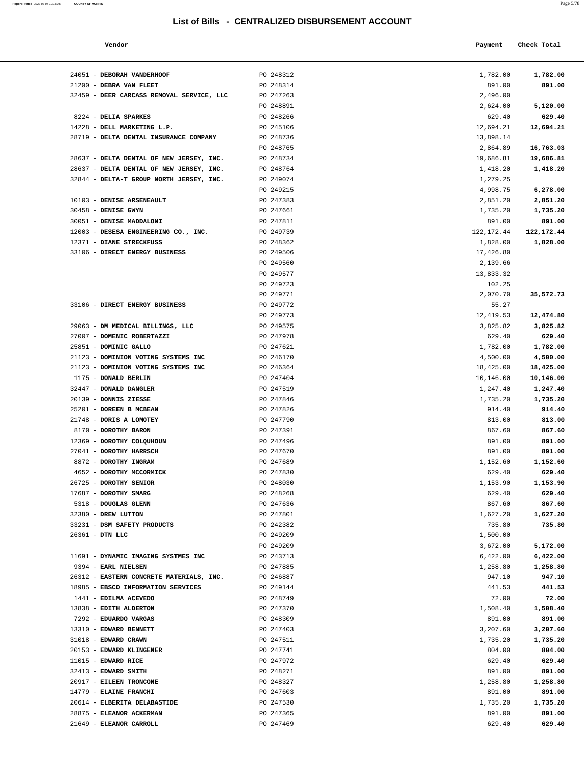# List of Bills - CENTRALIZED DISBURSEMENT ACCOUNT

| Vendor | | Payment | Check Total |
|---|---|---|---|
| 24051 - **DEBORAH VANDERHOOF** | PO 248312 | 1,782.00 | **1,782.00** |
| 21200 - **DEBRA VAN FLEET** | PO 248314 | 891.00 | **891.00** |
| 32459 - **DEER CARCASS REMOVAL SERVICE, LLC** | PO 247263 | 2,496.00 | |
| | PO 248891 | 2,624.00 | **5,120.00** |
| 8224 - **DELIA SPARKES** | PO 248266 | 629.40 | **629.40** |
| 14228 - **DELL MARKETING L.P.** | PO 245106 | 12,694.21 | **12,694.21** |
| 28719 - **DELTA DENTAL INSURANCE COMPANY** | PO 248736 | 13,898.14 | |
| | PO 248765 | 2,864.89 | **16,763.03** |
| 28637 - **DELTA DENTAL OF NEW JERSEY, INC.** | PO 248734 | 19,686.81 | **19,686.81** |
| 28637 - **DELTA DENTAL OF NEW JERSEY, INC.** | PO 248764 | 1,418.20 | **1,418.20** |
| 32844 - **DELTA-T GROUP NORTH JERSEY, INC.** | PO 249074 | 1,279.25 | |
| | PO 249215 | 4,998.75 | **6,278.00** |
| 10103 - **DENISE ARSENEAULT** | PO 247383 | 2,851.20 | **2,851.20** |
| 30458 - **DENISE GWYN** | PO 247661 | 1,735.20 | **1,735.20** |
| 30051 - **DENISE MADDALONI** | PO 247811 | 891.00 | **891.00** |
| 12003 - **DESESA ENGINEERING CO., INC.** | PO 249739 | 122,172.44 | **122,172.44** |
| 12371 - **DIANE STRECKFUSS** | PO 248362 | 1,828.00 | **1,828.00** |
| 33106 - **DIRECT ENERGY BUSINESS** | PO 249506 | 17,426.80 | |
| | PO 249560 | 2,139.66 | |
| | PO 249577 | 13,833.32 | |
| | PO 249723 | 102.25 | |
| | PO 249771 | 2,070.70 | **35,572.73** |
| 33106 - **DIRECT ENERGY BUSINESS** | PO 249772 | 55.27 | |
| | PO 249773 | 12,419.53 | **12,474.80** |
| 29063 - **DM MEDICAL BILLINGS, LLC** | PO 249575 | 3,825.82 | **3,825.82** |
| 27007 - **DOMENIC ROBERTAZZI** | PO 247978 | 629.40 | **629.40** |
| 25851 - **DOMINIC GALLO** | PO 247621 | 1,782.00 | **1,782.00** |
| 21123 - **DOMINION VOTING SYSTEMS INC** | PO 246170 | 4,500.00 | **4,500.00** |
| 21123 - **DOMINION VOTING SYSTEMS INC** | PO 246364 | 18,425.00 | **18,425.00** |
| 1175 - **DONALD BERLIN** | PO 247404 | 10,146.00 | **10,146.00** |
| 32447 - **DONALD DANGLER** | PO 247519 | 1,247.40 | **1,247.40** |
| 20139 - **DONNIS ZIESSE** | PO 247846 | 1,735.20 | **1,735.20** |
| 25201 - **DOREEN B MCBEAN** | PO 247826 | 914.40 | **914.40** |
| 21748 - **DORIS A LOMOTEY** | PO 247790 | 813.00 | **813.00** |
| 8170 - **DOROTHY BARON** | PO 247391 | 867.60 | **867.60** |
| 12369 - **DOROTHY COLQUHOUN** | PO 247496 | 891.00 | **891.00** |
| 27041 - **DOROTHY HARRSCH** | PO 247670 | 891.00 | **891.00** |
| 8872 - **DOROTHY INGRAM** | PO 247689 | 1,152.60 | **1,152.60** |
| 4652 - **DOROTHY MCCORMICK** | PO 247830 | 629.40 | **629.40** |
| 26725 - **DOROTHY SENIOR** | PO 248030 | 1,153.90 | **1,153.90** |
| 17687 - **DOROTHY SMARG** | PO 248268 | 629.40 | **629.40** |
| 5318 - **DOUGLAS GLENN** | PO 247636 | 867.60 | **867.60** |
| 32380 - **DREW LUTTON** | PO 247801 | 1,627.20 | **1,627.20** |
| 33231 - **DSM SAFETY PRODUCTS** | PO 242382 | 735.80 | **735.80** |
| 26361 - **DTN LLC** | PO 249209 | 1,500.00 | |
| | PO 249209 | 3,672.00 | **5,172.00** |
| 11691 - **DYNAMIC IMAGING SYSTMES INC** | PO 243713 | 6,422.00 | **6,422.00** |
| 9394 - **EARL NIELSEN** | PO 247885 | 1,258.80 | **1,258.80** |
| 26312 - **EASTERN CONCRETE MATERIALS, INC.** | PO 246887 | 947.10 | **947.10** |
| 18985 - **EBSCO INFORMATION SERVICES** | PO 249144 | 441.53 | **441.53** |
| 1441 - **EDILMA ACEVEDO** | PO 248749 | 72.00 | **72.00** |
| 13838 - **EDITH ALDERTON** | PO 247370 | 1,508.40 | **1,508.40** |
| 7292 - **EDUARDO VARGAS** | PO 248309 | 891.00 | **891.00** |
| 13310 - **EDWARD BENNETT** | PO 247403 | 3,207.60 | **3,207.60** |
| 31018 - **EDWARD CRAWN** | PO 247511 | 1,735.20 | **1,735.20** |
| 20153 - **EDWARD KLINGENER** | PO 247741 | 804.00 | **804.00** |
| 11015 - **EDWARD RICE** | PO 247972 | 629.40 | **629.40** |
| 32413 - **EDWARD SMITH** | PO 248271 | 891.00 | **891.00** |
| 20917 - **EILEEN TRONCONE** | PO 248327 | 1,258.80 | **1,258.80** |
| 14779 - **ELAINE FRANCHI** | PO 247603 | 891.00 | **891.00** |
| 20614 - **ELBERITA DELABASTIDE** | PO 247530 | 1,735.20 | **1,735.20** |
| 28875 - **ELEANOR ACKERMAN** | PO 247365 | 891.00 | **891.00** |
| 21649 - **ELEANOR CARROLL** | PO 247469 | 629.40 | **629.40** |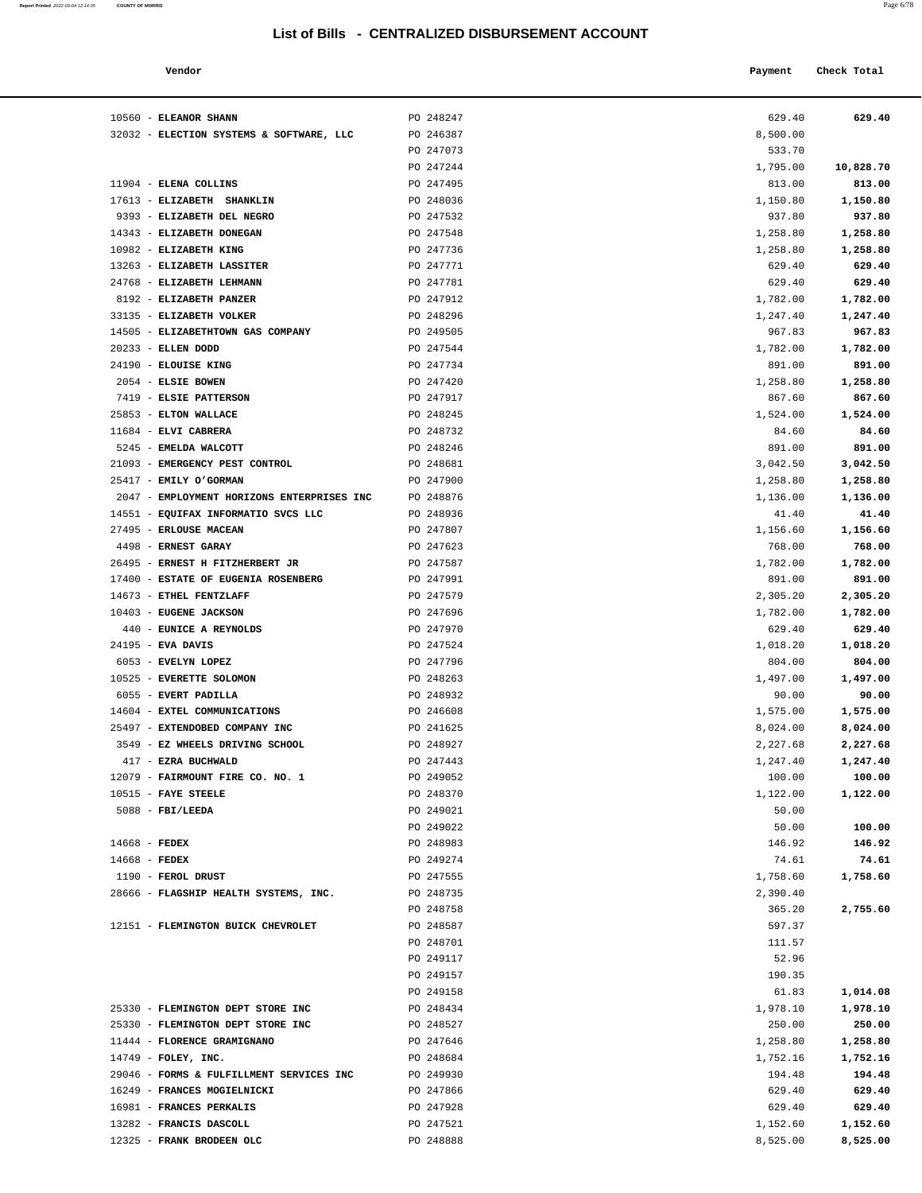## List of Bills - CENTRALIZED DISBURSEMENT ACCOUNT

| Vendor | | Payment | Check Total |
|---|---|---|---|
| 10560 - **ELEANOR SHANN** | PO 248247 | 629.40 | **629.40** |
| 32032 - **ELECTION SYSTEMS & SOFTWARE, LLC** | PO 246387 | 8,500.00 | |
| | PO 247073 | 533.70 | |
| | PO 247244 | 1,795.00 | **10,828.70** |
| 11904 - **ELENA COLLINS** | PO 247495 | 813.00 | **813.00** |
| 17613 - **ELIZABETH SHANKLIN** | PO 248036 | 1,150.80 | **1,150.80** |
| 9393 - **ELIZABETH DEL NEGRO** | PO 247532 | 937.80 | **937.80** |
| 14343 - **ELIZABETH DONEGAN** | PO 247548 | 1,258.80 | **1,258.80** |
| 10982 - **ELIZABETH KING** | PO 247736 | 1,258.80 | **1,258.80** |
| 13263 - **ELIZABETH LASSITER** | PO 247771 | 629.40 | **629.40** |
| 24768 - **ELIZABETH LEHMANN** | PO 247781 | 629.40 | **629.40** |
| 8192 - **ELIZABETH PANZER** | PO 247912 | 1,782.00 | **1,782.00** |
| 33135 - **ELIZABETH VOLKER** | PO 248296 | 1,247.40 | **1,247.40** |
| 14505 - **ELIZABETHTOWN GAS COMPANY** | PO 249505 | 967.83 | **967.83** |
| 20233 - **ELLEN DODD** | PO 247544 | 1,782.00 | **1,782.00** |
| 24190 - **ELOUISE KING** | PO 247734 | 891.00 | **891.00** |
| 2054 - **ELSIE BOWEN** | PO 247420 | 1,258.80 | **1,258.80** |
| 7419 - **ELSIE PATTERSON** | PO 247917 | 867.60 | **867.60** |
| 25853 - **ELTON WALLACE** | PO 248245 | 1,524.00 | **1,524.00** |
| 11684 - **ELVI CABRERA** | PO 248732 | 84.60 | **84.60** |
| 5245 - **EMELDA WALCOTT** | PO 248246 | 891.00 | **891.00** |
| 21093 - **EMERGENCY PEST CONTROL** | PO 248681 | 3,042.50 | **3,042.50** |
| 25417 - **EMILY O'GORMAN** | PO 247900 | 1,258.80 | **1,258.80** |
| 2047 - **EMPLOYMENT HORIZONS ENTERPRISES INC** | PO 248876 | 1,136.00 | **1,136.00** |
| 14551 - **EQUIFAX INFORMATIO SVCS LLC** | PO 248936 | 41.40 | **41.40** |
| 27495 - **ERLOUSE MACEAN** | PO 247807 | 1,156.60 | **1,156.60** |
| 4498 - **ERNEST GARAY** | PO 247623 | 768.00 | **768.00** |
| 26495 - **ERNEST H FITZHERBERT JR** | PO 247587 | 1,782.00 | **1,782.00** |
| 17400 - **ESTATE OF EUGENIA ROSENBERG** | PO 247991 | 891.00 | **891.00** |
| 14673 - **ETHEL FENTZLAFF** | PO 247579 | 2,305.20 | **2,305.20** |
| 10403 - **EUGENE JACKSON** | PO 247696 | 1,782.00 | **1,782.00** |
| 440 - **EUNICE A REYNOLDS** | PO 247970 | 629.40 | **629.40** |
| 24195 - **EVA DAVIS** | PO 247524 | 1,018.20 | **1,018.20** |
| 6053 - **EVELYN LOPEZ** | PO 247796 | 804.00 | **804.00** |
| 10525 - **EVERETTE SOLOMON** | PO 248263 | 1,497.00 | **1,497.00** |
| 6055 - **EVERT PADILLA** | PO 248932 | 90.00 | **90.00** |
| 14604 - **EXTEL COMMUNICATIONS** | PO 246608 | 1,575.00 | **1,575.00** |
| 25497 - **EXTENDOBED COMPANY INC** | PO 241625 | 8,024.00 | **8,024.00** |
| 3549 - **EZ WHEELS DRIVING SCHOOL** | PO 248927 | 2,227.68 | **2,227.68** |
| 417 - **EZRA BUCHWALD** | PO 247443 | 1,247.40 | **1,247.40** |
| 12079 - **FAIRMOUNT FIRE CO. NO. 1** | PO 249052 | 100.00 | **100.00** |
| 10515 - **FAYE STEELE** | PO 248370 | 1,122.00 | **1,122.00** |
| 5088 - **FBI/LEEDA** | PO 249021 | 50.00 | |
| | PO 249022 | 50.00 | **100.00** |
| 14668 - **FEDEX** | PO 248983 | 146.92 | **146.92** |
| 14668 - **FEDEX** | PO 249274 | 74.61 | **74.61** |
| 1190 - **FEROL DRUST** | PO 247555 | 1,758.60 | **1,758.60** |
| 28666 - **FLAGSHIP HEALTH SYSTEMS, INC.** | PO 248735 | 2,390.40 | |
| | PO 248758 | 365.20 | **2,755.60** |
| 12151 - **FLEMINGTON BUICK CHEVROLET** | PO 248587 | 597.37 | |
| | PO 248701 | 111.57 | |
| | PO 249117 | 52.96 | |
| | PO 249157 | 190.35 | |
| | PO 249158 | 61.83 | **1,014.08** |
| 25330 - **FLEMINGTON DEPT STORE INC** | PO 248434 | 1,978.10 | **1,978.10** |
| 25330 - **FLEMINGTON DEPT STORE INC** | PO 248527 | 250.00 | **250.00** |
| 11444 - **FLORENCE GRAMIGNANO** | PO 247646 | 1,258.80 | **1,258.80** |
| 14749 - **FOLEY, INC.** | PO 248684 | 1,752.16 | **1,752.16** |
| 29046 - **FORMS & FULFILLMENT SERVICES INC** | PO 249930 | 194.48 | **194.48** |
| 16249 - **FRANCES MOGIELNICKI** | PO 247866 | 629.40 | **629.40** |
| 16981 - **FRANCES PERKALIS** | PO 247928 | 629.40 | **629.40** |
| 13282 - **FRANCIS DASCOLL** | PO 247521 | 1,152.60 | **1,152.60** |
| 12325 - **FRANK BRODEEN OLC** | PO 248888 | 8,525.00 | **8,525.00** |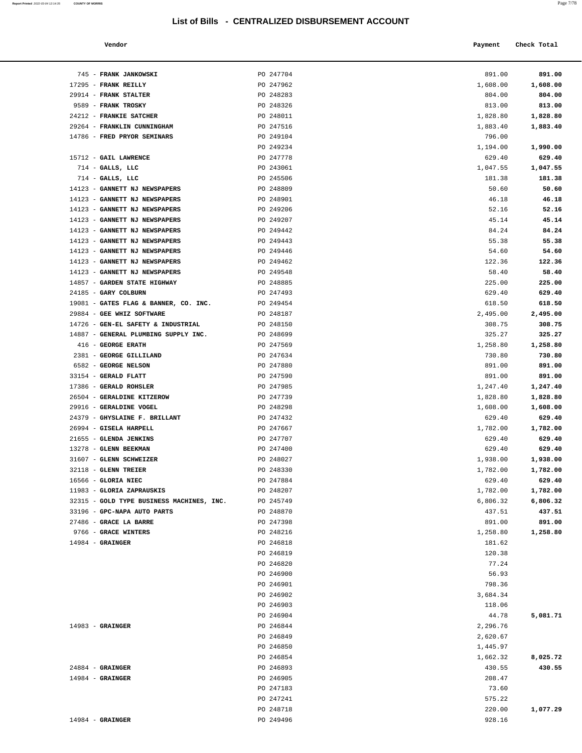# List of Bills - CENTRALIZED DISBURSEMENT ACCOUNT

| Vendor | | Payment | Check Total |
|---|---|---|---|
| 745 - **FRANK JANKOWSKI** | PO 247704 | 891.00 | **891.00** |
| 17295 - **FRANK REILLY** | PO 247962 | 1,608.00 | **1,608.00** |
| 29914 - **FRANK STALTER** | PO 248283 | 804.00 | **804.00** |
| 9589 - **FRANK TROSKY** | PO 248326 | 813.00 | **813.00** |
| 24212 - **FRANKIE SATCHER** | PO 248011 | 1,828.80 | **1,828.80** |
| 29264 - **FRANKLIN CUNNINGHAM** | PO 247516 | 1,883.40 | **1,883.40** |
| 14786 - **FRED PRYOR SEMINARS** | PO 249104 | 796.00 | |
| | PO 249234 | 1,194.00 | **1,990.00** |
| 15712 - **GAIL LAWRENCE** | PO 247778 | 629.40 | **629.40** |
| 714 - **GALLS, LLC** | PO 243061 | 1,047.55 | **1,047.55** |
| 714 - **GALLS, LLC** | PO 245506 | 181.38 | **181.38** |
| 14123 - **GANNETT NJ NEWSPAPERS** | PO 248809 | 50.60 | **50.60** |
| 14123 - **GANNETT NJ NEWSPAPERS** | PO 248901 | 46.18 | **46.18** |
| 14123 - **GANNETT NJ NEWSPAPERS** | PO 249206 | 52.16 | **52.16** |
| 14123 - **GANNETT NJ NEWSPAPERS** | PO 249207 | 45.14 | **45.14** |
| 14123 - **GANNETT NJ NEWSPAPERS** | PO 249442 | 84.24 | **84.24** |
| 14123 - **GANNETT NJ NEWSPAPERS** | PO 249443 | 55.38 | **55.38** |
| 14123 - **GANNETT NJ NEWSPAPERS** | PO 249446 | 54.60 | **54.60** |
| 14123 - **GANNETT NJ NEWSPAPERS** | PO 249462 | 122.36 | **122.36** |
| 14123 - **GANNETT NJ NEWSPAPERS** | PO 249548 | 58.40 | **58.40** |
| 14857 - **GARDEN STATE HIGHWAY** | PO 248885 | 225.00 | **225.00** |
| 24185 - **GARY COLBURN** | PO 247493 | 629.40 | **629.40** |
| 19081 - **GATES FLAG & BANNER, CO. INC.** | PO 249454 | 618.50 | **618.50** |
| 29884 - **GEE WHIZ SOFTWARE** | PO 248187 | 2,495.00 | **2,495.00** |
| 14726 - **GEN-EL SAFETY & INDUSTRIAL** | PO 248150 | 308.75 | **308.75** |
| 14887 - **GENERAL PLUMBING SUPPLY INC.** | PO 248699 | 325.27 | **325.27** |
| 416 - **GEORGE ERATH** | PO 247569 | 1,258.80 | **1,258.80** |
| 2381 - **GEORGE GILLILAND** | PO 247634 | 730.80 | **730.80** |
| 6582 - **GEORGE NELSON** | PO 247880 | 891.00 | **891.00** |
| 33154 - **GERALD FLATT** | PO 247590 | 891.00 | **891.00** |
| 17386 - **GERALD ROHSLER** | PO 247985 | 1,247.40 | **1,247.40** |
| 26504 - **GERALDINE KITZEROW** | PO 247739 | 1,828.80 | **1,828.80** |
| 29916 - **GERALDINE VOGEL** | PO 248298 | 1,608.00 | **1,608.00** |
| 24379 - **GHYSLAINE F. BRILLANT** | PO 247432 | 629.40 | **629.40** |
| 26994 - **GISELA HARPELL** | PO 247667 | 1,782.00 | **1,782.00** |
| 21655 - **GLENDA JENKINS** | PO 247707 | 629.40 | **629.40** |
| 13278 - **GLENN BEEKMAN** | PO 247400 | 629.40 | **629.40** |
| 31607 - **GLENN SCHWEIZER** | PO 248027 | 1,938.00 | **1,938.00** |
| 32118 - **GLENN TREIER** | PO 248330 | 1,782.00 | **1,782.00** |
| 16566 - **GLORIA NIEC** | PO 247884 | 629.40 | **629.40** |
| 11983 - **GLORIA ZAPRAUSKIS** | PO 248207 | 1,782.00 | **1,782.00** |
| 32315 - **GOLD TYPE BUSINESS MACHINES, INC.** | PO 245749 | 6,806.32 | **6,806.32** |
| 33196 - **GPC-NAPA AUTO PARTS** | PO 248870 | 437.51 | **437.51** |
| 27486 - **GRACE LA BARRE** | PO 247398 | 891.00 | **891.00** |
| 9766 - **GRACE WINTERS** | PO 248216 | 1,258.80 | **1,258.80** |
| 14984 - **GRAINGER** | PO 246818 | 181.62 | |
| | PO 246819 | 120.38 | |
| | PO 246820 | 77.24 | |
| | PO 246900 | 56.93 | |
| | PO 246901 | 798.36 | |
| | PO 246902 | 3,684.34 | |
| | PO 246903 | 118.06 | |
| | PO 246904 | 44.78 | **5,081.71** |
| 14983 - **GRAINGER** | PO 246844 | 2,296.76 | |
| | PO 246849 | 2,620.67 | |
| | PO 246850 | 1,445.97 | |
| | PO 246854 | 1,662.32 | **8,025.72** |
| 24884 - **GRAINGER** | PO 246893 | 430.55 | **430.55** |
| 14984 - **GRAINGER** | PO 246905 | 208.47 | |
| | PO 247183 | 73.60 | |
| | PO 247241 | 575.22 | |
| | PO 248718 | 220.00 | **1,077.29** |
| 14984 - **GRAINGER** | PO 249496 | 928.16 | |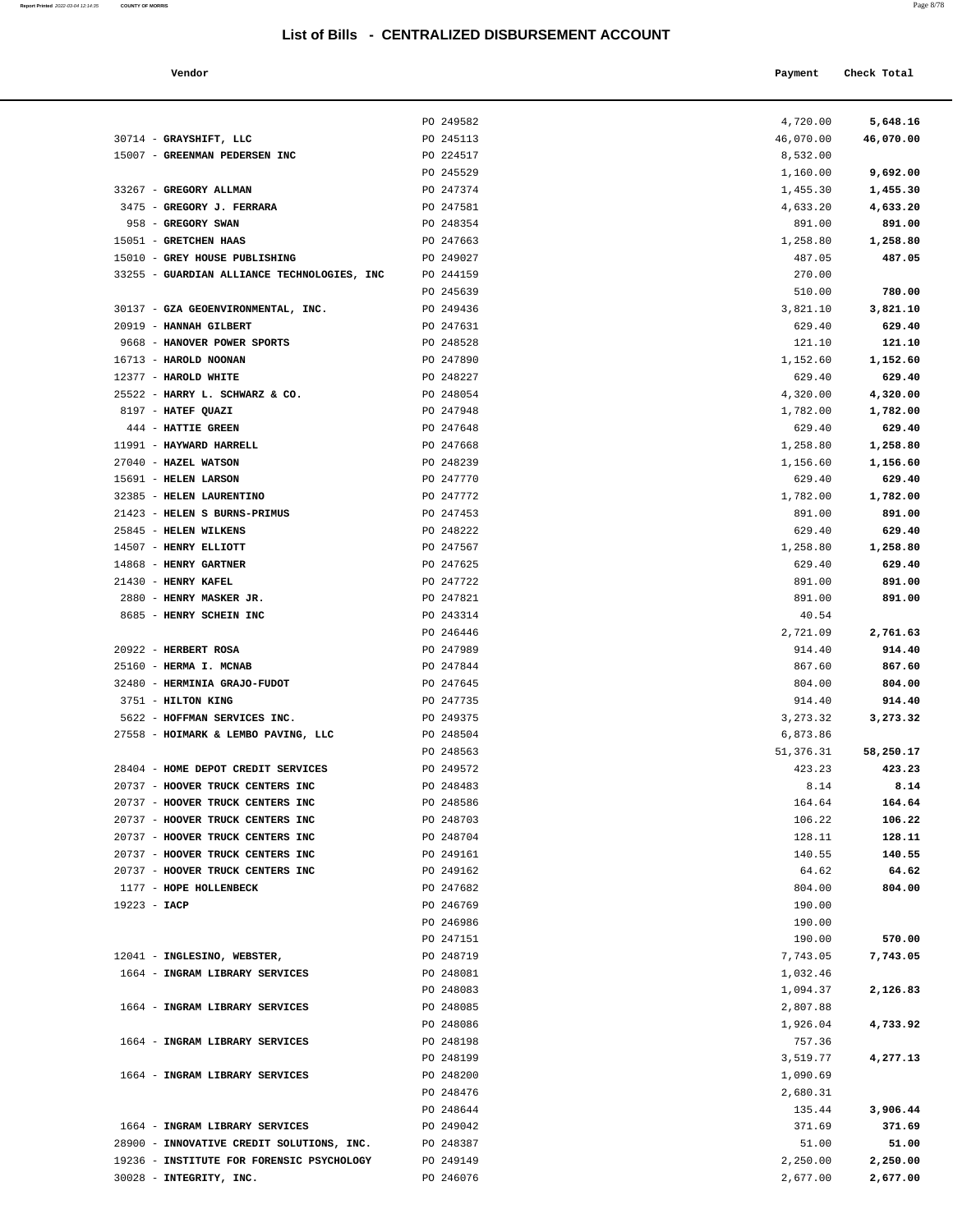# List of Bills - CENTRALIZED DISBURSEMENT ACCOUNT

| Vendor | | Payment | Check Total |
|---|---|---|---|
| | PO 249582 | 4,720.00 | **5,648.16** |
| 30714 - **GRAYSHIFT, LLC** | PO 245113 | 46,070.00 | **46,070.00** |
| 15007 - **GREENMAN PEDERSEN INC** | PO 224517 | 8,532.00 | |
| | PO 245529 | 1,160.00 | **9,692.00** |
| 33267 - **GREGORY ALLMAN** | PO 247374 | 1,455.30 | **1,455.30** |
| 3475 - **GREGORY J. FERRARA** | PO 247581 | 4,633.20 | **4,633.20** |
| 958 - **GREGORY SWAN** | PO 248354 | 891.00 | **891.00** |
| 15051 - **GRETCHEN HAAS** | PO 247663 | 1,258.80 | **1,258.80** |
| 15010 - **GREY HOUSE PUBLISHING** | PO 249027 | 487.05 | **487.05** |
| 33255 - **GUARDIAN ALLIANCE TECHNOLOGIES, INC** | PO 244159 | 270.00 | |
| | PO 245639 | 510.00 | **780.00** |
| 30137 - **GZA GEOENVIRONMENTAL, INC.** | PO 249436 | 3,821.10 | **3,821.10** |
| 20919 - **HANNAH GILBERT** | PO 247631 | 629.40 | **629.40** |
| 9668 - **HANOVER POWER SPORTS** | PO 248528 | 121.10 | **121.10** |
| 16713 - **HAROLD NOONAN** | PO 247890 | 1,152.60 | **1,152.60** |
| 12377 - **HAROLD WHITE** | PO 248227 | 629.40 | **629.40** |
| 25522 - **HARRY L. SCHWARZ & CO.** | PO 248054 | 4,320.00 | **4,320.00** |
| 8197 - **HATEF QUAZI** | PO 247948 | 1,782.00 | **1,782.00** |
| 444 - **HATTIE GREEN** | PO 247648 | 629.40 | **629.40** |
| 11991 - **HAYWARD HARRELL** | PO 247668 | 1,258.80 | **1,258.80** |
| 27040 - **HAZEL WATSON** | PO 248239 | 1,156.60 | **1,156.60** |
| 15691 - **HELEN LARSON** | PO 247770 | 629.40 | **629.40** |
| 32385 - **HELEN LAURENTINO** | PO 247772 | 1,782.00 | **1,782.00** |
| 21423 - **HELEN S BURNS-PRIMUS** | PO 247453 | 891.00 | **891.00** |
| 25845 - **HELEN WILKENS** | PO 248222 | 629.40 | **629.40** |
| 14507 - **HENRY ELLIOTT** | PO 247567 | 1,258.80 | **1,258.80** |
| 14868 - **HENRY GARTNER** | PO 247625 | 629.40 | **629.40** |
| 21430 - **HENRY KAFEL** | PO 247722 | 891.00 | **891.00** |
| 2880 - **HENRY MASKER JR.** | PO 247821 | 891.00 | **891.00** |
| 8685 - **HENRY SCHEIN INC** | PO 243314 | 40.54 | |
| | PO 246446 | 2,721.09 | **2,761.63** |
| 20922 - **HERBERT ROSA** | PO 247989 | 914.40 | **914.40** |
| 25160 - **HERMA I. MCNAB** | PO 247844 | 867.60 | **867.60** |
| 32480 - **HERMINIA GRAJO-FUDOT** | PO 247645 | 804.00 | **804.00** |
| 3751 - **HILTON KING** | PO 247735 | 914.40 | **914.40** |
| 5622 - **HOFFMAN SERVICES INC.** | PO 249375 | 3,273.32 | **3,273.32** |
| 27558 - **HOIMARK & LEMBO PAVING, LLC** | PO 248504 | 6,873.86 | |
| | PO 248563 | 51,376.31 | **58,250.17** |
| 28404 - **HOME DEPOT CREDIT SERVICES** | PO 249572 | 423.23 | **423.23** |
| 20737 - **HOOVER TRUCK CENTERS INC** | PO 248483 | 8.14 | **8.14** |
| 20737 - **HOOVER TRUCK CENTERS INC** | PO 248586 | 164.64 | **164.64** |
| 20737 - **HOOVER TRUCK CENTERS INC** | PO 248703 | 106.22 | **106.22** |
| 20737 - **HOOVER TRUCK CENTERS INC** | PO 248704 | 128.11 | **128.11** |
| 20737 - **HOOVER TRUCK CENTERS INC** | PO 249161 | 140.55 | **140.55** |
| 20737 - **HOOVER TRUCK CENTERS INC** | PO 249162 | 64.62 | **64.62** |
| 1177 - **HOPE HOLLENBECK** | PO 247682 | 804.00 | **804.00** |
| 19223 - **IACP** | PO 246769 | 190.00 | |
| | PO 246986 | 190.00 | |
| | PO 247151 | 190.00 | **570.00** |
| 12041 - **INGLESINO, WEBSTER,** | PO 248719 | 7,743.05 | **7,743.05** |
| 1664 - **INGRAM LIBRARY SERVICES** | PO 248081 | 1,032.46 | |
| | PO 248083 | 1,094.37 | **2,126.83** |
| 1664 - **INGRAM LIBRARY SERVICES** | PO 248085 | 2,807.88 | |
| | PO 248086 | 1,926.04 | **4,733.92** |
| 1664 - **INGRAM LIBRARY SERVICES** | PO 248198 | 757.36 | |
| | PO 248199 | 3,519.77 | **4,277.13** |
| 1664 - **INGRAM LIBRARY SERVICES** | PO 248200 | 1,090.69 | |
| | PO 248476 | 2,680.31 | |
| | PO 248644 | 135.44 | **3,906.44** |
| 1664 - **INGRAM LIBRARY SERVICES** | PO 249042 | 371.69 | **371.69** |
| 28900 - **INNOVATIVE CREDIT SOLUTIONS, INC.** | PO 248387 | 51.00 | **51.00** |
| 19236 - **INSTITUTE FOR FORENSIC PSYCHOLOGY** | PO 249149 | 2,250.00 | **2,250.00** |
| 30028 - **INTEGRITY, INC.** | PO 246076 | 2,677.00 | **2,677.00** |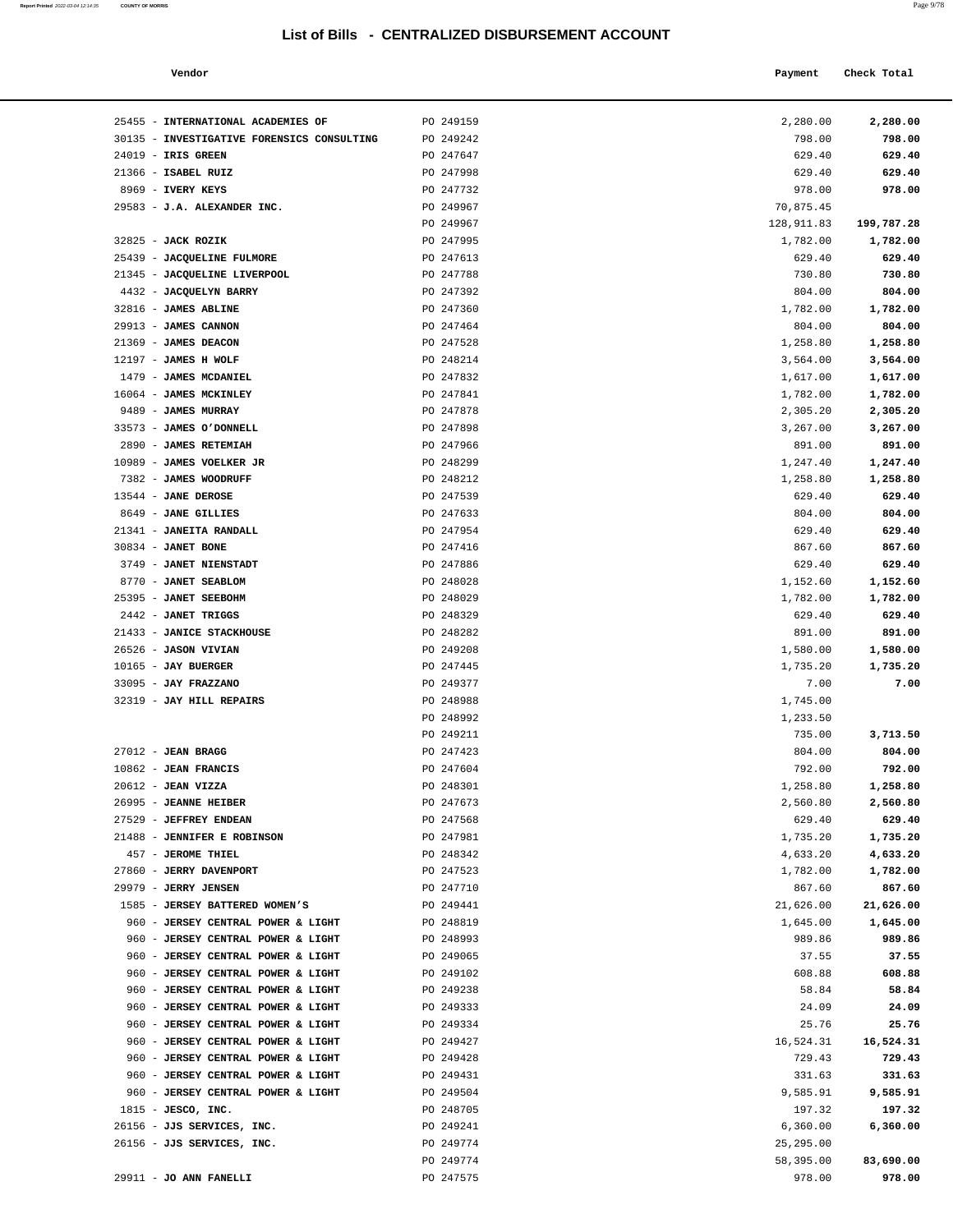# List of Bills - CENTRALIZED DISBURSEMENT ACCOUNT

| Vendor | | Payment | Check Total |
|---|---|---|---|
| 25455 - **INTERNATIONAL ACADEMIES OF** | PO 249159 | 2,280.00 | **2,280.00** |
| 30135 - **INVESTIGATIVE FORENSICS CONSULTING** | PO 249242 | 798.00 | **798.00** |
| 24019 - **IRIS GREEN** | PO 247647 | 629.40 | **629.40** |
| 21366 - **ISABEL RUIZ** | PO 247998 | 629.40 | **629.40** |
| 8969 - **IVERY KEYS** | PO 247732 | 978.00 | **978.00** |
| 29583 - **J.A. ALEXANDER INC.** | PO 249967 | 70,875.45 | |
| | PO 249967 | 128,911.83 | **199,787.28** |
| 32825 - **JACK ROZIK** | PO 247995 | 1,782.00 | **1,782.00** |
| 25439 - **JACQUELINE FULMORE** | PO 247613 | 629.40 | **629.40** |
| 21345 - **JACQUELINE LIVERPOOL** | PO 247788 | 730.80 | **730.80** |
| 4432 - **JACQUELYN BARRY** | PO 247392 | 804.00 | **804.00** |
| 32816 - **JAMES ABLINE** | PO 247360 | 1,782.00 | **1,782.00** |
| 29913 - **JAMES CANNON** | PO 247464 | 804.00 | **804.00** |
| 21369 - **JAMES DEACON** | PO 247528 | 1,258.80 | **1,258.80** |
| 12197 - **JAMES H WOLF** | PO 248214 | 3,564.00 | **3,564.00** |
| 1479 - **JAMES MCDANIEL** | PO 247832 | 1,617.00 | **1,617.00** |
| 16064 - **JAMES MCKINLEY** | PO 247841 | 1,782.00 | **1,782.00** |
| 9489 - **JAMES MURRAY** | PO 247878 | 2,305.20 | **2,305.20** |
| 33573 - **JAMES O'DONNELL** | PO 247898 | 3,267.00 | **3,267.00** |
| 2890 - **JAMES RETEMIAH** | PO 247966 | 891.00 | **891.00** |
| 10989 - **JAMES VOELKER JR** | PO 248299 | 1,247.40 | **1,247.40** |
| 7382 - **JAMES WOODRUFF** | PO 248212 | 1,258.80 | **1,258.80** |
| 13544 - **JANE DEROSE** | PO 247539 | 629.40 | **629.40** |
| 8649 - **JANE GILLIES** | PO 247633 | 804.00 | **804.00** |
| 21341 - **JANEITA RANDALL** | PO 247954 | 629.40 | **629.40** |
| 30834 - **JANET BONE** | PO 247416 | 867.60 | **867.60** |
| 3749 - **JANET NIENSTADT** | PO 247886 | 629.40 | **629.40** |
| 8770 - **JANET SEABLOM** | PO 248028 | 1,152.60 | **1,152.60** |
| 25395 - **JANET SEEBOHM** | PO 248029 | 1,782.00 | **1,782.00** |
| 2442 - **JANET TRIGGS** | PO 248329 | 629.40 | **629.40** |
| 21433 - **JANICE STACKHOUSE** | PO 248282 | 891.00 | **891.00** |
| 26526 - **JASON VIVIAN** | PO 249208 | 1,580.00 | **1,580.00** |
| 10165 - **JAY BUERGER** | PO 247445 | 1,735.20 | **1,735.20** |
| 33095 - **JAY FRAZZANO** | PO 249377 | 7.00 | **7.00** |
| 32319 - **JAY HILL REPAIRS** | PO 248988 | 1,745.00 | |
| | PO 248992 | 1,233.50 | |
| | PO 249211 | 735.00 | **3,713.50** |
| 27012 - **JEAN BRAGG** | PO 247423 | 804.00 | **804.00** |
| 10862 - **JEAN FRANCIS** | PO 247604 | 792.00 | **792.00** |
| 20612 - **JEAN VIZZA** | PO 248301 | 1,258.80 | **1,258.80** |
| 26995 - **JEANNE HEIBER** | PO 247673 | 2,560.80 | **2,560.80** |
| 27529 - **JEFFREY ENDEAN** | PO 247568 | 629.40 | **629.40** |
| 21488 - **JENNIFER E ROBINSON** | PO 247981 | 1,735.20 | **1,735.20** |
| 457 - **JEROME THIEL** | PO 248342 | 4,633.20 | **4,633.20** |
| 27860 - **JERRY DAVENPORT** | PO 247523 | 1,782.00 | **1,782.00** |
| 29979 - **JERRY JENSEN** | PO 247710 | 867.60 | **867.60** |
| 1585 - **JERSEY BATTERED WOMEN'S** | PO 249441 | 21,626.00 | **21,626.00** |
| 960 - **JERSEY CENTRAL POWER & LIGHT** | PO 248819 | 1,645.00 | **1,645.00** |
| 960 - **JERSEY CENTRAL POWER & LIGHT** | PO 248993 | 989.86 | **989.86** |
| 960 - **JERSEY CENTRAL POWER & LIGHT** | PO 249065 | 37.55 | **37.55** |
| 960 - **JERSEY CENTRAL POWER & LIGHT** | PO 249102 | 608.88 | **608.88** |
| 960 - **JERSEY CENTRAL POWER & LIGHT** | PO 249238 | 58.84 | **58.84** |
| 960 - **JERSEY CENTRAL POWER & LIGHT** | PO 249333 | 24.09 | **24.09** |
| 960 - **JERSEY CENTRAL POWER & LIGHT** | PO 249334 | 25.76 | **25.76** |
| 960 - **JERSEY CENTRAL POWER & LIGHT** | PO 249427 | 16,524.31 | **16,524.31** |
| 960 - **JERSEY CENTRAL POWER & LIGHT** | PO 249428 | 729.43 | **729.43** |
| 960 - **JERSEY CENTRAL POWER & LIGHT** | PO 249431 | 331.63 | **331.63** |
| 960 - **JERSEY CENTRAL POWER & LIGHT** | PO 249504 | 9,585.91 | **9,585.91** |
| 1815 - **JESCO, INC.** | PO 248705 | 197.32 | **197.32** |
| 26156 - **JJS SERVICES, INC.** | PO 249241 | 6,360.00 | **6,360.00** |
| 26156 - **JJS SERVICES, INC.** | PO 249774 | 25,295.00 | |
| | PO 249774 | 58,395.00 | **83,690.00** |
| 29911 - **JO ANN FANELLI** | PO 247575 | 978.00 | **978.00** |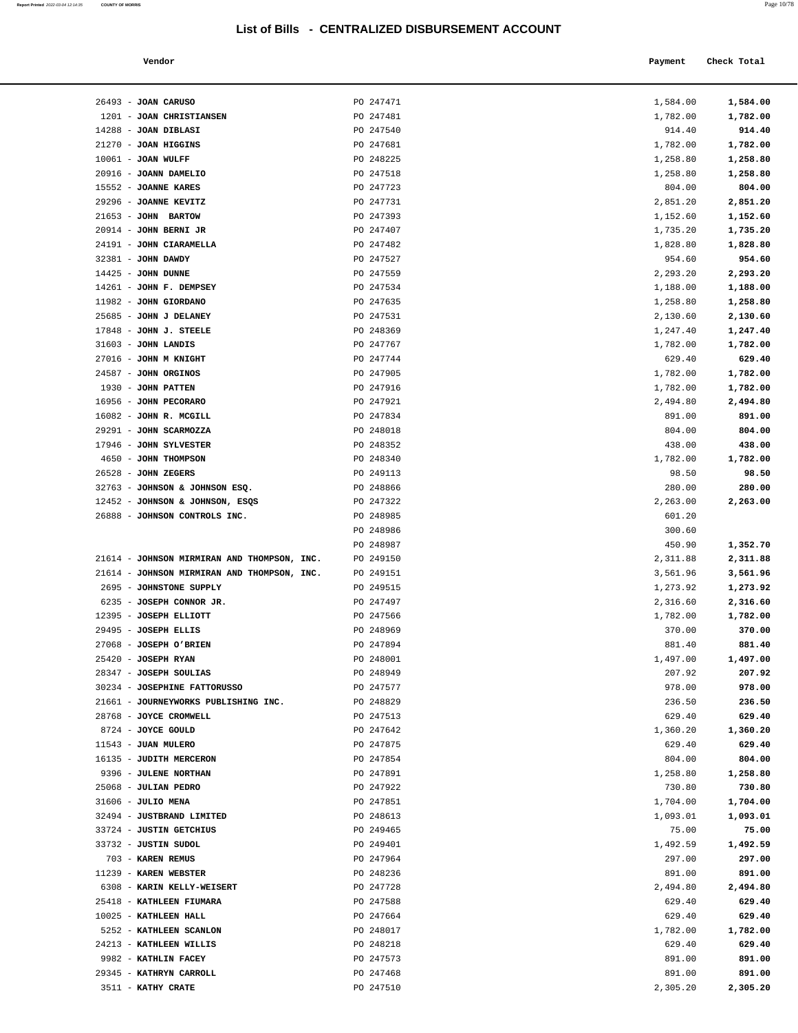# List of Bills - CENTRALIZED DISBURSEMENT ACCOUNT

| Vendor | | Payment | Check Total |
|---|---|---|---|
| 26493 - **JOAN CARUSO** | PO 247471 | 1,584.00 | **1,584.00** |
| 1201 - **JOAN CHRISTIANSEN** | PO 247481 | 1,782.00 | **1,782.00** |
| 14288 - **JOAN DIBLASI** | PO 247540 | 914.40 | **914.40** |
| 21270 - **JOAN HIGGINS** | PO 247681 | 1,782.00 | **1,782.00** |
| 10061 - **JOAN WULFF** | PO 248225 | 1,258.80 | **1,258.80** |
| 20916 - **JOANN DAMELIO** | PO 247518 | 1,258.80 | **1,258.80** |
| 15552 - **JOANNE KARES** | PO 247723 | 804.00 | **804.00** |
| 29296 - **JOANNE KEVITZ** | PO 247731 | 2,851.20 | **2,851.20** |
| 21653 - **JOHN BARTOW** | PO 247393 | 1,152.60 | **1,152.60** |
| 20914 - **JOHN BERNI JR** | PO 247407 | 1,735.20 | **1,735.20** |
| 24191 - **JOHN CIARAMELLA** | PO 247482 | 1,828.80 | **1,828.80** |
| 32381 - **JOHN DAWDY** | PO 247527 | 954.60 | **954.60** |
| 14425 - **JOHN DUNNE** | PO 247559 | 2,293.20 | **2,293.20** |
| 14261 - **JOHN F. DEMPSEY** | PO 247534 | 1,188.00 | **1,188.00** |
| 11982 - **JOHN GIORDANO** | PO 247635 | 1,258.80 | **1,258.80** |
| 25685 - **JOHN J DELANEY** | PO 247531 | 2,130.60 | **2,130.60** |
| 17848 - **JOHN J. STEELE** | PO 248369 | 1,247.40 | **1,247.40** |
| 31603 - **JOHN LANDIS** | PO 247767 | 1,782.00 | **1,782.00** |
| 27016 - **JOHN M KNIGHT** | PO 247744 | 629.40 | **629.40** |
| 24587 - **JOHN ORGINOS** | PO 247905 | 1,782.00 | **1,782.00** |
| 1930 - **JOHN PATTEN** | PO 247916 | 1,782.00 | **1,782.00** |
| 16956 - **JOHN PECORARO** | PO 247921 | 2,494.80 | **2,494.80** |
| 16082 - **JOHN R. MCGILL** | PO 247834 | 891.00 | **891.00** |
| 29291 - **JOHN SCARMOZZA** | PO 248018 | 804.00 | **804.00** |
| 17946 - **JOHN SYLVESTER** | PO 248352 | 438.00 | **438.00** |
| 4650 - **JOHN THOMPSON** | PO 248340 | 1,782.00 | **1,782.00** |
| 26528 - **JOHN ZEGERS** | PO 249113 | 98.50 | **98.50** |
| 32763 - **JOHNSON & JOHNSON ESQ.** | PO 248866 | 280.00 | **280.00** |
| 12452 - **JOHNSON & JOHNSON, ESQS** | PO 247322 | 2,263.00 | **2,263.00** |
| 26888 - **JOHNSON CONTROLS INC.** | PO 248985 | 601.20 | |
| | PO 248986 | 300.60 | |
| | PO 248987 | 450.90 | **1,352.70** |
| 21614 - **JOHNSON MIRMIRAN AND THOMPSON, INC.** | PO 249150 | 2,311.88 | **2,311.88** |
| 21614 - **JOHNSON MIRMIRAN AND THOMPSON, INC.** | PO 249151 | 3,561.96 | **3,561.96** |
| 2695 - **JOHNSTONE SUPPLY** | PO 249515 | 1,273.92 | **1,273.92** |
| 6235 - **JOSEPH CONNOR JR.** | PO 247497 | 2,316.60 | **2,316.60** |
| 12395 - **JOSEPH ELLIOTT** | PO 247566 | 1,782.00 | **1,782.00** |
| 29495 - **JOSEPH ELLIS** | PO 248969 | 370.00 | **370.00** |
| 27068 - **JOSEPH O'BRIEN** | PO 247894 | 881.40 | **881.40** |
| 25420 - **JOSEPH RYAN** | PO 248001 | 1,497.00 | **1,497.00** |
| 28347 - **JOSEPH SOULIAS** | PO 248949 | 207.92 | **207.92** |
| 30234 - **JOSEPHINE FATTORUSSO** | PO 247577 | 978.00 | **978.00** |
| 21661 - **JOURNEYWORKS PUBLISHING INC.** | PO 248829 | 236.50 | **236.50** |
| 28768 - **JOYCE CROMWELL** | PO 247513 | 629.40 | **629.40** |
| 8724 - **JOYCE GOULD** | PO 247642 | 1,360.20 | **1,360.20** |
| 11543 - **JUAN MULERO** | PO 247875 | 629.40 | **629.40** |
| 16135 - **JUDITH MERCERON** | PO 247854 | 804.00 | **804.00** |
| 9396 - **JULENE NORTHAN** | PO 247891 | 1,258.80 | **1,258.80** |
| 25068 - **JULIAN PEDRO** | PO 247922 | 730.80 | **730.80** |
| 31606 - **JULIO MENA** | PO 247851 | 1,704.00 | **1,704.00** |
| 32494 - **JUSTBRAND LIMITED** | PO 248613 | 1,093.01 | **1,093.01** |
| 33724 - **JUSTIN GETCHIUS** | PO 249465 | 75.00 | **75.00** |
| 33732 - **JUSTIN SUDOL** | PO 249401 | 1,492.59 | **1,492.59** |
| 703 - **KAREN REMUS** | PO 247964 | 297.00 | **297.00** |
| 11239 - **KAREN WEBSTER** | PO 248236 | 891.00 | **891.00** |
| 6308 - **KARIN KELLY-WEISERT** | PO 247728 | 2,494.80 | **2,494.80** |
| 25418 - **KATHLEEN FIUMARA** | PO 247588 | 629.40 | **629.40** |
| 10025 - **KATHLEEN HALL** | PO 247664 | 629.40 | **629.40** |
| 5252 - **KATHLEEN SCANLON** | PO 248017 | 1,782.00 | **1,782.00** |
| 24213 - **KATHLEEN WILLIS** | PO 248218 | 629.40 | **629.40** |
| 9982 - **KATHLIN FACEY** | PO 247573 | 891.00 | **891.00** |
| 29345 - **KATHRYN CARROLL** | PO 247468 | 891.00 | **891.00** |
| 3511 - **KATHY CRATE** | PO 247510 | 2,305.20 | **2,305.20** |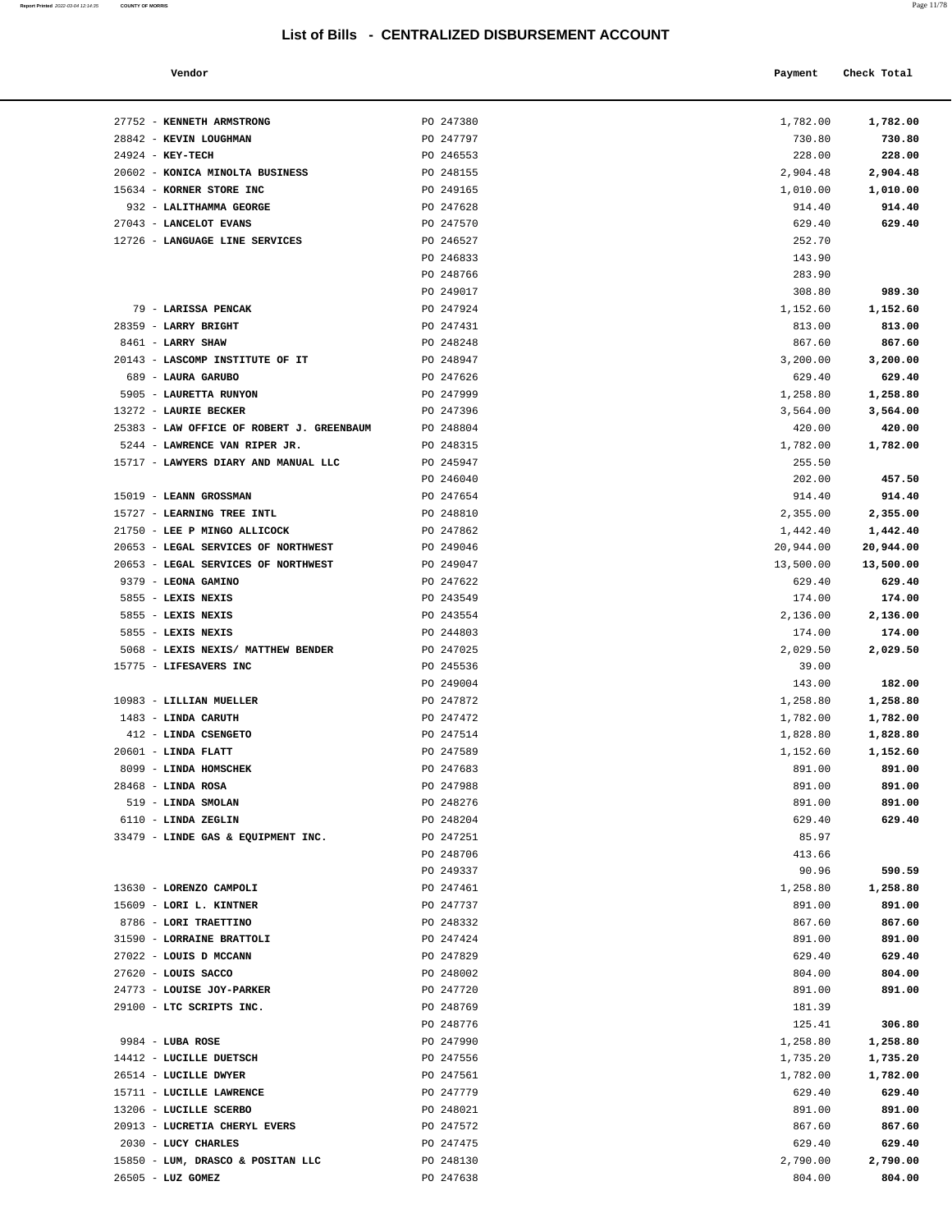# List of Bills - CENTRALIZED DISBURSEMENT ACCOUNT

| Vendor | | Payment | Check Total |
|---|---|---|---|
| 27752 - **KENNETH ARMSTRONG** | PO 247380 | 1,782.00 | **1,782.00** |
| 28842 - **KEVIN LOUGHMAN** | PO 247797 | 730.80 | **730.80** |
| 24924 - **KEY-TECH** | PO 246553 | 228.00 | **228.00** |
| 20602 - **KONICA MINOLTA BUSINESS** | PO 248155 | 2,904.48 | **2,904.48** |
| 15634 - **KORNER STORE INC** | PO 249165 | 1,010.00 | **1,010.00** |
| 932 - **LALITHAMMA GEORGE** | PO 247628 | 914.40 | **914.40** |
| 27043 - **LANCELOT EVANS** | PO 247570 | 629.40 | **629.40** |
| 12726 - **LANGUAGE LINE SERVICES** | PO 246527 | 252.70 | |
| | PO 246833 | 143.90 | |
| | PO 248766 | 283.90 | |
| | PO 249017 | 308.80 | **989.30** |
| 79 - **LARISSA PENCAK** | PO 247924 | 1,152.60 | **1,152.60** |
| 28359 - **LARRY BRIGHT** | PO 247431 | 813.00 | **813.00** |
| 8461 - **LARRY SHAW** | PO 248248 | 867.60 | **867.60** |
| 20143 - **LASCOMP INSTITUTE OF IT** | PO 248947 | 3,200.00 | **3,200.00** |
| 689 - **LAURA GARUBO** | PO 247626 | 629.40 | **629.40** |
| 5905 - **LAURETTA RUNYON** | PO 247999 | 1,258.80 | **1,258.80** |
| 13272 - **LAURIE BECKER** | PO 247396 | 3,564.00 | **3,564.00** |
| 25383 - **LAW OFFICE OF ROBERT J. GREENBAUM** | PO 248804 | 420.00 | **420.00** |
| 5244 - **LAWRENCE VAN RIPER JR.** | PO 248315 | 1,782.00 | **1,782.00** |
| 15717 - **LAWYERS DIARY AND MANUAL LLC** | PO 245947 | 255.50 | |
| | PO 246040 | 202.00 | **457.50** |
| 15019 - **LEANN GROSSMAN** | PO 247654 | 914.40 | **914.40** |
| 15727 - **LEARNING TREE INTL** | PO 248810 | 2,355.00 | **2,355.00** |
| 21750 - **LEE P MINGO ALLICOCK** | PO 247862 | 1,442.40 | **1,442.40** |
| 20653 - **LEGAL SERVICES OF NORTHWEST** | PO 249046 | 20,944.00 | **20,944.00** |
| 20653 - **LEGAL SERVICES OF NORTHWEST** | PO 249047 | 13,500.00 | **13,500.00** |
| 9379 - **LEONA GAMINO** | PO 247622 | 629.40 | **629.40** |
| 5855 - **LEXIS NEXIS** | PO 243549 | 174.00 | **174.00** |
| 5855 - **LEXIS NEXIS** | PO 243554 | 2,136.00 | **2,136.00** |
| 5855 - **LEXIS NEXIS** | PO 244803 | 174.00 | **174.00** |
| 5068 - **LEXIS NEXIS/ MATTHEW BENDER** | PO 247025 | 2,029.50 | **2,029.50** |
| 15775 - **LIFESAVERS INC** | PO 245536 | 39.00 | |
| | PO 249004 | 143.00 | **182.00** |
| 10983 - **LILLIAN MUELLER** | PO 247872 | 1,258.80 | **1,258.80** |
| 1483 - **LINDA CARUTH** | PO 247472 | 1,782.00 | **1,782.00** |
| 412 - **LINDA CSENGETO** | PO 247514 | 1,828.80 | **1,828.80** |
| 20601 - **LINDA FLATT** | PO 247589 | 1,152.60 | **1,152.60** |
| 8099 - **LINDA HOMSCHEK** | PO 247683 | 891.00 | **891.00** |
| 28468 - **LINDA ROSA** | PO 247988 | 891.00 | **891.00** |
| 519 - **LINDA SMOLAN** | PO 248276 | 891.00 | **891.00** |
| 6110 - **LINDA ZEGLIN** | PO 248204 | 629.40 | **629.40** |
| 33479 - **LINDE GAS & EQUIPMENT INC.** | PO 247251 | 85.97 | |
| | PO 248706 | 413.66 | |
| | PO 249337 | 90.96 | **590.59** |
| 13630 - **LORENZO CAMPOLI** | PO 247461 | 1,258.80 | **1,258.80** |
| 15609 - **LORI L. KINTNER** | PO 247737 | 891.00 | **891.00** |
| 8786 - **LORI TRAETTINO** | PO 248332 | 867.60 | **867.60** |
| 31590 - **LORRAINE BRATTOLI** | PO 247424 | 891.00 | **891.00** |
| 27022 - **LOUIS D MCCANN** | PO 247829 | 629.40 | **629.40** |
| 27620 - **LOUIS SACCO** | PO 248002 | 804.00 | **804.00** |
| 24773 - **LOUISE JOY-PARKER** | PO 247720 | 891.00 | **891.00** |
| 29100 - **LTC SCRIPTS INC.** | PO 248769 | 181.39 | |
| | PO 248776 | 125.41 | **306.80** |
| 9984 - **LUBA ROSE** | PO 247990 | 1,258.80 | **1,258.80** |
| 14412 - **LUCILLE DUETSCH** | PO 247556 | 1,735.20 | **1,735.20** |
| 26514 - **LUCILLE DWYER** | PO 247561 | 1,782.00 | **1,782.00** |
| 15711 - **LUCILLE LAWRENCE** | PO 247779 | 629.40 | **629.40** |
| 13206 - **LUCILLE SCERBO** | PO 248021 | 891.00 | **891.00** |
| 20913 - **LUCRETIA CHERYL EVERS** | PO 247572 | 867.60 | **867.60** |
| 2030 - **LUCY CHARLES** | PO 247475 | 629.40 | **629.40** |
| 15850 - **LUM, DRASCO & POSITAN LLC** | PO 248130 | 2,790.00 | **2,790.00** |
| 26505 - **LUZ GOMEZ** | PO 247638 | 804.00 | **804.00** |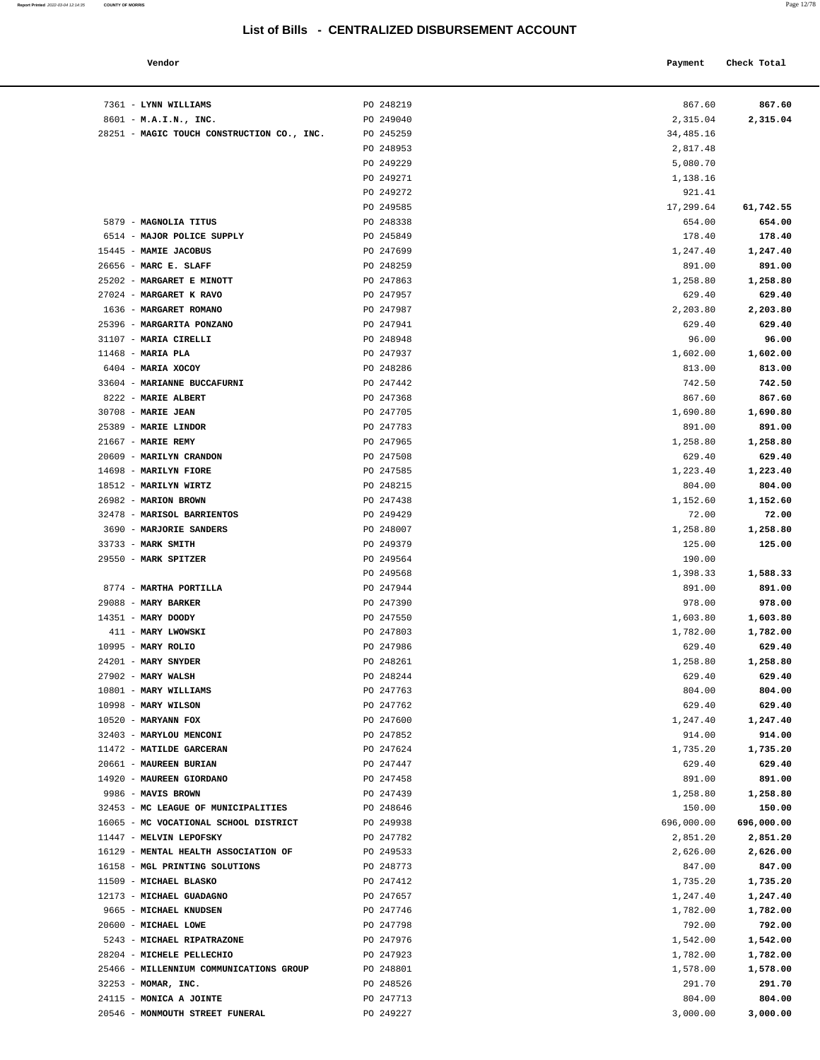# List of Bills - CENTRALIZED DISBURSEMENT ACCOUNT

| Vendor | | Payment | Check Total |
|---|---|---|---|
| 7361 - **LYNN WILLIAMS** | PO 248219 | 867.60 | **867.60** |
| 8601 - **M.A.I.N., INC.** | PO 249040 | 2,315.04 | **2,315.04** |
| 28251 - **MAGIC TOUCH CONSTRUCTION CO., INC.** | PO 245259 | 34,485.16 | |
| | PO 248953 | 2,817.48 | |
| | PO 249229 | 5,080.70 | |
| | PO 249271 | 1,138.16 | |
| | PO 249272 | 921.41 | |
| | PO 249585 | 17,299.64 | **61,742.55** |
| 5879 - **MAGNOLIA TITUS** | PO 248338 | 654.00 | **654.00** |
| 6514 - **MAJOR POLICE SUPPLY** | PO 245849 | 178.40 | **178.40** |
| 15445 - **MAMIE JACOBUS** | PO 247699 | 1,247.40 | **1,247.40** |
| 26656 - **MARC E. SLAFF** | PO 248259 | 891.00 | **891.00** |
| 25202 - **MARGARET E MINOTT** | PO 247863 | 1,258.80 | **1,258.80** |
| 27024 - **MARGARET K RAVO** | PO 247957 | 629.40 | **629.40** |
| 1636 - **MARGARET ROMANO** | PO 247987 | 2,203.80 | **2,203.80** |
| 25396 - **MARGARITA PONZANO** | PO 247941 | 629.40 | **629.40** |
| 31107 - **MARIA CIRELLI** | PO 248948 | 96.00 | **96.00** |
| 11468 - **MARIA PLA** | PO 247937 | 1,602.00 | **1,602.00** |
| 6404 - **MARIA XOCOY** | PO 248286 | 813.00 | **813.00** |
| 33604 - **MARIANNE BUCCAFURNI** | PO 247442 | 742.50 | **742.50** |
| 8222 - **MARIE ALBERT** | PO 247368 | 867.60 | **867.60** |
| 30708 - **MARIE JEAN** | PO 247705 | 1,690.80 | **1,690.80** |
| 25389 - **MARIE LINDOR** | PO 247783 | 891.00 | **891.00** |
| 21667 - **MARIE REMY** | PO 247965 | 1,258.80 | **1,258.80** |
| 20609 - **MARILYN CRANDON** | PO 247508 | 629.40 | **629.40** |
| 14698 - **MARILYN FIORE** | PO 247585 | 1,223.40 | **1,223.40** |
| 18512 - **MARILYN WIRTZ** | PO 248215 | 804.00 | **804.00** |
| 26982 - **MARION BROWN** | PO 247438 | 1,152.60 | **1,152.60** |
| 32478 - **MARISOL BARRIENTOS** | PO 249429 | 72.00 | **72.00** |
| 3690 - **MARJORIE SANDERS** | PO 248007 | 1,258.80 | **1,258.80** |
| 33733 - **MARK SMITH** | PO 249379 | 125.00 | **125.00** |
| 29550 - **MARK SPITZER** | PO 249564 | 190.00 | |
| | PO 249568 | 1,398.33 | **1,588.33** |
| 8774 - **MARTHA PORTILLA** | PO 247944 | 891.00 | **891.00** |
| 29088 - **MARY BARKER** | PO 247390 | 978.00 | **978.00** |
| 14351 - **MARY DOODY** | PO 247550 | 1,603.80 | **1,603.80** |
| 411 - **MARY LWOWSKI** | PO 247803 | 1,782.00 | **1,782.00** |
| 10995 - **MARY ROLIO** | PO 247986 | 629.40 | **629.40** |
| 24201 - **MARY SNYDER** | PO 248261 | 1,258.80 | **1,258.80** |
| 27902 - **MARY WALSH** | PO 248244 | 629.40 | **629.40** |
| 10801 - **MARY WILLIAMS** | PO 247763 | 804.00 | **804.00** |
| 10998 - **MARY WILSON** | PO 247762 | 629.40 | **629.40** |
| 10520 - **MARYANN FOX** | PO 247600 | 1,247.40 | **1,247.40** |
| 32403 - **MARYLOU MENCONI** | PO 247852 | 914.00 | **914.00** |
| 11472 - **MATILDE GARCERAN** | PO 247624 | 1,735.20 | **1,735.20** |
| 20661 - **MAUREEN BURIAN** | PO 247447 | 629.40 | **629.40** |
| 14920 - **MAUREEN GIORDANO** | PO 247458 | 891.00 | **891.00** |
| 9986 - **MAVIS BROWN** | PO 247439 | 1,258.80 | **1,258.80** |
| 32453 - **MC LEAGUE OF MUNICIPALITIES** | PO 248646 | 150.00 | **150.00** |
| 16065 - **MC VOCATIONAL SCHOOL DISTRICT** | PO 249938 | 696,000.00 | **696,000.00** |
| 11447 - **MELVIN LEPOFSKY** | PO 247782 | 2,851.20 | **2,851.20** |
| 16129 - **MENTAL HEALTH ASSOCIATION OF** | PO 249533 | 2,626.00 | **2,626.00** |
| 16158 - **MGL PRINTING SOLUTIONS** | PO 248773 | 847.00 | **847.00** |
| 11509 - **MICHAEL BLASKO** | PO 247412 | 1,735.20 | **1,735.20** |
| 12173 - **MICHAEL GUADAGNO** | PO 247657 | 1,247.40 | **1,247.40** |
| 9665 - **MICHAEL KNUDSEN** | PO 247746 | 1,782.00 | **1,782.00** |
| 20600 - **MICHAEL LOWE** | PO 247798 | 792.00 | **792.00** |
| 5243 - **MICHAEL RIPATRAZONE** | PO 247976 | 1,542.00 | **1,542.00** |
| 28204 - **MICHELE PELLECHIO** | PO 247923 | 1,782.00 | **1,782.00** |
| 25466 - **MILLENNIUM COMMUNICATIONS GROUP** | PO 248801 | 1,578.00 | **1,578.00** |
| 32253 - **MOMAR, INC.** | PO 248526 | 291.70 | **291.70** |
| 24115 - **MONICA A JOINTE** | PO 247713 | 804.00 | **804.00** |
| 20546 - **MONMOUTH STREET FUNERAL** | PO 249227 | 3,000.00 | **3,000.00** |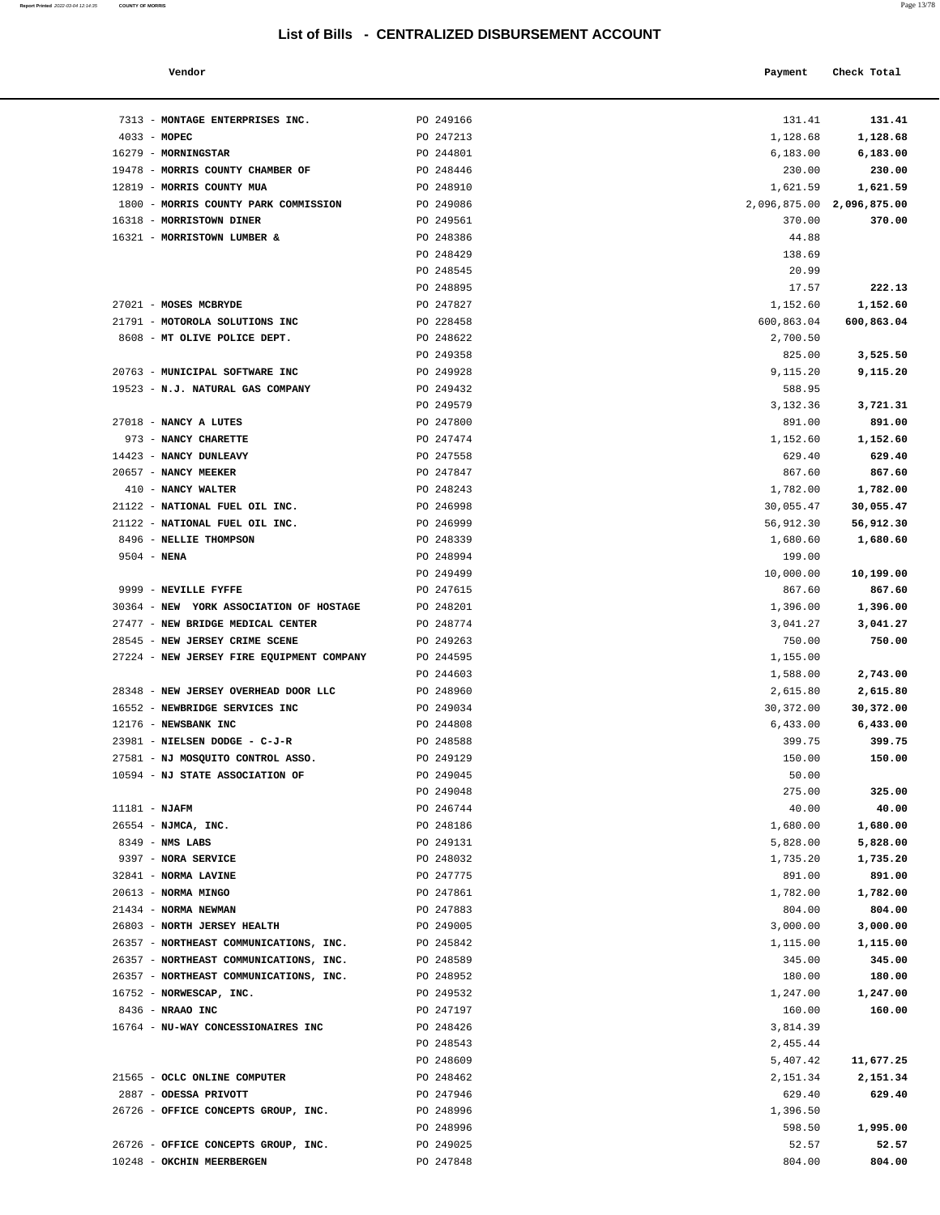# List of Bills - CENTRALIZED DISBURSEMENT ACCOUNT

| Vendor | | Payment | Check Total |
|---|---|---|---|
| 7313 - **MONTAGE ENTERPRISES INC.** | PO 249166 | 131.41 | **131.41** |
| 4033 - **MOPEC** | PO 247213 | 1,128.68 | **1,128.68** |
| 16279 - **MORNINGSTAR** | PO 244801 | 6,183.00 | **6,183.00** |
| 19478 - **MORRIS COUNTY CHAMBER OF** | PO 248446 | 230.00 | **230.00** |
| 12819 - **MORRIS COUNTY MUA** | PO 248910 | 1,621.59 | **1,621.59** |
| 1800 - **MORRIS COUNTY PARK COMMISSION** | PO 249086 | 2,096,875.00 | **2,096,875.00** |
| 16318 - **MORRISTOWN DINER** | PO 249561 | 370.00 | **370.00** |
| 16321 - **MORRISTOWN LUMBER &** | PO 248386 | 44.88 | |
| | PO 248429 | 138.69 | |
| | PO 248545 | 20.99 | |
| | PO 248895 | 17.57 | **222.13** |
| 27021 - **MOSES MCBRYDE** | PO 247827 | 1,152.60 | **1,152.60** |
| 21791 - **MOTOROLA SOLUTIONS INC** | PO 228458 | 600,863.04 | **600,863.04** |
| 8608 - **MT OLIVE POLICE DEPT.** | PO 248622 | 2,700.50 | |
| | PO 249358 | 825.00 | **3,525.50** |
| 20763 - **MUNICIPAL SOFTWARE INC** | PO 249928 | 9,115.20 | **9,115.20** |
| 19523 - **N.J. NATURAL GAS COMPANY** | PO 249432 | 588.95 | |
| | PO 249579 | 3,132.36 | **3,721.31** |
| 27018 - **NANCY A LUTES** | PO 247800 | 891.00 | **891.00** |
| 973 - **NANCY CHARETTE** | PO 247474 | 1,152.60 | **1,152.60** |
| 14423 - **NANCY DUNLEAVY** | PO 247558 | 629.40 | **629.40** |
| 20657 - **NANCY MEEKER** | PO 247847 | 867.60 | **867.60** |
| 410 - **NANCY WALTER** | PO 248243 | 1,782.00 | **1,782.00** |
| 21122 - **NATIONAL FUEL OIL INC.** | PO 246998 | 30,055.47 | **30,055.47** |
| 21122 - **NATIONAL FUEL OIL INC.** | PO 246999 | 56,912.30 | **56,912.30** |
| 8496 - **NELLIE THOMPSON** | PO 248339 | 1,680.60 | **1,680.60** |
| 9504 - **NENA** | PO 248994 | 199.00 | |
| | PO 249499 | 10,000.00 | **10,199.00** |
| 9999 - **NEVILLE FYFFE** | PO 247615 | 867.60 | **867.60** |
| 30364 - **NEW YORK ASSOCIATION OF HOSTAGE** | PO 248201 | 1,396.00 | **1,396.00** |
| 27477 - **NEW BRIDGE MEDICAL CENTER** | PO 248774 | 3,041.27 | **3,041.27** |
| 28545 - **NEW JERSEY CRIME SCENE** | PO 249263 | 750.00 | **750.00** |
| 27224 - **NEW JERSEY FIRE EQUIPMENT COMPANY** | PO 244595 | 1,155.00 | |
| | PO 244603 | 1,588.00 | **2,743.00** |
| 28348 - **NEW JERSEY OVERHEAD DOOR LLC** | PO 248960 | 2,615.80 | **2,615.80** |
| 16552 - **NEWBRIDGE SERVICES INC** | PO 249034 | 30,372.00 | **30,372.00** |
| 12176 - **NEWSBANK INC** | PO 244808 | 6,433.00 | **6,433.00** |
| 23981 - **NIELSEN DODGE - C-J-R** | PO 248588 | 399.75 | **399.75** |
| 27581 - **NJ MOSQUITO CONTROL ASSO.** | PO 249129 | 150.00 | **150.00** |
| 10594 - **NJ STATE ASSOCIATION OF** | PO 249045 | 50.00 | |
| | PO 249048 | 275.00 | **325.00** |
| 11181 - **NJAFM** | PO 246744 | 40.00 | **40.00** |
| 26554 - **NJMCA, INC.** | PO 248186 | 1,680.00 | **1,680.00** |
| 8349 - **NMS LABS** | PO 249131 | 5,828.00 | **5,828.00** |
| 9397 - **NORA SERVICE** | PO 248032 | 1,735.20 | **1,735.20** |
| 32841 - **NORMA LAVINE** | PO 247775 | 891.00 | **891.00** |
| 20613 - **NORMA MINGO** | PO 247861 | 1,782.00 | **1,782.00** |
| 21434 - **NORMA NEWMAN** | PO 247883 | 804.00 | **804.00** |
| 26803 - **NORTH JERSEY HEALTH** | PO 249005 | 3,000.00 | **3,000.00** |
| 26357 - **NORTHEAST COMMUNICATIONS, INC.** | PO 245842 | 1,115.00 | **1,115.00** |
| 26357 - **NORTHEAST COMMUNICATIONS, INC.** | PO 248589 | 345.00 | **345.00** |
| 26357 - **NORTHEAST COMMUNICATIONS, INC.** | PO 248952 | 180.00 | **180.00** |
| 16752 - **NORWESCAP, INC.** | PO 249532 | 1,247.00 | **1,247.00** |
| 8436 - **NRAAO INC** | PO 247197 | 160.00 | **160.00** |
| 16764 - **NU-WAY CONCESSIONAIRES INC** | PO 248426 | 3,814.39 | |
| | PO 248543 | 2,455.44 | |
| | PO 248609 | 5,407.42 | **11,677.25** |
| 21565 - **OCLC ONLINE COMPUTER** | PO 248462 | 2,151.34 | **2,151.34** |
| 2887 - **ODESSA PRIVOTT** | PO 247946 | 629.40 | **629.40** |
| 26726 - **OFFICE CONCEPTS GROUP, INC.** | PO 248996 | 1,396.50 | |
| | PO 248996 | 598.50 | **1,995.00** |
| 26726 - **OFFICE CONCEPTS GROUP, INC.** | PO 249025 | 52.57 | **52.57** |
| 10248 - **OKCHIN MEERBERGEN** | PO 247848 | 804.00 | **804.00** |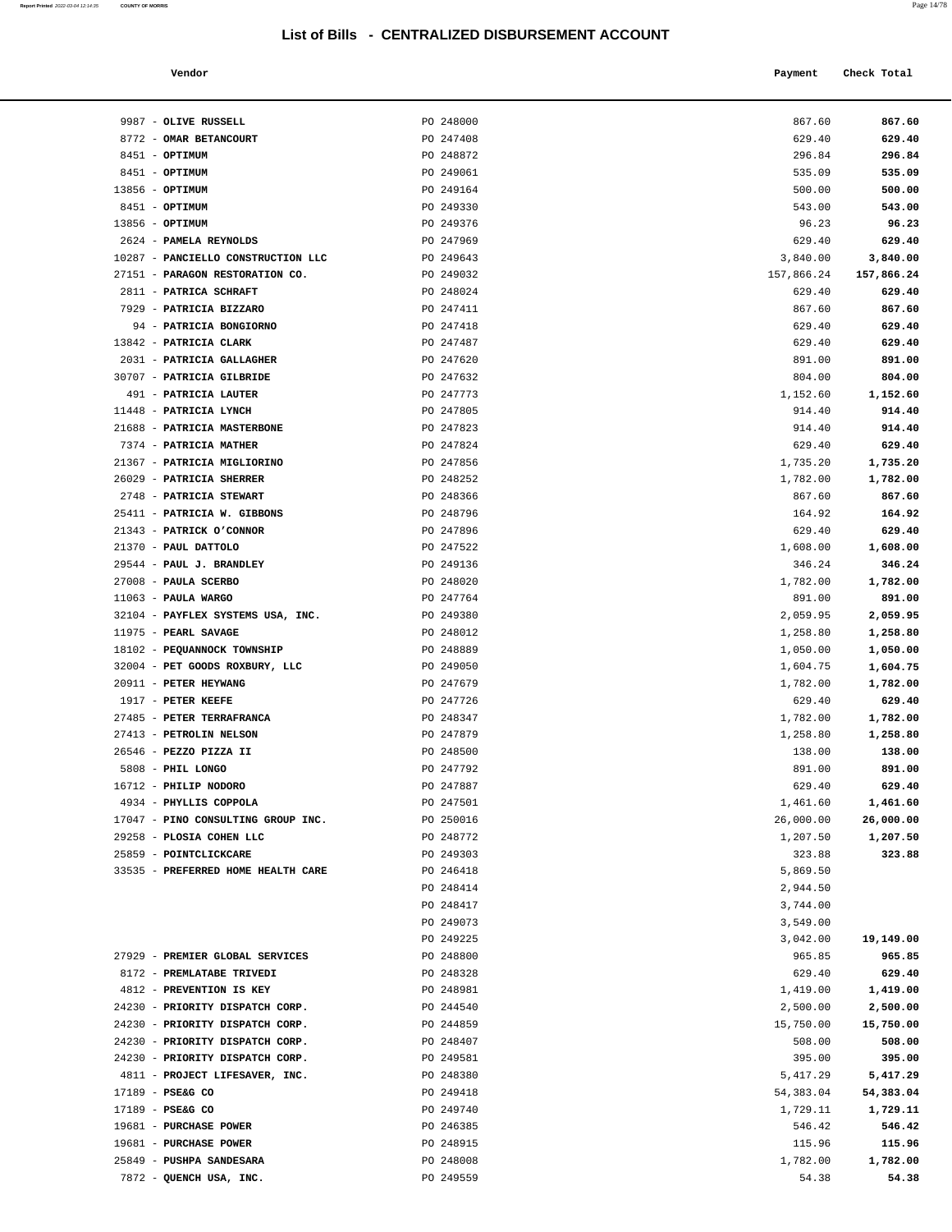# List of Bills - CENTRALIZED DISBURSEMENT ACCOUNT

| Vendor | | Payment | Check Total |
|---|---|---|---|
| 9987 - **OLIVE RUSSELL** | PO 248000 | 867.60 | **867.60** |
| 8772 - **OMAR BETANCOURT** | PO 247408 | 629.40 | **629.40** |
| 8451 - **OPTIMUM** | PO 248872 | 296.84 | **296.84** |
| 8451 - **OPTIMUM** | PO 249061 | 535.09 | **535.09** |
| 13856 - **OPTIMUM** | PO 249164 | 500.00 | **500.00** |
| 8451 - **OPTIMUM** | PO 249330 | 543.00 | **543.00** |
| 13856 - **OPTIMUM** | PO 249376 | 96.23 | **96.23** |
| 2624 - **PAMELA REYNOLDS** | PO 247969 | 629.40 | **629.40** |
| 10287 - **PANCIELLO CONSTRUCTION LLC** | PO 249643 | 3,840.00 | **3,840.00** |
| 27151 - **PARAGON RESTORATION CO.** | PO 249032 | 157,866.24 | **157,866.24** |
| 2811 - **PATRICA SCHRAFT** | PO 248024 | 629.40 | **629.40** |
| 7929 - **PATRICIA BIZZARO** | PO 247411 | 867.60 | **867.60** |
| 94 - **PATRICIA BONGIORNO** | PO 247418 | 629.40 | **629.40** |
| 13842 - **PATRICIA CLARK** | PO 247487 | 629.40 | **629.40** |
| 2031 - **PATRICIA GALLAGHER** | PO 247620 | 891.00 | **891.00** |
| 30707 - **PATRICIA GILBRIDE** | PO 247632 | 804.00 | **804.00** |
| 491 - **PATRICIA LAUTER** | PO 247773 | 1,152.60 | **1,152.60** |
| 11448 - **PATRICIA LYNCH** | PO 247805 | 914.40 | **914.40** |
| 21688 - **PATRICIA MASTERBONE** | PO 247823 | 914.40 | **914.40** |
| 7374 - **PATRICIA MATHER** | PO 247824 | 629.40 | **629.40** |
| 21367 - **PATRICIA MIGLIORINO** | PO 247856 | 1,735.20 | **1,735.20** |
| 26029 - **PATRICIA SHERRER** | PO 248252 | 1,782.00 | **1,782.00** |
| 2748 - **PATRICIA STEWART** | PO 248366 | 867.60 | **867.60** |
| 25411 - **PATRICIA W. GIBBONS** | PO 248796 | 164.92 | **164.92** |
| 21343 - **PATRICK O'CONNOR** | PO 247896 | 629.40 | **629.40** |
| 21370 - **PAUL DATTOLO** | PO 247522 | 1,608.00 | **1,608.00** |
| 29544 - **PAUL J. BRANDLEY** | PO 249136 | 346.24 | **346.24** |
| 27008 - **PAULA SCERBO** | PO 248020 | 1,782.00 | **1,782.00** |
| 11063 - **PAULA WARGO** | PO 247764 | 891.00 | **891.00** |
| 32104 - **PAYFLEX SYSTEMS USA, INC.** | PO 249380 | 2,059.95 | **2,059.95** |
| 11975 - **PEARL SAVAGE** | PO 248012 | 1,258.80 | **1,258.80** |
| 18102 - **PEQUANNOCK TOWNSHIP** | PO 248889 | 1,050.00 | **1,050.00** |
| 32004 - **PET GOODS ROXBURY, LLC** | PO 249050 | 1,604.75 | **1,604.75** |
| 20911 - **PETER HEYWANG** | PO 247679 | 1,782.00 | **1,782.00** |
| 1917 - **PETER KEEFE** | PO 247726 | 629.40 | **629.40** |
| 27485 - **PETER TERRAFRANCA** | PO 248347 | 1,782.00 | **1,782.00** |
| 27413 - **PETROLIN NELSON** | PO 247879 | 1,258.80 | **1,258.80** |
| 26546 - **PEZZO PIZZA II** | PO 248500 | 138.00 | **138.00** |
| 5808 - **PHIL LONGO** | PO 247792 | 891.00 | **891.00** |
| 16712 - **PHILIP NODORO** | PO 247887 | 629.40 | **629.40** |
| 4934 - **PHYLLIS COPPOLA** | PO 247501 | 1,461.60 | **1,461.60** |
| 17047 - **PINO CONSULTING GROUP INC.** | PO 250016 | 26,000.00 | **26,000.00** |
| 29258 - **PLOSIA COHEN LLC** | PO 248772 | 1,207.50 | **1,207.50** |
| 25859 - **POINTCLICKCARE** | PO 249303 | 323.88 | **323.88** |
| 33535 - **PREFERRED HOME HEALTH CARE** | PO 246418 | 5,869.50 | |
| | PO 248414 | 2,944.50 | |
| | PO 248417 | 3,744.00 | |
| | PO 249073 | 3,549.00 | |
| | PO 249225 | 3,042.00 | **19,149.00** |
| 27929 - **PREMIER GLOBAL SERVICES** | PO 248800 | 965.85 | **965.85** |
| 8172 - **PREMLATABE TRIVEDI** | PO 248328 | 629.40 | **629.40** |
| 4812 - **PREVENTION IS KEY** | PO 248981 | 1,419.00 | **1,419.00** |
| 24230 - **PRIORITY DISPATCH CORP.** | PO 244540 | 2,500.00 | **2,500.00** |
| 24230 - **PRIORITY DISPATCH CORP.** | PO 244859 | 15,750.00 | **15,750.00** |
| 24230 - **PRIORITY DISPATCH CORP.** | PO 248407 | 508.00 | **508.00** |
| 24230 - **PRIORITY DISPATCH CORP.** | PO 249581 | 395.00 | **395.00** |
| 4811 - **PROJECT LIFESAVER, INC.** | PO 248380 | 5,417.29 | **5,417.29** |
| 17189 - **PSE&G CO** | PO 249418 | 54,383.04 | **54,383.04** |
| 17189 - **PSE&G CO** | PO 249740 | 1,729.11 | **1,729.11** |
| 19681 - **PURCHASE POWER** | PO 246385 | 546.42 | **546.42** |
| 19681 - **PURCHASE POWER** | PO 248915 | 115.96 | **115.96** |
| 25849 - **PUSHPA SANDESARA** | PO 248008 | 1,782.00 | **1,782.00** |
| 7872 - **QUENCH USA, INC.** | PO 249559 | 54.38 | **54.38** |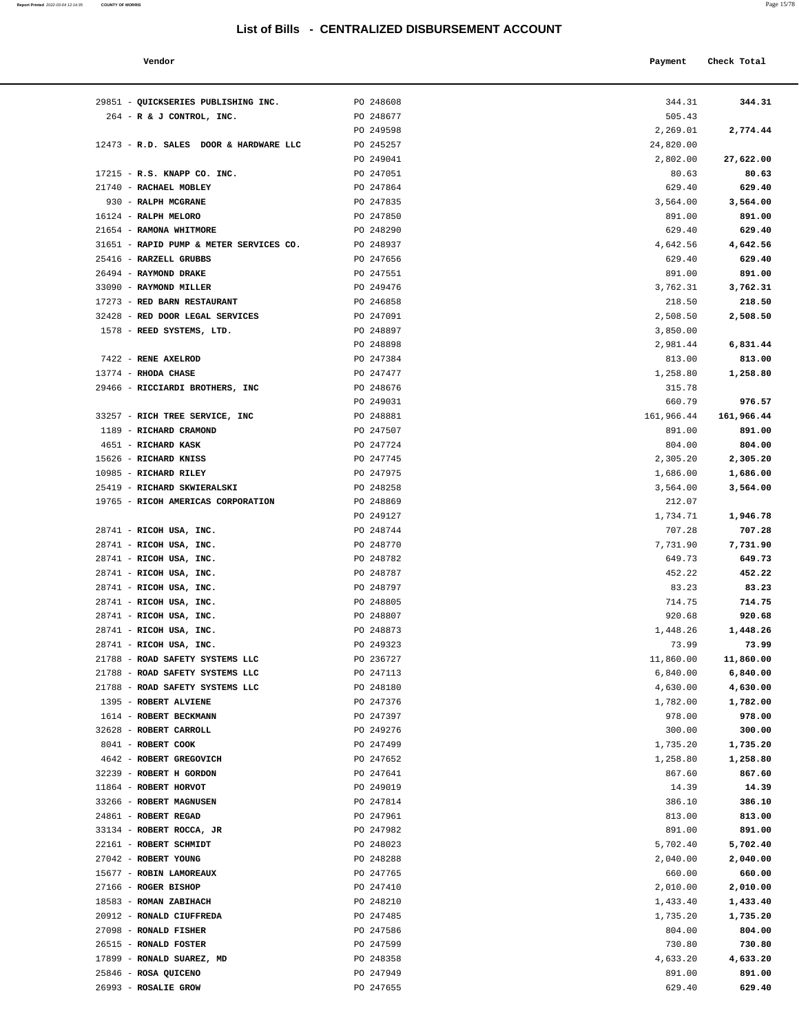# List of Bills - CENTRALIZED DISBURSEMENT ACCOUNT

| Vendor | | Payment | Check Total |
|---|---|---|---|
| 29851 - **QUICKSERIES PUBLISHING INC.** | PO 248608 | 344.31 | **344.31** |
| 264 - **R & J CONTROL, INC.** | PO 248677 | 505.43 | |
| | PO 249598 | 2,269.01 | **2,774.44** |
| 12473 - **R.D. SALES DOOR & HARDWARE LLC** | PO 245257 | 24,820.00 | |
| | PO 249041 | 2,802.00 | **27,622.00** |
| 17215 - **R.S. KNAPP CO. INC.** | PO 247051 | 80.63 | **80.63** |
| 21740 - **RACHAEL MOBLEY** | PO 247864 | 629.40 | **629.40** |
| 930 - **RALPH MCGRANE** | PO 247835 | 3,564.00 | **3,564.00** |
| 16124 - **RALPH MELORO** | PO 247850 | 891.00 | **891.00** |
| 21654 - **RAMONA WHITMORE** | PO 248290 | 629.40 | **629.40** |
| 31651 - **RAPID PUMP & METER SERVICES CO.** | PO 248937 | 4,642.56 | **4,642.56** |
| 25416 - **RARZELL GRUBBS** | PO 247656 | 629.40 | **629.40** |
| 26494 - **RAYMOND DRAKE** | PO 247551 | 891.00 | **891.00** |
| 33090 - **RAYMOND MILLER** | PO 249476 | 3,762.31 | **3,762.31** |
| 17273 - **RED BARN RESTAURANT** | PO 246858 | 218.50 | **218.50** |
| 32428 - **RED DOOR LEGAL SERVICES** | PO 247091 | 2,508.50 | **2,508.50** |
| 1578 - **REED SYSTEMS, LTD.** | PO 248897 | 3,850.00 | |
| | PO 248898 | 2,981.44 | **6,831.44** |
| 7422 - **RENE AXELROD** | PO 247384 | 813.00 | **813.00** |
| 13774 - **RHODA CHASE** | PO 247477 | 1,258.80 | **1,258.80** |
| 29466 - **RICCIARDI BROTHERS, INC** | PO 248676 | 315.78 | |
| | PO 249031 | 660.79 | **976.57** |
| 33257 - **RICH TREE SERVICE, INC** | PO 248881 | 161,966.44 | **161,966.44** |
| 1189 - **RICHARD CRAMOND** | PO 247507 | 891.00 | **891.00** |
| 4651 - **RICHARD KASK** | PO 247724 | 804.00 | **804.00** |
| 15626 - **RICHARD KNISS** | PO 247745 | 2,305.20 | **2,305.20** |
| 10985 - **RICHARD RILEY** | PO 247975 | 1,686.00 | **1,686.00** |
| 25419 - **RICHARD SKWIERALSKI** | PO 248258 | 3,564.00 | **3,564.00** |
| 19765 - **RICOH AMERICAS CORPORATION** | PO 248869 | 212.07 | |
| | PO 249127 | 1,734.71 | **1,946.78** |
| 28741 - **RICOH USA, INC.** | PO 248744 | 707.28 | **707.28** |
| 28741 - **RICOH USA, INC.** | PO 248770 | 7,731.90 | **7,731.90** |
| 28741 - **RICOH USA, INC.** | PO 248782 | 649.73 | **649.73** |
| 28741 - **RICOH USA, INC.** | PO 248787 | 452.22 | **452.22** |
| 28741 - **RICOH USA, INC.** | PO 248797 | 83.23 | **83.23** |
| 28741 - **RICOH USA, INC.** | PO 248805 | 714.75 | **714.75** |
| 28741 - **RICOH USA, INC.** | PO 248807 | 920.68 | **920.68** |
| 28741 - **RICOH USA, INC.** | PO 248873 | 1,448.26 | **1,448.26** |
| 28741 - **RICOH USA, INC.** | PO 249323 | 73.99 | **73.99** |
| 21788 - **ROAD SAFETY SYSTEMS LLC** | PO 236727 | 11,860.00 | **11,860.00** |
| 21788 - **ROAD SAFETY SYSTEMS LLC** | PO 247113 | 6,840.00 | **6,840.00** |
| 21788 - **ROAD SAFETY SYSTEMS LLC** | PO 248180 | 4,630.00 | **4,630.00** |
| 1395 - **ROBERT ALVIENE** | PO 247376 | 1,782.00 | **1,782.00** |
| 1614 - **ROBERT BECKMANN** | PO 247397 | 978.00 | **978.00** |
| 32628 - **ROBERT CARROLL** | PO 249276 | 300.00 | **300.00** |
| 8041 - **ROBERT COOK** | PO 247499 | 1,735.20 | **1,735.20** |
| 4642 - **ROBERT GREGOVICH** | PO 247652 | 1,258.80 | **1,258.80** |
| 32239 - **ROBERT H GORDON** | PO 247641 | 867.60 | **867.60** |
| 11864 - **ROBERT HORVOT** | PO 249019 | 14.39 | **14.39** |
| 33266 - **ROBERT MAGNUSEN** | PO 247814 | 386.10 | **386.10** |
| 24861 - **ROBERT REGAD** | PO 247961 | 813.00 | **813.00** |
| 33134 - **ROBERT ROCCA, JR** | PO 247982 | 891.00 | **891.00** |
| 22161 - **ROBERT SCHMIDT** | PO 248023 | 5,702.40 | **5,702.40** |
| 27042 - **ROBERT YOUNG** | PO 248288 | 2,040.00 | **2,040.00** |
| 15677 - **ROBIN LAMOREAUX** | PO 247765 | 660.00 | **660.00** |
| 27166 - **ROGER BISHOP** | PO 247410 | 2,010.00 | **2,010.00** |
| 18583 - **ROMAN ZABIHACH** | PO 248210 | 1,433.40 | **1,433.40** |
| 20912 - **RONALD CIUFFREDA** | PO 247485 | 1,735.20 | **1,735.20** |
| 27098 - **RONALD FISHER** | PO 247586 | 804.00 | **804.00** |
| 26515 - **RONALD FOSTER** | PO 247599 | 730.80 | **730.80** |
| 17899 - **RONALD SUAREZ, MD** | PO 248358 | 4,633.20 | **4,633.20** |
| 25846 - **ROSA QUICENO** | PO 247949 | 891.00 | **891.00** |
| 26993 - **ROSALIE GROW** | PO 247655 | 629.40 | **629.40** |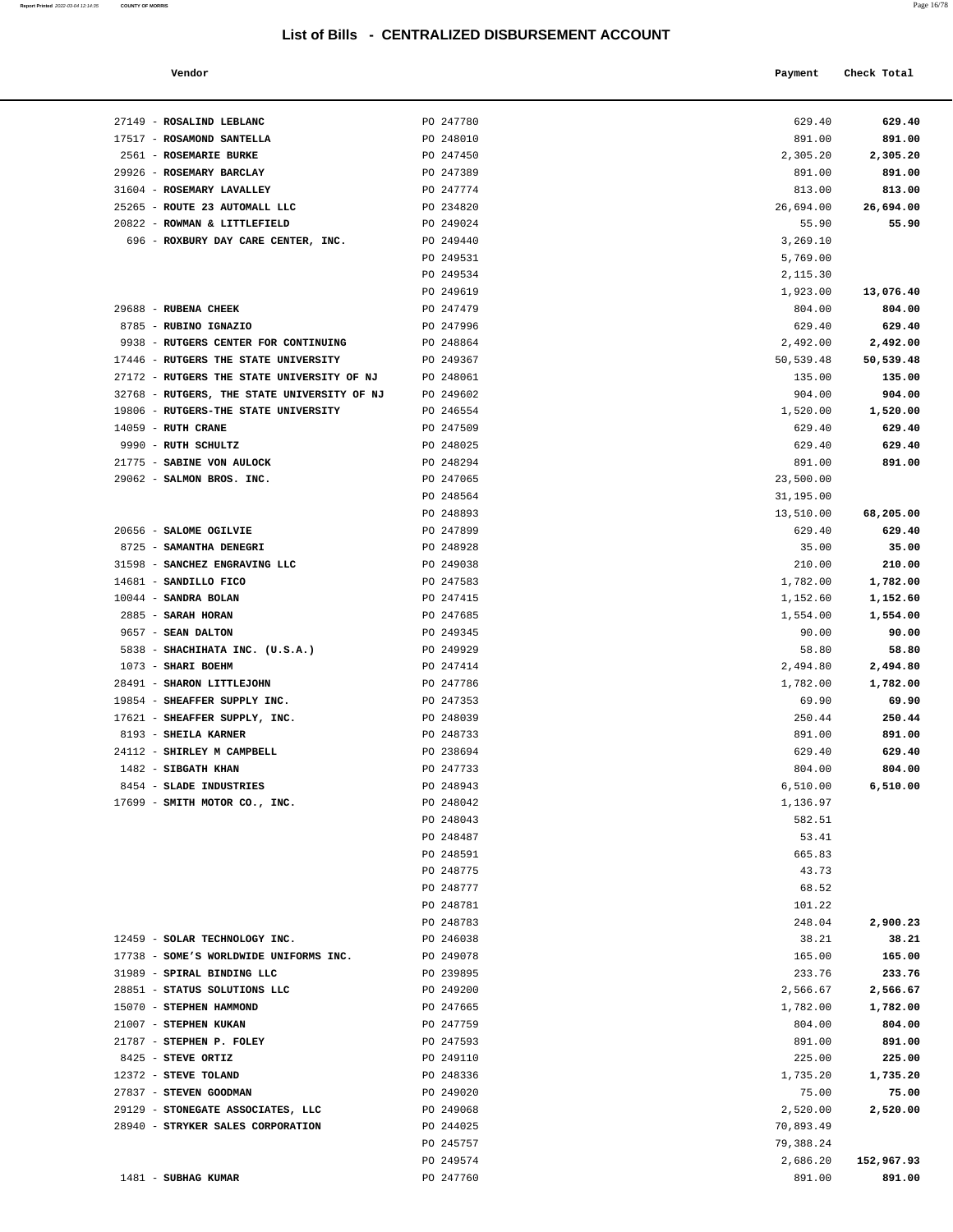# List of Bills - CENTRALIZED DISBURSEMENT ACCOUNT

| Vendor | | Payment | Check Total |
|---|---|---|---|
| 27149 - **ROSALIND LEBLANC** | PO 247780 | 629.40 | **629.40** |
| 17517 - **ROSAMOND SANTELLA** | PO 248010 | 891.00 | **891.00** |
| 2561 - **ROSEMARIE BURKE** | PO 247450 | 2,305.20 | **2,305.20** |
| 29926 - **ROSEMARY BARCLAY** | PO 247389 | 891.00 | **891.00** |
| 31604 - **ROSEMARY LAVALLEY** | PO 247774 | 813.00 | **813.00** |
| 25265 - **ROUTE 23 AUTOMALL LLC** | PO 234820 | 26,694.00 | **26,694.00** |
| 20822 - **ROWMAN & LITTLEFIELD** | PO 249024 | 55.90 | **55.90** |
| 696 - **ROXBURY DAY CARE CENTER, INC.** | PO 249440 | 3,269.10 | |
| | PO 249531 | 5,769.00 | |
| | PO 249534 | 2,115.30 | |
| | PO 249619 | 1,923.00 | **13,076.40** |
| 29688 - **RUBENA CHEEK** | PO 247479 | 804.00 | **804.00** |
| 8785 - **RUBINO IGNAZIO** | PO 247996 | 629.40 | **629.40** |
| 9938 - **RUTGERS CENTER FOR CONTINUING** | PO 248864 | 2,492.00 | **2,492.00** |
| 17446 - **RUTGERS THE STATE UNIVERSITY** | PO 249367 | 50,539.48 | **50,539.48** |
| 27172 - **RUTGERS THE STATE UNIVERSITY OF NJ** | PO 248061 | 135.00 | **135.00** |
| 32768 - **RUTGERS, THE STATE UNIVERSITY OF NJ** | PO 249602 | 904.00 | **904.00** |
| 19806 - **RUTGERS-THE STATE UNIVERSITY** | PO 246554 | 1,520.00 | **1,520.00** |
| 14059 - **RUTH CRANE** | PO 247509 | 629.40 | **629.40** |
| 9990 - **RUTH SCHULTZ** | PO 248025 | 629.40 | **629.40** |
| 21775 - **SABINE VON AULOCK** | PO 248294 | 891.00 | **891.00** |
| 29062 - **SALMON BROS. INC.** | PO 247065 | 23,500.00 | |
| | PO 248564 | 31,195.00 | |
| | PO 248893 | 13,510.00 | **68,205.00** |
| 20656 - **SALOME OGILVIE** | PO 247899 | 629.40 | **629.40** |
| 8725 - **SAMANTHA DENEGRI** | PO 248928 | 35.00 | **35.00** |
| 31598 - **SANCHEZ ENGRAVING LLC** | PO 249038 | 210.00 | **210.00** |
| 14681 - **SANDILLO FICO** | PO 247583 | 1,782.00 | **1,782.00** |
| 10044 - **SANDRA BOLAN** | PO 247415 | 1,152.60 | **1,152.60** |
| 2885 - **SARAH HORAN** | PO 247685 | 1,554.00 | **1,554.00** |
| 9657 - **SEAN DALTON** | PO 249345 | 90.00 | **90.00** |
| 5838 - **SHACHIHATA INC. (U.S.A.)** | PO 249929 | 58.80 | **58.80** |
| 1073 - **SHARI BOEHM** | PO 247414 | 2,494.80 | **2,494.80** |
| 28491 - **SHARON LITTLEJOHN** | PO 247786 | 1,782.00 | **1,782.00** |
| 19854 - **SHEAFFER SUPPLY INC.** | PO 247353 | 69.90 | **69.90** |
| 17621 - **SHEAFFER SUPPLY, INC.** | PO 248039 | 250.44 | **250.44** |
| 8193 - **SHEILA KARNER** | PO 248733 | 891.00 | **891.00** |
| 24112 - **SHIRLEY M CAMPBELL** | PO 238694 | 629.40 | **629.40** |
| 1482 - **SIBGATH KHAN** | PO 247733 | 804.00 | **804.00** |
| 8454 - **SLADE INDUSTRIES** | PO 248943 | 6,510.00 | **6,510.00** |
| 17699 - **SMITH MOTOR CO., INC.** | PO 248042 | 1,136.97 | |
| | PO 248043 | 582.51 | |
| | PO 248487 | 53.41 | |
| | PO 248591 | 665.83 | |
| | PO 248775 | 43.73 | |
| | PO 248777 | 68.52 | |
| | PO 248781 | 101.22 | |
| | PO 248783 | 248.04 | **2,900.23** |
| 12459 - **SOLAR TECHNOLOGY INC.** | PO 246038 | 38.21 | **38.21** |
| 17738 - **SOME'S WORLDWIDE UNIFORMS INC.** | PO 249078 | 165.00 | **165.00** |
| 31989 - **SPIRAL BINDING LLC** | PO 239895 | 233.76 | **233.76** |
| 28851 - **STATUS SOLUTIONS LLC** | PO 249200 | 2,566.67 | **2,566.67** |
| 15070 - **STEPHEN HAMMOND** | PO 247665 | 1,782.00 | **1,782.00** |
| 21007 - **STEPHEN KUKAN** | PO 247759 | 804.00 | **804.00** |
| 21787 - **STEPHEN P. FOLEY** | PO 247593 | 891.00 | **891.00** |
| 8425 - **STEVE ORTIZ** | PO 249110 | 225.00 | **225.00** |
| 12372 - **STEVE TOLAND** | PO 248336 | 1,735.20 | **1,735.20** |
| 27837 - **STEVEN GOODMAN** | PO 249020 | 75.00 | **75.00** |
| 29129 - **STONEGATE ASSOCIATES, LLC** | PO 249068 | 2,520.00 | **2,520.00** |
| 28940 - **STRYKER SALES CORPORATION** | PO 244025 | 70,893.49 | |
| | PO 245757 | 79,388.24 | |
| | PO 249574 | 2,686.20 | **152,967.93** |
| 1481 - **SUBHAG KUMAR** | PO 247760 | 891.00 | **891.00** |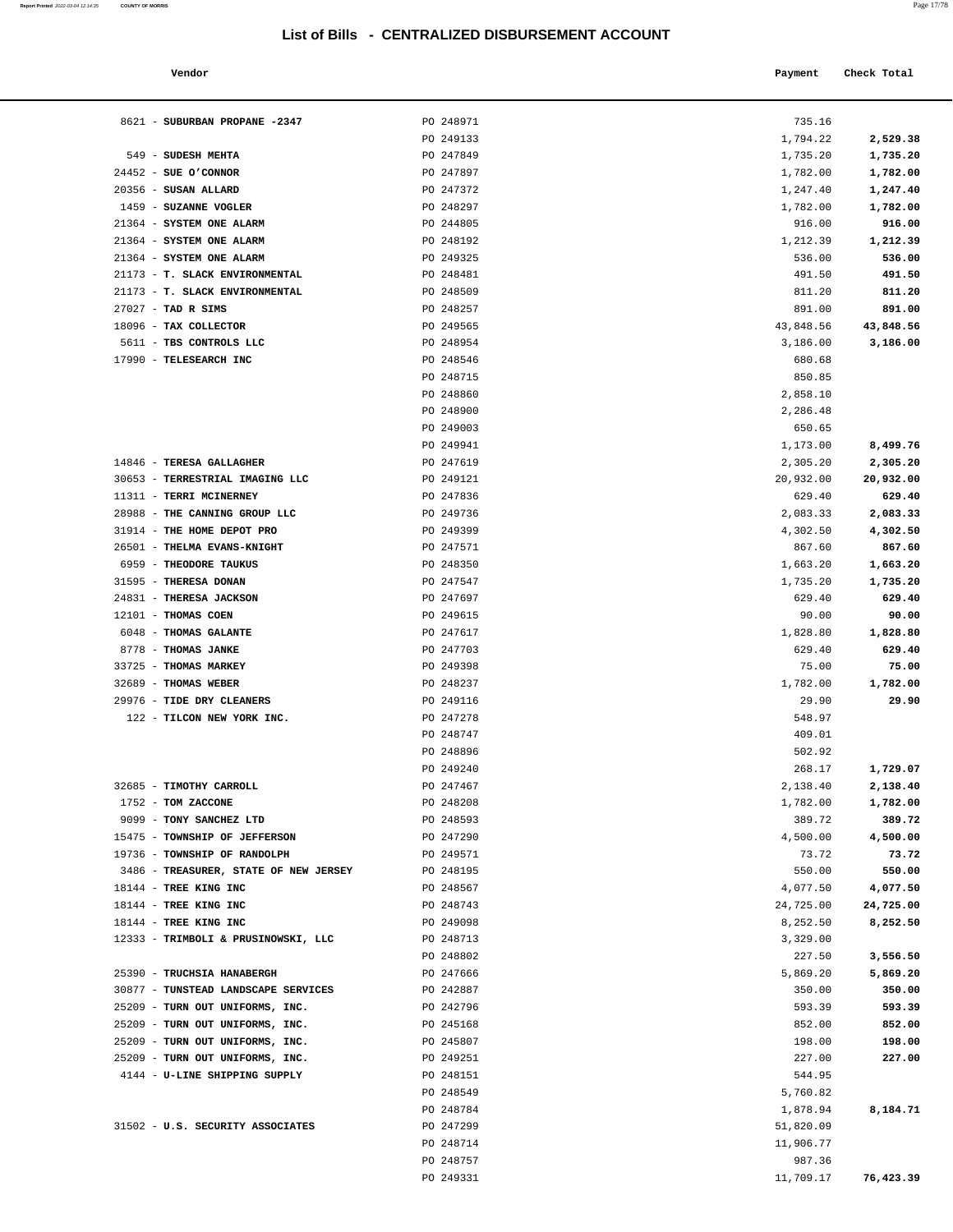# List of Bills - CENTRALIZED DISBURSEMENT ACCOUNT

| Vendor | | Payment | Check Total |
|---|---|---|---|
| 8621 - **SUBURBAN PROPANE -2347** | PO 248971 | 735.16 | |
| | PO 249133 | 1,794.22 | **2,529.38** |
| 549 - **SUDESH MEHTA** | PO 247849 | 1,735.20 | **1,735.20** |
| 24452 - **SUE O'CONNOR** | PO 247897 | 1,782.00 | **1,782.00** |
| 20356 - **SUSAN ALLARD** | PO 247372 | 1,247.40 | **1,247.40** |
| 1459 - **SUZANNE VOGLER** | PO 248297 | 1,782.00 | **1,782.00** |
| 21364 - **SYSTEM ONE ALARM** | PO 244805 | 916.00 | **916.00** |
| 21364 - **SYSTEM ONE ALARM** | PO 248192 | 1,212.39 | **1,212.39** |
| 21364 - **SYSTEM ONE ALARM** | PO 249325 | 536.00 | **536.00** |
| 21173 - **T. SLACK ENVIRONMENTAL** | PO 248481 | 491.50 | **491.50** |
| 21173 - **T. SLACK ENVIRONMENTAL** | PO 248509 | 811.20 | **811.20** |
| 27027 - **TAD R SIMS** | PO 248257 | 891.00 | **891.00** |
| 18096 - **TAX COLLECTOR** | PO 249565 | 43,848.56 | **43,848.56** |
| 5611 - **TBS CONTROLS LLC** | PO 248954 | 3,186.00 | **3,186.00** |
| 17990 - **TELESEARCH INC** | PO 248546 | 680.68 | |
| | PO 248715 | 850.85 | |
| | PO 248860 | 2,858.10 | |
| | PO 248900 | 2,286.48 | |
| | PO 249003 | 650.65 | |
| | PO 249941 | 1,173.00 | **8,499.76** |
| 14846 - **TERESA GALLAGHER** | PO 247619 | 2,305.20 | **2,305.20** |
| 30653 - **TERRESTRIAL IMAGING LLC** | PO 249121 | 20,932.00 | **20,932.00** |
| 11311 - **TERRI MCINERNEY** | PO 247836 | 629.40 | **629.40** |
| 28988 - **THE CANNING GROUP LLC** | PO 249736 | 2,083.33 | **2,083.33** |
| 31914 - **THE HOME DEPOT PRO** | PO 249399 | 4,302.50 | **4,302.50** |
| 26501 - **THELMA EVANS-KNIGHT** | PO 247571 | 867.60 | **867.60** |
| 6959 - **THEODORE TAUKUS** | PO 248350 | 1,663.20 | **1,663.20** |
| 31595 - **THERESA DONAN** | PO 247547 | 1,735.20 | **1,735.20** |
| 24831 - **THERESA JACKSON** | PO 247697 | 629.40 | **629.40** |
| 12101 - **THOMAS COEN** | PO 249615 | 90.00 | **90.00** |
| 6048 - **THOMAS GALANTE** | PO 247617 | 1,828.80 | **1,828.80** |
| 8778 - **THOMAS JANKE** | PO 247703 | 629.40 | **629.40** |
| 33725 - **THOMAS MARKEY** | PO 249398 | 75.00 | **75.00** |
| 32689 - **THOMAS WEBER** | PO 248237 | 1,782.00 | **1,782.00** |
| 29976 - **TIDE DRY CLEANERS** | PO 249116 | 29.90 | **29.90** |
| 122 - **TILCON NEW YORK INC.** | PO 247278 | 548.97 | |
| | PO 248747 | 409.01 | |
| | PO 248896 | 502.92 | |
| | PO 249240 | 268.17 | **1,729.07** |
| 32685 - **TIMOTHY CARROLL** | PO 247467 | 2,138.40 | **2,138.40** |
| 1752 - **TOM ZACCONE** | PO 248208 | 1,782.00 | **1,782.00** |
| 9099 - **TONY SANCHEZ LTD** | PO 248593 | 389.72 | **389.72** |
| 15475 - **TOWNSHIP OF JEFFERSON** | PO 247290 | 4,500.00 | **4,500.00** |
| 19736 - **TOWNSHIP OF RANDOLPH** | PO 249571 | 73.72 | **73.72** |
| 3486 - **TREASURER, STATE OF NEW JERSEY** | PO 248195 | 550.00 | **550.00** |
| 18144 - **TREE KING INC** | PO 248567 | 4,077.50 | **4,077.50** |
| 18144 - **TREE KING INC** | PO 248743 | 24,725.00 | **24,725.00** |
| 18144 - **TREE KING INC** | PO 249098 | 8,252.50 | **8,252.50** |
| 12333 - **TRIMBOLI & PRUSINOWSKI, LLC** | PO 248713 | 3,329.00 | |
| | PO 248802 | 227.50 | **3,556.50** |
| 25390 - **TRUCHSIA HANABERGH** | PO 247666 | 5,869.20 | **5,869.20** |
| 30877 - **TUNSTEAD LANDSCAPE SERVICES** | PO 242887 | 350.00 | **350.00** |
| 25209 - **TURN OUT UNIFORMS, INC.** | PO 242796 | 593.39 | **593.39** |
| 25209 - **TURN OUT UNIFORMS, INC.** | PO 245168 | 852.00 | **852.00** |
| 25209 - **TURN OUT UNIFORMS, INC.** | PO 245807 | 198.00 | **198.00** |
| 25209 - **TURN OUT UNIFORMS, INC.** | PO 249251 | 227.00 | **227.00** |
| 4144 - **U-LINE SHIPPING SUPPLY** | PO 248151 | 544.95 | |
| | PO 248549 | 5,760.82 | |
| | PO 248784 | 1,878.94 | **8,184.71** |
| 31502 - **U.S. SECURITY ASSOCIATES** | PO 247299 | 51,820.09 | |
| | PO 248714 | 11,906.77 | |
| | PO 248757 | 987.36 | |
| | PO 249331 | 11,709.17 | **76,423.39** |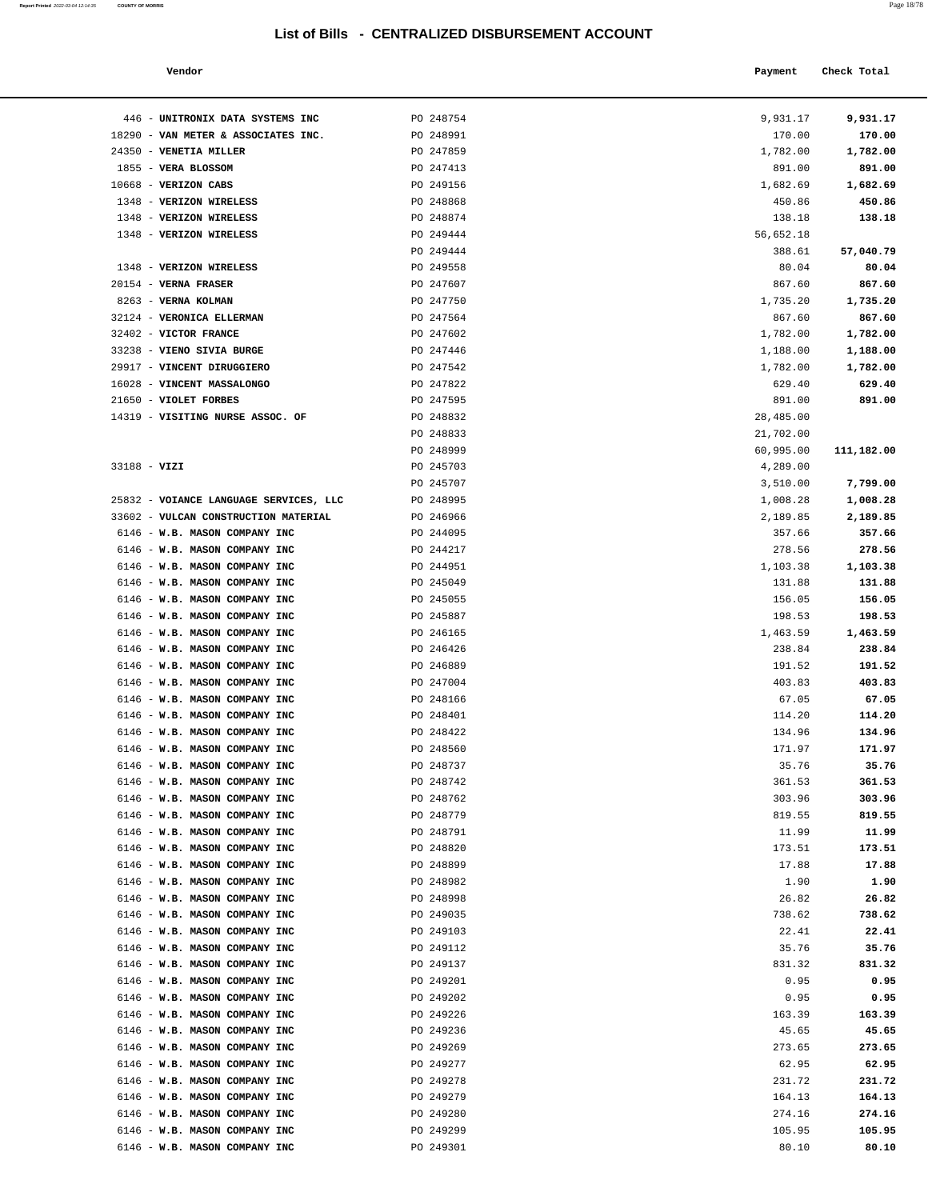# List of Bills - CENTRALIZED DISBURSEMENT ACCOUNT

| Vendor | | Payment | Check Total |
|---|---|---|---|
| 446 - **UNITRONIX DATA SYSTEMS INC** | PO 248754 | 9,931.17 | **9,931.17** |
| 18290 - **VAN METER & ASSOCIATES INC.** | PO 248991 | 170.00 | **170.00** |
| 24350 - **VENETIA MILLER** | PO 247859 | 1,782.00 | **1,782.00** |
| 1855 - **VERA BLOSSOM** | PO 247413 | 891.00 | **891.00** |
| 10668 - **VERIZON CABS** | PO 249156 | 1,682.69 | **1,682.69** |
| 1348 - **VERIZON WIRELESS** | PO 248868 | 450.86 | **450.86** |
| 1348 - **VERIZON WIRELESS** | PO 248874 | 138.18 | **138.18** |
| 1348 - **VERIZON WIRELESS** | PO 249444 | 56,652.18 | |
| | PO 249444 | 388.61 | **57,040.79** |
| 1348 - **VERIZON WIRELESS** | PO 249558 | 80.04 | **80.04** |
| 20154 - **VERNA FRASER** | PO 247607 | 867.60 | **867.60** |
| 8263 - **VERNA KOLMAN** | PO 247750 | 1,735.20 | **1,735.20** |
| 32124 - **VERONICA ELLERMAN** | PO 247564 | 867.60 | **867.60** |
| 32402 - **VICTOR FRANCE** | PO 247602 | 1,782.00 | **1,782.00** |
| 33238 - **VIENO SIVIA BURGE** | PO 247446 | 1,188.00 | **1,188.00** |
| 29917 - **VINCENT DIRUGGIERO** | PO 247542 | 1,782.00 | **1,782.00** |
| 16028 - **VINCENT MASSALONGO** | PO 247822 | 629.40 | **629.40** |
| 21650 - **VIOLET FORBES** | PO 247595 | 891.00 | **891.00** |
| 14319 - **VISITING NURSE ASSOC. OF** | PO 248832 | 28,485.00 | |
| | PO 248833 | 21,702.00 | |
| | PO 248999 | 60,995.00 | **111,182.00** |
| 33188 - **VIZI** | PO 245703 | 4,289.00 | |
| | PO 245707 | 3,510.00 | **7,799.00** |
| 25832 - **VOIANCE LANGUAGE SERVICES, LLC** | PO 248995 | 1,008.28 | **1,008.28** |
| 33602 - **VULCAN CONSTRUCTION MATERIAL** | PO 246966 | 2,189.85 | **2,189.85** |
| 6146 - **W.B. MASON COMPANY INC** | PO 244095 | 357.66 | **357.66** |
| 6146 - **W.B. MASON COMPANY INC** | PO 244217 | 278.56 | **278.56** |
| 6146 - **W.B. MASON COMPANY INC** | PO 244951 | 1,103.38 | **1,103.38** |
| 6146 - **W.B. MASON COMPANY INC** | PO 245049 | 131.88 | **131.88** |
| 6146 - **W.B. MASON COMPANY INC** | PO 245055 | 156.05 | **156.05** |
| 6146 - **W.B. MASON COMPANY INC** | PO 245887 | 198.53 | **198.53** |
| 6146 - **W.B. MASON COMPANY INC** | PO 246165 | 1,463.59 | **1,463.59** |
| 6146 - **W.B. MASON COMPANY INC** | PO 246426 | 238.84 | **238.84** |
| 6146 - **W.B. MASON COMPANY INC** | PO 246889 | 191.52 | **191.52** |
| 6146 - **W.B. MASON COMPANY INC** | PO 247004 | 403.83 | **403.83** |
| 6146 - **W.B. MASON COMPANY INC** | PO 248166 | 67.05 | **67.05** |
| 6146 - **W.B. MASON COMPANY INC** | PO 248401 | 114.20 | **114.20** |
| 6146 - **W.B. MASON COMPANY INC** | PO 248422 | 134.96 | **134.96** |
| 6146 - **W.B. MASON COMPANY INC** | PO 248560 | 171.97 | **171.97** |
| 6146 - **W.B. MASON COMPANY INC** | PO 248737 | 35.76 | **35.76** |
| 6146 - **W.B. MASON COMPANY INC** | PO 248742 | 361.53 | **361.53** |
| 6146 - **W.B. MASON COMPANY INC** | PO 248762 | 303.96 | **303.96** |
| 6146 - **W.B. MASON COMPANY INC** | PO 248779 | 819.55 | **819.55** |
| 6146 - **W.B. MASON COMPANY INC** | PO 248791 | 11.99 | **11.99** |
| 6146 - **W.B. MASON COMPANY INC** | PO 248820 | 173.51 | **173.51** |
| 6146 - **W.B. MASON COMPANY INC** | PO 248899 | 17.88 | **17.88** |
| 6146 - **W.B. MASON COMPANY INC** | PO 248982 | 1.90 | **1.90** |
| 6146 - **W.B. MASON COMPANY INC** | PO 248998 | 26.82 | **26.82** |
| 6146 - **W.B. MASON COMPANY INC** | PO 249035 | 738.62 | **738.62** |
| 6146 - **W.B. MASON COMPANY INC** | PO 249103 | 22.41 | **22.41** |
| 6146 - **W.B. MASON COMPANY INC** | PO 249112 | 35.76 | **35.76** |
| 6146 - **W.B. MASON COMPANY INC** | PO 249137 | 831.32 | **831.32** |
| 6146 - **W.B. MASON COMPANY INC** | PO 249201 | 0.95 | **0.95** |
| 6146 - **W.B. MASON COMPANY INC** | PO 249202 | 0.95 | **0.95** |
| 6146 - **W.B. MASON COMPANY INC** | PO 249226 | 163.39 | **163.39** |
| 6146 - **W.B. MASON COMPANY INC** | PO 249236 | 45.65 | **45.65** |
| 6146 - **W.B. MASON COMPANY INC** | PO 249269 | 273.65 | **273.65** |
| 6146 - **W.B. MASON COMPANY INC** | PO 249277 | 62.95 | **62.95** |
| 6146 - **W.B. MASON COMPANY INC** | PO 249278 | 231.72 | **231.72** |
| 6146 - **W.B. MASON COMPANY INC** | PO 249279 | 164.13 | **164.13** |
| 6146 - **W.B. MASON COMPANY INC** | PO 249280 | 274.16 | **274.16** |
| 6146 - **W.B. MASON COMPANY INC** | PO 249299 | 105.95 | **105.95** |
| 6146 - **W.B. MASON COMPANY INC** | PO 249301 | 80.10 | **80.10** |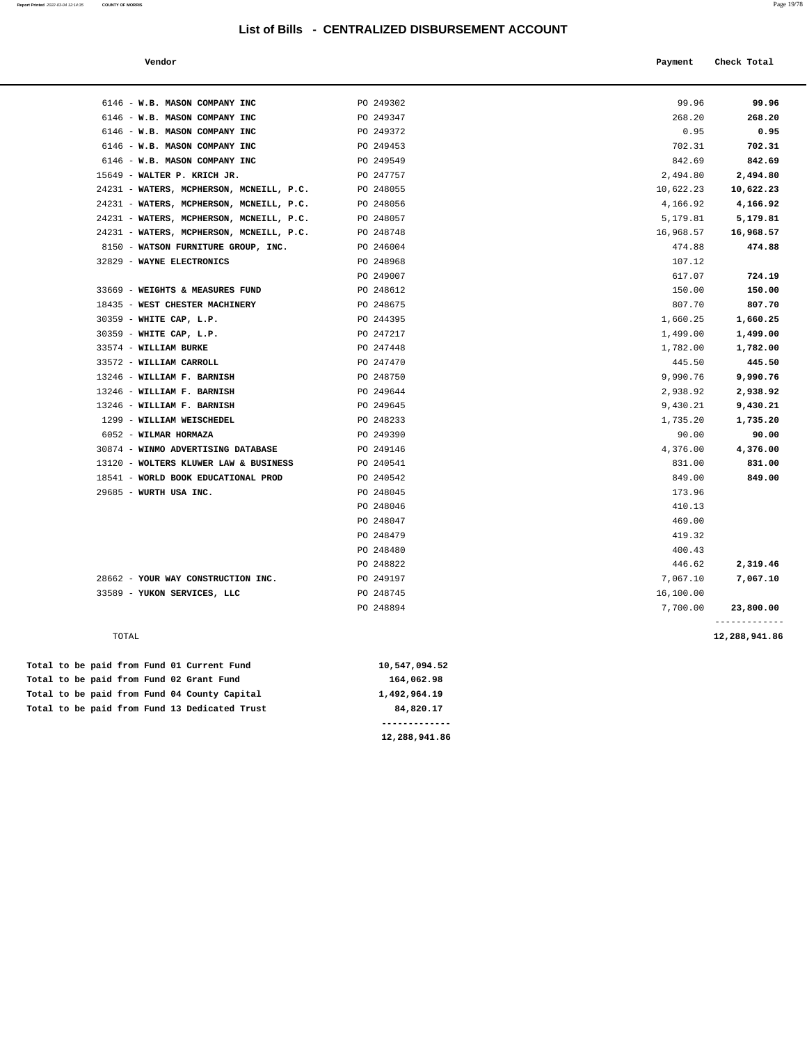## List of Bills - CENTRALIZED DISBURSEMENT ACCOUNT

| Vendor | | Payment | Check Total |
|---|---|---|---|
| 6146 - **W.B. MASON COMPANY INC** | PO 249302 | 99.96 | **99.96** |
| 6146 - **W.B. MASON COMPANY INC** | PO 249347 | 268.20 | **268.20** |
| 6146 - **W.B. MASON COMPANY INC** | PO 249372 | 0.95 | **0.95** |
| 6146 - **W.B. MASON COMPANY INC** | PO 249453 | 702.31 | **702.31** |
| 6146 - **W.B. MASON COMPANY INC** | PO 249549 | 842.69 | **842.69** |
| 15649 - **WALTER P. KRICH JR.** | PO 247757 | 2,494.80 | **2,494.80** |
| 24231 - **WATERS, MCPHERSON, MCNEILL, P.C.** | PO 248055 | 10,622.23 | **10,622.23** |
| 24231 - **WATERS, MCPHERSON, MCNEILL, P.C.** | PO 248056 | 4,166.92 | **4,166.92** |
| 24231 - **WATERS, MCPHERSON, MCNEILL, P.C.** | PO 248057 | 5,179.81 | **5,179.81** |
| 24231 - **WATERS, MCPHERSON, MCNEILL, P.C.** | PO 248748 | 16,968.57 | **16,968.57** |
| 8150 - **WATSON FURNITURE GROUP, INC.** | PO 246004 | 474.88 | **474.88** |
| 32829 - **WAYNE ELECTRONICS** | PO 248968 | 107.12 | |
| | PO 249007 | 617.07 | **724.19** |
| 33669 - **WEIGHTS & MEASURES FUND** | PO 248612 | 150.00 | **150.00** |
| 18435 - **WEST CHESTER MACHINERY** | PO 248675 | 807.70 | **807.70** |
| 30359 - **WHITE CAP, L.P.** | PO 244395 | 1,660.25 | **1,660.25** |
| 30359 - **WHITE CAP, L.P.** | PO 247217 | 1,499.00 | **1,499.00** |
| 33574 - **WILLIAM BURKE** | PO 247448 | 1,782.00 | **1,782.00** |
| 33572 - **WILLIAM CARROLL** | PO 247470 | 445.50 | **445.50** |
| 13246 - **WILLIAM F. BARNISH** | PO 248750 | 9,990.76 | **9,990.76** |
| 13246 - **WILLIAM F. BARNISH** | PO 249644 | 2,938.92 | **2,938.92** |
| 13246 - **WILLIAM F. BARNISH** | PO 249645 | 9,430.21 | **9,430.21** |
| 1299 - **WILLIAM WEISCHEDEL** | PO 248233 | 1,735.20 | **1,735.20** |
| 6052 - **WILMAR HORMAZA** | PO 249390 | 90.00 | **90.00** |
| 30874 - **WINMO ADVERTISING DATABASE** | PO 249146 | 4,376.00 | **4,376.00** |
| 13120 - **WOLTERS KLUWER LAW & BUSINESS** | PO 240541 | 831.00 | **831.00** |
| 18541 - **WORLD BOOK EDUCATIONAL PROD** | PO 240542 | 849.00 | **849.00** |
| 29685 - **WURTH USA INC.** | PO 248045 | 173.96 | |
| | PO 248046 | 410.13 | |
| | PO 248047 | 469.00 | |
| | PO 248479 | 419.32 | |
| | PO 248480 | 400.43 | |
| | PO 248822 | 446.62 | **2,319.46** |
| 28662 - **YOUR WAY CONSTRUCTION INC.** | PO 249197 | 7,067.10 | **7,067.10** |
| 33589 - **YUKON SERVICES, LLC** | PO 248745 | 16,100.00 | |
| | PO 248894 | 7,700.00 | **23,800.00** |
| TOTAL | | | **12,288,941.86** |

| | |
|---|---|
| **Total to be paid from Fund 01 Current Fund** | **10,547,094.52** |
| **Total to be paid from Fund 02 Grant Fund** | **164,062.98** |
| **Total to be paid from Fund 04 County Capital** | **1,492,964.19** |
| **Total to be paid from Fund 13 Dedicated Trust** | **84,820.17** |
| | **12,288,941.86** |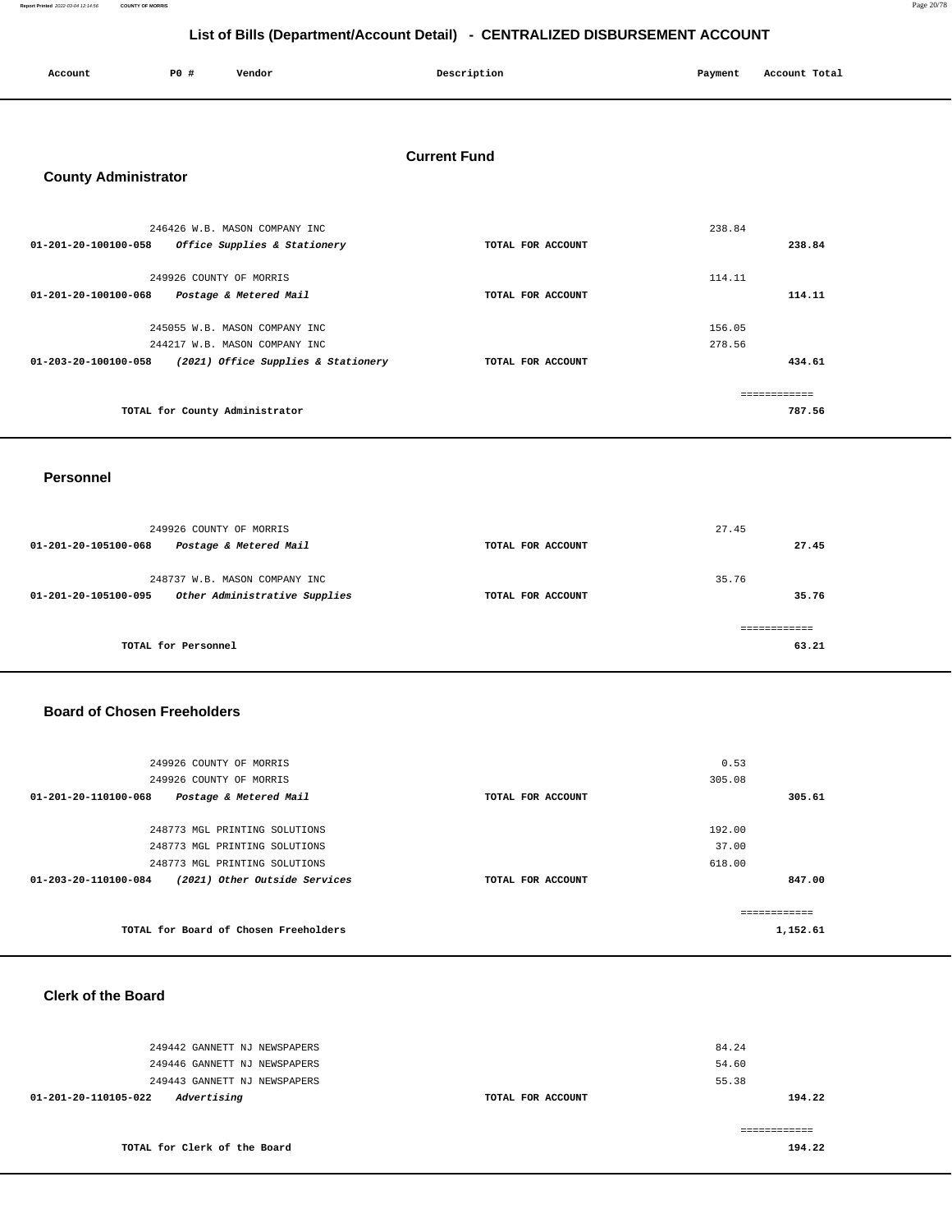## List of Bills (Department/Account Detail) - CENTRALIZED DISBURSEMENT ACCOUNT

| Account | PO # | Vendor | Description | Payment | Account Total |
|---|---|---|---|---|---|

### Current Fund

### County Administrator

| Account | PO # | Vendor | Description | Payment | Account Total |
|---|---|---|---|---|---|
| | 246426 | W.B. MASON COMPANY INC | | 238.84 | |
| 01-201-20-100100-058 | | *Office Supplies & Stationery* | TOTAL FOR ACCOUNT | | 238.84 |
| | 249926 | COUNTY OF MORRIS | | 114.11 | |
| 01-201-20-100100-068 | | *Postage & Metered Mail* | TOTAL FOR ACCOUNT | | 114.11 |
| | 245055 | W.B. MASON COMPANY INC | | 156.05 | |
| | 244217 | W.B. MASON COMPANY INC | | 278.56 | |
| 01-203-20-100100-058 | | *(2021) Office Supplies & Stationery* | TOTAL FOR ACCOUNT | | 434.61 |
| | | TOTAL for County Administrator | | | 787.56 |

### Personnel

| Account | PO # | Vendor | Description | Payment | Account Total |
|---|---|---|---|---|---|
| | 249926 | COUNTY OF MORRIS | | 27.45 | |
| 01-201-20-105100-068 | | *Postage & Metered Mail* | TOTAL FOR ACCOUNT | | 27.45 |
| | 248737 | W.B. MASON COMPANY INC | | 35.76 | |
| 01-201-20-105100-095 | | *Other Administrative Supplies* | TOTAL FOR ACCOUNT | | 35.76 |
| | | TOTAL for Personnel | | | 63.21 |

### Board of Chosen Freeholders

| Account | PO # | Vendor | Description | Payment | Account Total |
|---|---|---|---|---|---|
| | 249926 | COUNTY OF MORRIS | | 0.53 | |
| | 249926 | COUNTY OF MORRIS | | 305.08 | |
| 01-201-20-110100-068 | | *Postage & Metered Mail* | TOTAL FOR ACCOUNT | | 305.61 |
| | 248773 | MGL PRINTING SOLUTIONS | | 192.00 | |
| | 248773 | MGL PRINTING SOLUTIONS | | 37.00 | |
| | 248773 | MGL PRINTING SOLUTIONS | | 618.00 | |
| 01-203-20-110100-084 | | *(2021) Other Outside Services* | TOTAL FOR ACCOUNT | | 847.00 |
| | | TOTAL for Board of Chosen Freeholders | | | 1,152.61 |

### Clerk of the Board

| Account | PO # | Vendor | Description | Payment | Account Total |
|---|---|---|---|---|---|
| | 249442 | GANNETT NJ NEWSPAPERS | | 84.24 | |
| | 249446 | GANNETT NJ NEWSPAPERS | | 54.60 | |
| | 249443 | GANNETT NJ NEWSPAPERS | | 55.38 | |
| 01-201-20-110105-022 | | *Advertising* | TOTAL FOR ACCOUNT | | 194.22 |
| | | TOTAL for Clerk of the Board | | | 194.22 |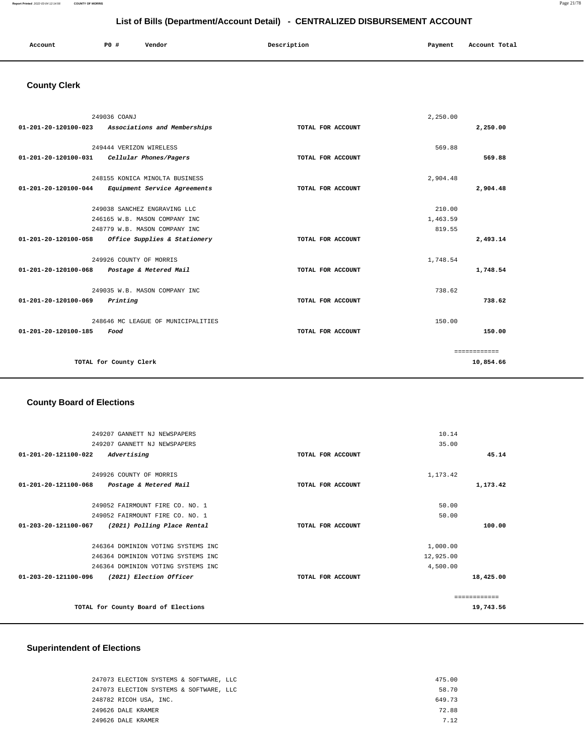# List of Bills (Department/Account Detail) - CENTRALIZED DISBURSEMENT ACCOUNT

| Account | PO # | Vendor | Description | Payment | Account Total |
|---|---|---|---|---|---|

## County Clerk

| Account | PO # | Vendor | Description | Payment | Account Total |
|---|---|---|---|---|---|
| | 249036 | COANJ | | 2,250.00 | |
| 01-201-20-120100-023 | | *Associations and Memberships* | TOTAL FOR ACCOUNT | | 2,250.00 |
| | 249444 | VERIZON WIRELESS | | 569.88 | |
| 01-201-20-120100-031 | | *Cellular Phones/Pagers* | TOTAL FOR ACCOUNT | | 569.88 |
| | 248155 | KONICA MINOLTA BUSINESS | | 2,904.48 | |
| 01-201-20-120100-044 | | *Equipment Service Agreements* | TOTAL FOR ACCOUNT | | 2,904.48 |
| | 249038 | SANCHEZ ENGRAVING LLC | | 210.00 | |
| | 246165 | W.B. MASON COMPANY INC | | 1,463.59 | |
| | 248779 | W.B. MASON COMPANY INC | | 819.55 | |
| 01-201-20-120100-058 | | *Office Supplies & Stationery* | TOTAL FOR ACCOUNT | | 2,493.14 |
| | 249926 | COUNTY OF MORRIS | | 1,748.54 | |
| 01-201-20-120100-068 | | *Postage & Metered Mail* | TOTAL FOR ACCOUNT | | 1,748.54 |
| | 249035 | W.B. MASON COMPANY INC | | 738.62 | |
| 01-201-20-120100-069 | | *Printing* | TOTAL FOR ACCOUNT | | 738.62 |
| | 248646 | MC LEAGUE OF MUNICIPALITIES | | 150.00 | |
| 01-201-20-120100-185 | | *Food* | TOTAL FOR ACCOUNT | | 150.00 |
| | | | | | ============ |
| | | TOTAL for County Clerk | | | 10,854.66 |

## County Board of Elections

| Account | PO # | Vendor | Description | Payment | Account Total |
|---|---|---|---|---|---|
| | 249207 | GANNETT NJ NEWSPAPERS | | 10.14 | |
| | 249207 | GANNETT NJ NEWSPAPERS | | 35.00 | |
| 01-201-20-121100-022 | | *Advertising* | TOTAL FOR ACCOUNT | | 45.14 |
| | 249926 | COUNTY OF MORRIS | | 1,173.42 | |
| 01-201-20-121100-068 | | *Postage & Metered Mail* | TOTAL FOR ACCOUNT | | 1,173.42 |
| | 249052 | FAIRMOUNT FIRE CO. NO. 1 | | 50.00 | |
| | 249052 | FAIRMOUNT FIRE CO. NO. 1 | | 50.00 | |
| 01-203-20-121100-067 | | *(2021) Polling Place Rental* | TOTAL FOR ACCOUNT | | 100.00 |
| | 246364 | DOMINION VOTING SYSTEMS INC | | 1,000.00 | |
| | 246364 | DOMINION VOTING SYSTEMS INC | | 12,925.00 | |
| | 246364 | DOMINION VOTING SYSTEMS INC | | 4,500.00 | |
| 01-203-20-121100-096 | | *(2021) Election Officer* | TOTAL FOR ACCOUNT | | 18,425.00 |
| | | | | | ============ |
| | | TOTAL for County Board of Elections | | | 19,743.56 |

## Superintendent of Elections

| Account | PO # | Vendor | Description | Payment | Account Total |
|---|---|---|---|---|---|
| | 247073 | ELECTION SYSTEMS & SOFTWARE, LLC | | 475.00 | |
| | 247073 | ELECTION SYSTEMS & SOFTWARE, LLC | | 58.70 | |
| | 248782 | RICOH USA, INC. | | 649.73 | |
| | 249626 | DALE KRAMER | | 72.88 | |
| | 249626 | DALE KRAMER | | 7.12 | |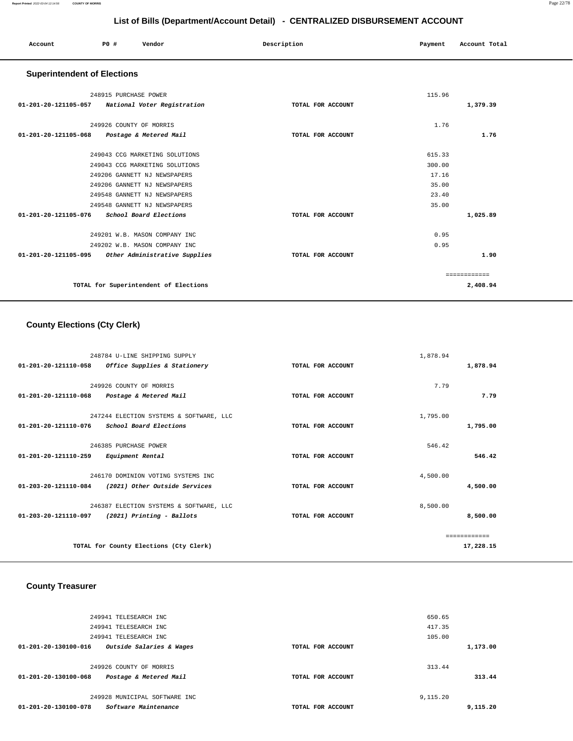# List of Bills (Department/Account Detail) - CENTRALIZED DISBURSEMENT ACCOUNT

| Account | PO # | Vendor | Description | Payment | Account Total |
|---|---|---|---|---|---|

## Superintendent of Elections

| Account | PO # | Vendor | Description | Payment | Account Total |
|---|---|---|---|---|---|
| | 248915 | PURCHASE POWER | | 115.96 | |
| 01-201-20-121105-057 | | *National Voter Registration* | TOTAL FOR ACCOUNT | | 1,379.39 |
| | 249926 | COUNTY OF MORRIS | | 1.76 | |
| 01-201-20-121105-068 | | *Postage & Metered Mail* | TOTAL FOR ACCOUNT | | 1.76 |
| | 249043 | CCG MARKETING SOLUTIONS | | 615.33 | |
| | 249043 | CCG MARKETING SOLUTIONS | | 300.00 | |
| | 249206 | GANNETT NJ NEWSPAPERS | | 17.16 | |
| | 249206 | GANNETT NJ NEWSPAPERS | | 35.00 | |
| | 249548 | GANNETT NJ NEWSPAPERS | | 23.40 | |
| | 249548 | GANNETT NJ NEWSPAPERS | | 35.00 | |
| 01-201-20-121105-076 | | *School Board Elections* | TOTAL FOR ACCOUNT | | 1,025.89 |
| | 249201 | W.B. MASON COMPANY INC | | 0.95 | |
| | 249202 | W.B. MASON COMPANY INC | | 0.95 | |
| 01-201-20-121105-095 | | *Other Administrative Supplies* | TOTAL FOR ACCOUNT | | 1.90 |
| | | | | | ============ |
| | | TOTAL for Superintendent of Elections | | | 2,408.94 |

## County Elections (Cty Clerk)

| Account | PO # | Vendor | Description | Payment | Account Total |
|---|---|---|---|---|---|
| | 248784 | U-LINE SHIPPING SUPPLY | | 1,878.94 | |
| 01-201-20-121110-058 | | *Office Supplies & Stationery* | TOTAL FOR ACCOUNT | | 1,878.94 |
| | 249926 | COUNTY OF MORRIS | | 7.79 | |
| 01-201-20-121110-068 | | *Postage & Metered Mail* | TOTAL FOR ACCOUNT | | 7.79 |
| | 247244 | ELECTION SYSTEMS & SOFTWARE, LLC | | 1,795.00 | |
| 01-201-20-121110-076 | | *School Board Elections* | TOTAL FOR ACCOUNT | | 1,795.00 |
| | 246385 | PURCHASE POWER | | 546.42 | |
| 01-201-20-121110-259 | | *Equipment Rental* | TOTAL FOR ACCOUNT | | 546.42 |
| | 246170 | DOMINION VOTING SYSTEMS INC | | 4,500.00 | |
| 01-203-20-121110-084 | | *(2021) Other Outside Services* | TOTAL FOR ACCOUNT | | 4,500.00 |
| | 246387 | ELECTION SYSTEMS & SOFTWARE, LLC | | 8,500.00 | |
| 01-203-20-121110-097 | | *(2021) Printing - Ballots* | TOTAL FOR ACCOUNT | | 8,500.00 |
| | | | | | ============ |
| | | TOTAL for County Elections (Cty Clerk) | | | 17,228.15 |

## County Treasurer

| Account | PO # | Vendor | Description | Payment | Account Total |
|---|---|---|---|---|---|
| | 249941 | TELESEARCH INC | | 650.65 | |
| | 249941 | TELESEARCH INC | | 417.35 | |
| | 249941 | TELESEARCH INC | | 105.00 | |
| 01-201-20-130100-016 | | *Outside Salaries & Wages* | TOTAL FOR ACCOUNT | | 1,173.00 |
| | 249926 | COUNTY OF MORRIS | | 313.44 | |
| 01-201-20-130100-068 | | *Postage & Metered Mail* | TOTAL FOR ACCOUNT | | 313.44 |
| | 249928 | MUNICIPAL SOFTWARE INC | | 9,115.20 | |
| 01-201-20-130100-078 | | *Software Maintenance* | TOTAL FOR ACCOUNT | | 9,115.20 |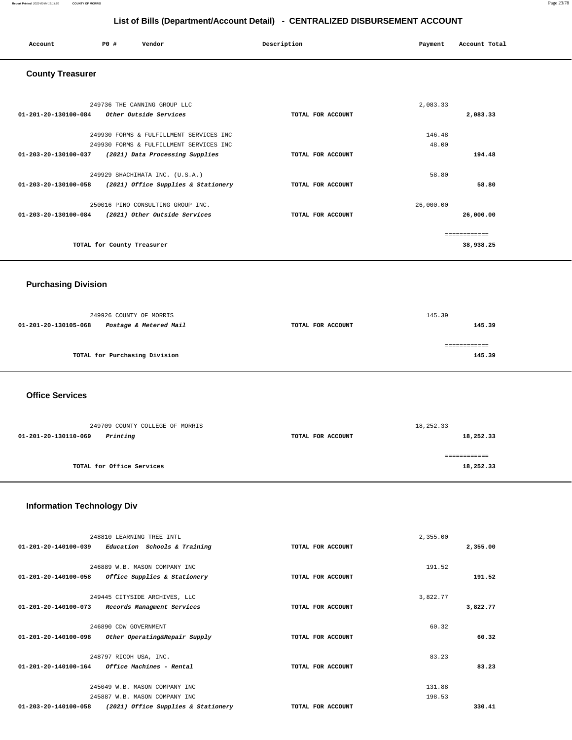# List of Bills (Department/Account Detail) - CENTRALIZED DISBURSEMENT ACCOUNT

| Account | PO # | Vendor | Description | Payment | Account Total |
|---|---|---|---|---|---|

## County Treasurer

| Account | PO # | Vendor | Description | Payment | Account Total |
|---|---|---|---|---|---|
| | 249736 | THE CANNING GROUP LLC | | 2,083.33 | |
| 01-201-20-130100-084 | | *Other Outside Services* | TOTAL FOR ACCOUNT | | 2,083.33 |
| | 249930 | FORMS & FULFILLMENT SERVICES INC | | 146.48 | |
| | 249930 | FORMS & FULFILLMENT SERVICES INC | | 48.00 | |
| 01-203-20-130100-037 | | *(2021) Data Processing Supplies* | TOTAL FOR ACCOUNT | | 194.48 |
| | 249929 | SHACHIHATA INC. (U.S.A.) | | 58.80 | |
| 01-203-20-130100-058 | | *(2021) Office Supplies & Stationery* | TOTAL FOR ACCOUNT | | 58.80 |
| | 250016 | PINO CONSULTING GROUP INC. | | 26,000.00 | |
| 01-203-20-130100-084 | | *(2021) Other Outside Services* | TOTAL FOR ACCOUNT | | 26,000.00 |
| | | TOTAL for County Treasurer | | | 38,938.25 |

## Purchasing Division

| Account | PO # | Vendor | Description | Payment | Account Total |
|---|---|---|---|---|---|
| | 249926 | COUNTY OF MORRIS | | 145.39 | |
| 01-201-20-130105-068 | | *Postage & Metered Mail* | TOTAL FOR ACCOUNT | | 145.39 |
| | | TOTAL for Purchasing Division | | | 145.39 |

## Office Services

| Account | PO # | Vendor | Description | Payment | Account Total |
|---|---|---|---|---|---|
| | 249709 | COUNTY COLLEGE OF MORRIS | | 18,252.33 | |
| 01-201-20-130110-069 | | *Printing* | TOTAL FOR ACCOUNT | | 18,252.33 |
| | | TOTAL for Office Services | | | 18,252.33 |

## Information Technology Div

| Account | PO # | Vendor | Description | Payment | Account Total |
|---|---|---|---|---|---|
| | 248810 | LEARNING TREE INTL | | 2,355.00 | |
| 01-201-20-140100-039 | | *Education Schools & Training* | TOTAL FOR ACCOUNT | | 2,355.00 |
| | 246889 | W.B. MASON COMPANY INC | | 191.52 | |
| 01-201-20-140100-058 | | *Office Supplies & Stationery* | TOTAL FOR ACCOUNT | | 191.52 |
| | 249445 | CITYSIDE ARCHIVES, LLC | | 3,822.77 | |
| 01-201-20-140100-073 | | *Records Managment Services* | TOTAL FOR ACCOUNT | | 3,822.77 |
| | 246890 | CDW GOVERNMENT | | 60.32 | |
| 01-201-20-140100-098 | | *Other Operating&Repair Supply* | TOTAL FOR ACCOUNT | | 60.32 |
| | 248797 | RICOH USA, INC. | | 83.23 | |
| 01-201-20-140100-164 | | *Office Machines - Rental* | TOTAL FOR ACCOUNT | | 83.23 |
| | 245049 | W.B. MASON COMPANY INC | | 131.88 | |
| | 245887 | W.B. MASON COMPANY INC | | 198.53 | |
| 01-203-20-140100-058 | | *(2021) Office Supplies & Stationery* | TOTAL FOR ACCOUNT | | 330.41 |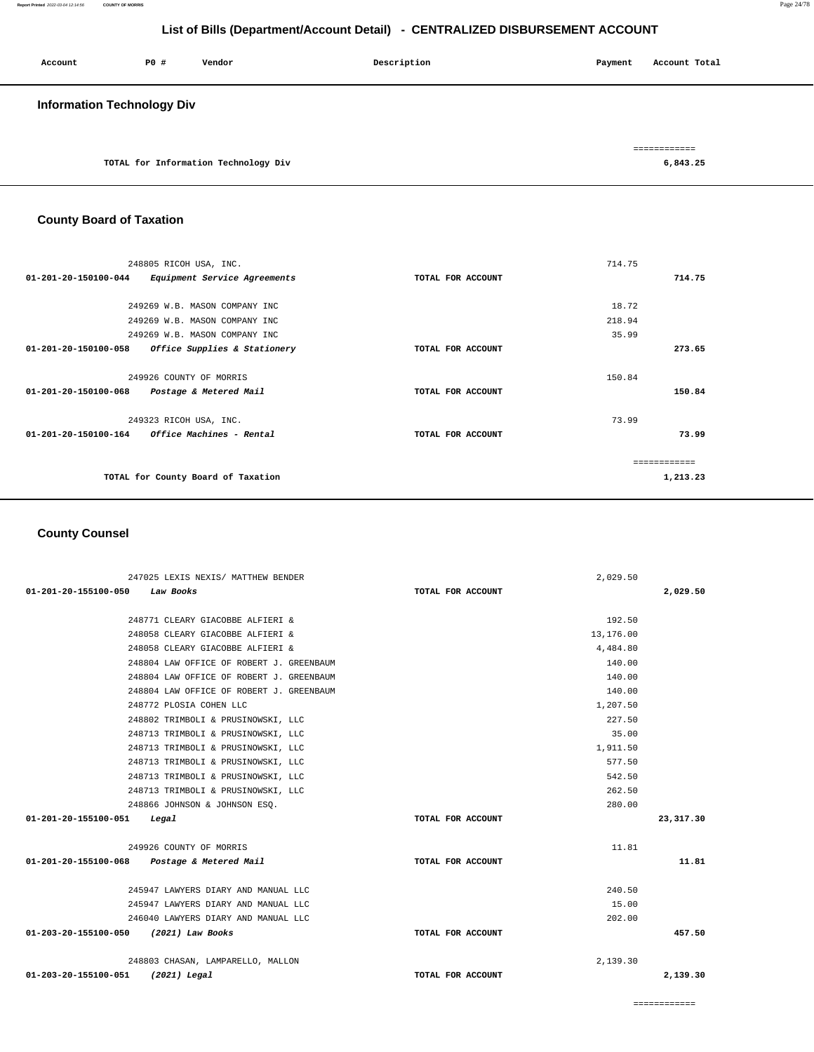## List of Bills (Department/Account Detail) - CENTRALIZED DISBURSEMENT ACCOUNT

| Account | P0 # | Vendor | Description | Payment | Account Total |
|---|---|---|---|---|---|

### Information Technology Div

| | | |
|---|---|---|
| TOTAL for Information Technology Div | | 6,843.25 |

### County Board of Taxation

| Account | Vendor | Description | Payment | Account Total |
|---|---|---|---|---|
| | 248805 RICOH USA, INC. | | 714.75 | |
| 01-201-20-150100-044 | *Equipment Service Agreements* | TOTAL FOR ACCOUNT | | 714.75 |
| | 249269 W.B. MASON COMPANY INC | | 18.72 | |
| | 249269 W.B. MASON COMPANY INC | | 218.94 | |
| | 249269 W.B. MASON COMPANY INC | | 35.99 | |
| 01-201-20-150100-058 | *Office Supplies & Stationery* | TOTAL FOR ACCOUNT | | 273.65 |
| | 249926 COUNTY OF MORRIS | | 150.84 | |
| 01-201-20-150100-068 | *Postage & Metered Mail* | TOTAL FOR ACCOUNT | | 150.84 |
| | 249323 RICOH USA, INC. | | 73.99 | |
| 01-201-20-150100-164 | *Office Machines - Rental* | TOTAL FOR ACCOUNT | | 73.99 |
| | TOTAL for County Board of Taxation | | | 1,213.23 |

### County Counsel

| Account | Vendor | Description | Payment | Account Total |
|---|---|---|---|---|
| | 247025 LEXIS NEXIS/ MATTHEW BENDER | | 2,029.50 | |
| 01-201-20-155100-050 | *Law Books* | TOTAL FOR ACCOUNT | | 2,029.50 |
| | 248771 CLEARY GIACOBBE ALFIERI & | | 192.50 | |
| | 248058 CLEARY GIACOBBE ALFIERI & | | 13,176.00 | |
| | 248058 CLEARY GIACOBBE ALFIERI & | | 4,484.80 | |
| | 248804 LAW OFFICE OF ROBERT J. GREENBAUM | | 140.00 | |
| | 248804 LAW OFFICE OF ROBERT J. GREENBAUM | | 140.00 | |
| | 248804 LAW OFFICE OF ROBERT J. GREENBAUM | | 140.00 | |
| | 248772 PLOSIA COHEN LLC | | 1,207.50 | |
| | 248802 TRIMBOLI & PRUSINOWSKI, LLC | | 227.50 | |
| | 248713 TRIMBOLI & PRUSINOWSKI, LLC | | 35.00 | |
| | 248713 TRIMBOLI & PRUSINOWSKI, LLC | | 1,911.50 | |
| | 248713 TRIMBOLI & PRUSINOWSKI, LLC | | 577.50 | |
| | 248713 TRIMBOLI & PRUSINOWSKI, LLC | | 542.50 | |
| | 248713 TRIMBOLI & PRUSINOWSKI, LLC | | 262.50 | |
| | 248866 JOHNSON & JOHNSON ESQ. | | 280.00 | |
| 01-201-20-155100-051 | *Legal* | TOTAL FOR ACCOUNT | | 23,317.30 |
| | 249926 COUNTY OF MORRIS | | 11.81 | |
| 01-201-20-155100-068 | *Postage & Metered Mail* | TOTAL FOR ACCOUNT | | 11.81 |
| | 245947 LAWYERS DIARY AND MANUAL LLC | | 240.50 | |
| | 245947 LAWYERS DIARY AND MANUAL LLC | | 15.00 | |
| | 246040 LAWYERS DIARY AND MANUAL LLC | | 202.00 | |
| 01-203-20-155100-050 | *(2021) Law Books* | TOTAL FOR ACCOUNT | | 457.50 |
| | 248803 CHASAN, LAMPARELLO, MALLON | | 2,139.30 | |
| 01-203-20-155100-051 | *(2021) Legal* | TOTAL FOR ACCOUNT | | 2,139.30 |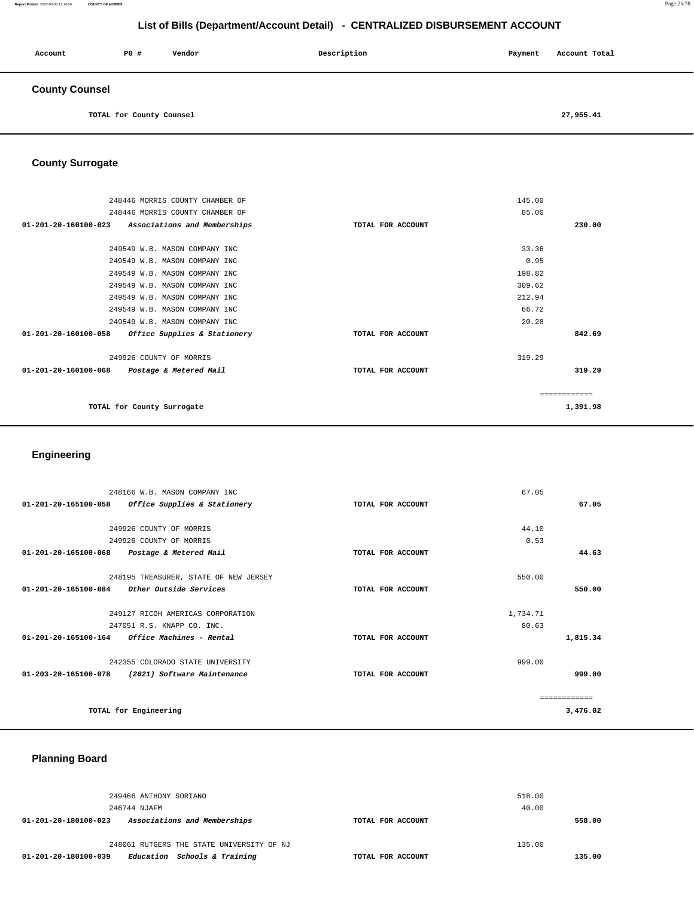# List of Bills (Department/Account Detail) - CENTRALIZED DISBURSEMENT ACCOUNT

| Account | PO # | Vendor | Description | Payment | Account Total |
|---|---|---|---|---|---|

## County Counsel

| | | | | |
|---|---|---|---|---|
| TOTAL for County Counsel | | | | 27,955.41 |

## County Surrogate

| Account | PO # / Vendor | Description | Payment | Account Total |
|---|---|---|---|---|
| | 248446 MORRIS COUNTY CHAMBER OF | | 145.00 | |
| | 248446 MORRIS COUNTY CHAMBER OF | | 85.00 | |
| 01-201-20-160100-023 | *Associations and Memberships* | TOTAL FOR ACCOUNT | | 230.00 |
| | 249549 W.B. MASON COMPANY INC | | 33.36 | |
| | 249549 W.B. MASON COMPANY INC | | 0.95 | |
| | 249549 W.B. MASON COMPANY INC | | 198.82 | |
| | 249549 W.B. MASON COMPANY INC | | 309.62 | |
| | 249549 W.B. MASON COMPANY INC | | 212.94 | |
| | 249549 W.B. MASON COMPANY INC | | 66.72 | |
| | 249549 W.B. MASON COMPANY INC | | 20.28 | |
| 01-201-20-160100-058 | *Office Supplies & Stationery* | TOTAL FOR ACCOUNT | | 842.69 |
| | 249926 COUNTY OF MORRIS | | 319.29 | |
| 01-201-20-160100-068 | *Postage & Metered Mail* | TOTAL FOR ACCOUNT | | 319.29 |
| | | | | ============ |
| | TOTAL for County Surrogate | | | 1,391.98 |

## Engineering

| Account | PO # / Vendor | Description | Payment | Account Total |
|---|---|---|---|---|
| | 248166 W.B. MASON COMPANY INC | | 67.05 | |
| 01-201-20-165100-058 | *Office Supplies & Stationery* | TOTAL FOR ACCOUNT | | 67.05 |
| | 249926 COUNTY OF MORRIS | | 44.10 | |
| | 249926 COUNTY OF MORRIS | | 0.53 | |
| 01-201-20-165100-068 | *Postage & Metered Mail* | TOTAL FOR ACCOUNT | | 44.63 |
| | 248195 TREASURER, STATE OF NEW JERSEY | | 550.00 | |
| 01-201-20-165100-084 | *Other Outside Services* | TOTAL FOR ACCOUNT | | 550.00 |
| | 249127 RICOH AMERICAS CORPORATION | | 1,734.71 | |
| | 247051 R.S. KNAPP CO. INC. | | 80.63 | |
| 01-201-20-165100-164 | *Office Machines - Rental* | TOTAL FOR ACCOUNT | | 1,815.34 |
| | 242355 COLORADO STATE UNIVERSITY | | 999.00 | |
| 01-203-20-165100-078 | *(2021) Software Maintenance* | TOTAL FOR ACCOUNT | | 999.00 |
| | | | | ============ |
| | TOTAL for Engineering | | | 3,476.02 |

## Planning Board

| Account | PO # / Vendor | Description | Payment | Account Total |
|---|---|---|---|---|
| | 249466 ANTHONY SORIANO | | 518.00 | |
| | 246744 NJAFM | | 40.00 | |
| 01-201-20-180100-023 | *Associations and Memberships* | TOTAL FOR ACCOUNT | | 558.00 |
| | 248061 RUTGERS THE STATE UNIVERSITY OF NJ | | 135.00 | |
| 01-201-20-180100-039 | *Education Schools & Training* | TOTAL FOR ACCOUNT | | 135.00 |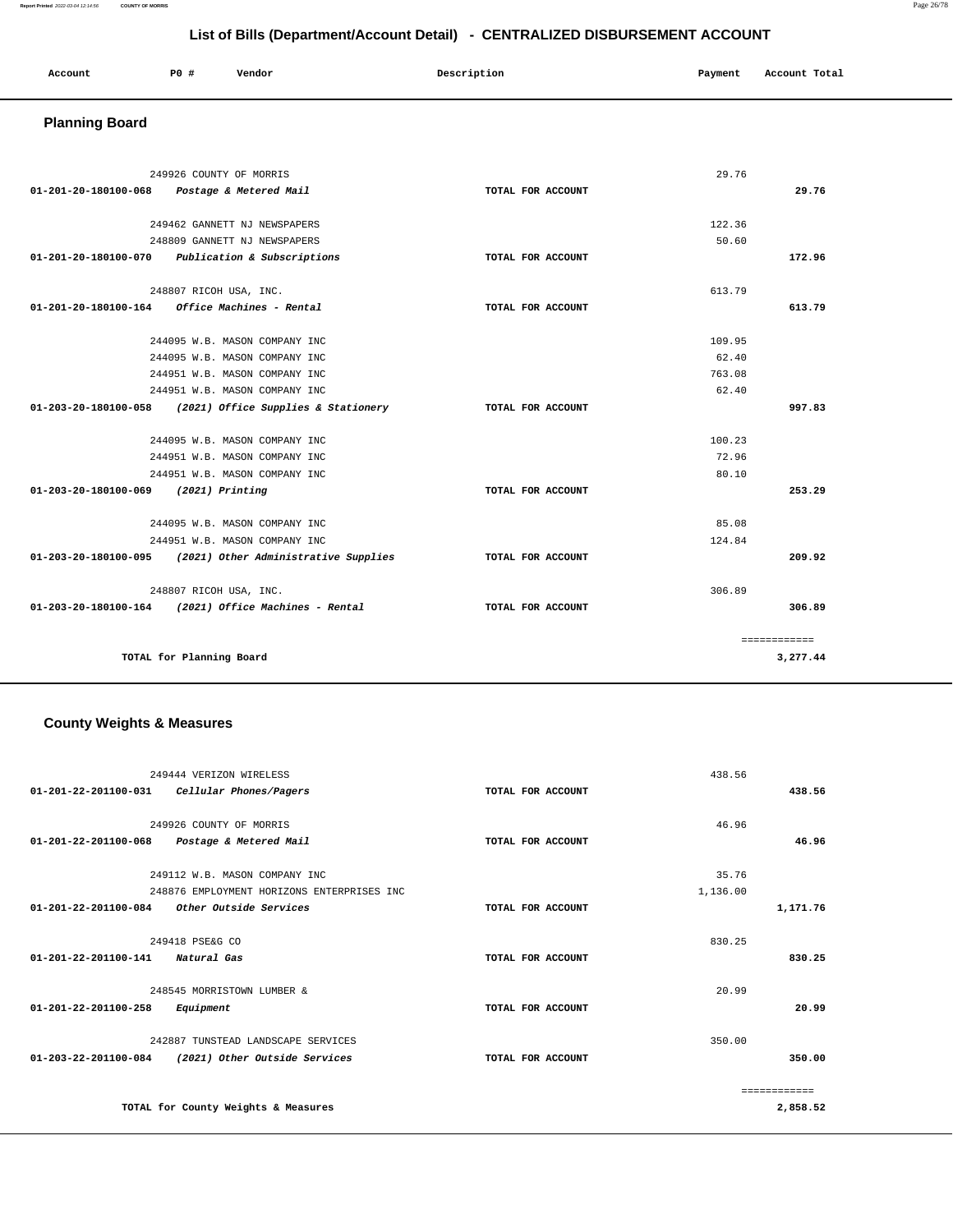## List of Bills (Department/Account Detail) - CENTRALIZED DISBURSEMENT ACCOUNT

| Account | PO # | Vendor | Description | Payment | Account Total |
|---|---|---|---|---|---|

### Planning Board

| Account | PO # | Vendor | Description | Payment | Account Total |
|---|---|---|---|---|---|
| | 249926 | COUNTY OF MORRIS | | 29.76 | |
| **01-201-20-180100-068** | | *Postage & Metered Mail* | TOTAL FOR ACCOUNT | | **29.76** |
| | 249462 | GANNETT NJ NEWSPAPERS | | 122.36 | |
| | 248809 | GANNETT NJ NEWSPAPERS | | 50.60 | |
| **01-201-20-180100-070** | | *Publication & Subscriptions* | TOTAL FOR ACCOUNT | | **172.96** |
| | 248807 | RICOH USA, INC. | | 613.79 | |
| **01-201-20-180100-164** | | *Office Machines - Rental* | TOTAL FOR ACCOUNT | | **613.79** |
| | 244095 | W.B. MASON COMPANY INC | | 109.95 | |
| | 244095 | W.B. MASON COMPANY INC | | 62.40 | |
| | 244951 | W.B. MASON COMPANY INC | | 763.08 | |
| | 244951 | W.B. MASON COMPANY INC | | 62.40 | |
| **01-203-20-180100-058** | | *(2021) Office Supplies & Stationery* | TOTAL FOR ACCOUNT | | **997.83** |
| | 244095 | W.B. MASON COMPANY INC | | 100.23 | |
| | 244951 | W.B. MASON COMPANY INC | | 72.96 | |
| | 244951 | W.B. MASON COMPANY INC | | 80.10 | |
| **01-203-20-180100-069** | | *(2021) Printing* | TOTAL FOR ACCOUNT | | **253.29** |
| | 244095 | W.B. MASON COMPANY INC | | 85.08 | |
| | 244951 | W.B. MASON COMPANY INC | | 124.84 | |
| **01-203-20-180100-095** | | *(2021) Other Administrative Supplies* | TOTAL FOR ACCOUNT | | **209.92** |
| | 248807 | RICOH USA, INC. | | 306.89 | |
| **01-203-20-180100-164** | | *(2021) Office Machines - Rental* | TOTAL FOR ACCOUNT | | **306.89** |
| | | | | | ============ |
| | | **TOTAL for Planning Board** | | | **3,277.44** |

### County Weights & Measures

| Account | PO # | Vendor | Description | Payment | Account Total |
|---|---|---|---|---|---|
| | 249444 | VERIZON WIRELESS | | 438.56 | |
| **01-201-22-201100-031** | | *Cellular Phones/Pagers* | TOTAL FOR ACCOUNT | | **438.56** |
| | 249926 | COUNTY OF MORRIS | | 46.96 | |
| **01-201-22-201100-068** | | *Postage & Metered Mail* | TOTAL FOR ACCOUNT | | **46.96** |
| | 249112 | W.B. MASON COMPANY INC | | 35.76 | |
| | 248876 | EMPLOYMENT HORIZONS ENTERPRISES INC | | 1,136.00 | |
| **01-201-22-201100-084** | | *Other Outside Services* | TOTAL FOR ACCOUNT | | **1,171.76** |
| | 249418 | PSE&G CO | | 830.25 | |
| **01-201-22-201100-141** | | *Natural Gas* | TOTAL FOR ACCOUNT | | **830.25** |
| | 248545 | MORRISTOWN LUMBER & | | 20.99 | |
| **01-201-22-201100-258** | | *Equipment* | TOTAL FOR ACCOUNT | | **20.99** |
| | 242887 | TUNSTEAD LANDSCAPE SERVICES | | 350.00 | |
| **01-203-22-201100-084** | | *(2021) Other Outside Services* | TOTAL FOR ACCOUNT | | **350.00** |
| | | | | | ============ |
| | | **TOTAL for County Weights & Measures** | | | **2,858.52** |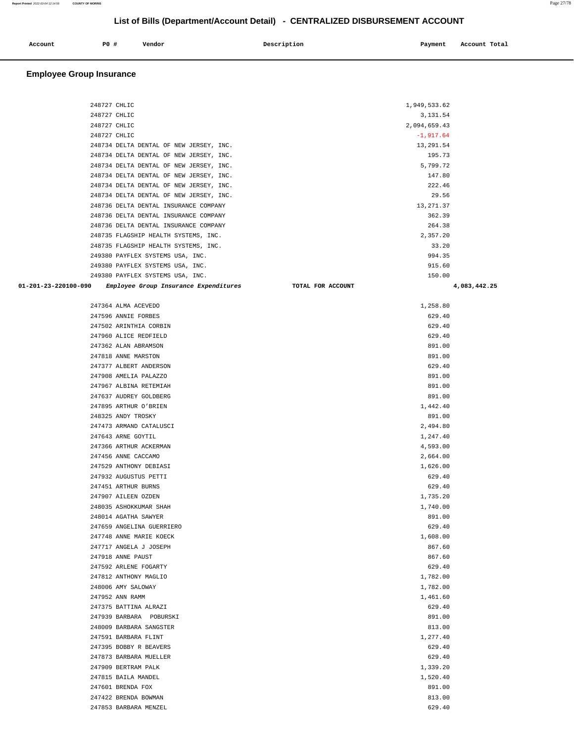## List of Bills (Department/Account Detail) - CENTRALIZED DISBURSEMENT ACCOUNT

| Account | PO # | Vendor | Description | Payment | Account Total |
|---|---|---|---|---|---|

### Employee Group Insurance

| Account | PO # | Vendor | Description | Payment | Account Total |
|---|---|---|---|---|---|
| | 248727 | CHLIC | | 1,949,533.62 | |
| | 248727 | CHLIC | | 3,131.54 | |
| | 248727 | CHLIC | | 2,094,659.43 | |
| | 248727 | CHLIC | | -1,917.64 | |
| | 248734 | DELTA DENTAL OF NEW JERSEY, INC. | | 13,291.54 | |
| | 248734 | DELTA DENTAL OF NEW JERSEY, INC. | | 195.73 | |
| | 248734 | DELTA DENTAL OF NEW JERSEY, INC. | | 5,799.72 | |
| | 248734 | DELTA DENTAL OF NEW JERSEY, INC. | | 147.80 | |
| | 248734 | DELTA DENTAL OF NEW JERSEY, INC. | | 222.46 | |
| | 248734 | DELTA DENTAL OF NEW JERSEY, INC. | | 29.56 | |
| | 248736 | DELTA DENTAL INSURANCE COMPANY | | 13,271.37 | |
| | 248736 | DELTA DENTAL INSURANCE COMPANY | | 362.39 | |
| | 248736 | DELTA DENTAL INSURANCE COMPANY | | 264.38 | |
| | 248735 | FLAGSHIP HEALTH SYSTEMS, INC. | | 2,357.20 | |
| | 248735 | FLAGSHIP HEALTH SYSTEMS, INC. | | 33.20 | |
| | 249380 | PAYFLEX SYSTEMS USA, INC. | | 994.35 | |
| | 249380 | PAYFLEX SYSTEMS USA, INC. | | 915.60 | |
| | 249380 | PAYFLEX SYSTEMS USA, INC. | | 150.00 | |
| **01-201-23-220100-090** | | *Employee Group Insurance Expenditures* | **TOTAL FOR ACCOUNT** | | **4,083,442.25** |
| | 247364 | ALMA ACEVEDO | | 1,258.80 | |
| | 247596 | ANNIE FORBES | | 629.40 | |
| | 247502 | ARINTHIA CORBIN | | 629.40 | |
| | 247960 | ALICE REDFIELD | | 629.40 | |
| | 247362 | ALAN ABRAMSON | | 891.00 | |
| | 247818 | ANNE MARSTON | | 891.00 | |
| | 247377 | ALBERT ANDERSON | | 629.40 | |
| | 247908 | AMELIA PALAZZO | | 891.00 | |
| | 247967 | ALBINA RETEMIAH | | 891.00 | |
| | 247637 | AUDREY GOLDBERG | | 891.00 | |
| | 247895 | ARTHUR O'BRIEN | | 1,442.40 | |
| | 248325 | ANDY TROSKY | | 891.00 | |
| | 247473 | ARMAND CATALUSCI | | 2,494.80 | |
| | 247643 | ARNE GOYTIL | | 1,247.40 | |
| | 247366 | ARTHUR ACKERMAN | | 4,593.00 | |
| | 247456 | ANNE CACCAMO | | 2,664.00 | |
| | 247529 | ANTHONY DEBIASI | | 1,626.00 | |
| | 247932 | AUGUSTUS PETTI | | 629.40 | |
| | 247451 | ARTHUR BURNS | | 629.40 | |
| | 247907 | AILEEN OZDEN | | 1,735.20 | |
| | 248035 | ASHOKKUMAR SHAH | | 1,740.00 | |
| | 248014 | AGATHA SAWYER | | 891.00 | |
| | 247659 | ANGELINA GUERRIERO | | 629.40 | |
| | 247748 | ANNE MARIE KOECK | | 1,608.00 | |
| | 247717 | ANGELA J JOSEPH | | 867.60 | |
| | 247918 | ANNE PAUST | | 867.60 | |
| | 247592 | ARLENE FOGARTY | | 629.40 | |
| | 247812 | ANTHONY MAGLIO | | 1,782.00 | |
| | 248006 | AMY SALOWAY | | 1,782.00 | |
| | 247952 | ANN RAMM | | 1,461.60 | |
| | 247375 | BATTINA ALRAZI | | 629.40 | |
| | 247939 | BARBARA POBURSKI | | 891.00 | |
| | 248009 | BARBARA SANGSTER | | 813.00 | |
| | 247591 | BARBARA FLINT | | 1,277.40 | |
| | 247395 | BOBBY R BEAVERS | | 629.40 | |
| | 247873 | BARBARA MUELLER | | 629.40 | |
| | 247909 | BERTRAM PALK | | 1,339.20 | |
| | 247815 | BAILA MANDEL | | 1,520.40 | |
| | 247601 | BRENDA FOX | | 891.00 | |
| | 247422 | BRENDA BOWMAN | | 813.00 | |
| | 247853 | BARBARA MENZEL | | 629.40 | |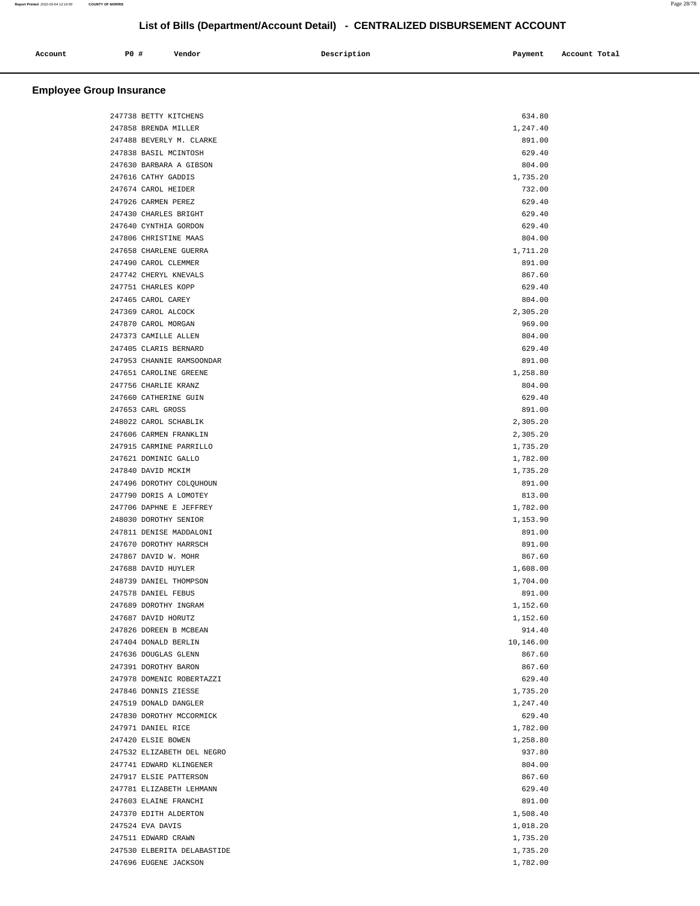# List of Bills (Department/Account Detail) - CENTRALIZED DISBURSEMENT ACCOUNT

| Account | PO # | Vendor | Description | Payment | Account Total |
|---|---|---|---|---|---|

## Employee Group Insurance

| Account | PO # | Vendor | Description | Payment | Account Total |
|---|---|---|---|---|---|
| | 247738 | BETTY KITCHENS | | 634.80 | |
| | 247858 | BRENDA MILLER | | 1,247.40 | |
| | 247488 | BEVERLY M. CLARKE | | 891.00 | |
| | 247838 | BASIL MCINTOSH | | 629.40 | |
| | 247630 | BARBARA A GIBSON | | 804.00 | |
| | 247616 | CATHY GADDIS | | 1,735.20 | |
| | 247674 | CAROL HEIDER | | 732.00 | |
| | 247926 | CARMEN PEREZ | | 629.40 | |
| | 247430 | CHARLES BRIGHT | | 629.40 | |
| | 247640 | CYNTHIA GORDON | | 629.40 | |
| | 247806 | CHRISTINE MAAS | | 804.00 | |
| | 247658 | CHARLENE GUERRA | | 1,711.20 | |
| | 247490 | CAROL CLEMMER | | 891.00 | |
| | 247742 | CHERYL KNEVALS | | 867.60 | |
| | 247751 | CHARLES KOPP | | 629.40 | |
| | 247465 | CAROL CAREY | | 804.00 | |
| | 247369 | CAROL ALCOCK | | 2,305.20 | |
| | 247870 | CAROL MORGAN | | 969.00 | |
| | 247373 | CAMILLE ALLEN | | 804.00 | |
| | 247405 | CLARIS BERNARD | | 629.40 | |
| | 247953 | CHANNIE RAMSOONDAR | | 891.00 | |
| | 247651 | CAROLINE GREENE | | 1,258.80 | |
| | 247756 | CHARLIE KRANZ | | 804.00 | |
| | 247660 | CATHERINE GUIN | | 629.40 | |
| | 247653 | CARL GROSS | | 891.00 | |
| | 248022 | CAROL SCHABLIK | | 2,305.20 | |
| | 247606 | CARMEN FRANKLIN | | 2,305.20 | |
| | 247915 | CARMINE PARRILLO | | 1,735.20 | |
| | 247621 | DOMINIC GALLO | | 1,782.00 | |
| | 247840 | DAVID MCKIM | | 1,735.20 | |
| | 247496 | DOROTHY COLQUHOUN | | 891.00 | |
| | 247790 | DORIS A LOMOTEY | | 813.00 | |
| | 247706 | DAPHNE E JEFFREY | | 1,782.00 | |
| | 248030 | DOROTHY SENIOR | | 1,153.90 | |
| | 247811 | DENISE MADDALONI | | 891.00 | |
| | 247670 | DOROTHY HARRSCH | | 891.00 | |
| | 247867 | DAVID W. MOHR | | 867.60 | |
| | 247688 | DAVID HUYLER | | 1,608.00 | |
| | 248739 | DANIEL THOMPSON | | 1,704.00 | |
| | 247578 | DANIEL FEBUS | | 891.00 | |
| | 247689 | DOROTHY INGRAM | | 1,152.60 | |
| | 247687 | DAVID HORUTZ | | 1,152.60 | |
| | 247826 | DOREEN B MCBEAN | | 914.40 | |
| | 247404 | DONALD BERLIN | | 10,146.00 | |
| | 247636 | DOUGLAS GLENN | | 867.60 | |
| | 247391 | DOROTHY BARON | | 867.60 | |
| | 247978 | DOMENIC ROBERTAZZI | | 629.40 | |
| | 247846 | DONNIS ZIESSE | | 1,735.20 | |
| | 247519 | DONALD DANGLER | | 1,247.40 | |
| | 247830 | DOROTHY MCCORMICK | | 629.40 | |
| | 247971 | DANIEL RICE | | 1,782.00 | |
| | 247420 | ELSIE BOWEN | | 1,258.80 | |
| | 247532 | ELIZABETH DEL NEGRO | | 937.80 | |
| | 247741 | EDWARD KLINGENER | | 804.00 | |
| | 247917 | ELSIE PATTERSON | | 867.60 | |
| | 247781 | ELIZABETH LEHMANN | | 629.40 | |
| | 247603 | ELAINE FRANCHI | | 891.00 | |
| | 247370 | EDITH ALDERTON | | 1,508.40 | |
| | 247524 | EVA DAVIS | | 1,018.20 | |
| | 247511 | EDWARD CRAWN | | 1,735.20 | |
| | 247530 | ELBERITA DELABASTIDE | | 1,735.20 | |
| | 247696 | EUGENE JACKSON | | 1,782.00 | |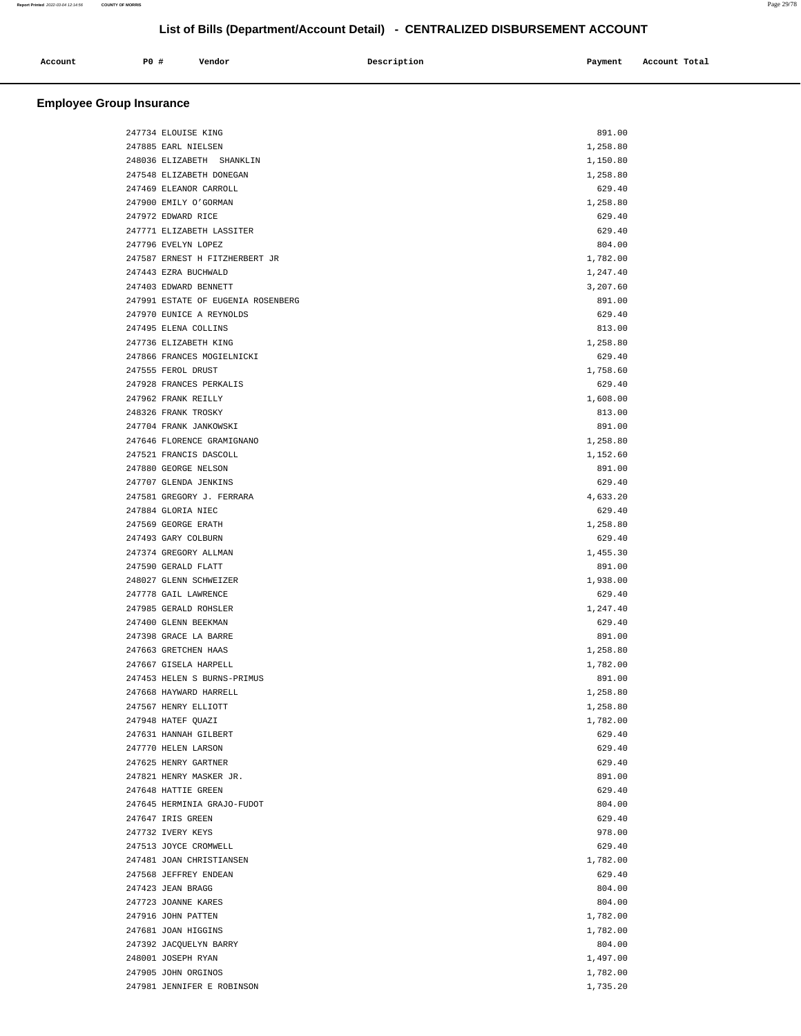# List of Bills (Department/Account Detail) - CENTRALIZED DISBURSEMENT ACCOUNT

| Account | PO # | Vendor | Description | Payment | Account Total |
|---|---|---|---|---|---|

## Employee Group Insurance

| Account | PO # | Vendor | Description | Payment | Account Total |
|---|---|---|---|---|---|
| | 247734 | ELOUISE KING | | 891.00 | |
| | 247885 | EARL NIELSEN | | 1,258.80 | |
| | 248036 | ELIZABETH SHANKLIN | | 1,150.80 | |
| | 247548 | ELIZABETH DONEGAN | | 1,258.80 | |
| | 247469 | ELEANOR CARROLL | | 629.40 | |
| | 247900 | EMILY O'GORMAN | | 1,258.80 | |
| | 247972 | EDWARD RICE | | 629.40 | |
| | 247771 | ELIZABETH LASSITER | | 629.40 | |
| | 247796 | EVELYN LOPEZ | | 804.00 | |
| | 247587 | ERNEST H FITZHERBERT JR | | 1,782.00 | |
| | 247443 | EZRA BUCHWALD | | 1,247.40 | |
| | 247403 | EDWARD BENNETT | | 3,207.60 | |
| | 247991 | ESTATE OF EUGENIA ROSENBERG | | 891.00 | |
| | 247970 | EUNICE A REYNOLDS | | 629.40 | |
| | 247495 | ELENA COLLINS | | 813.00 | |
| | 247736 | ELIZABETH KING | | 1,258.80 | |
| | 247866 | FRANCES MOGIELNICKI | | 629.40 | |
| | 247555 | FEROL DRUST | | 1,758.60 | |
| | 247928 | FRANCES PERKALIS | | 629.40 | |
| | 247962 | FRANK REILLY | | 1,608.00 | |
| | 248326 | FRANK TROSKY | | 813.00 | |
| | 247704 | FRANK JANKOWSKI | | 891.00 | |
| | 247646 | FLORENCE GRAMIGNANO | | 1,258.80 | |
| | 247521 | FRANCIS DASCOLL | | 1,152.60 | |
| | 247880 | GEORGE NELSON | | 891.00 | |
| | 247707 | GLENDA JENKINS | | 629.40 | |
| | 247581 | GREGORY J. FERRARA | | 4,633.20 | |
| | 247884 | GLORIA NIEC | | 629.40 | |
| | 247569 | GEORGE ERATH | | 1,258.80 | |
| | 247493 | GARY COLBURN | | 629.40 | |
| | 247374 | GREGORY ALLMAN | | 1,455.30 | |
| | 247590 | GERALD FLATT | | 891.00 | |
| | 248027 | GLENN SCHWEIZER | | 1,938.00 | |
| | 247778 | GAIL LAWRENCE | | 629.40 | |
| | 247985 | GERALD ROHSLER | | 1,247.40 | |
| | 247400 | GLENN BEEKMAN | | 629.40 | |
| | 247398 | GRACE LA BARRE | | 891.00 | |
| | 247663 | GRETCHEN HAAS | | 1,258.80 | |
| | 247667 | GISELA HARPELL | | 1,782.00 | |
| | 247453 | HELEN S BURNS-PRIMUS | | 891.00 | |
| | 247668 | HAYWARD HARRELL | | 1,258.80 | |
| | 247567 | HENRY ELLIOTT | | 1,258.80 | |
| | 247948 | HATEF QUAZI | | 1,782.00 | |
| | 247631 | HANNAH GILBERT | | 629.40 | |
| | 247770 | HELEN LARSON | | 629.40 | |
| | 247625 | HENRY GARTNER | | 629.40 | |
| | 247821 | HENRY MASKER JR. | | 891.00 | |
| | 247648 | HATTIE GREEN | | 629.40 | |
| | 247645 | HERMINIA GRAJO-FUDOT | | 804.00 | |
| | 247647 | IRIS GREEN | | 629.40 | |
| | 247732 | IVERY KEYS | | 978.00 | |
| | 247513 | JOYCE CROMWELL | | 629.40 | |
| | 247481 | JOAN CHRISTIANSEN | | 1,782.00 | |
| | 247568 | JEFFREY ENDEAN | | 629.40 | |
| | 247423 | JEAN BRAGG | | 804.00 | |
| | 247723 | JOANNE KARES | | 804.00 | |
| | 247916 | JOHN PATTEN | | 1,782.00 | |
| | 247681 | JOAN HIGGINS | | 1,782.00 | |
| | 247392 | JACQUELYN BARRY | | 804.00 | |
| | 248001 | JOSEPH RYAN | | 1,497.00 | |
| | 247905 | JOHN ORGINOS | | 1,782.00 | |
| | 247981 | JENNIFER E ROBINSON | | 1,735.20 | |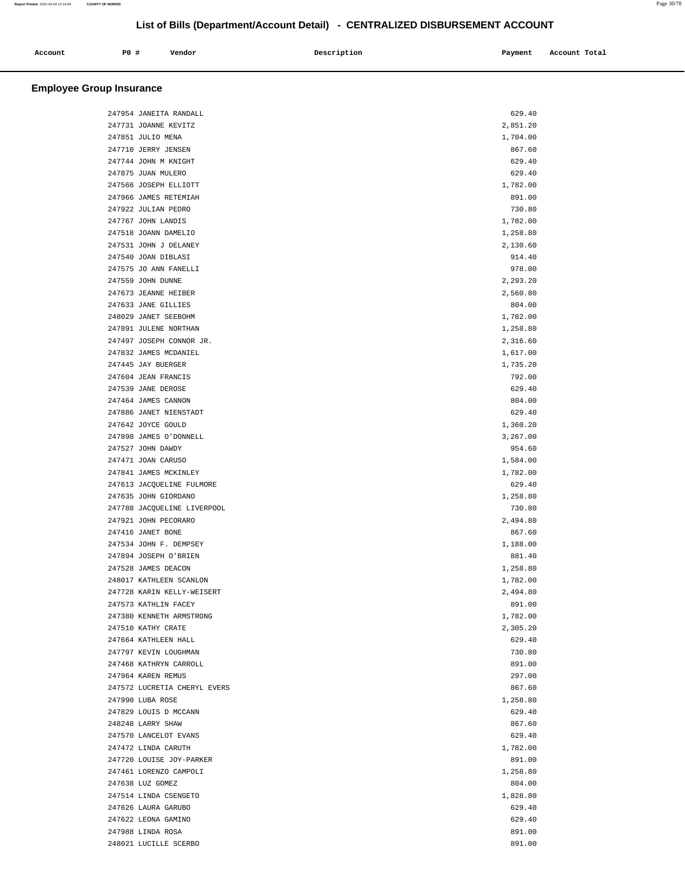# List of Bills (Department/Account Detail) - CENTRALIZED DISBURSEMENT ACCOUNT

| Account | PO # | Vendor | Description | Payment | Account Total |
|---|---|---|---|---|---|

## Employee Group Insurance

| Account | PO # | Vendor | Description | Payment | Account Total |
|---|---|---|---|---|---|
| | 247954 | JANEITA RANDALL | | 629.40 | |
| | 247731 | JOANNE KEVITZ | | 2,851.20 | |
| | 247851 | JULIO MENA | | 1,704.00 | |
| | 247710 | JERRY JENSEN | | 867.60 | |
| | 247744 | JOHN M KNIGHT | | 629.40 | |
| | 247875 | JUAN MULERO | | 629.40 | |
| | 247566 | JOSEPH ELLIOTT | | 1,782.00 | |
| | 247966 | JAMES RETEMIAH | | 891.00 | |
| | 247922 | JULIAN PEDRO | | 730.80 | |
| | 247767 | JOHN LANDIS | | 1,782.00 | |
| | 247518 | JOANN DAMELIO | | 1,258.80 | |
| | 247531 | JOHN J DELANEY | | 2,130.60 | |
| | 247540 | JOAN DIBLASI | | 914.40 | |
| | 247575 | JO ANN FANELLI | | 978.00 | |
| | 247559 | JOHN DUNNE | | 2,293.20 | |
| | 247673 | JEANNE HEIBER | | 2,560.80 | |
| | 247633 | JANE GILLIES | | 804.00 | |
| | 248029 | JANET SEEBOHM | | 1,782.00 | |
| | 247891 | JULENE NORTHAN | | 1,258.80 | |
| | 247497 | JOSEPH CONNOR JR. | | 2,316.60 | |
| | 247832 | JAMES MCDANIEL | | 1,617.00 | |
| | 247445 | JAY BUERGER | | 1,735.20 | |
| | 247604 | JEAN FRANCIS | | 792.00 | |
| | 247539 | JANE DEROSE | | 629.40 | |
| | 247464 | JAMES CANNON | | 804.00 | |
| | 247886 | JANET NIENSTADT | | 629.40 | |
| | 247642 | JOYCE GOULD | | 1,360.20 | |
| | 247898 | JAMES O'DONNELL | | 3,267.00 | |
| | 247527 | JOHN DAWDY | | 954.60 | |
| | 247471 | JOAN CARUSO | | 1,584.00 | |
| | 247841 | JAMES MCKINLEY | | 1,782.00 | |
| | 247613 | JACQUELINE FULMORE | | 629.40 | |
| | 247635 | JOHN GIORDANO | | 1,258.80 | |
| | 247788 | JACQUELINE LIVERPOOL | | 730.80 | |
| | 247921 | JOHN PECORARO | | 2,494.80 | |
| | 247416 | JANET BONE | | 867.60 | |
| | 247534 | JOHN F. DEMPSEY | | 1,188.00 | |
| | 247894 | JOSEPH O'BRIEN | | 881.40 | |
| | 247528 | JAMES DEACON | | 1,258.80 | |
| | 248017 | KATHLEEN SCANLON | | 1,782.00 | |
| | 247728 | KARIN KELLY-WEISERT | | 2,494.80 | |
| | 247573 | KATHLIN FACEY | | 891.00 | |
| | 247380 | KENNETH ARMSTRONG | | 1,782.00 | |
| | 247510 | KATHY CRATE | | 2,305.20 | |
| | 247664 | KATHLEEN HALL | | 629.40 | |
| | 247797 | KEVIN LOUGHMAN | | 730.80 | |
| | 247468 | KATHRYN CARROLL | | 891.00 | |
| | 247964 | KAREN REMUS | | 297.00 | |
| | 247572 | LUCRETIA CHERYL EVERS | | 867.60 | |
| | 247990 | LUBA ROSE | | 1,258.80 | |
| | 247829 | LOUIS D MCCANN | | 629.40 | |
| | 248248 | LARRY SHAW | | 867.60 | |
| | 247570 | LANCELOT EVANS | | 629.40 | |
| | 247472 | LINDA CARUTH | | 1,782.00 | |
| | 247720 | LOUISE JOY-PARKER | | 891.00 | |
| | 247461 | LORENZO CAMPOLI | | 1,258.80 | |
| | 247638 | LUZ GOMEZ | | 804.00 | |
| | 247514 | LINDA CSENGETO | | 1,828.80 | |
| | 247626 | LAURA GARUBO | | 629.40 | |
| | 247622 | LEONA GAMINO | | 629.40 | |
| | 247988 | LINDA ROSA | | 891.00 | |
| | 248021 | LUCILLE SCERBO | | 891.00 | |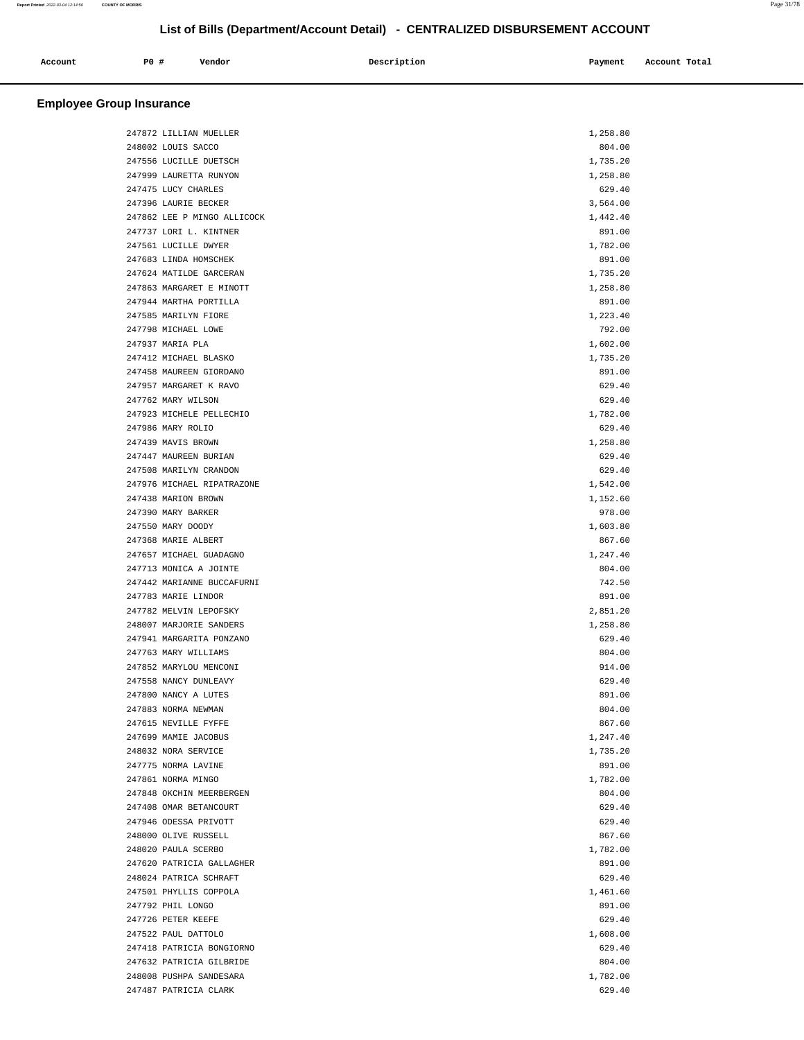# List of Bills (Department/Account Detail) - CENTRALIZED DISBURSEMENT ACCOUNT

| Account | PO # | Vendor | Description | Payment | Account Total |
|---|---|---|---|---|---|

## Employee Group Insurance

| Account | PO # | Vendor | Description | Payment | Account Total |
|---|---|---|---|---|---|
| | 247872 | LILLIAN MUELLER | | 1,258.80 | |
| | 248002 | LOUIS SACCO | | 804.00 | |
| | 247556 | LUCILLE DUETSCH | | 1,735.20 | |
| | 247999 | LAURETTA RUNYON | | 1,258.80 | |
| | 247475 | LUCY CHARLES | | 629.40 | |
| | 247396 | LAURIE BECKER | | 3,564.00 | |
| | 247862 | LEE P MINGO ALLICOCK | | 1,442.40 | |
| | 247737 | LORI L. KINTNER | | 891.00 | |
| | 247561 | LUCILLE DWYER | | 1,782.00 | |
| | 247683 | LINDA HOMSCHEK | | 891.00 | |
| | 247624 | MATILDE GARCERAN | | 1,735.20 | |
| | 247863 | MARGARET E MINOTT | | 1,258.80 | |
| | 247944 | MARTHA PORTILLA | | 891.00 | |
| | 247585 | MARILYN FIORE | | 1,223.40 | |
| | 247798 | MICHAEL LOWE | | 792.00 | |
| | 247937 | MARIA PLA | | 1,602.00 | |
| | 247412 | MICHAEL BLASKO | | 1,735.20 | |
| | 247458 | MAUREEN GIORDANO | | 891.00 | |
| | 247957 | MARGARET K RAVO | | 629.40 | |
| | 247762 | MARY WILSON | | 629.40 | |
| | 247923 | MICHELE PELLECHIO | | 1,782.00 | |
| | 247986 | MARY ROLIO | | 629.40 | |
| | 247439 | MAVIS BROWN | | 1,258.80 | |
| | 247447 | MAUREEN BURIAN | | 629.40 | |
| | 247508 | MARILYN CRANDON | | 629.40 | |
| | 247976 | MICHAEL RIPATRAZONE | | 1,542.00 | |
| | 247438 | MARION BROWN | | 1,152.60 | |
| | 247390 | MARY BARKER | | 978.00 | |
| | 247550 | MARY DOODY | | 1,603.80 | |
| | 247368 | MARIE ALBERT | | 867.60 | |
| | 247657 | MICHAEL GUADAGNO | | 1,247.40 | |
| | 247713 | MONICA A JOINTE | | 804.00 | |
| | 247442 | MARIANNE BUCCAFURNI | | 742.50 | |
| | 247783 | MARIE LINDOR | | 891.00 | |
| | 247782 | MELVIN LEPOFSKY | | 2,851.20 | |
| | 248007 | MARJORIE SANDERS | | 1,258.80 | |
| | 247941 | MARGARITA PONZANO | | 629.40 | |
| | 247763 | MARY WILLIAMS | | 804.00 | |
| | 247852 | MARYLOU MENCONI | | 914.00 | |
| | 247558 | NANCY DUNLEAVY | | 629.40 | |
| | 247800 | NANCY A LUTES | | 891.00 | |
| | 247883 | NORMA NEWMAN | | 804.00 | |
| | 247615 | NEVILLE FYFFE | | 867.60 | |
| | 247699 | MAMIE JACOBUS | | 1,247.40 | |
| | 248032 | NORA SERVICE | | 1,735.20 | |
| | 247775 | NORMA LAVINE | | 891.00 | |
| | 247861 | NORMA MINGO | | 1,782.00 | |
| | 247848 | OKCHIN MEERBERGEN | | 804.00 | |
| | 247408 | OMAR BETANCOURT | | 629.40 | |
| | 247946 | ODESSA PRIVOTT | | 629.40 | |
| | 248000 | OLIVE RUSSELL | | 867.60 | |
| | 248020 | PAULA SCERBO | | 1,782.00 | |
| | 247620 | PATRICIA GALLAGHER | | 891.00 | |
| | 248024 | PATRICA SCHRAFT | | 629.40 | |
| | 247501 | PHYLLIS COPPOLA | | 1,461.60 | |
| | 247792 | PHIL LONGO | | 891.00 | |
| | 247726 | PETER KEEFE | | 629.40 | |
| | 247522 | PAUL DATTOLO | | 1,608.00 | |
| | 247418 | PATRICIA BONGIORNO | | 629.40 | |
| | 247632 | PATRICIA GILBRIDE | | 804.00 | |
| | 248008 | PUSHPA SANDESARA | | 1,782.00 | |
| | 247487 | PATRICIA CLARK | | 629.40 | |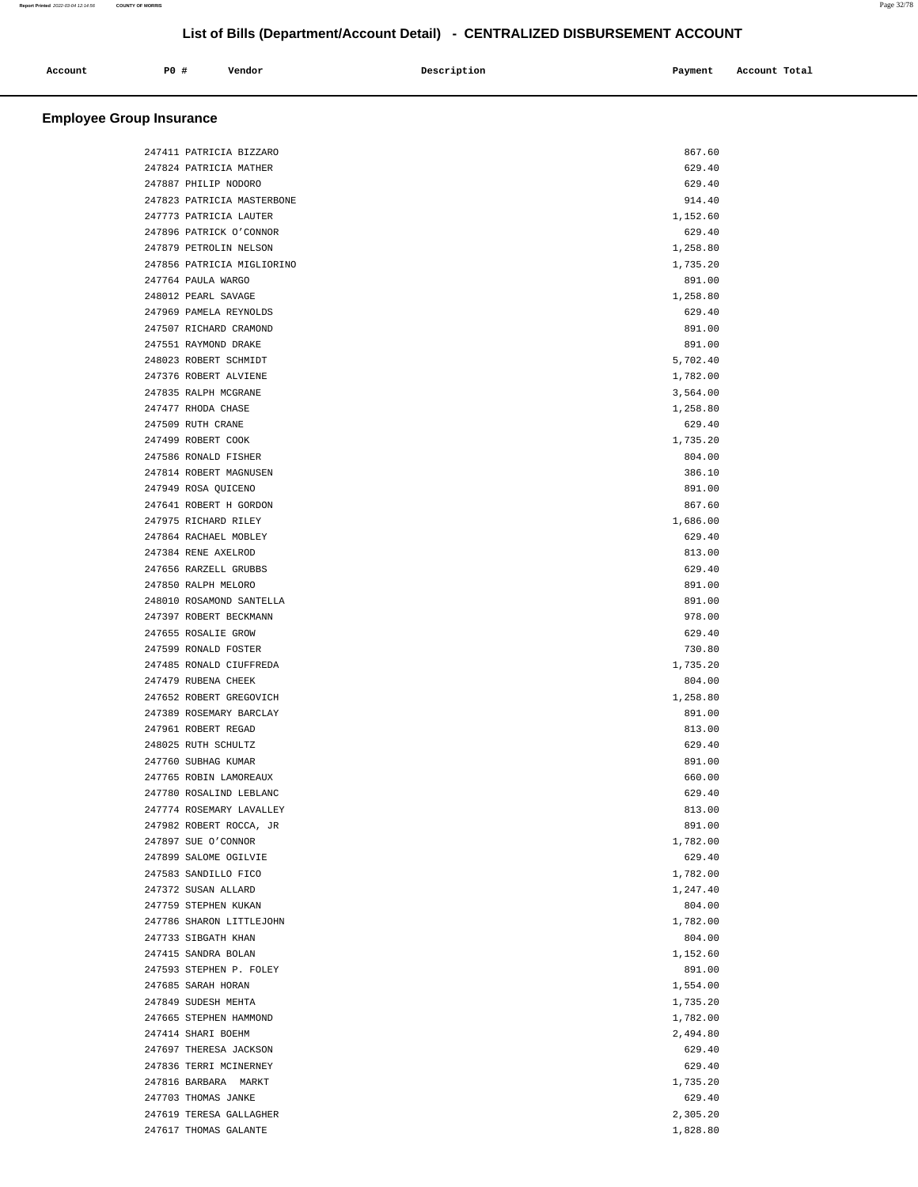# List of Bills (Department/Account Detail) - CENTRALIZED DISBURSEMENT ACCOUNT

| Account | PO # | Vendor | Description | Payment | Account Total |
|---|---|---|---|---|---|

## Employee Group Insurance

| Account | PO # | Vendor | Description | Payment | Account Total |
|---|---|---|---|---|---|
| | 247411 | PATRICIA BIZZARO | | 867.60 | |
| | 247824 | PATRICIA MATHER | | 629.40 | |
| | 247887 | PHILIP NODORO | | 629.40 | |
| | 247823 | PATRICIA MASTERBONE | | 914.40 | |
| | 247773 | PATRICIA LAUTER | | 1,152.60 | |
| | 247896 | PATRICK O'CONNOR | | 629.40 | |
| | 247879 | PETROLIN NELSON | | 1,258.80 | |
| | 247856 | PATRICIA MIGLIORINO | | 1,735.20 | |
| | 247764 | PAULA WARGO | | 891.00 | |
| | 248012 | PEARL SAVAGE | | 1,258.80 | |
| | 247969 | PAMELA REYNOLDS | | 629.40 | |
| | 247507 | RICHARD CRAMOND | | 891.00 | |
| | 247551 | RAYMOND DRAKE | | 891.00 | |
| | 248023 | ROBERT SCHMIDT | | 5,702.40 | |
| | 247376 | ROBERT ALVIENE | | 1,782.00 | |
| | 247835 | RALPH MCGRANE | | 3,564.00 | |
| | 247477 | RHODA CHASE | | 1,258.80 | |
| | 247509 | RUTH CRANE | | 629.40 | |
| | 247499 | ROBERT COOK | | 1,735.20 | |
| | 247586 | RONALD FISHER | | 804.00 | |
| | 247814 | ROBERT MAGNUSEN | | 386.10 | |
| | 247949 | ROSA QUICENO | | 891.00 | |
| | 247641 | ROBERT H GORDON | | 867.60 | |
| | 247975 | RICHARD RILEY | | 1,686.00 | |
| | 247864 | RACHAEL MOBLEY | | 629.40 | |
| | 247384 | RENE AXELROD | | 813.00 | |
| | 247656 | RARZELL GRUBBS | | 629.40 | |
| | 247850 | RALPH MELORO | | 891.00 | |
| | 248010 | ROSAMOND SANTELLA | | 891.00 | |
| | 247397 | ROBERT BECKMANN | | 978.00 | |
| | 247655 | ROSALIE GROW | | 629.40 | |
| | 247599 | RONALD FOSTER | | 730.80 | |
| | 247485 | RONALD CIUFFREDA | | 1,735.20 | |
| | 247479 | RUBENA CHEEK | | 804.00 | |
| | 247652 | ROBERT GREGOVICH | | 1,258.80 | |
| | 247389 | ROSEMARY BARCLAY | | 891.00 | |
| | 247961 | ROBERT REGAD | | 813.00 | |
| | 248025 | RUTH SCHULTZ | | 629.40 | |
| | 247760 | SUBHAG KUMAR | | 891.00 | |
| | 247765 | ROBIN LAMOREAUX | | 660.00 | |
| | 247780 | ROSALIND LEBLANC | | 629.40 | |
| | 247774 | ROSEMARY LAVALLEY | | 813.00 | |
| | 247982 | ROBERT ROCCA, JR | | 891.00 | |
| | 247897 | SUE O'CONNOR | | 1,782.00 | |
| | 247899 | SALOME OGILVIE | | 629.40 | |
| | 247583 | SANDILLO FICO | | 1,782.00 | |
| | 247372 | SUSAN ALLARD | | 1,247.40 | |
| | 247759 | STEPHEN KUKAN | | 804.00 | |
| | 247786 | SHARON LITTLEJOHN | | 1,782.00 | |
| | 247733 | SIBGATH KHAN | | 804.00 | |
| | 247415 | SANDRA BOLAN | | 1,152.60 | |
| | 247593 | STEPHEN P. FOLEY | | 891.00 | |
| | 247685 | SARAH HORAN | | 1,554.00 | |
| | 247849 | SUDESH MEHTA | | 1,735.20 | |
| | 247665 | STEPHEN HAMMOND | | 1,782.00 | |
| | 247414 | SHARI BOEHM | | 2,494.80 | |
| | 247697 | THERESA JACKSON | | 629.40 | |
| | 247836 | TERRI MCINERNEY | | 629.40 | |
| | 247816 | BARBARA MARKT | | 1,735.20 | |
| | 247703 | THOMAS JANKE | | 629.40 | |
| | 247619 | TERESA GALLAGHER | | 2,305.20 | |
| | 247617 | THOMAS GALANTE | | 1,828.80 | |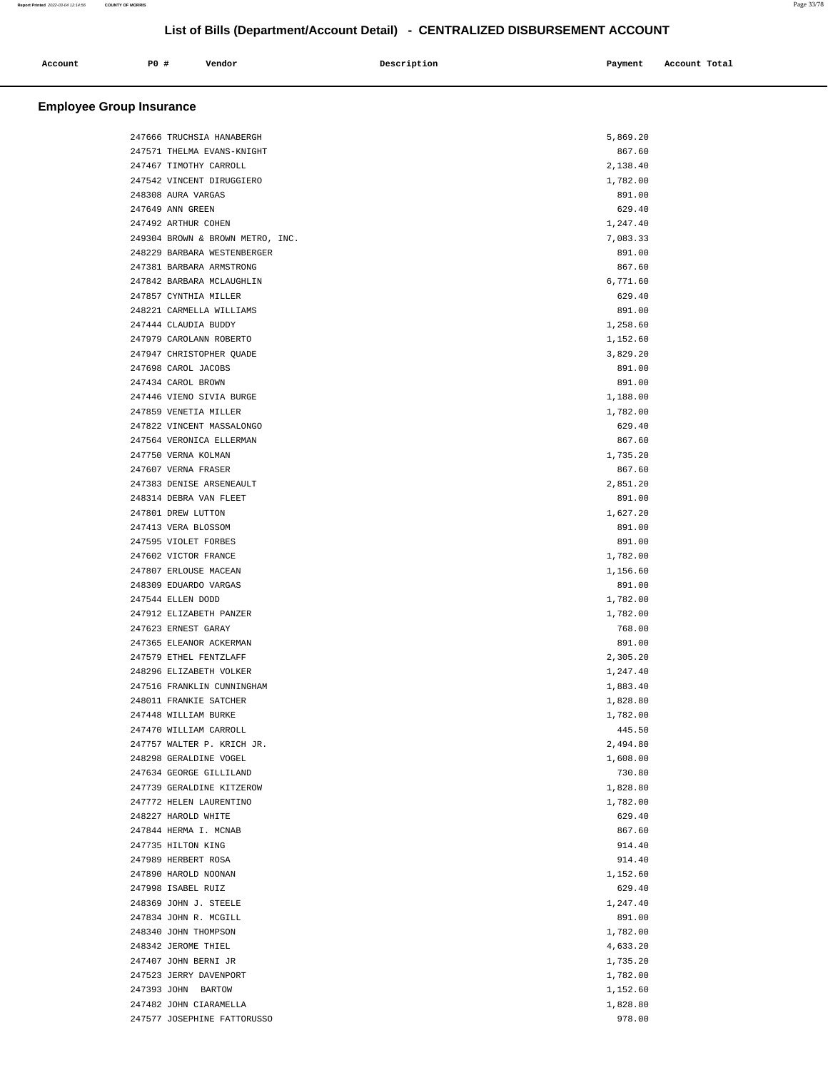# List of Bills (Department/Account Detail) - CENTRALIZED DISBURSEMENT ACCOUNT

| Account | PO # | Vendor | Description | Payment | Account Total |
|---|---|---|---|---|---|

## Employee Group Insurance

| Account | PO # | Vendor | Description | Payment | Account Total |
|---|---|---|---|---|---|
| | 247666 | TRUCHSIA HANABERGH | | 5,869.20 | |
| | 247571 | THELMA EVANS-KNIGHT | | 867.60 | |
| | 247467 | TIMOTHY CARROLL | | 2,138.40 | |
| | 247542 | VINCENT DIRUGGIERO | | 1,782.00 | |
| | 248308 | AURA VARGAS | | 891.00 | |
| | 247649 | ANN GREEN | | 629.40 | |
| | 247492 | ARTHUR COHEN | | 1,247.40 | |
| | 249304 | BROWN & BROWN METRO, INC. | | 7,083.33 | |
| | 248229 | BARBARA WESTENBERGER | | 891.00 | |
| | 247381 | BARBARA ARMSTRONG | | 867.60 | |
| | 247842 | BARBARA MCLAUGHLIN | | 6,771.60 | |
| | 247857 | CYNTHIA MILLER | | 629.40 | |
| | 248221 | CARMELLA WILLIAMS | | 891.00 | |
| | 247444 | CLAUDIA BUDDY | | 1,258.60 | |
| | 247979 | CAROLANN ROBERTO | | 1,152.60 | |
| | 247947 | CHRISTOPHER QUADE | | 3,829.20 | |
| | 247698 | CAROL JACOBS | | 891.00 | |
| | 247434 | CAROL BROWN | | 891.00 | |
| | 247446 | VIENO SIVIA BURGE | | 1,188.00 | |
| | 247859 | VENETIA MILLER | | 1,782.00 | |
| | 247822 | VINCENT MASSALONGO | | 629.40 | |
| | 247564 | VERONICA ELLERMAN | | 867.60 | |
| | 247750 | VERNA KOLMAN | | 1,735.20 | |
| | 247607 | VERNA FRASER | | 867.60 | |
| | 247383 | DENISE ARSENEAULT | | 2,851.20 | |
| | 248314 | DEBRA VAN FLEET | | 891.00 | |
| | 247801 | DREW LUTTON | | 1,627.20 | |
| | 247413 | VERA BLOSSOM | | 891.00 | |
| | 247595 | VIOLET FORBES | | 891.00 | |
| | 247602 | VICTOR FRANCE | | 1,782.00 | |
| | 247807 | ERLOUSE MACEAN | | 1,156.60 | |
| | 248309 | EDUARDO VARGAS | | 891.00 | |
| | 247544 | ELLEN DODD | | 1,782.00 | |
| | 247912 | ELIZABETH PANZER | | 1,782.00 | |
| | 247623 | ERNEST GARAY | | 768.00 | |
| | 247365 | ELEANOR ACKERMAN | | 891.00 | |
| | 247579 | ETHEL FENTZLAFF | | 2,305.20 | |
| | 248296 | ELIZABETH VOLKER | | 1,247.40 | |
| | 247516 | FRANKLIN CUNNINGHAM | | 1,883.40 | |
| | 248011 | FRANKIE SATCHER | | 1,828.80 | |
| | 247448 | WILLIAM BURKE | | 1,782.00 | |
| | 247470 | WILLIAM CARROLL | | 445.50 | |
| | 247757 | WALTER P. KRICH JR. | | 2,494.80 | |
| | 248298 | GERALDINE VOGEL | | 1,608.00 | |
| | 247634 | GEORGE GILLILAND | | 730.80 | |
| | 247739 | GERALDINE KITZEROW | | 1,828.80 | |
| | 247772 | HELEN LAURENTINO | | 1,782.00 | |
| | 248227 | HAROLD WHITE | | 629.40 | |
| | 247844 | HERMA I. MCNAB | | 867.60 | |
| | 247735 | HILTON KING | | 914.40 | |
| | 247989 | HERBERT ROSA | | 914.40 | |
| | 247890 | HAROLD NOONAN | | 1,152.60 | |
| | 247998 | ISABEL RUIZ | | 629.40 | |
| | 248369 | JOHN J. STEELE | | 1,247.40 | |
| | 247834 | JOHN R. MCGILL | | 891.00 | |
| | 248340 | JOHN THOMPSON | | 1,782.00 | |
| | 248342 | JEROME THIEL | | 4,633.20 | |
| | 247407 | JOHN BERNI JR | | 1,735.20 | |
| | 247523 | JERRY DAVENPORT | | 1,782.00 | |
| | 247393 | JOHN BARTOW | | 1,152.60 | |
| | 247482 | JOHN CIARAMELLA | | 1,828.80 | |
| | 247577 | JOSEPHINE FATTORUSSO | | 978.00 | |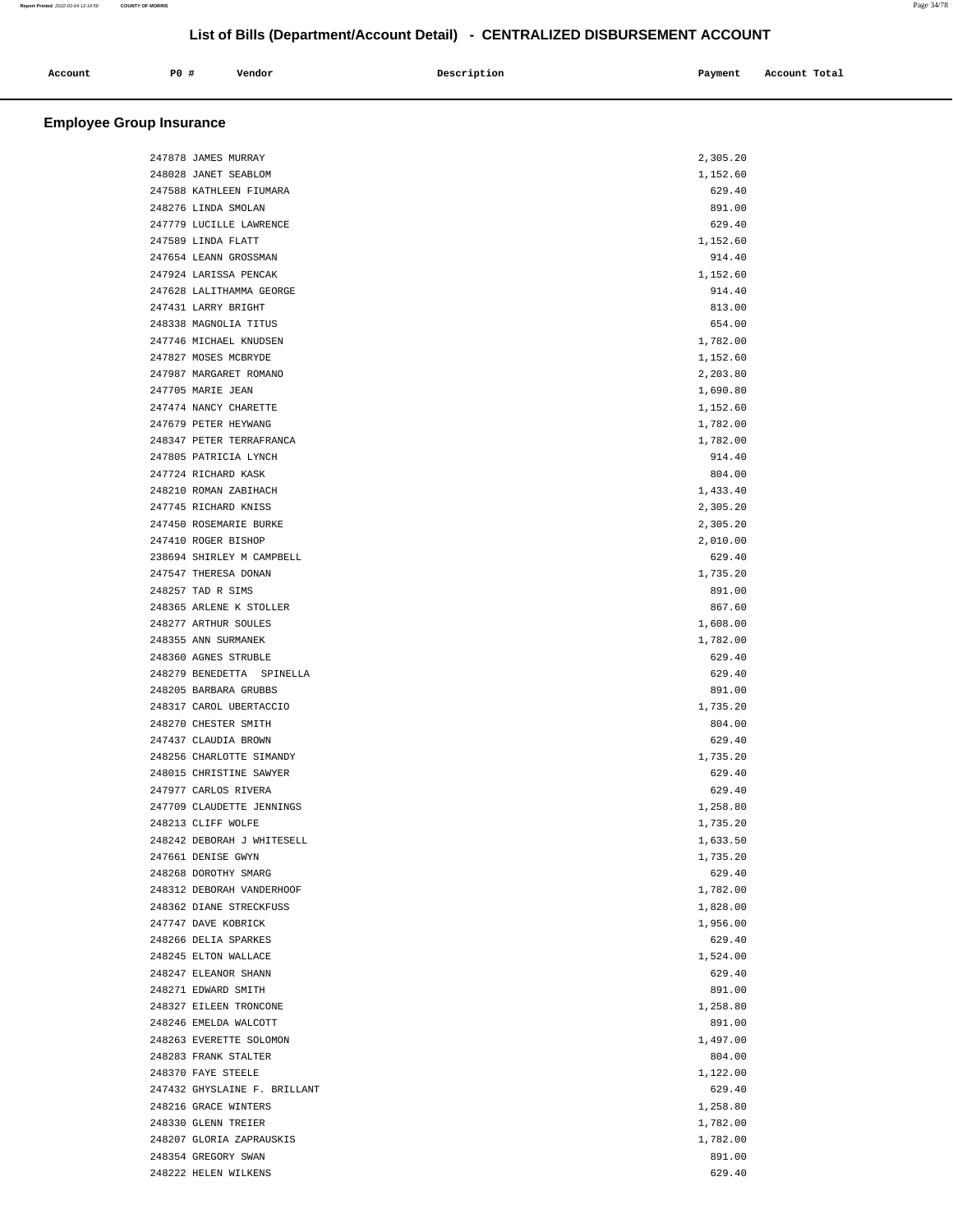# List of Bills (Department/Account Detail) - CENTRALIZED DISBURSEMENT ACCOUNT

| Account | PO # | Vendor | Description | Payment | Account Total |
|---|---|---|---|---|---|

## Employee Group Insurance

| Account | PO # | Vendor | Description | Payment | Account Total |
|---|---|---|---|---|---|
| | 247878 | JAMES MURRAY | | 2,305.20 | |
| | 248028 | JANET SEABLOM | | 1,152.60 | |
| | 247588 | KATHLEEN FIUMARA | | 629.40 | |
| | 248276 | LINDA SMOLAN | | 891.00 | |
| | 247779 | LUCILLE LAWRENCE | | 629.40 | |
| | 247589 | LINDA FLATT | | 1,152.60 | |
| | 247654 | LEANN GROSSMAN | | 914.40 | |
| | 247924 | LARISSA PENCAK | | 1,152.60 | |
| | 247628 | LALITHAMMA GEORGE | | 914.40 | |
| | 247431 | LARRY BRIGHT | | 813.00 | |
| | 248338 | MAGNOLIA TITUS | | 654.00 | |
| | 247746 | MICHAEL KNUDSEN | | 1,782.00 | |
| | 247827 | MOSES MCBRYDE | | 1,152.60 | |
| | 247987 | MARGARET ROMANO | | 2,203.80 | |
| | 247705 | MARIE JEAN | | 1,690.80 | |
| | 247474 | NANCY CHARETTE | | 1,152.60 | |
| | 247679 | PETER HEYWANG | | 1,782.00 | |
| | 248347 | PETER TERRAFRANCA | | 1,782.00 | |
| | 247805 | PATRICIA LYNCH | | 914.40 | |
| | 247724 | RICHARD KASK | | 804.00 | |
| | 248210 | ROMAN ZABIHACH | | 1,433.40 | |
| | 247745 | RICHARD KNISS | | 2,305.20 | |
| | 247450 | ROSEMARIE BURKE | | 2,305.20 | |
| | 247410 | ROGER BISHOP | | 2,010.00 | |
| | 238694 | SHIRLEY M CAMPBELL | | 629.40 | |
| | 247547 | THERESA DONAN | | 1,735.20 | |
| | 248257 | TAD R SIMS | | 891.00 | |
| | 248365 | ARLENE K STOLLER | | 867.60 | |
| | 248277 | ARTHUR SOULES | | 1,608.00 | |
| | 248355 | ANN SURMANEK | | 1,782.00 | |
| | 248360 | AGNES STRUBLE | | 629.40 | |
| | 248279 | BENEDETTA SPINELLA | | 629.40 | |
| | 248205 | BARBARA GRUBBS | | 891.00 | |
| | 248317 | CAROL UBERTACCIO | | 1,735.20 | |
| | 248270 | CHESTER SMITH | | 804.00 | |
| | 247437 | CLAUDIA BROWN | | 629.40 | |
| | 248256 | CHARLOTTE SIMANDY | | 1,735.20 | |
| | 248015 | CHRISTINE SAWYER | | 629.40 | |
| | 247977 | CARLOS RIVERA | | 629.40 | |
| | 247709 | CLAUDETTE JENNINGS | | 1,258.80 | |
| | 248213 | CLIFF WOLFE | | 1,735.20 | |
| | 248242 | DEBORAH J WHITESELL | | 1,633.50 | |
| | 247661 | DENISE GWYN | | 1,735.20 | |
| | 248268 | DOROTHY SMARG | | 629.40 | |
| | 248312 | DEBORAH VANDERHOOF | | 1,782.00 | |
| | 248362 | DIANE STRECKFUSS | | 1,828.00 | |
| | 247747 | DAVE KOBRICK | | 1,956.00 | |
| | 248266 | DELIA SPARKES | | 629.40 | |
| | 248245 | ELTON WALLACE | | 1,524.00 | |
| | 248247 | ELEANOR SHANN | | 629.40 | |
| | 248271 | EDWARD SMITH | | 891.00 | |
| | 248327 | EILEEN TRONCONE | | 1,258.80 | |
| | 248246 | EMELDA WALCOTT | | 891.00 | |
| | 248263 | EVERETTE SOLOMON | | 1,497.00 | |
| | 248283 | FRANK STALTER | | 804.00 | |
| | 248370 | FAYE STEELE | | 1,122.00 | |
| | 247432 | GHYSLAINE F. BRILLANT | | 629.40 | |
| | 248216 | GRACE WINTERS | | 1,258.80 | |
| | 248330 | GLENN TREIER | | 1,782.00 | |
| | 248207 | GLORIA ZAPRAUSKIS | | 1,782.00 | |
| | 248354 | GREGORY SWAN | | 891.00 | |
| | 248222 | HELEN WILKENS | | 629.40 | |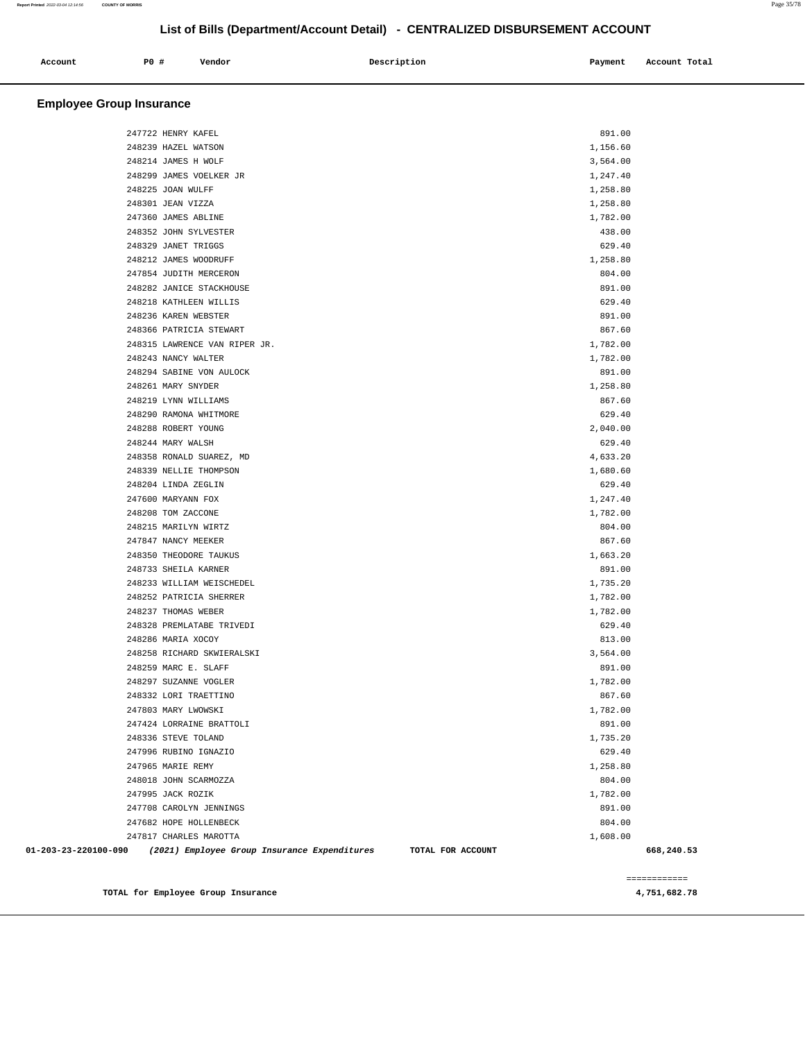## List of Bills (Department/Account Detail) - CENTRALIZED DISBURSEMENT ACCOUNT

| Account | PO # | Vendor | Description | Payment | Account Total |
|---|---|---|---|---|---|

### Employee Group Insurance

| Account | PO # | Vendor | Description | Payment | Account Total |
|---|---|---|---|---|---|
| | 247722 | HENRY KAFEL | | 891.00 | |
| | 248239 | HAZEL WATSON | | 1,156.60 | |
| | 248214 | JAMES H WOLF | | 3,564.00 | |
| | 248299 | JAMES VOELKER JR | | 1,247.40 | |
| | 248225 | JOAN WULFF | | 1,258.80 | |
| | 248301 | JEAN VIZZA | | 1,258.80 | |
| | 247360 | JAMES ABLINE | | 1,782.00 | |
| | 248352 | JOHN SYLVESTER | | 438.00 | |
| | 248329 | JANET TRIGGS | | 629.40 | |
| | 248212 | JAMES WOODRUFF | | 1,258.80 | |
| | 247854 | JUDITH MERCERON | | 804.00 | |
| | 248282 | JANICE STACKHOUSE | | 891.00 | |
| | 248218 | KATHLEEN WILLIS | | 629.40 | |
| | 248236 | KAREN WEBSTER | | 891.00 | |
| | 248366 | PATRICIA STEWART | | 867.60 | |
| | 248315 | LAWRENCE VAN RIPER JR. | | 1,782.00 | |
| | 248243 | NANCY WALTER | | 1,782.00 | |
| | 248294 | SABINE VON AULOCK | | 891.00 | |
| | 248261 | MARY SNYDER | | 1,258.80 | |
| | 248219 | LYNN WILLIAMS | | 867.60 | |
| | 248290 | RAMONA WHITMORE | | 629.40 | |
| | 248288 | ROBERT YOUNG | | 2,040.00 | |
| | 248244 | MARY WALSH | | 629.40 | |
| | 248358 | RONALD SUAREZ, MD | | 4,633.20 | |
| | 248339 | NELLIE THOMPSON | | 1,680.60 | |
| | 248204 | LINDA ZEGLIN | | 629.40 | |
| | 247600 | MARYANN FOX | | 1,247.40 | |
| | 248208 | TOM ZACCONE | | 1,782.00 | |
| | 248215 | MARILYN WIRTZ | | 804.00 | |
| | 247847 | NANCY MEEKER | | 867.60 | |
| | 248350 | THEODORE TAUKUS | | 1,663.20 | |
| | 248733 | SHEILA KARNER | | 891.00 | |
| | 248233 | WILLIAM WEISCHEDEL | | 1,735.20 | |
| | 248252 | PATRICIA SHERRER | | 1,782.00 | |
| | 248237 | THOMAS WEBER | | 1,782.00 | |
| | 248328 | PREMLATABE TRIVEDI | | 629.40 | |
| | 248286 | MARIA XOCOY | | 813.00 | |
| | 248258 | RICHARD SKWIERALSKI | | 3,564.00 | |
| | 248259 | MARC E. SLAFF | | 891.00 | |
| | 248297 | SUZANNE VOGLER | | 1,782.00 | |
| | 248332 | LORI TRAETTINO | | 867.60 | |
| | 247803 | MARY LWOWSKI | | 1,782.00 | |
| | 247424 | LORRAINE BRATTOLI | | 891.00 | |
| | 248336 | STEVE TOLAND | | 1,735.20 | |
| | 247996 | RUBINO IGNAZIO | | 629.40 | |
| | 247965 | MARIE REMY | | 1,258.80 | |
| | 248018 | JOHN SCARMOZZA | | 804.00 | |
| | 247995 | JACK ROZIK | | 1,782.00 | |
| | 247708 | CAROLYN JENNINGS | | 891.00 | |
| | 247682 | HOPE HOLLENBECK | | 804.00 | |
| | 247817 | CHARLES MAROTTA | | 1,608.00 | |
| 01-203-23-220100-090 | | *(2021) Employee Group Insurance Expenditures* | TOTAL FOR ACCOUNT | | 668,240.53 |

**TOTAL for Employee Group Insurance** ============ **4,751,682.78**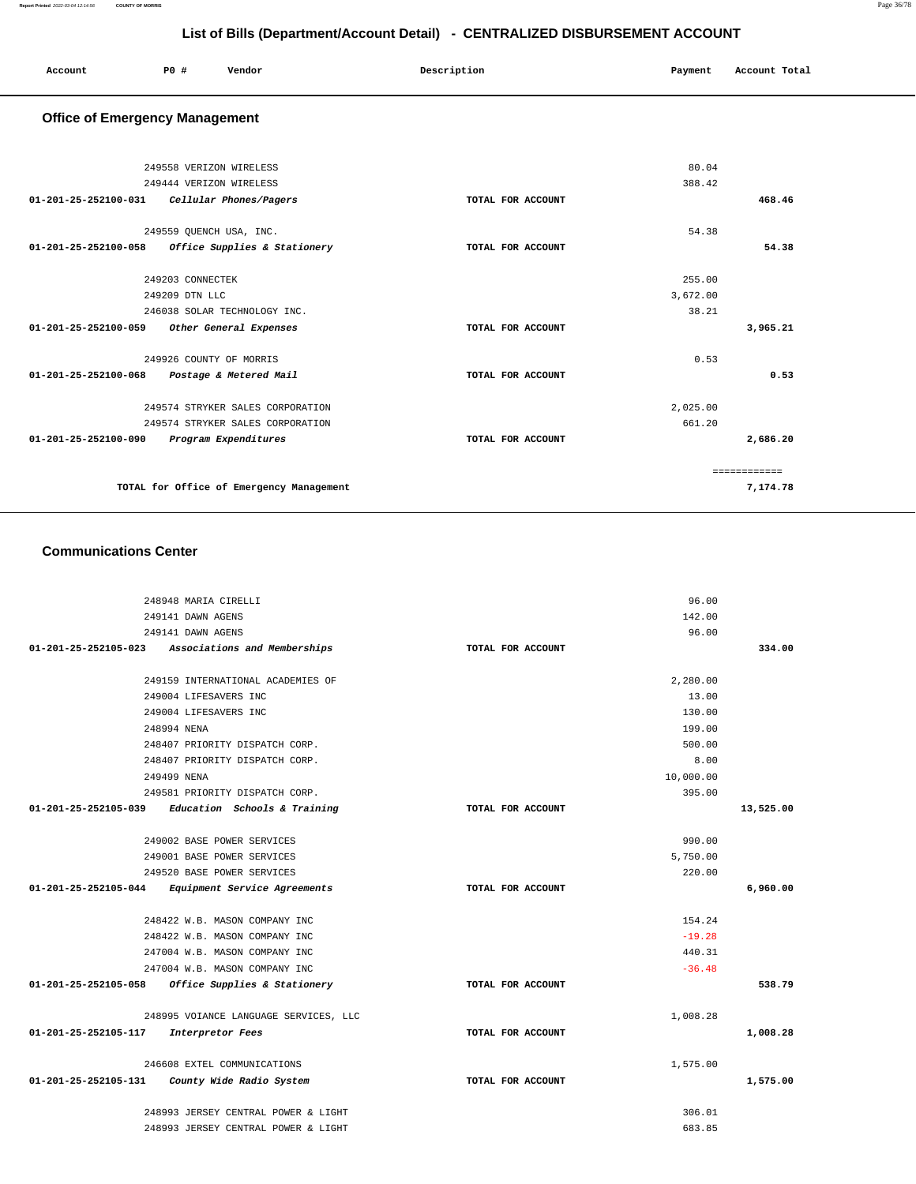# List of Bills (Department/Account Detail) - CENTRALIZED DISBURSEMENT ACCOUNT

| Account | PO # | Vendor | Description | Payment | Account Total |
|---|---|---|---|---|---|

## Office of Emergency Management

| Account | PO # | Vendor | Description | Payment | Account Total |
|---|---|---|---|---|---|
| | 249558 | VERIZON WIRELESS | | 80.04 | |
| | 249444 | VERIZON WIRELESS | | 388.42 | |
| 01-201-25-252100-031 | | *Cellular Phones/Pagers* | TOTAL FOR ACCOUNT | | 468.46 |
| | 249559 | QUENCH USA, INC. | | 54.38 | |
| 01-201-25-252100-058 | | *Office Supplies & Stationery* | TOTAL FOR ACCOUNT | | 54.38 |
| | 249203 | CONNECTEK | | 255.00 | |
| | 249209 | DTN LLC | | 3,672.00 | |
| | 246038 | SOLAR TECHNOLOGY INC. | | 38.21 | |
| 01-201-25-252100-059 | | *Other General Expenses* | TOTAL FOR ACCOUNT | | 3,965.21 |
| | 249926 | COUNTY OF MORRIS | | 0.53 | |
| 01-201-25-252100-068 | | *Postage & Metered Mail* | TOTAL FOR ACCOUNT | | 0.53 |
| | 249574 | STRYKER SALES CORPORATION | | 2,025.00 | |
| | 249574 | STRYKER SALES CORPORATION | | 661.20 | |
| 01-201-25-252100-090 | | *Program Expenditures* | TOTAL FOR ACCOUNT | | 2,686.20 |
| | | | | | ============ |
| | | TOTAL for Office of Emergency Management | | | 7,174.78 |

## Communications Center

| Account | PO # | Vendor | Description | Payment | Account Total |
|---|---|---|---|---|---|
| | 248948 | MARIA CIRELLI | | 96.00 | |
| | 249141 | DAWN AGENS | | 142.00 | |
| | 249141 | DAWN AGENS | | 96.00 | |
| 01-201-25-252105-023 | | *Associations and Memberships* | TOTAL FOR ACCOUNT | | 334.00 |
| | 249159 | INTERNATIONAL ACADEMIES OF | | 2,280.00 | |
| | 249004 | LIFESAVERS INC | | 13.00 | |
| | 249004 | LIFESAVERS INC | | 130.00 | |
| | 248994 | NENA | | 199.00 | |
| | 248407 | PRIORITY DISPATCH CORP. | | 500.00 | |
| | 248407 | PRIORITY DISPATCH CORP. | | 8.00 | |
| | 249499 | NENA | | 10,000.00 | |
| | 249581 | PRIORITY DISPATCH CORP. | | 395.00 | |
| 01-201-25-252105-039 | | *Education Schools & Training* | TOTAL FOR ACCOUNT | | 13,525.00 |
| | 249002 | BASE POWER SERVICES | | 990.00 | |
| | 249001 | BASE POWER SERVICES | | 5,750.00 | |
| | 249520 | BASE POWER SERVICES | | 220.00 | |
| 01-201-25-252105-044 | | *Equipment Service Agreements* | TOTAL FOR ACCOUNT | | 6,960.00 |
| | 248422 | W.B. MASON COMPANY INC | | 154.24 | |
| | 248422 | W.B. MASON COMPANY INC | | -19.28 | |
| | 247004 | W.B. MASON COMPANY INC | | 440.31 | |
| | 247004 | W.B. MASON COMPANY INC | | -36.48 | |
| 01-201-25-252105-058 | | *Office Supplies & Stationery* | TOTAL FOR ACCOUNT | | 538.79 |
| | 248995 | VOIANCE LANGUAGE SERVICES, LLC | | 1,008.28 | |
| 01-201-25-252105-117 | | *Interpretor Fees* | TOTAL FOR ACCOUNT | | 1,008.28 |
| | 246608 | EXTEL COMMUNICATIONS | | 1,575.00 | |
| 01-201-25-252105-131 | | *County Wide Radio System* | TOTAL FOR ACCOUNT | | 1,575.00 |
| | 248993 | JERSEY CENTRAL POWER & LIGHT | | 306.01 | |
| | 248993 | JERSEY CENTRAL POWER & LIGHT | | 683.85 | |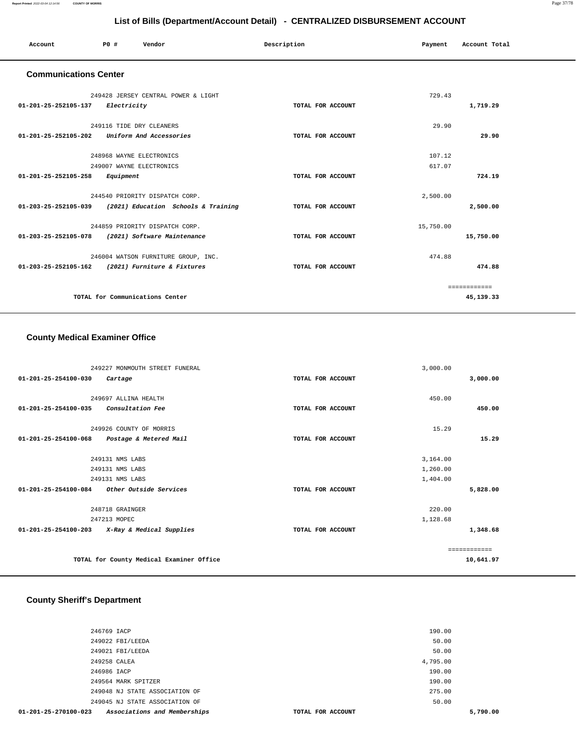## List of Bills (Department/Account Detail) - CENTRALIZED DISBURSEMENT ACCOUNT

| Account | PO # | Vendor | Description | Payment | Account Total |
|---|---|---|---|---|---|

### Communications Center

| Account | PO # | Vendor | Description | Payment | Account Total |
|---|---|---|---|---|---|
| | 249428 | JERSEY CENTRAL POWER & LIGHT | | 729.43 | |
| 01-201-25-252105-137 | *Electricity* | | TOTAL FOR ACCOUNT | | 1,719.29 |
| | 249116 | TIDE DRY CLEANERS | | 29.90 | |
| 01-201-25-252105-202 | *Uniform And Accessories* | | TOTAL FOR ACCOUNT | | 29.90 |
| | 248968 | WAYNE ELECTRONICS | | 107.12 | |
| | 249007 | WAYNE ELECTRONICS | | 617.07 | |
| 01-201-25-252105-258 | *Equipment* | | TOTAL FOR ACCOUNT | | 724.19 |
| | 244540 | PRIORITY DISPATCH CORP. | | 2,500.00 | |
| 01-203-25-252105-039 | *(2021) Education Schools & Training* | | TOTAL FOR ACCOUNT | | 2,500.00 |
| | 244859 | PRIORITY DISPATCH CORP. | | 15,750.00 | |
| 01-203-25-252105-078 | *(2021) Software Maintenance* | | TOTAL FOR ACCOUNT | | 15,750.00 |
| | 246004 | WATSON FURNITURE GROUP, INC. | | 474.88 | |
| 01-203-25-252105-162 | *(2021) Furniture & Fixtures* | | TOTAL FOR ACCOUNT | | 474.88 |
| | | | | | ============ |
| | TOTAL for Communications Center | | | | 45,139.33 |

### County Medical Examiner Office

| Account | PO # | Vendor | Description | Payment | Account Total |
|---|---|---|---|---|---|
| | 249227 | MONMOUTH STREET FUNERAL | | 3,000.00 | |
| 01-201-25-254100-030 | *Cartage* | | TOTAL FOR ACCOUNT | | 3,000.00 |
| | 249697 | ALLINA HEALTH | | 450.00 | |
| 01-201-25-254100-035 | *Consultation Fee* | | TOTAL FOR ACCOUNT | | 450.00 |
| | 249926 | COUNTY OF MORRIS | | 15.29 | |
| 01-201-25-254100-068 | *Postage & Metered Mail* | | TOTAL FOR ACCOUNT | | 15.29 |
| | 249131 | NMS LABS | | 3,164.00 | |
| | 249131 | NMS LABS | | 1,260.00 | |
| | 249131 | NMS LABS | | 1,404.00 | |
| 01-201-25-254100-084 | *Other Outside Services* | | TOTAL FOR ACCOUNT | | 5,828.00 |
| | 248718 | GRAINGER | | 220.00 | |
| | 247213 | MOPEC | | 1,128.68 | |
| 01-201-25-254100-203 | *X-Ray & Medical Supplies* | | TOTAL FOR ACCOUNT | | 1,348.68 |
| | | | | | ============ |
| | TOTAL for County Medical Examiner Office | | | | 10,641.97 |

### County Sheriff's Department

| Account | PO # | Vendor | Description | Payment | Account Total |
|---|---|---|---|---|---|
| | 246769 | IACP | | 190.00 | |
| | 249022 | FBI/LEEDA | | 50.00 | |
| | 249021 | FBI/LEEDA | | 50.00 | |
| | 249258 | CALEA | | 4,795.00 | |
| | 246986 | IACP | | 190.00 | |
| | 249564 | MARK SPITZER | | 190.00 | |
| | 249048 | NJ STATE ASSOCIATION OF | | 275.00 | |
| | 249045 | NJ STATE ASSOCIATION OF | | 50.00 | |
| 01-201-25-270100-023 | *Associations and Memberships* | | TOTAL FOR ACCOUNT | | 5,790.00 |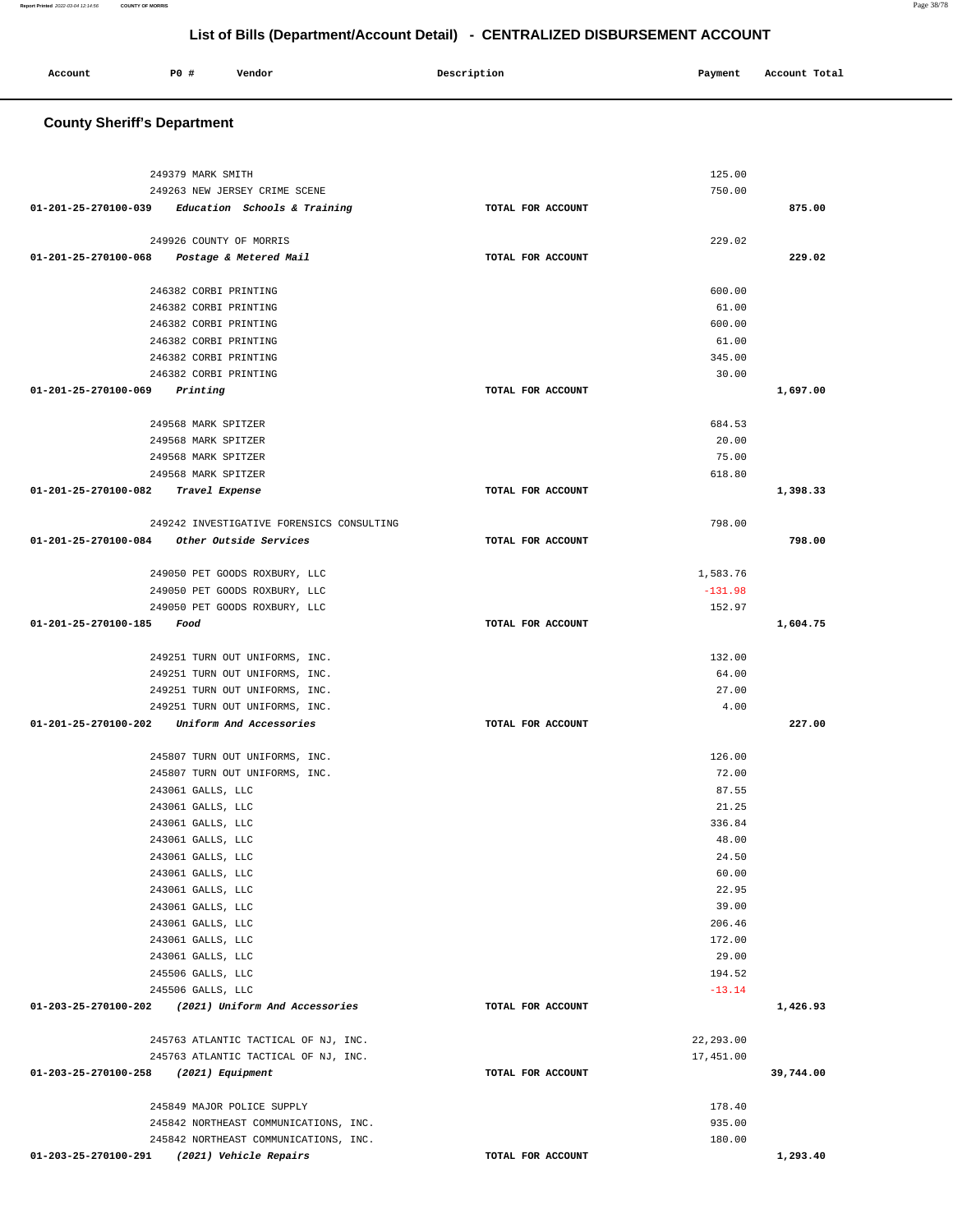## List of Bills (Department/Account Detail) - CENTRALIZED DISBURSEMENT ACCOUNT

| Account | PO # | Vendor | Description | Payment | Account Total |
|---|---|---|---|---|---|

### County Sheriff's Department

| Account | PO # | Vendor | Description | Payment | Account Total |
|---|---|---|---|---|---|
| | 249379 | MARK SMITH | | 125.00 | |
| | 249263 | NEW JERSEY CRIME SCENE | | 750.00 | |
| 01-201-25-270100-039 | | *Education Schools & Training* | TOTAL FOR ACCOUNT | | 875.00 |
| | 249926 | COUNTY OF MORRIS | | 229.02 | |
| 01-201-25-270100-068 | | *Postage & Metered Mail* | TOTAL FOR ACCOUNT | | 229.02 |
| | 246382 | CORBI PRINTING | | 600.00 | |
| | 246382 | CORBI PRINTING | | 61.00 | |
| | 246382 | CORBI PRINTING | | 600.00 | |
| | 246382 | CORBI PRINTING | | 61.00 | |
| | 246382 | CORBI PRINTING | | 345.00 | |
| | 246382 | CORBI PRINTING | | 30.00 | |
| 01-201-25-270100-069 | | *Printing* | TOTAL FOR ACCOUNT | | 1,697.00 |
| | 249568 | MARK SPITZER | | 684.53 | |
| | 249568 | MARK SPITZER | | 20.00 | |
| | 249568 | MARK SPITZER | | 75.00 | |
| | 249568 | MARK SPITZER | | 618.80 | |
| 01-201-25-270100-082 | | *Travel Expense* | TOTAL FOR ACCOUNT | | 1,398.33 |
| | 249242 | INVESTIGATIVE FORENSICS CONSULTING | | 798.00 | |
| 01-201-25-270100-084 | | *Other Outside Services* | TOTAL FOR ACCOUNT | | 798.00 |
| | 249050 | PET GOODS ROXBURY, LLC | | 1,583.76 | |
| | 249050 | PET GOODS ROXBURY, LLC | | -131.98 | |
| | 249050 | PET GOODS ROXBURY, LLC | | 152.97 | |
| 01-201-25-270100-185 | | *Food* | TOTAL FOR ACCOUNT | | 1,604.75 |
| | 249251 | TURN OUT UNIFORMS, INC. | | 132.00 | |
| | 249251 | TURN OUT UNIFORMS, INC. | | 64.00 | |
| | 249251 | TURN OUT UNIFORMS, INC. | | 27.00 | |
| | 249251 | TURN OUT UNIFORMS, INC. | | 4.00 | |
| 01-201-25-270100-202 | | *Uniform And Accessories* | TOTAL FOR ACCOUNT | | 227.00 |
| | 245807 | TURN OUT UNIFORMS, INC. | | 126.00 | |
| | 245807 | TURN OUT UNIFORMS, INC. | | 72.00 | |
| | 243061 | GALLS, LLC | | 87.55 | |
| | 243061 | GALLS, LLC | | 21.25 | |
| | 243061 | GALLS, LLC | | 336.84 | |
| | 243061 | GALLS, LLC | | 48.00 | |
| | 243061 | GALLS, LLC | | 24.50 | |
| | 243061 | GALLS, LLC | | 60.00 | |
| | 243061 | GALLS, LLC | | 22.95 | |
| | 243061 | GALLS, LLC | | 39.00 | |
| | 243061 | GALLS, LLC | | 206.46 | |
| | 243061 | GALLS, LLC | | 172.00 | |
| | 243061 | GALLS, LLC | | 29.00 | |
| | 245506 | GALLS, LLC | | 194.52 | |
| | 245506 | GALLS, LLC | | -13.14 | |
| 01-203-25-270100-202 | | *(2021) Uniform And Accessories* | TOTAL FOR ACCOUNT | | 1,426.93 |
| | 245763 | ATLANTIC TACTICAL OF NJ, INC. | | 22,293.00 | |
| | 245763 | ATLANTIC TACTICAL OF NJ, INC. | | 17,451.00 | |
| 01-203-25-270100-258 | | *(2021) Equipment* | TOTAL FOR ACCOUNT | | 39,744.00 |
| | 245849 | MAJOR POLICE SUPPLY | | 178.40 | |
| | 245842 | NORTHEAST COMMUNICATIONS, INC. | | 935.00 | |
| | 245842 | NORTHEAST COMMUNICATIONS, INC. | | 180.00 | |
| 01-203-25-270100-291 | | *(2021) Vehicle Repairs* | TOTAL FOR ACCOUNT | | 1,293.40 |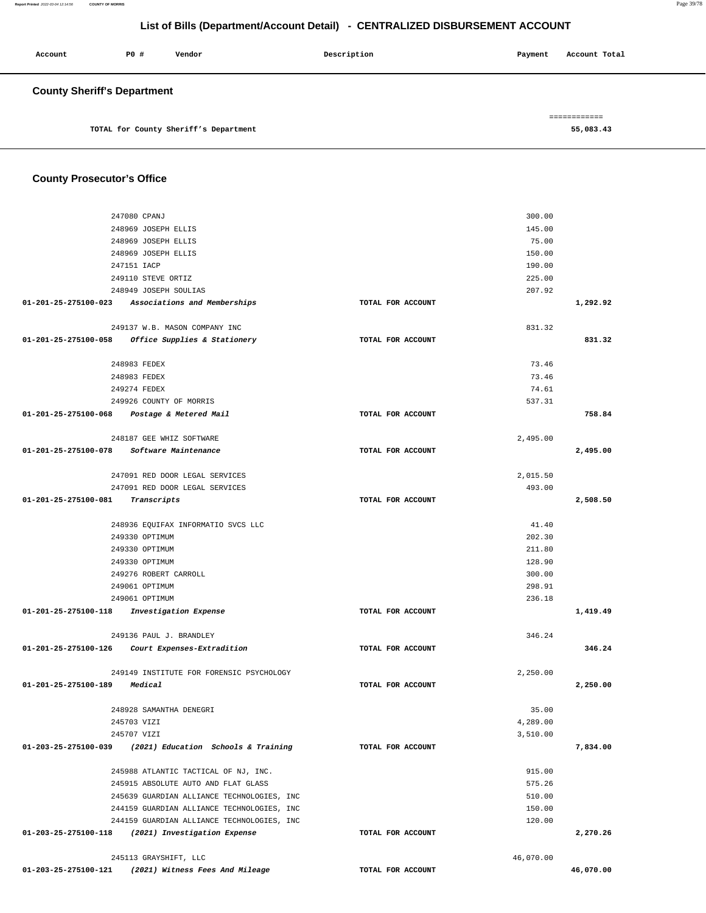## List of Bills (Department/Account Detail) - CENTRALIZED DISBURSEMENT ACCOUNT

| Account | PO # | Vendor | Description | Payment | Account Total |
|---|---|---|---|---|---|

### County Sheriff's Department

| | | | | | |
|---|---|---|---|---|---|
| TOTAL for County Sheriff's Department | | | | | ============ 55,083.43 |

### County Prosecutor's Office

| Account | PO # | Vendor | Description | Payment | Account Total |
|---|---|---|---|---|---|
| | 247080 | CPANJ | | 300.00 | |
| | 248969 | JOSEPH ELLIS | | 145.00 | |
| | 248969 | JOSEPH ELLIS | | 75.00 | |
| | 248969 | JOSEPH ELLIS | | 150.00 | |
| | 247151 | IACP | | 190.00 | |
| | 249110 | STEVE ORTIZ | | 225.00 | |
| | 248949 | JOSEPH SOULIAS | | 207.92 | |
| 01-201-25-275100-023 | | *Associations and Memberships* | TOTAL FOR ACCOUNT | | 1,292.92 |
| | 249137 | W.B. MASON COMPANY INC | | 831.32 | |
| 01-201-25-275100-058 | | *Office Supplies & Stationery* | TOTAL FOR ACCOUNT | | 831.32 |
| | 248983 | FEDEX | | 73.46 | |
| | 248983 | FEDEX | | 73.46 | |
| | 249274 | FEDEX | | 74.61 | |
| | 249926 | COUNTY OF MORRIS | | 537.31 | |
| 01-201-25-275100-068 | | *Postage & Metered Mail* | TOTAL FOR ACCOUNT | | 758.84 |
| | 248187 | GEE WHIZ SOFTWARE | | 2,495.00 | |
| 01-201-25-275100-078 | | *Software Maintenance* | TOTAL FOR ACCOUNT | | 2,495.00 |
| | 247091 | RED DOOR LEGAL SERVICES | | 2,015.50 | |
| | 247091 | RED DOOR LEGAL SERVICES | | 493.00 | |
| 01-201-25-275100-081 | | *Transcripts* | TOTAL FOR ACCOUNT | | 2,508.50 |
| | 248936 | EQUIFAX INFORMATIO SVCS LLC | | 41.40 | |
| | 249330 | OPTIMUM | | 202.30 | |
| | 249330 | OPTIMUM | | 211.80 | |
| | 249330 | OPTIMUM | | 128.90 | |
| | 249276 | ROBERT CARROLL | | 300.00 | |
| | 249061 | OPTIMUM | | 298.91 | |
| | 249061 | OPTIMUM | | 236.18 | |
| 01-201-25-275100-118 | | *Investigation Expense* | TOTAL FOR ACCOUNT | | 1,419.49 |
| | 249136 | PAUL J. BRANDLEY | | 346.24 | |
| 01-201-25-275100-126 | | *Court Expenses-Extradition* | TOTAL FOR ACCOUNT | | 346.24 |
| | 249149 | INSTITUTE FOR FORENSIC PSYCHOLOGY | | 2,250.00 | |
| 01-201-25-275100-189 | | *Medical* | TOTAL FOR ACCOUNT | | 2,250.00 |
| | 248928 | SAMANTHA DENEGRI | | 35.00 | |
| | 245703 | VIZI | | 4,289.00 | |
| | 245707 | VIZI | | 3,510.00 | |
| 01-203-25-275100-039 | | *(2021) Education Schools & Training* | TOTAL FOR ACCOUNT | | 7,834.00 |
| | 245988 | ATLANTIC TACTICAL OF NJ, INC. | | 915.00 | |
| | 245915 | ABSOLUTE AUTO AND FLAT GLASS | | 575.26 | |
| | 245639 | GUARDIAN ALLIANCE TECHNOLOGIES, INC | | 510.00 | |
| | 244159 | GUARDIAN ALLIANCE TECHNOLOGIES, INC | | 150.00 | |
| | 244159 | GUARDIAN ALLIANCE TECHNOLOGIES, INC | | 120.00 | |
| 01-203-25-275100-118 | | *(2021) Investigation Expense* | TOTAL FOR ACCOUNT | | 2,270.26 |
| | 245113 | GRAYSHIFT, LLC | | 46,070.00 | |
| 01-203-25-275100-121 | | *(2021) Witness Fees And Mileage* | TOTAL FOR ACCOUNT | | 46,070.00 |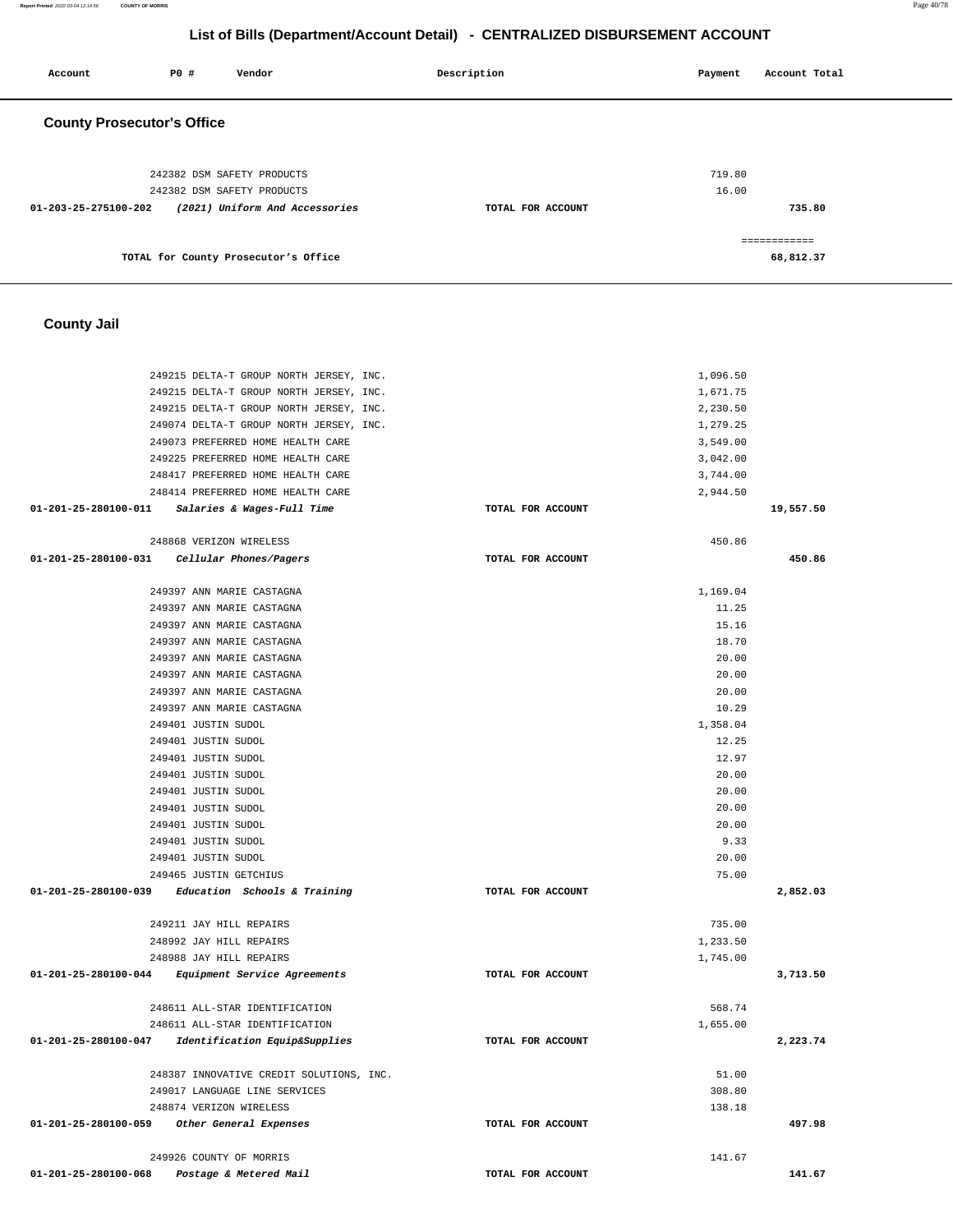## List of Bills (Department/Account Detail) - CENTRALIZED DISBURSEMENT ACCOUNT

| Account | PO # | Vendor | Description | Payment | Account Total |
|---|---|---|---|---|---|

### County Prosecutor's Office

| Account | PO # | Vendor | Description | Payment | Account Total |
|---|---|---|---|---|---|
| | 242382 | DSM SAFETY PRODUCTS | | 719.80 | |
| | 242382 | DSM SAFETY PRODUCTS | | 16.00 | |
| 01-203-25-275100-202 | | *(2021) Uniform And Accessories* | TOTAL FOR ACCOUNT | | 735.80 |
| | | | | | ============ |
| | | TOTAL for County Prosecutor's Office | | | 68,812.37 |

### County Jail

| Account | PO # | Vendor | Description | Payment | Account Total |
|---|---|---|---|---|---|
| | 249215 | DELTA-T GROUP NORTH JERSEY, INC. | | 1,096.50 | |
| | 249215 | DELTA-T GROUP NORTH JERSEY, INC. | | 1,671.75 | |
| | 249215 | DELTA-T GROUP NORTH JERSEY, INC. | | 2,230.50 | |
| | 249074 | DELTA-T GROUP NORTH JERSEY, INC. | | 1,279.25 | |
| | 249073 | PREFERRED HOME HEALTH CARE | | 3,549.00 | |
| | 249225 | PREFERRED HOME HEALTH CARE | | 3,042.00 | |
| | 248417 | PREFERRED HOME HEALTH CARE | | 3,744.00 | |
| | 248414 | PREFERRED HOME HEALTH CARE | | 2,944.50 | |
| 01-201-25-280100-011 | | *Salaries & Wages-Full Time* | TOTAL FOR ACCOUNT | | 19,557.50 |
| | 248868 | VERIZON WIRELESS | | 450.86 | |
| 01-201-25-280100-031 | | *Cellular Phones/Pagers* | TOTAL FOR ACCOUNT | | 450.86 |
| | 249397 | ANN MARIE CASTAGNA | | 1,169.04 | |
| | 249397 | ANN MARIE CASTAGNA | | 11.25 | |
| | 249397 | ANN MARIE CASTAGNA | | 15.16 | |
| | 249397 | ANN MARIE CASTAGNA | | 18.70 | |
| | 249397 | ANN MARIE CASTAGNA | | 20.00 | |
| | 249397 | ANN MARIE CASTAGNA | | 20.00 | |
| | 249397 | ANN MARIE CASTAGNA | | 20.00 | |
| | 249397 | ANN MARIE CASTAGNA | | 10.29 | |
| | 249401 | JUSTIN SUDOL | | 1,358.04 | |
| | 249401 | JUSTIN SUDOL | | 12.25 | |
| | 249401 | JUSTIN SUDOL | | 12.97 | |
| | 249401 | JUSTIN SUDOL | | 20.00 | |
| | 249401 | JUSTIN SUDOL | | 20.00 | |
| | 249401 | JUSTIN SUDOL | | 20.00 | |
| | 249401 | JUSTIN SUDOL | | 20.00 | |
| | 249401 | JUSTIN SUDOL | | 9.33 | |
| | 249401 | JUSTIN SUDOL | | 20.00 | |
| | 249465 | JUSTIN GETCHIUS | | 75.00 | |
| 01-201-25-280100-039 | | *Education Schools & Training* | TOTAL FOR ACCOUNT | | 2,852.03 |
| | 249211 | JAY HILL REPAIRS | | 735.00 | |
| | 248992 | JAY HILL REPAIRS | | 1,233.50 | |
| | 248988 | JAY HILL REPAIRS | | 1,745.00 | |
| 01-201-25-280100-044 | | *Equipment Service Agreements* | TOTAL FOR ACCOUNT | | 3,713.50 |
| | 248611 | ALL-STAR IDENTIFICATION | | 568.74 | |
| | 248611 | ALL-STAR IDENTIFICATION | | 1,655.00 | |
| 01-201-25-280100-047 | | *Identification Equip&Supplies* | TOTAL FOR ACCOUNT | | 2,223.74 |
| | 248387 | INNOVATIVE CREDIT SOLUTIONS, INC. | | 51.00 | |
| | 249017 | LANGUAGE LINE SERVICES | | 308.80 | |
| | 248874 | VERIZON WIRELESS | | 138.18 | |
| 01-201-25-280100-059 | | *Other General Expenses* | TOTAL FOR ACCOUNT | | 497.98 |
| | 249926 | COUNTY OF MORRIS | | 141.67 | |
| 01-201-25-280100-068 | | *Postage & Metered Mail* | TOTAL FOR ACCOUNT | | 141.67 |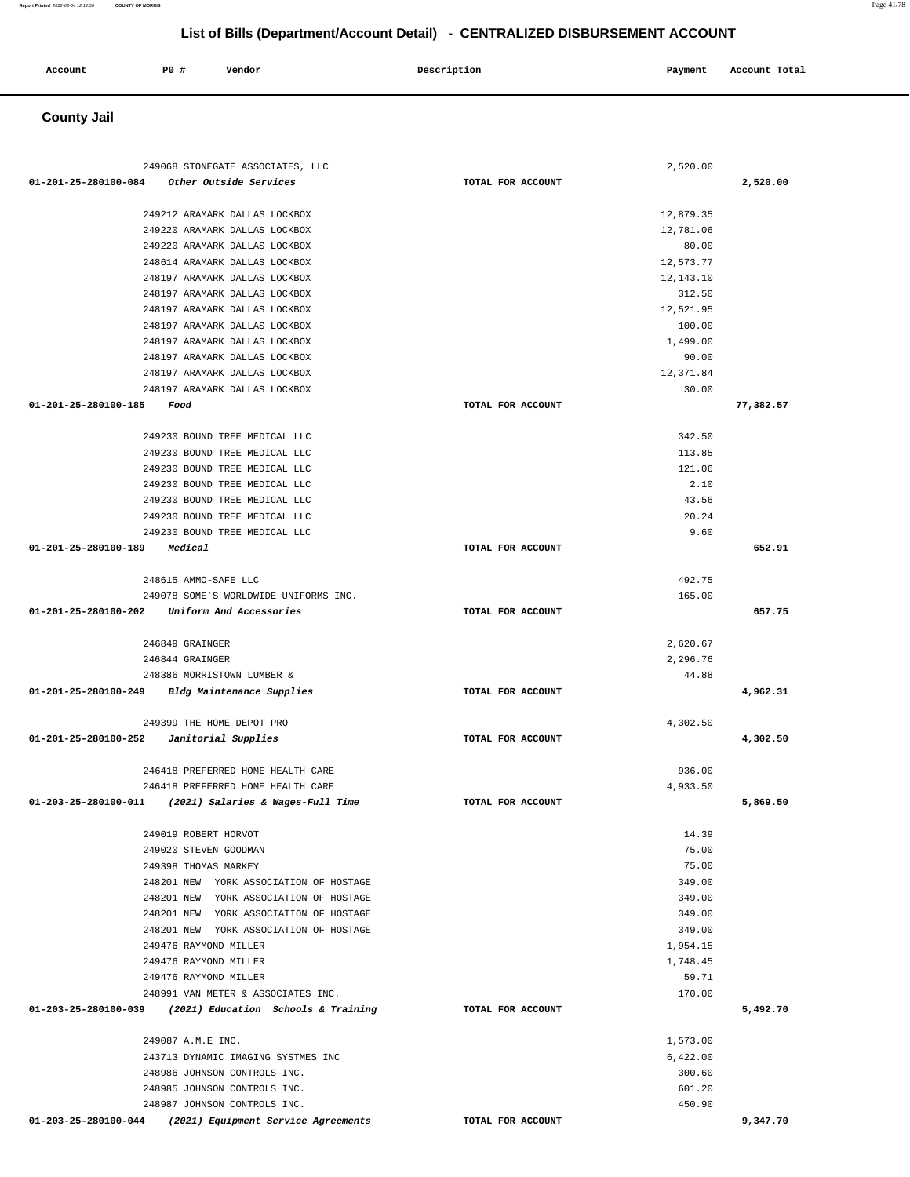## List of Bills (Department/Account Detail) - CENTRALIZED DISBURSEMENT ACCOUNT

| Account | PO # | Vendor | Description | Payment | Account Total |
|---|---|---|---|---|---|

### County Jail

| Account | PO # | Vendor | Description | Payment | Account Total |
|---|---|---|---|---|---|
| | 249068 | STONEGATE ASSOCIATES, LLC | | 2,520.00 | |
| 01-201-25-280100-084 | | *Other Outside Services* | TOTAL FOR ACCOUNT | | 2,520.00 |
| | 249212 | ARAMARK DALLAS LOCKBOX | | 12,879.35 | |
| | 249220 | ARAMARK DALLAS LOCKBOX | | 12,781.06 | |
| | 249220 | ARAMARK DALLAS LOCKBOX | | 80.00 | |
| | 248614 | ARAMARK DALLAS LOCKBOX | | 12,573.77 | |
| | 248197 | ARAMARK DALLAS LOCKBOX | | 12,143.10 | |
| | 248197 | ARAMARK DALLAS LOCKBOX | | 312.50 | |
| | 248197 | ARAMARK DALLAS LOCKBOX | | 12,521.95 | |
| | 248197 | ARAMARK DALLAS LOCKBOX | | 100.00 | |
| | 248197 | ARAMARK DALLAS LOCKBOX | | 1,499.00 | |
| | 248197 | ARAMARK DALLAS LOCKBOX | | 90.00 | |
| | 248197 | ARAMARK DALLAS LOCKBOX | | 12,371.84 | |
| | 248197 | ARAMARK DALLAS LOCKBOX | | 30.00 | |
| 01-201-25-280100-185 | | *Food* | TOTAL FOR ACCOUNT | | 77,382.57 |
| | 249230 | BOUND TREE MEDICAL LLC | | 342.50 | |
| | 249230 | BOUND TREE MEDICAL LLC | | 113.85 | |
| | 249230 | BOUND TREE MEDICAL LLC | | 121.06 | |
| | 249230 | BOUND TREE MEDICAL LLC | | 2.10 | |
| | 249230 | BOUND TREE MEDICAL LLC | | 43.56 | |
| | 249230 | BOUND TREE MEDICAL LLC | | 20.24 | |
| | 249230 | BOUND TREE MEDICAL LLC | | 9.60 | |
| 01-201-25-280100-189 | | *Medical* | TOTAL FOR ACCOUNT | | 652.91 |
| | 248615 | AMMO-SAFE LLC | | 492.75 | |
| | 249078 | SOME'S WORLDWIDE UNIFORMS INC. | | 165.00 | |
| 01-201-25-280100-202 | | *Uniform And Accessories* | TOTAL FOR ACCOUNT | | 657.75 |
| | 246849 | GRAINGER | | 2,620.67 | |
| | 246844 | GRAINGER | | 2,296.76 | |
| | 248386 | MORRISTOWN LUMBER & | | 44.88 | |
| 01-201-25-280100-249 | | *Bldg Maintenance Supplies* | TOTAL FOR ACCOUNT | | 4,962.31 |
| | 249399 | THE HOME DEPOT PRO | | 4,302.50 | |
| 01-201-25-280100-252 | | *Janitorial Supplies* | TOTAL FOR ACCOUNT | | 4,302.50 |
| | 246418 | PREFERRED HOME HEALTH CARE | | 936.00 | |
| | 246418 | PREFERRED HOME HEALTH CARE | | 4,933.50 | |
| 01-203-25-280100-011 | | *(2021) Salaries & Wages-Full Time* | TOTAL FOR ACCOUNT | | 5,869.50 |
| | 249019 | ROBERT HORVOT | | 14.39 | |
| | 249020 | STEVEN GOODMAN | | 75.00 | |
| | 249398 | THOMAS MARKEY | | 75.00 | |
| | 248201 | NEW YORK ASSOCIATION OF HOSTAGE | | 349.00 | |
| | 248201 | NEW YORK ASSOCIATION OF HOSTAGE | | 349.00 | |
| | 248201 | NEW YORK ASSOCIATION OF HOSTAGE | | 349.00 | |
| | 248201 | NEW YORK ASSOCIATION OF HOSTAGE | | 349.00 | |
| | 249476 | RAYMOND MILLER | | 1,954.15 | |
| | 249476 | RAYMOND MILLER | | 1,748.45 | |
| | 249476 | RAYMOND MILLER | | 59.71 | |
| | 248991 | VAN METER & ASSOCIATES INC. | | 170.00 | |
| 01-203-25-280100-039 | | *(2021) Education Schools & Training* | TOTAL FOR ACCOUNT | | 5,492.70 |
| | 249087 | A.M.E INC. | | 1,573.00 | |
| | 243713 | DYNAMIC IMAGING SYSTMES INC | | 6,422.00 | |
| | 248986 | JOHNSON CONTROLS INC. | | 300.60 | |
| | 248985 | JOHNSON CONTROLS INC. | | 601.20 | |
| | 248987 | JOHNSON CONTROLS INC. | | 450.90 | |
| 01-203-25-280100-044 | | *(2021) Equipment Service Agreements* | TOTAL FOR ACCOUNT | | 9,347.70 |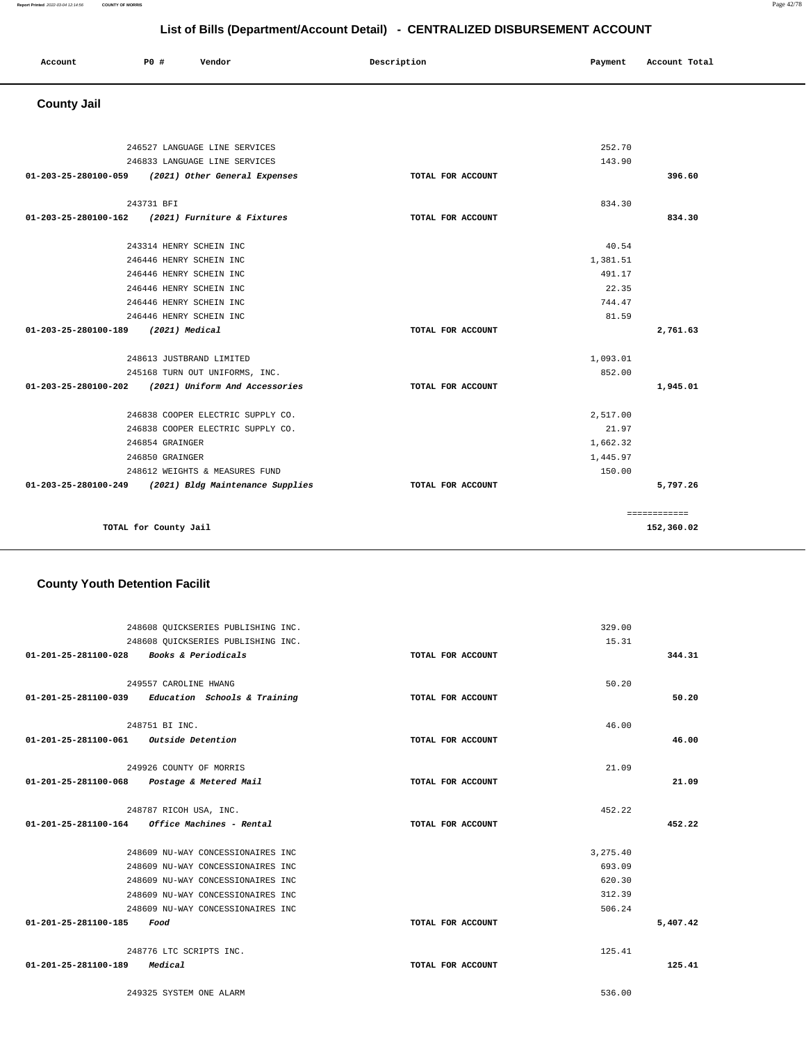## List of Bills (Department/Account Detail) - CENTRALIZED DISBURSEMENT ACCOUNT

| Account | PO # | Vendor | Description | Payment | Account Total |
|---|---|---|---|---|---|

### County Jail

| Account | PO # | Vendor | Description | Payment | Account Total |
|---|---|---|---|---|---|
| | 246527 | LANGUAGE LINE SERVICES | | 252.70 | |
| | 246833 | LANGUAGE LINE SERVICES | | 143.90 | |
| 01-203-25-280100-059 | | *(2021) Other General Expenses* | TOTAL FOR ACCOUNT | | 396.60 |
| | 243731 | BFI | | 834.30 | |
| 01-203-25-280100-162 | | *(2021) Furniture & Fixtures* | TOTAL FOR ACCOUNT | | 834.30 |
| | 243314 | HENRY SCHEIN INC | | 40.54 | |
| | 246446 | HENRY SCHEIN INC | | 1,381.51 | |
| | 246446 | HENRY SCHEIN INC | | 491.17 | |
| | 246446 | HENRY SCHEIN INC | | 22.35 | |
| | 246446 | HENRY SCHEIN INC | | 744.47 | |
| | 246446 | HENRY SCHEIN INC | | 81.59 | |
| 01-203-25-280100-189 | | *(2021) Medical* | TOTAL FOR ACCOUNT | | 2,761.63 |
| | 248613 | JUSTBRAND LIMITED | | 1,093.01 | |
| | 245168 | TURN OUT UNIFORMS, INC. | | 852.00 | |
| 01-203-25-280100-202 | | *(2021) Uniform And Accessories* | TOTAL FOR ACCOUNT | | 1,945.01 |
| | 246838 | COOPER ELECTRIC SUPPLY CO. | | 2,517.00 | |
| | 246838 | COOPER ELECTRIC SUPPLY CO. | | 21.97 | |
| | 246854 | GRAINGER | | 1,662.32 | |
| | 246850 | GRAINGER | | 1,445.97 | |
| | 248612 | WEIGHTS & MEASURES FUND | | 150.00 | |
| 01-203-25-280100-249 | | *(2021) Bldg Maintenance Supplies* | TOTAL FOR ACCOUNT | | 5,797.26 |
| | | | | | ============ |
| | | TOTAL for County Jail | | | 152,360.02 |

### County Youth Detention Facilit

| Account | PO # | Vendor | Description | Payment | Account Total |
|---|---|---|---|---|---|
| | 248608 | QUICKSERIES PUBLISHING INC. | | 329.00 | |
| | 248608 | QUICKSERIES PUBLISHING INC. | | 15.31 | |
| 01-201-25-281100-028 | | *Books & Periodicals* | TOTAL FOR ACCOUNT | | 344.31 |
| | 249557 | CAROLINE HWANG | | 50.20 | |
| 01-201-25-281100-039 | | *Education Schools & Training* | TOTAL FOR ACCOUNT | | 50.20 |
| | 248751 | BI INC. | | 46.00 | |
| 01-201-25-281100-061 | | *Outside Detention* | TOTAL FOR ACCOUNT | | 46.00 |
| | 249926 | COUNTY OF MORRIS | | 21.09 | |
| 01-201-25-281100-068 | | *Postage & Metered Mail* | TOTAL FOR ACCOUNT | | 21.09 |
| | 248787 | RICOH USA, INC. | | 452.22 | |
| 01-201-25-281100-164 | | *Office Machines - Rental* | TOTAL FOR ACCOUNT | | 452.22 |
| | 248609 | NU-WAY CONCESSIONAIRES INC | | 3,275.40 | |
| | 248609 | NU-WAY CONCESSIONAIRES INC | | 693.09 | |
| | 248609 | NU-WAY CONCESSIONAIRES INC | | 620.30 | |
| | 248609 | NU-WAY CONCESSIONAIRES INC | | 312.39 | |
| | 248609 | NU-WAY CONCESSIONAIRES INC | | 506.24 | |
| 01-201-25-281100-185 | | *Food* | TOTAL FOR ACCOUNT | | 5,407.42 |
| | 248776 | LTC SCRIPTS INC. | | 125.41 | |
| 01-201-25-281100-189 | | *Medical* | TOTAL FOR ACCOUNT | | 125.41 |
| | 249325 | SYSTEM ONE ALARM | | 536.00 | |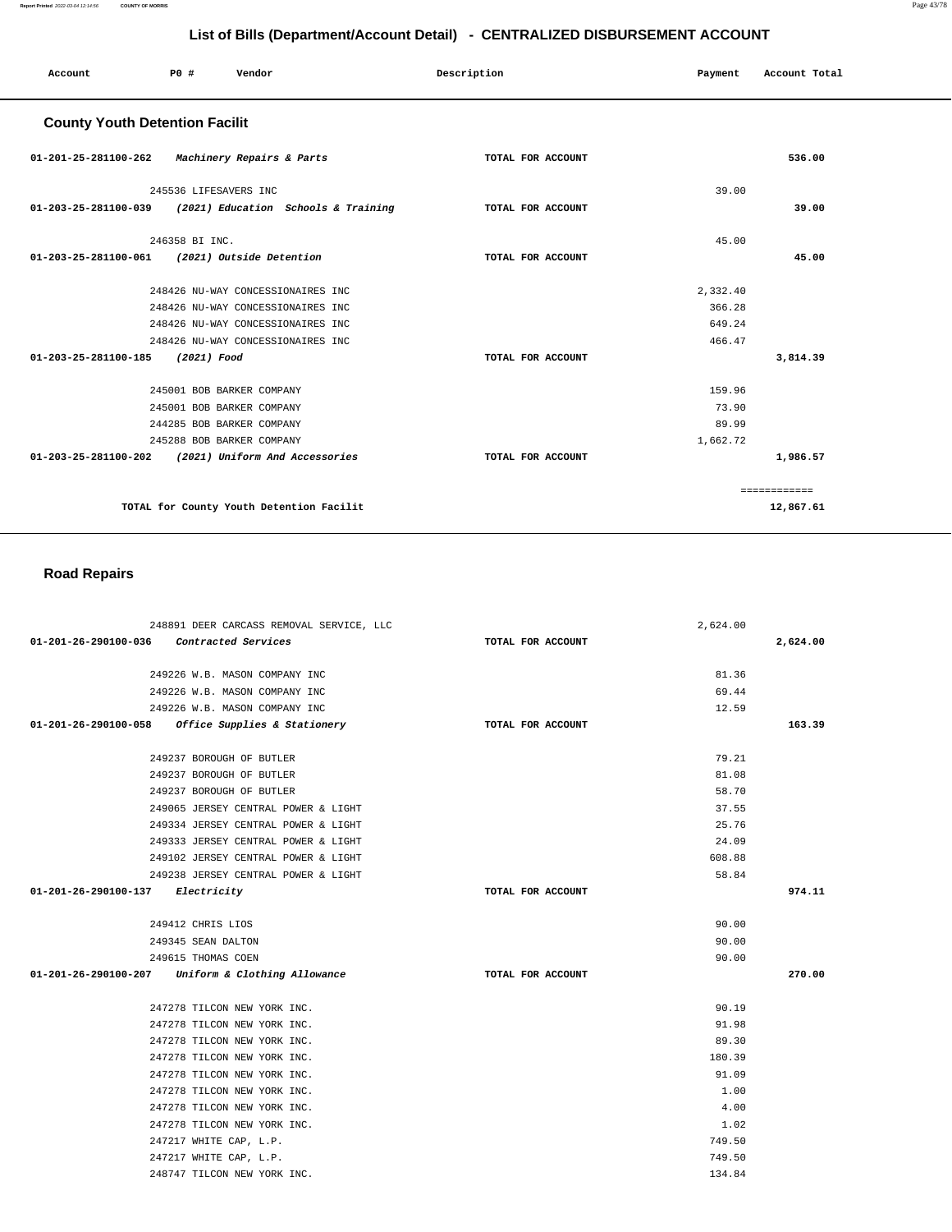## List of Bills (Department/Account Detail) - CENTRALIZED DISBURSEMENT ACCOUNT

| Account | PO # | Vendor | Description | Payment | Account Total |
|---|---|---|---|---|---|

### County Youth Detention Facilit

| Account | PO # | Vendor | Description | Payment | Account Total |
|---|---|---|---|---|---|
| 01-201-25-281100-262 | | *Machinery Repairs & Parts* | TOTAL FOR ACCOUNT | | 536.00 |
| | 245536 | LIFESAVERS INC | | 39.00 | |
| 01-203-25-281100-039 | | *(2021) Education Schools & Training* | TOTAL FOR ACCOUNT | | 39.00 |
| | 246358 | BI INC. | | 45.00 | |
| 01-203-25-281100-061 | | *(2021) Outside Detention* | TOTAL FOR ACCOUNT | | 45.00 |
| | 248426 | NU-WAY CONCESSIONAIRES INC | | 2,332.40 | |
| | 248426 | NU-WAY CONCESSIONAIRES INC | | 366.28 | |
| | 248426 | NU-WAY CONCESSIONAIRES INC | | 649.24 | |
| | 248426 | NU-WAY CONCESSIONAIRES INC | | 466.47 | |
| 01-203-25-281100-185 | | *(2021) Food* | TOTAL FOR ACCOUNT | | 3,814.39 |
| | 245001 | BOB BARKER COMPANY | | 159.96 | |
| | 245001 | BOB BARKER COMPANY | | 73.90 | |
| | 244285 | BOB BARKER COMPANY | | 89.99 | |
| | 245288 | BOB BARKER COMPANY | | 1,662.72 | |
| 01-203-25-281100-202 | | *(2021) Uniform And Accessories* | TOTAL FOR ACCOUNT | | 1,986.57 |
| | | | | | ============ |
| | | TOTAL for County Youth Detention Facilit | | | 12,867.61 |

### Road Repairs

| Account | PO # | Vendor | Description | Payment | Account Total |
|---|---|---|---|---|---|
| | 248891 | DEER CARCASS REMOVAL SERVICE, LLC | | 2,624.00 | |
| 01-201-26-290100-036 | | *Contracted Services* | TOTAL FOR ACCOUNT | | 2,624.00 |
| | 249226 | W.B. MASON COMPANY INC | | 81.36 | |
| | 249226 | W.B. MASON COMPANY INC | | 69.44 | |
| | 249226 | W.B. MASON COMPANY INC | | 12.59 | |
| 01-201-26-290100-058 | | *Office Supplies & Stationery* | TOTAL FOR ACCOUNT | | 163.39 |
| | 249237 | BOROUGH OF BUTLER | | 79.21 | |
| | 249237 | BOROUGH OF BUTLER | | 81.08 | |
| | 249237 | BOROUGH OF BUTLER | | 58.70 | |
| | 249065 | JERSEY CENTRAL POWER & LIGHT | | 37.55 | |
| | 249334 | JERSEY CENTRAL POWER & LIGHT | | 25.76 | |
| | 249333 | JERSEY CENTRAL POWER & LIGHT | | 24.09 | |
| | 249102 | JERSEY CENTRAL POWER & LIGHT | | 608.88 | |
| | 249238 | JERSEY CENTRAL POWER & LIGHT | | 58.84 | |
| 01-201-26-290100-137 | | *Electricity* | TOTAL FOR ACCOUNT | | 974.11 |
| | 249412 | CHRIS LIOS | | 90.00 | |
| | 249345 | SEAN DALTON | | 90.00 | |
| | 249615 | THOMAS COEN | | 90.00 | |
| 01-201-26-290100-207 | | *Uniform & Clothing Allowance* | TOTAL FOR ACCOUNT | | 270.00 |
| | 247278 | TILCON NEW YORK INC. | | 90.19 | |
| | 247278 | TILCON NEW YORK INC. | | 91.98 | |
| | 247278 | TILCON NEW YORK INC. | | 89.30 | |
| | 247278 | TILCON NEW YORK INC. | | 180.39 | |
| | 247278 | TILCON NEW YORK INC. | | 91.09 | |
| | 247278 | TILCON NEW YORK INC. | | 1.00 | |
| | 247278 | TILCON NEW YORK INC. | | 4.00 | |
| | 247278 | TILCON NEW YORK INC. | | 1.02 | |
| | 247217 | WHITE CAP, L.P. | | 749.50 | |
| | 247217 | WHITE CAP, L.P. | | 749.50 | |
| | 248747 | TILCON NEW YORK INC. | | 134.84 | |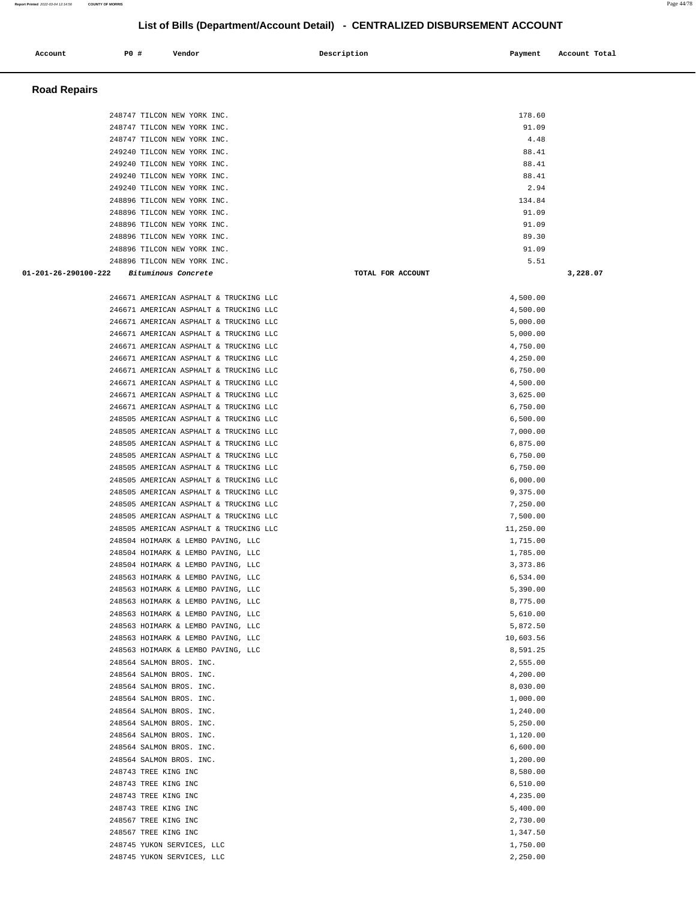# List of Bills (Department/Account Detail) - CENTRALIZED DISBURSEMENT ACCOUNT

| Account | PO # | Vendor | Description | Payment | Account Total |
|---|---|---|---|---|---|

## Road Repairs

| Account | PO # | Vendor | Description | Payment | Account Total |
|---|---|---|---|---|---|
| | 248747 | TILCON NEW YORK INC. | | 178.60 | |
| | 248747 | TILCON NEW YORK INC. | | 91.09 | |
| | 248747 | TILCON NEW YORK INC. | | 4.48 | |
| | 249240 | TILCON NEW YORK INC. | | 88.41 | |
| | 249240 | TILCON NEW YORK INC. | | 88.41 | |
| | 249240 | TILCON NEW YORK INC. | | 88.41 | |
| | 249240 | TILCON NEW YORK INC. | | 2.94 | |
| | 248896 | TILCON NEW YORK INC. | | 134.84 | |
| | 248896 | TILCON NEW YORK INC. | | 91.09 | |
| | 248896 | TILCON NEW YORK INC. | | 91.09 | |
| | 248896 | TILCON NEW YORK INC. | | 89.30 | |
| | 248896 | TILCON NEW YORK INC. | | 91.09 | |
| | 248896 | TILCON NEW YORK INC. | | 5.51 | |
| **01-201-26-290100-222** | | *Bituminous Concrete* | TOTAL FOR ACCOUNT | | **3,228.07** |
| | 246671 | AMERICAN ASPHALT & TRUCKING LLC | | 4,500.00 | |
| | 246671 | AMERICAN ASPHALT & TRUCKING LLC | | 4,500.00 | |
| | 246671 | AMERICAN ASPHALT & TRUCKING LLC | | 5,000.00 | |
| | 246671 | AMERICAN ASPHALT & TRUCKING LLC | | 5,000.00 | |
| | 246671 | AMERICAN ASPHALT & TRUCKING LLC | | 4,750.00 | |
| | 246671 | AMERICAN ASPHALT & TRUCKING LLC | | 4,250.00 | |
| | 246671 | AMERICAN ASPHALT & TRUCKING LLC | | 6,750.00 | |
| | 246671 | AMERICAN ASPHALT & TRUCKING LLC | | 4,500.00 | |
| | 246671 | AMERICAN ASPHALT & TRUCKING LLC | | 3,625.00 | |
| | 246671 | AMERICAN ASPHALT & TRUCKING LLC | | 6,750.00 | |
| | 248505 | AMERICAN ASPHALT & TRUCKING LLC | | 6,500.00 | |
| | 248505 | AMERICAN ASPHALT & TRUCKING LLC | | 7,000.00 | |
| | 248505 | AMERICAN ASPHALT & TRUCKING LLC | | 6,875.00 | |
| | 248505 | AMERICAN ASPHALT & TRUCKING LLC | | 6,750.00 | |
| | 248505 | AMERICAN ASPHALT & TRUCKING LLC | | 6,750.00 | |
| | 248505 | AMERICAN ASPHALT & TRUCKING LLC | | 6,000.00 | |
| | 248505 | AMERICAN ASPHALT & TRUCKING LLC | | 9,375.00 | |
| | 248505 | AMERICAN ASPHALT & TRUCKING LLC | | 7,250.00 | |
| | 248505 | AMERICAN ASPHALT & TRUCKING LLC | | 7,500.00 | |
| | 248505 | AMERICAN ASPHALT & TRUCKING LLC | | 11,250.00 | |
| | 248504 | HOIMARK & LEMBO PAVING, LLC | | 1,715.00 | |
| | 248504 | HOIMARK & LEMBO PAVING, LLC | | 1,785.00 | |
| | 248504 | HOIMARK & LEMBO PAVING, LLC | | 3,373.86 | |
| | 248563 | HOIMARK & LEMBO PAVING, LLC | | 6,534.00 | |
| | 248563 | HOIMARK & LEMBO PAVING, LLC | | 5,390.00 | |
| | 248563 | HOIMARK & LEMBO PAVING, LLC | | 8,775.00 | |
| | 248563 | HOIMARK & LEMBO PAVING, LLC | | 5,610.00 | |
| | 248563 | HOIMARK & LEMBO PAVING, LLC | | 5,872.50 | |
| | 248563 | HOIMARK & LEMBO PAVING, LLC | | 10,603.56 | |
| | 248563 | HOIMARK & LEMBO PAVING, LLC | | 8,591.25 | |
| | 248564 | SALMON BROS. INC. | | 2,555.00 | |
| | 248564 | SALMON BROS. INC. | | 4,200.00 | |
| | 248564 | SALMON BROS. INC. | | 8,030.00 | |
| | 248564 | SALMON BROS. INC. | | 1,000.00 | |
| | 248564 | SALMON BROS. INC. | | 1,240.00 | |
| | 248564 | SALMON BROS. INC. | | 5,250.00 | |
| | 248564 | SALMON BROS. INC. | | 1,120.00 | |
| | 248564 | SALMON BROS. INC. | | 6,600.00 | |
| | 248564 | SALMON BROS. INC. | | 1,200.00 | |
| | 248743 | TREE KING INC | | 8,580.00 | |
| | 248743 | TREE KING INC | | 6,510.00 | |
| | 248743 | TREE KING INC | | 4,235.00 | |
| | 248743 | TREE KING INC | | 5,400.00 | |
| | 248567 | TREE KING INC | | 2,730.00 | |
| | 248567 | TREE KING INC | | 1,347.50 | |
| | 248745 | YUKON SERVICES, LLC | | 1,750.00 | |
| | 248745 | YUKON SERVICES, LLC | | 2,250.00 | |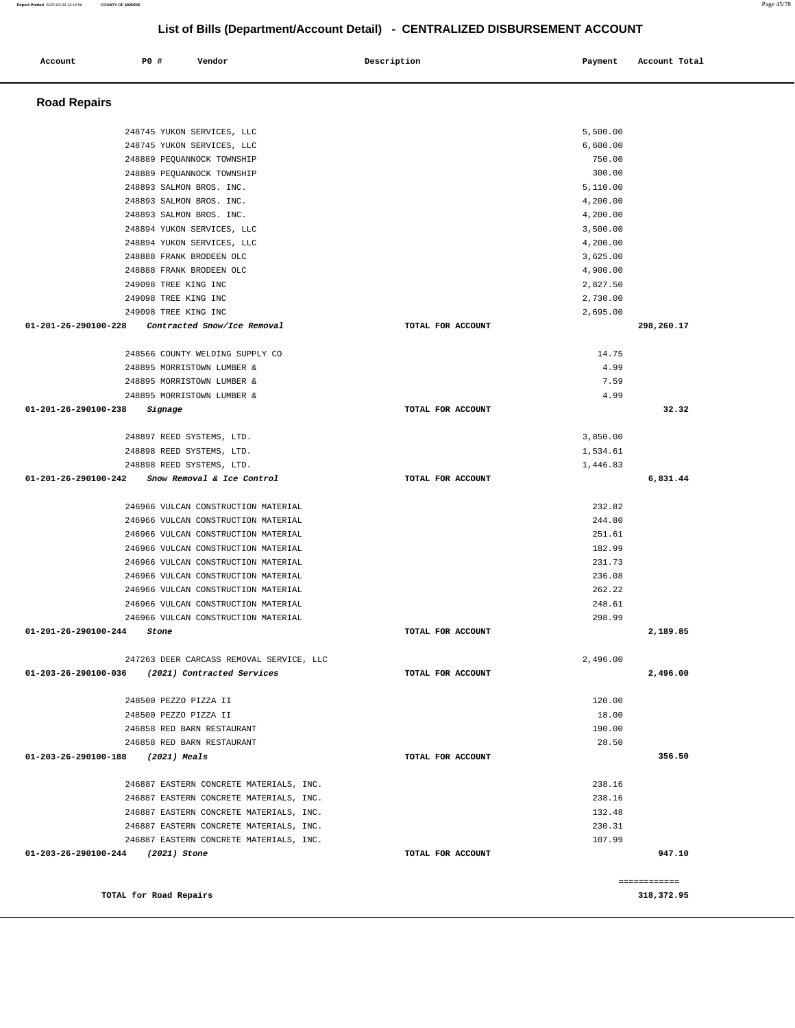## List of Bills (Department/Account Detail) - CENTRALIZED DISBURSEMENT ACCOUNT

| Account | PO # | Vendor | Description | Payment | Account Total |
|---|---|---|---|---|---|

### Road Repairs

| Account | PO # | Vendor | Description | Payment | Account Total |
|---|---|---|---|---|---|
| | 248745 | YUKON SERVICES, LLC | | 5,500.00 | |
| | 248745 | YUKON SERVICES, LLC | | 6,600.00 | |
| | 248889 | PEQUANNOCK TOWNSHIP | | 750.00 | |
| | 248889 | PEQUANNOCK TOWNSHIP | | 300.00 | |
| | 248893 | SALMON BROS. INC. | | 5,110.00 | |
| | 248893 | SALMON BROS. INC. | | 4,200.00 | |
| | 248893 | SALMON BROS. INC. | | 4,200.00 | |
| | 248894 | YUKON SERVICES, LLC | | 3,500.00 | |
| | 248894 | YUKON SERVICES, LLC | | 4,200.00 | |
| | 248888 | FRANK BRODEEN OLC | | 3,625.00 | |
| | 248888 | FRANK BRODEEN OLC | | 4,900.00 | |
| | 249098 | TREE KING INC | | 2,827.50 | |
| | 249098 | TREE KING INC | | 2,730.00 | |
| | 249098 | TREE KING INC | | 2,695.00 | |
| **01-201-26-290100-228** | | *Contracted Snow/Ice Removal* | TOTAL FOR ACCOUNT | | **298,260.17** |
| | 248566 | COUNTY WELDING SUPPLY CO | | 14.75 | |
| | 248895 | MORRISTOWN LUMBER & | | 4.99 | |
| | 248895 | MORRISTOWN LUMBER & | | 7.59 | |
| | 248895 | MORRISTOWN LUMBER & | | 4.99 | |
| **01-201-26-290100-238** | | *Signage* | TOTAL FOR ACCOUNT | | **32.32** |
| | 248897 | REED SYSTEMS, LTD. | | 3,850.00 | |
| | 248898 | REED SYSTEMS, LTD. | | 1,534.61 | |
| | 248898 | REED SYSTEMS, LTD. | | 1,446.83 | |
| **01-201-26-290100-242** | | *Snow Removal & Ice Control* | TOTAL FOR ACCOUNT | | **6,831.44** |
| | 246966 | VULCAN CONSTRUCTION MATERIAL | | 232.82 | |
| | 246966 | VULCAN CONSTRUCTION MATERIAL | | 244.80 | |
| | 246966 | VULCAN CONSTRUCTION MATERIAL | | 251.61 | |
| | 246966 | VULCAN CONSTRUCTION MATERIAL | | 182.99 | |
| | 246966 | VULCAN CONSTRUCTION MATERIAL | | 231.73 | |
| | 246966 | VULCAN CONSTRUCTION MATERIAL | | 236.08 | |
| | 246966 | VULCAN CONSTRUCTION MATERIAL | | 262.22 | |
| | 246966 | VULCAN CONSTRUCTION MATERIAL | | 248.61 | |
| | 246966 | VULCAN CONSTRUCTION MATERIAL | | 298.99 | |
| **01-201-26-290100-244** | | *Stone* | TOTAL FOR ACCOUNT | | **2,189.85** |
| | 247263 | DEER CARCASS REMOVAL SERVICE, LLC | | 2,496.00 | |
| **01-203-26-290100-036** | | *(2021) Contracted Services* | TOTAL FOR ACCOUNT | | **2,496.00** |
| | 248500 | PEZZO PIZZA II | | 120.00 | |
| | 248500 | PEZZO PIZZA II | | 18.00 | |
| | 246858 | RED BARN RESTAURANT | | 190.00 | |
| | 246858 | RED BARN RESTAURANT | | 28.50 | |
| **01-203-26-290100-188** | | *(2021) Meals* | TOTAL FOR ACCOUNT | | **356.50** |
| | 246887 | EASTERN CONCRETE MATERIALS, INC. | | 238.16 | |
| | 246887 | EASTERN CONCRETE MATERIALS, INC. | | 238.16 | |
| | 246887 | EASTERN CONCRETE MATERIALS, INC. | | 132.48 | |
| | 246887 | EASTERN CONCRETE MATERIALS, INC. | | 230.31 | |
| | 246887 | EASTERN CONCRETE MATERIALS, INC. | | 107.99 | |
| **01-203-26-290100-244** | | *(2021) Stone* | TOTAL FOR ACCOUNT | | **947.10** |
| | | | | | ============ |
| **TOTAL for Road Repairs** | | | | | **318,372.95** |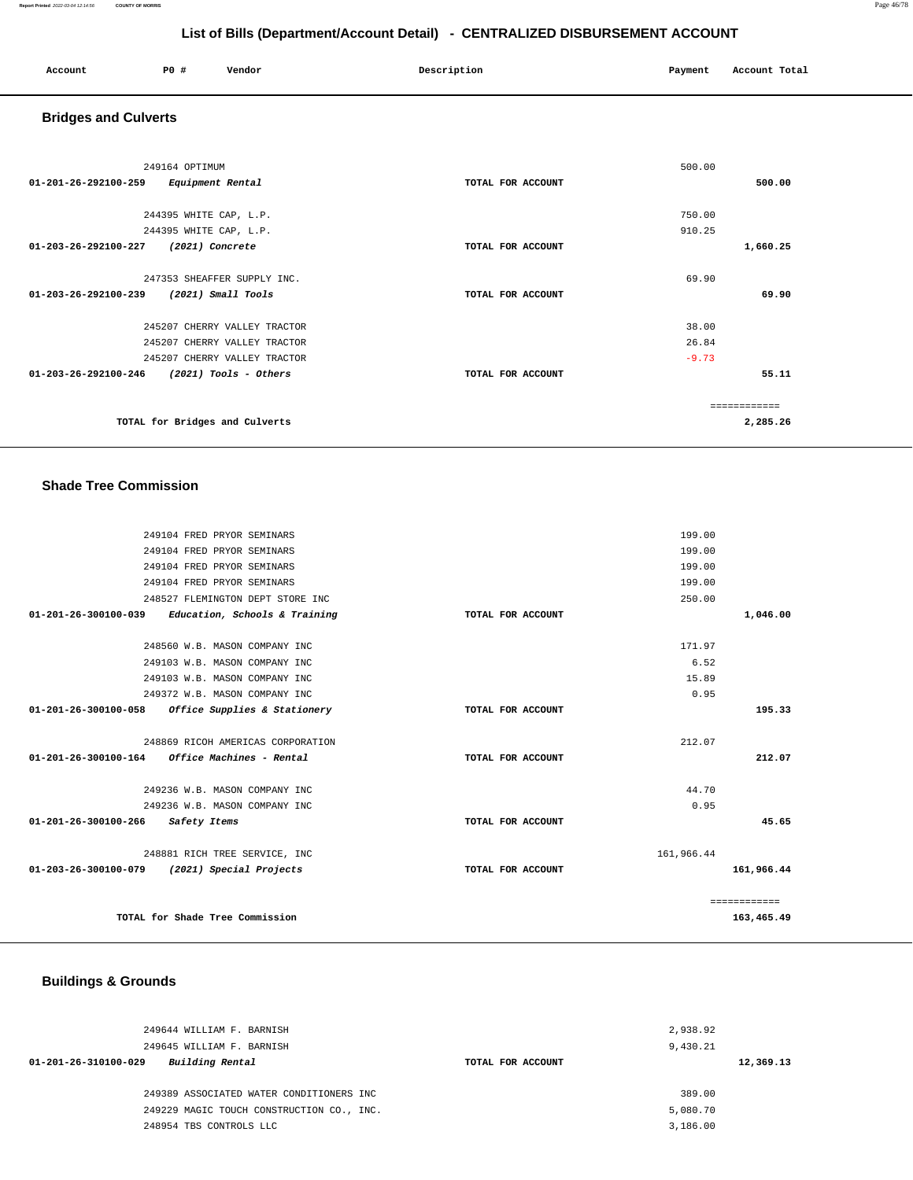# List of Bills (Department/Account Detail) - CENTRALIZED DISBURSEMENT ACCOUNT

| Account | PO # | Vendor | Description | Payment | Account Total |
|---|---|---|---|---|---|

## Bridges and Culverts

| Account | PO # | Vendor | Description | Payment | Account Total |
|---|---|---|---|---|---|
| | 249164 | OPTIMUM | | 500.00 | |
| 01-201-26-292100-259 | | *Equipment Rental* | TOTAL FOR ACCOUNT | | 500.00 |
| | 244395 | WHITE CAP, L.P. | | 750.00 | |
| | 244395 | WHITE CAP, L.P. | | 910.25 | |
| 01-203-26-292100-227 | | *(2021) Concrete* | TOTAL FOR ACCOUNT | | 1,660.25 |
| | 247353 | SHEAFFER SUPPLY INC. | | 69.90 | |
| 01-203-26-292100-239 | | *(2021) Small Tools* | TOTAL FOR ACCOUNT | | 69.90 |
| | 245207 | CHERRY VALLEY TRACTOR | | 38.00 | |
| | 245207 | CHERRY VALLEY TRACTOR | | 26.84 | |
| | 245207 | CHERRY VALLEY TRACTOR | | -9.73 | |
| 01-203-26-292100-246 | | *(2021) Tools - Others* | TOTAL FOR ACCOUNT | | 55.11 |
| | | | | | ============ |
| | | TOTAL for Bridges and Culverts | | | 2,285.26 |

## Shade Tree Commission

| Account | PO # | Vendor | Description | Payment | Account Total |
|---|---|---|---|---|---|
| | 249104 | FRED PRYOR SEMINARS | | 199.00 | |
| | 249104 | FRED PRYOR SEMINARS | | 199.00 | |
| | 249104 | FRED PRYOR SEMINARS | | 199.00 | |
| | 249104 | FRED PRYOR SEMINARS | | 199.00 | |
| | 248527 | FLEMINGTON DEPT STORE INC | | 250.00 | |
| 01-201-26-300100-039 | | *Education, Schools & Training* | TOTAL FOR ACCOUNT | | 1,046.00 |
| | 248560 | W.B. MASON COMPANY INC | | 171.97 | |
| | 249103 | W.B. MASON COMPANY INC | | 6.52 | |
| | 249103 | W.B. MASON COMPANY INC | | 15.89 | |
| | 249372 | W.B. MASON COMPANY INC | | 0.95 | |
| 01-201-26-300100-058 | | *Office Supplies & Stationery* | TOTAL FOR ACCOUNT | | 195.33 |
| | 248869 | RICOH AMERICAS CORPORATION | | 212.07 | |
| 01-201-26-300100-164 | | *Office Machines - Rental* | TOTAL FOR ACCOUNT | | 212.07 |
| | 249236 | W.B. MASON COMPANY INC | | 44.70 | |
| | 249236 | W.B. MASON COMPANY INC | | 0.95 | |
| 01-201-26-300100-266 | | *Safety Items* | TOTAL FOR ACCOUNT | | 45.65 |
| | 248881 | RICH TREE SERVICE, INC | | 161,966.44 | |
| 01-203-26-300100-079 | | *(2021) Special Projects* | TOTAL FOR ACCOUNT | | 161,966.44 |
| | | | | | ============ |
| | | TOTAL for Shade Tree Commission | | | 163,465.49 |

## Buildings & Grounds

| Account | PO # | Vendor | Description | Payment | Account Total |
|---|---|---|---|---|---|
| | 249644 | WILLIAM F. BARNISH | | 2,938.92 | |
| | 249645 | WILLIAM F. BARNISH | | 9,430.21 | |
| 01-201-26-310100-029 | | *Building Rental* | TOTAL FOR ACCOUNT | | 12,369.13 |
| | 249389 | ASSOCIATED WATER CONDITIONERS INC | | 389.00 | |
| | 249229 | MAGIC TOUCH CONSTRUCTION CO., INC. | | 5,080.70 | |
| | 248954 | TBS CONTROLS LLC | | 3,186.00 | |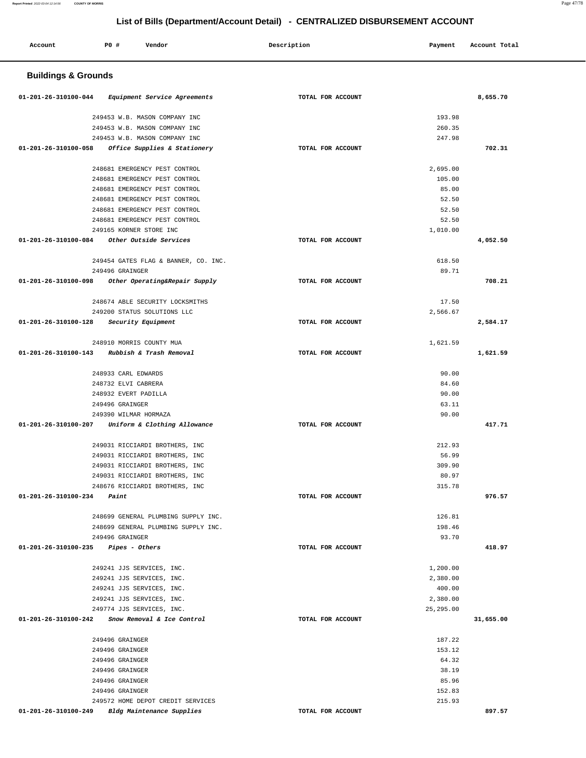# List of Bills (Department/Account Detail) - CENTRALIZED DISBURSEMENT ACCOUNT

| Account | PO # | Vendor | Description | Payment | Account Total |
|---|---|---|---|---|---|

## Buildings & Grounds

| Account | PO # | Vendor | Description | Payment | Account Total |
|---|---|---|---|---|---|
| 01-201-26-310100-044 | | *Equipment Service Agreements* | TOTAL FOR ACCOUNT | | 8,655.70 |
| | 249453 | W.B. MASON COMPANY INC | | 193.98 | |
| | 249453 | W.B. MASON COMPANY INC | | 260.35 | |
| | 249453 | W.B. MASON COMPANY INC | | 247.98 | |
| 01-201-26-310100-058 | | *Office Supplies & Stationery* | TOTAL FOR ACCOUNT | | 702.31 |
| | 248681 | EMERGENCY PEST CONTROL | | 2,695.00 | |
| | 248681 | EMERGENCY PEST CONTROL | | 105.00 | |
| | 248681 | EMERGENCY PEST CONTROL | | 85.00 | |
| | 248681 | EMERGENCY PEST CONTROL | | 52.50 | |
| | 248681 | EMERGENCY PEST CONTROL | | 52.50 | |
| | 248681 | EMERGENCY PEST CONTROL | | 52.50 | |
| | 249165 | KORNER STORE INC | | 1,010.00 | |
| 01-201-26-310100-084 | | *Other Outside Services* | TOTAL FOR ACCOUNT | | 4,052.50 |
| | 249454 | GATES FLAG & BANNER, CO. INC. | | 618.50 | |
| | 249496 | GRAINGER | | 89.71 | |
| 01-201-26-310100-098 | | *Other Operating&Repair Supply* | TOTAL FOR ACCOUNT | | 708.21 |
| | 248674 | ABLE SECURITY LOCKSMITHS | | 17.50 | |
| | 249200 | STATUS SOLUTIONS LLC | | 2,566.67 | |
| 01-201-26-310100-128 | | *Security Equipment* | TOTAL FOR ACCOUNT | | 2,584.17 |
| | 248910 | MORRIS COUNTY MUA | | 1,621.59 | |
| 01-201-26-310100-143 | | *Rubbish & Trash Removal* | TOTAL FOR ACCOUNT | | 1,621.59 |
| | 248933 | CARL EDWARDS | | 90.00 | |
| | 248732 | ELVI CABRERA | | 84.60 | |
| | 248932 | EVERT PADILLA | | 90.00 | |
| | 249496 | GRAINGER | | 63.11 | |
| | 249390 | WILMAR HORMAZA | | 90.00 | |
| 01-201-26-310100-207 | | *Uniform & Clothing Allowance* | TOTAL FOR ACCOUNT | | 417.71 |
| | 249031 | RICCIARDI BROTHERS, INC | | 212.93 | |
| | 249031 | RICCIARDI BROTHERS, INC | | 56.99 | |
| | 249031 | RICCIARDI BROTHERS, INC | | 309.90 | |
| | 249031 | RICCIARDI BROTHERS, INC | | 80.97 | |
| | 248676 | RICCIARDI BROTHERS, INC | | 315.78 | |
| 01-201-26-310100-234 | | *Paint* | TOTAL FOR ACCOUNT | | 976.57 |
| | 248699 | GENERAL PLUMBING SUPPLY INC. | | 126.81 | |
| | 248699 | GENERAL PLUMBING SUPPLY INC. | | 198.46 | |
| | 249496 | GRAINGER | | 93.70 | |
| 01-201-26-310100-235 | | *Pipes - Others* | TOTAL FOR ACCOUNT | | 418.97 |
| | 249241 | JJS SERVICES, INC. | | 1,200.00 | |
| | 249241 | JJS SERVICES, INC. | | 2,380.00 | |
| | 249241 | JJS SERVICES, INC. | | 400.00 | |
| | 249241 | JJS SERVICES, INC. | | 2,380.00 | |
| | 249774 | JJS SERVICES, INC. | | 25,295.00 | |
| 01-201-26-310100-242 | | *Snow Removal & Ice Control* | TOTAL FOR ACCOUNT | | 31,655.00 |
| | 249496 | GRAINGER | | 187.22 | |
| | 249496 | GRAINGER | | 153.12 | |
| | 249496 | GRAINGER | | 64.32 | |
| | 249496 | GRAINGER | | 38.19 | |
| | 249496 | GRAINGER | | 85.96 | |
| | 249496 | GRAINGER | | 152.83 | |
| | 249572 | HOME DEPOT CREDIT SERVICES | | 215.93 | |
| 01-201-26-310100-249 | | *Bldg Maintenance Supplies* | TOTAL FOR ACCOUNT | | 897.57 |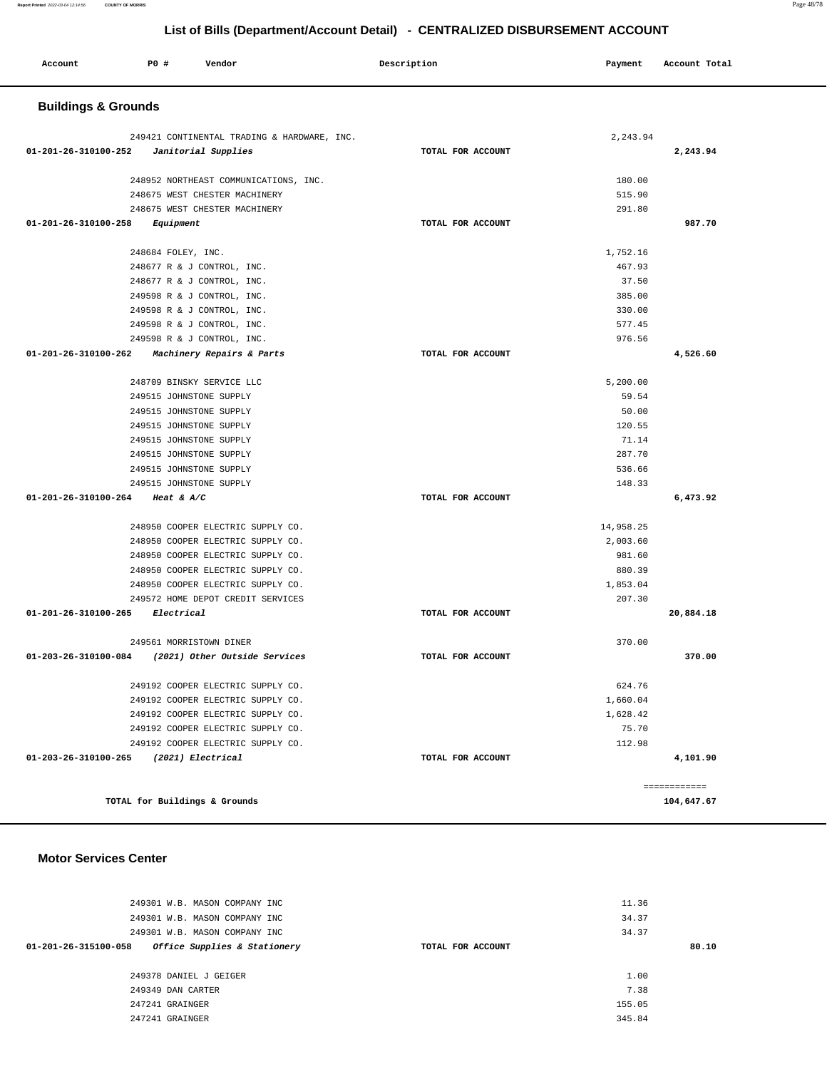## List of Bills (Department/Account Detail) - CENTRALIZED DISBURSEMENT ACCOUNT

| Account | PO # | Vendor | Description | Payment | Account Total |
|---|---|---|---|---|---|

### Buildings & Grounds

| Account | PO # | Vendor | Description | Payment | Account Total |
|---|---|---|---|---|---|
| | 249421 | CONTINENTAL TRADING & HARDWARE, INC. | | 2,243.94 | |
| 01-201-26-310100-252 | | *Janitorial Supplies* | TOTAL FOR ACCOUNT | | 2,243.94 |
| | 248952 | NORTHEAST COMMUNICATIONS, INC. | | 180.00 | |
| | 248675 | WEST CHESTER MACHINERY | | 515.90 | |
| | 248675 | WEST CHESTER MACHINERY | | 291.80 | |
| 01-201-26-310100-258 | | *Equipment* | TOTAL FOR ACCOUNT | | 987.70 |
| | 248684 | FOLEY, INC. | | 1,752.16 | |
| | 248677 | R & J CONTROL, INC. | | 467.93 | |
| | 248677 | R & J CONTROL, INC. | | 37.50 | |
| | 249598 | R & J CONTROL, INC. | | 385.00 | |
| | 249598 | R & J CONTROL, INC. | | 330.00 | |
| | 249598 | R & J CONTROL, INC. | | 577.45 | |
| | 249598 | R & J CONTROL, INC. | | 976.56 | |
| 01-201-26-310100-262 | | *Machinery Repairs & Parts* | TOTAL FOR ACCOUNT | | 4,526.60 |
| | 248709 | BINSKY SERVICE LLC | | 5,200.00 | |
| | 249515 | JOHNSTONE SUPPLY | | 59.54 | |
| | 249515 | JOHNSTONE SUPPLY | | 50.00 | |
| | 249515 | JOHNSTONE SUPPLY | | 120.55 | |
| | 249515 | JOHNSTONE SUPPLY | | 71.14 | |
| | 249515 | JOHNSTONE SUPPLY | | 287.70 | |
| | 249515 | JOHNSTONE SUPPLY | | 536.66 | |
| | 249515 | JOHNSTONE SUPPLY | | 148.33 | |
| 01-201-26-310100-264 | | *Heat & A/C* | TOTAL FOR ACCOUNT | | 6,473.92 |
| | 248950 | COOPER ELECTRIC SUPPLY CO. | | 14,958.25 | |
| | 248950 | COOPER ELECTRIC SUPPLY CO. | | 2,003.60 | |
| | 248950 | COOPER ELECTRIC SUPPLY CO. | | 981.60 | |
| | 248950 | COOPER ELECTRIC SUPPLY CO. | | 880.39 | |
| | 248950 | COOPER ELECTRIC SUPPLY CO. | | 1,853.04 | |
| | 249572 | HOME DEPOT CREDIT SERVICES | | 207.30 | |
| 01-201-26-310100-265 | | *Electrical* | TOTAL FOR ACCOUNT | | 20,884.18 |
| | 249561 | MORRISTOWN DINER | | 370.00 | |
| 01-203-26-310100-084 | | *(2021) Other Outside Services* | TOTAL FOR ACCOUNT | | 370.00 |
| | 249192 | COOPER ELECTRIC SUPPLY CO. | | 624.76 | |
| | 249192 | COOPER ELECTRIC SUPPLY CO. | | 1,660.04 | |
| | 249192 | COOPER ELECTRIC SUPPLY CO. | | 1,628.42 | |
| | 249192 | COOPER ELECTRIC SUPPLY CO. | | 75.70 | |
| | 249192 | COOPER ELECTRIC SUPPLY CO. | | 112.98 | |
| 01-203-26-310100-265 | | *(2021) Electrical* | TOTAL FOR ACCOUNT | | 4,101.90 |
| | | | | | ============ |
| | | TOTAL for Buildings & Grounds | | | 104,647.67 |

### Motor Services Center

| Account | PO # | Vendor | Description | Payment | Account Total |
|---|---|---|---|---|---|
| | 249301 | W.B. MASON COMPANY INC | | 11.36 | |
| | 249301 | W.B. MASON COMPANY INC | | 34.37 | |
| | 249301 | W.B. MASON COMPANY INC | | 34.37 | |
| 01-201-26-315100-058 | | *Office Supplies & Stationery* | TOTAL FOR ACCOUNT | | 80.10 |
| | 249378 | DANIEL J GEIGER | | 1.00 | |
| | 249349 | DAN CARTER | | 7.38 | |
| | 247241 | GRAINGER | | 155.05 | |
| | 247241 | GRAINGER | | 345.84 | |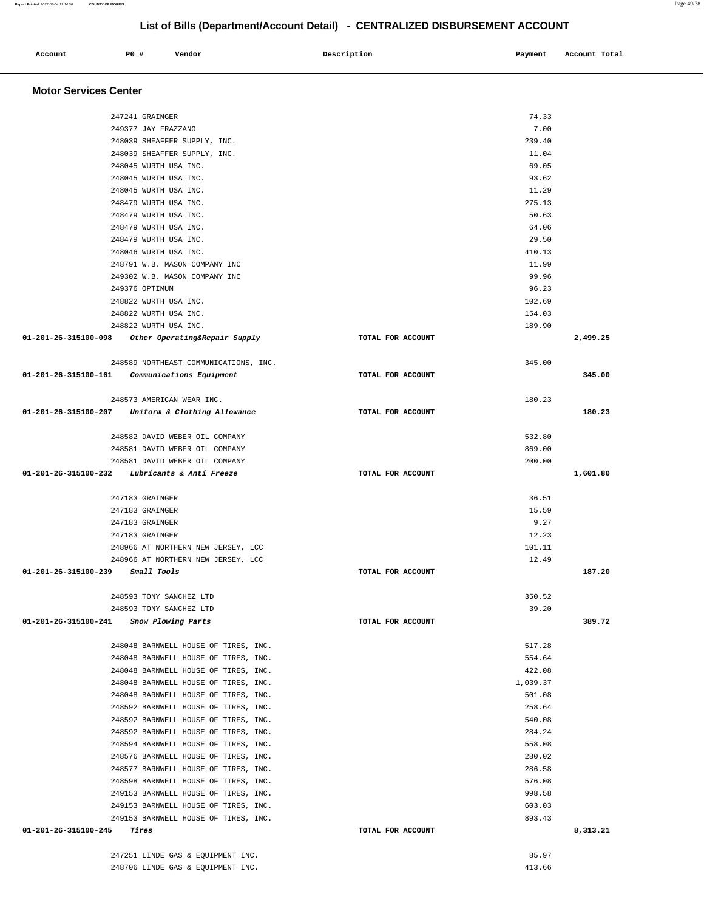## List of Bills (Department/Account Detail) - CENTRALIZED DISBURSEMENT ACCOUNT

| Account | PO # | Vendor | Description | Payment | Account Total |
|---|---|---|---|---|---|

### Motor Services Center

| Account | PO # | Vendor | Description | Payment | Account Total |
|---|---|---|---|---|---|
| | 247241 | GRAINGER | | 74.33 | |
| | 249377 | JAY FRAZZANO | | 7.00 | |
| | 248039 | SHEAFFER SUPPLY, INC. | | 239.40 | |
| | 248039 | SHEAFFER SUPPLY, INC. | | 11.04 | |
| | 248045 | WURTH USA INC. | | 69.05 | |
| | 248045 | WURTH USA INC. | | 93.62 | |
| | 248045 | WURTH USA INC. | | 11.29 | |
| | 248479 | WURTH USA INC. | | 275.13 | |
| | 248479 | WURTH USA INC. | | 50.63 | |
| | 248479 | WURTH USA INC. | | 64.06 | |
| | 248479 | WURTH USA INC. | | 29.50 | |
| | 248046 | WURTH USA INC. | | 410.13 | |
| | 248791 | W.B. MASON COMPANY INC | | 11.99 | |
| | 249302 | W.B. MASON COMPANY INC | | 99.96 | |
| | 249376 | OPTIMUM | | 96.23 | |
| | 248822 | WURTH USA INC. | | 102.69 | |
| | 248822 | WURTH USA INC. | | 154.03 | |
| | 248822 | WURTH USA INC. | | 189.90 | |
| 01-201-26-315100-098 | | *Other Operating&Repair Supply* | TOTAL FOR ACCOUNT | | 2,499.25 |
| | 248589 | NORTHEAST COMMUNICATIONS, INC. | | 345.00 | |
| 01-201-26-315100-161 | | *Communications Equipment* | TOTAL FOR ACCOUNT | | 345.00 |
| | 248573 | AMERICAN WEAR INC. | | 180.23 | |
| 01-201-26-315100-207 | | *Uniform & Clothing Allowance* | TOTAL FOR ACCOUNT | | 180.23 |
| | 248582 | DAVID WEBER OIL COMPANY | | 532.80 | |
| | 248581 | DAVID WEBER OIL COMPANY | | 869.00 | |
| | 248581 | DAVID WEBER OIL COMPANY | | 200.00 | |
| 01-201-26-315100-232 | | *Lubricants & Anti Freeze* | TOTAL FOR ACCOUNT | | 1,601.80 |
| | 247183 | GRAINGER | | 36.51 | |
| | 247183 | GRAINGER | | 15.59 | |
| | 247183 | GRAINGER | | 9.27 | |
| | 247183 | GRAINGER | | 12.23 | |
| | 248966 | AT NORTHERN NEW JERSEY, LCC | | 101.11 | |
| | 248966 | AT NORTHERN NEW JERSEY, LCC | | 12.49 | |
| 01-201-26-315100-239 | | *Small Tools* | TOTAL FOR ACCOUNT | | 187.20 |
| | 248593 | TONY SANCHEZ LTD | | 350.52 | |
| | 248593 | TONY SANCHEZ LTD | | 39.20 | |
| 01-201-26-315100-241 | | *Snow Plowing Parts* | TOTAL FOR ACCOUNT | | 389.72 |
| | 248048 | BARNWELL HOUSE OF TIRES, INC. | | 517.28 | |
| | 248048 | BARNWELL HOUSE OF TIRES, INC. | | 554.64 | |
| | 248048 | BARNWELL HOUSE OF TIRES, INC. | | 422.08 | |
| | 248048 | BARNWELL HOUSE OF TIRES, INC. | | 1,039.37 | |
| | 248048 | BARNWELL HOUSE OF TIRES, INC. | | 501.08 | |
| | 248592 | BARNWELL HOUSE OF TIRES, INC. | | 258.64 | |
| | 248592 | BARNWELL HOUSE OF TIRES, INC. | | 540.08 | |
| | 248592 | BARNWELL HOUSE OF TIRES, INC. | | 284.24 | |
| | 248594 | BARNWELL HOUSE OF TIRES, INC. | | 558.08 | |
| | 248576 | BARNWELL HOUSE OF TIRES, INC. | | 280.02 | |
| | 248577 | BARNWELL HOUSE OF TIRES, INC. | | 286.58 | |
| | 248598 | BARNWELL HOUSE OF TIRES, INC. | | 576.08 | |
| | 249153 | BARNWELL HOUSE OF TIRES, INC. | | 998.58 | |
| | 249153 | BARNWELL HOUSE OF TIRES, INC. | | 603.03 | |
| | 249153 | BARNWELL HOUSE OF TIRES, INC. | | 893.43 | |
| 01-201-26-315100-245 | | *Tires* | TOTAL FOR ACCOUNT | | 8,313.21 |
| | 247251 | LINDE GAS & EQUIPMENT INC. | | 85.97 | |
| | 248706 | LINDE GAS & EQUIPMENT INC. | | 413.66 | |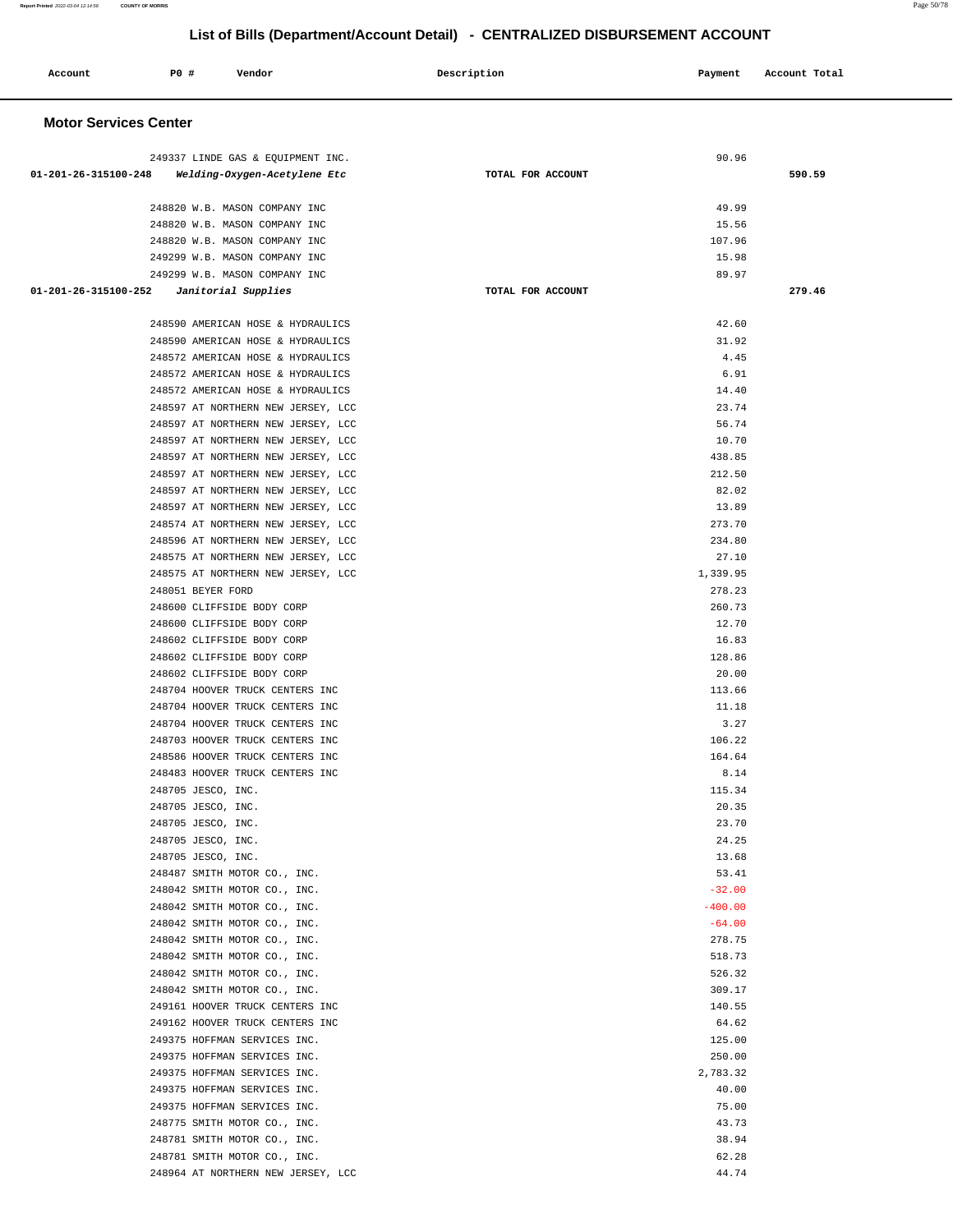# List of Bills (Department/Account Detail) - CENTRALIZED DISBURSEMENT ACCOUNT

| Account | PO # | Vendor | Description | Payment | Account Total |
|---|---|---|---|---|---|

## Motor Services Center

| Account | PO # | Vendor | Description | Payment | Account Total |
|---|---|---|---|---|---|
| | 249337 | LINDE GAS & EQUIPMENT INC. | | 90.96 | |
| 01-201-26-315100-248 | | *Welding-Oxygen-Acetylene Etc* | TOTAL FOR ACCOUNT | | 590.59 |
| | 248820 | W.B. MASON COMPANY INC | | 49.99 | |
| | 248820 | W.B. MASON COMPANY INC | | 15.56 | |
| | 248820 | W.B. MASON COMPANY INC | | 107.96 | |
| | 249299 | W.B. MASON COMPANY INC | | 15.98 | |
| | 249299 | W.B. MASON COMPANY INC | | 89.97 | |
| 01-201-26-315100-252 | | *Janitorial Supplies* | TOTAL FOR ACCOUNT | | 279.46 |
| | 248590 | AMERICAN HOSE & HYDRAULICS | | 42.60 | |
| | 248590 | AMERICAN HOSE & HYDRAULICS | | 31.92 | |
| | 248572 | AMERICAN HOSE & HYDRAULICS | | 4.45 | |
| | 248572 | AMERICAN HOSE & HYDRAULICS | | 6.91 | |
| | 248572 | AMERICAN HOSE & HYDRAULICS | | 14.40 | |
| | 248597 | AT NORTHERN NEW JERSEY, LCC | | 23.74 | |
| | 248597 | AT NORTHERN NEW JERSEY, LCC | | 56.74 | |
| | 248597 | AT NORTHERN NEW JERSEY, LCC | | 10.70 | |
| | 248597 | AT NORTHERN NEW JERSEY, LCC | | 438.85 | |
| | 248597 | AT NORTHERN NEW JERSEY, LCC | | 212.50 | |
| | 248597 | AT NORTHERN NEW JERSEY, LCC | | 82.02 | |
| | 248597 | AT NORTHERN NEW JERSEY, LCC | | 13.89 | |
| | 248574 | AT NORTHERN NEW JERSEY, LCC | | 273.70 | |
| | 248596 | AT NORTHERN NEW JERSEY, LCC | | 234.80 | |
| | 248575 | AT NORTHERN NEW JERSEY, LCC | | 27.10 | |
| | 248575 | AT NORTHERN NEW JERSEY, LCC | | 1,339.95 | |
| | 248051 | BEYER FORD | | 278.23 | |
| | 248600 | CLIFFSIDE BODY CORP | | 260.73 | |
| | 248600 | CLIFFSIDE BODY CORP | | 12.70 | |
| | 248602 | CLIFFSIDE BODY CORP | | 16.83 | |
| | 248602 | CLIFFSIDE BODY CORP | | 128.86 | |
| | 248602 | CLIFFSIDE BODY CORP | | 20.00 | |
| | 248704 | HOOVER TRUCK CENTERS INC | | 113.66 | |
| | 248704 | HOOVER TRUCK CENTERS INC | | 11.18 | |
| | 248704 | HOOVER TRUCK CENTERS INC | | 3.27 | |
| | 248703 | HOOVER TRUCK CENTERS INC | | 106.22 | |
| | 248586 | HOOVER TRUCK CENTERS INC | | 164.64 | |
| | 248483 | HOOVER TRUCK CENTERS INC | | 8.14 | |
| | 248705 | JESCO, INC. | | 115.34 | |
| | 248705 | JESCO, INC. | | 20.35 | |
| | 248705 | JESCO, INC. | | 23.70 | |
| | 248705 | JESCO, INC. | | 24.25 | |
| | 248705 | JESCO, INC. | | 13.68 | |
| | 248487 | SMITH MOTOR CO., INC. | | 53.41 | |
| | 248042 | SMITH MOTOR CO., INC. | | -32.00 | |
| | 248042 | SMITH MOTOR CO., INC. | | -400.00 | |
| | 248042 | SMITH MOTOR CO., INC. | | -64.00 | |
| | 248042 | SMITH MOTOR CO., INC. | | 278.75 | |
| | 248042 | SMITH MOTOR CO., INC. | | 518.73 | |
| | 248042 | SMITH MOTOR CO., INC. | | 526.32 | |
| | 248042 | SMITH MOTOR CO., INC. | | 309.17 | |
| | 249161 | HOOVER TRUCK CENTERS INC | | 140.55 | |
| | 249162 | HOOVER TRUCK CENTERS INC | | 64.62 | |
| | 249375 | HOFFMAN SERVICES INC. | | 125.00 | |
| | 249375 | HOFFMAN SERVICES INC. | | 250.00 | |
| | 249375 | HOFFMAN SERVICES INC. | | 2,783.32 | |
| | 249375 | HOFFMAN SERVICES INC. | | 40.00 | |
| | 249375 | HOFFMAN SERVICES INC. | | 75.00 | |
| | 248775 | SMITH MOTOR CO., INC. | | 43.73 | |
| | 248781 | SMITH MOTOR CO., INC. | | 38.94 | |
| | 248781 | SMITH MOTOR CO., INC. | | 62.28 | |
| | 248964 | AT NORTHERN NEW JERSEY, LCC | | 44.74 | |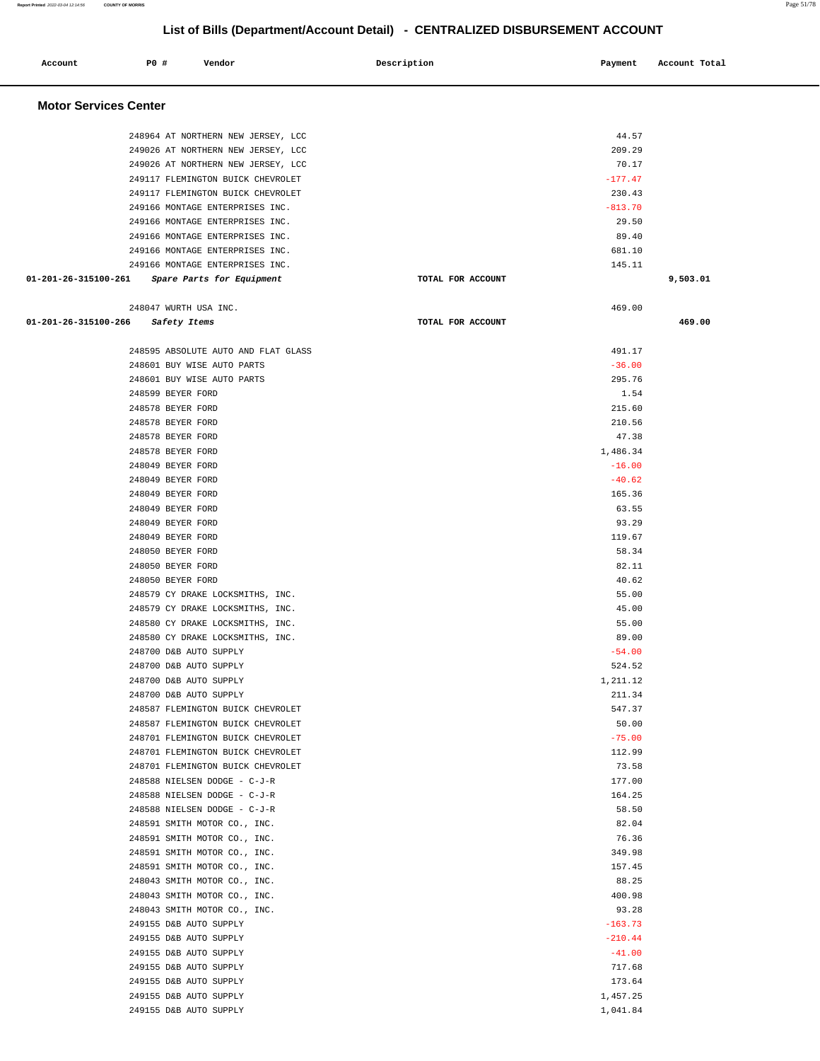## List of Bills (Department/Account Detail) - CENTRALIZED DISBURSEMENT ACCOUNT

| Account | PO # | Vendor | Description | Payment | Account Total |
|---|---|---|---|---|---|

### Motor Services Center

| Account | PO # | Vendor | Description | Payment | Account Total |
|---|---|---|---|---|---|
| | 248964 | AT NORTHERN NEW JERSEY, LCC | | 44.57 | |
| | 249026 | AT NORTHERN NEW JERSEY, LCC | | 209.29 | |
| | 249026 | AT NORTHERN NEW JERSEY, LCC | | 70.17 | |
| | 249117 | FLEMINGTON BUICK CHEVROLET | | -177.47 | |
| | 249117 | FLEMINGTON BUICK CHEVROLET | | 230.43 | |
| | 249166 | MONTAGE ENTERPRISES INC. | | -813.70 | |
| | 249166 | MONTAGE ENTERPRISES INC. | | 29.50 | |
| | 249166 | MONTAGE ENTERPRISES INC. | | 89.40 | |
| | 249166 | MONTAGE ENTERPRISES INC. | | 681.10 | |
| | 249166 | MONTAGE ENTERPRISES INC. | | 145.11 | |
| 01-201-26-315100-261 | | *Spare Parts for Equipment* | TOTAL FOR ACCOUNT | | 9,503.01 |
| | 248047 | WURTH USA INC. | | 469.00 | |
| 01-201-26-315100-266 | | *Safety Items* | TOTAL FOR ACCOUNT | | 469.00 |
| | 248595 | ABSOLUTE AUTO AND FLAT GLASS | | 491.17 | |
| | 248601 | BUY WISE AUTO PARTS | | -36.00 | |
| | 248601 | BUY WISE AUTO PARTS | | 295.76 | |
| | 248599 | BEYER FORD | | 1.54 | |
| | 248578 | BEYER FORD | | 215.60 | |
| | 248578 | BEYER FORD | | 210.56 | |
| | 248578 | BEYER FORD | | 47.38 | |
| | 248578 | BEYER FORD | | 1,486.34 | |
| | 248049 | BEYER FORD | | -16.00 | |
| | 248049 | BEYER FORD | | -40.62 | |
| | 248049 | BEYER FORD | | 165.36 | |
| | 248049 | BEYER FORD | | 63.55 | |
| | 248049 | BEYER FORD | | 93.29 | |
| | 248049 | BEYER FORD | | 119.67 | |
| | 248050 | BEYER FORD | | 58.34 | |
| | 248050 | BEYER FORD | | 82.11 | |
| | 248050 | BEYER FORD | | 40.62 | |
| | 248579 | CY DRAKE LOCKSMITHS, INC. | | 55.00 | |
| | 248579 | CY DRAKE LOCKSMITHS, INC. | | 45.00 | |
| | 248580 | CY DRAKE LOCKSMITHS, INC. | | 55.00 | |
| | 248580 | CY DRAKE LOCKSMITHS, INC. | | 89.00 | |
| | 248700 | D&B AUTO SUPPLY | | -54.00 | |
| | 248700 | D&B AUTO SUPPLY | | 524.52 | |
| | 248700 | D&B AUTO SUPPLY | | 1,211.12 | |
| | 248700 | D&B AUTO SUPPLY | | 211.34 | |
| | 248587 | FLEMINGTON BUICK CHEVROLET | | 547.37 | |
| | 248587 | FLEMINGTON BUICK CHEVROLET | | 50.00 | |
| | 248701 | FLEMINGTON BUICK CHEVROLET | | -75.00 | |
| | 248701 | FLEMINGTON BUICK CHEVROLET | | 112.99 | |
| | 248701 | FLEMINGTON BUICK CHEVROLET | | 73.58 | |
| | 248588 | NIELSEN DODGE - C-J-R | | 177.00 | |
| | 248588 | NIELSEN DODGE - C-J-R | | 164.25 | |
| | 248588 | NIELSEN DODGE - C-J-R | | 58.50 | |
| | 248591 | SMITH MOTOR CO., INC. | | 82.04 | |
| | 248591 | SMITH MOTOR CO., INC. | | 76.36 | |
| | 248591 | SMITH MOTOR CO., INC. | | 349.98 | |
| | 248591 | SMITH MOTOR CO., INC. | | 157.45 | |
| | 248043 | SMITH MOTOR CO., INC. | | 88.25 | |
| | 248043 | SMITH MOTOR CO., INC. | | 400.98 | |
| | 248043 | SMITH MOTOR CO., INC. | | 93.28 | |
| | 249155 | D&B AUTO SUPPLY | | -163.73 | |
| | 249155 | D&B AUTO SUPPLY | | -210.44 | |
| | 249155 | D&B AUTO SUPPLY | | -41.00 | |
| | 249155 | D&B AUTO SUPPLY | | 717.68 | |
| | 249155 | D&B AUTO SUPPLY | | 173.64 | |
| | 249155 | D&B AUTO SUPPLY | | 1,457.25 | |
| | 249155 | D&B AUTO SUPPLY | | 1,041.84 | |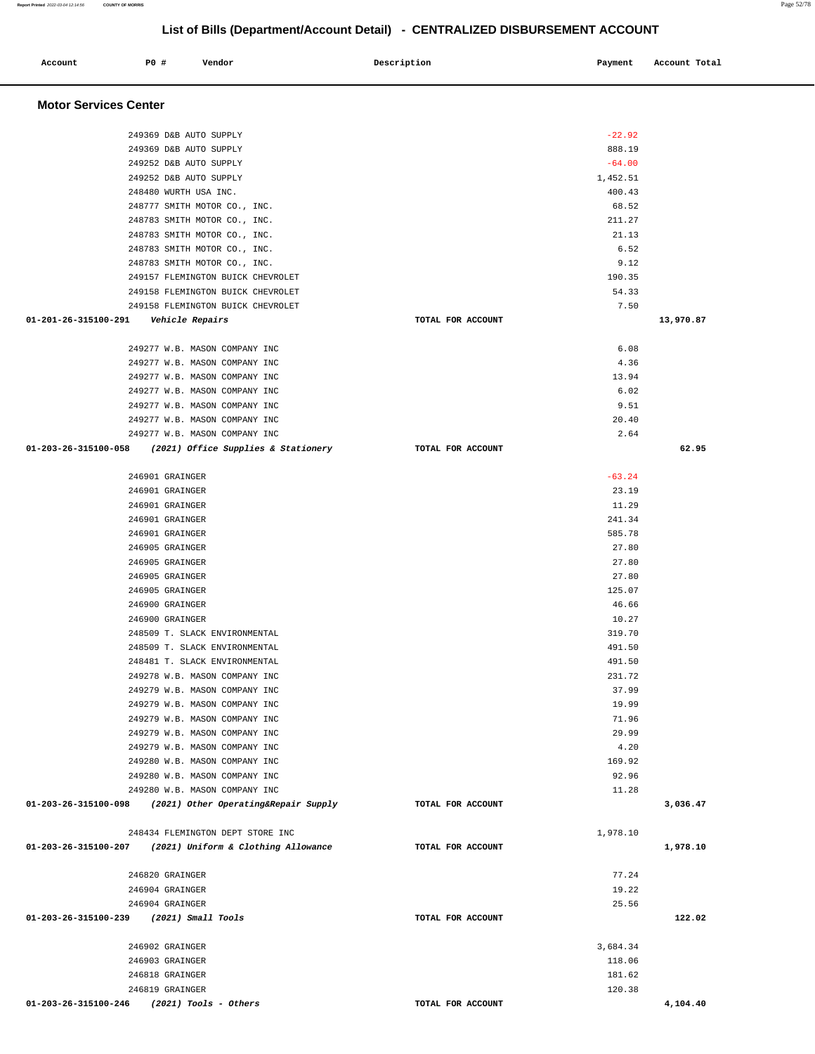# List of Bills (Department/Account Detail) - CENTRALIZED DISBURSEMENT ACCOUNT

| Account | PO # | Vendor | Description | Payment | Account Total |
|---|---|---|---|---|---|

## Motor Services Center

| Account | PO # | Vendor | Description | Payment | Account Total |
|---|---|---|---|---|---|
| | 249369 | D&B AUTO SUPPLY | | -22.92 | |
| | 249369 | D&B AUTO SUPPLY | | 888.19 | |
| | 249252 | D&B AUTO SUPPLY | | -64.00 | |
| | 249252 | D&B AUTO SUPPLY | | 1,452.51 | |
| | 248480 | WURTH USA INC. | | 400.43 | |
| | 248777 | SMITH MOTOR CO., INC. | | 68.52 | |
| | 248783 | SMITH MOTOR CO., INC. | | 211.27 | |
| | 248783 | SMITH MOTOR CO., INC. | | 21.13 | |
| | 248783 | SMITH MOTOR CO., INC. | | 6.52 | |
| | 248783 | SMITH MOTOR CO., INC. | | 9.12 | |
| | 249157 | FLEMINGTON BUICK CHEVROLET | | 190.35 | |
| | 249158 | FLEMINGTON BUICK CHEVROLET | | 54.33 | |
| | 249158 | FLEMINGTON BUICK CHEVROLET | | 7.50 | |
| 01-201-26-315100-291 *Vehicle Repairs* | | | TOTAL FOR ACCOUNT | | 13,970.87 |
| | 249277 | W.B. MASON COMPANY INC | | 6.08 | |
| | 249277 | W.B. MASON COMPANY INC | | 4.36 | |
| | 249277 | W.B. MASON COMPANY INC | | 13.94 | |
| | 249277 | W.B. MASON COMPANY INC | | 6.02 | |
| | 249277 | W.B. MASON COMPANY INC | | 9.51 | |
| | 249277 | W.B. MASON COMPANY INC | | 20.40 | |
| | 249277 | W.B. MASON COMPANY INC | | 2.64 | |
| 01-203-26-315100-058 *(2021) Office Supplies & Stationery* | | | TOTAL FOR ACCOUNT | | 62.95 |
| | 246901 | GRAINGER | | -63.24 | |
| | 246901 | GRAINGER | | 23.19 | |
| | 246901 | GRAINGER | | 11.29 | |
| | 246901 | GRAINGER | | 241.34 | |
| | 246901 | GRAINGER | | 585.78 | |
| | 246905 | GRAINGER | | 27.80 | |
| | 246905 | GRAINGER | | 27.80 | |
| | 246905 | GRAINGER | | 27.80 | |
| | 246905 | GRAINGER | | 125.07 | |
| | 246900 | GRAINGER | | 46.66 | |
| | 246900 | GRAINGER | | 10.27 | |
| | 248509 | T. SLACK ENVIRONMENTAL | | 319.70 | |
| | 248509 | T. SLACK ENVIRONMENTAL | | 491.50 | |
| | 248481 | T. SLACK ENVIRONMENTAL | | 491.50 | |
| | 249278 | W.B. MASON COMPANY INC | | 231.72 | |
| | 249279 | W.B. MASON COMPANY INC | | 37.99 | |
| | 249279 | W.B. MASON COMPANY INC | | 19.99 | |
| | 249279 | W.B. MASON COMPANY INC | | 71.96 | |
| | 249279 | W.B. MASON COMPANY INC | | 29.99 | |
| | 249279 | W.B. MASON COMPANY INC | | 4.20 | |
| | 249280 | W.B. MASON COMPANY INC | | 169.92 | |
| | 249280 | W.B. MASON COMPANY INC | | 92.96 | |
| | 249280 | W.B. MASON COMPANY INC | | 11.28 | |
| 01-203-26-315100-098 *(2021) Other Operating&Repair Supply* | | | TOTAL FOR ACCOUNT | | 3,036.47 |
| | 248434 | FLEMINGTON DEPT STORE INC | | 1,978.10 | |
| 01-203-26-315100-207 *(2021) Uniform & Clothing Allowance* | | | TOTAL FOR ACCOUNT | | 1,978.10 |
| | 246820 | GRAINGER | | 77.24 | |
| | 246904 | GRAINGER | | 19.22 | |
| | 246904 | GRAINGER | | 25.56 | |
| 01-203-26-315100-239 *(2021) Small Tools* | | | TOTAL FOR ACCOUNT | | 122.02 |
| | 246902 | GRAINGER | | 3,684.34 | |
| | 246903 | GRAINGER | | 118.06 | |
| | 246818 | GRAINGER | | 181.62 | |
| | 246819 | GRAINGER | | 120.38 | |
| 01-203-26-315100-246 *(2021) Tools - Others* | | | TOTAL FOR ACCOUNT | | 4,104.40 |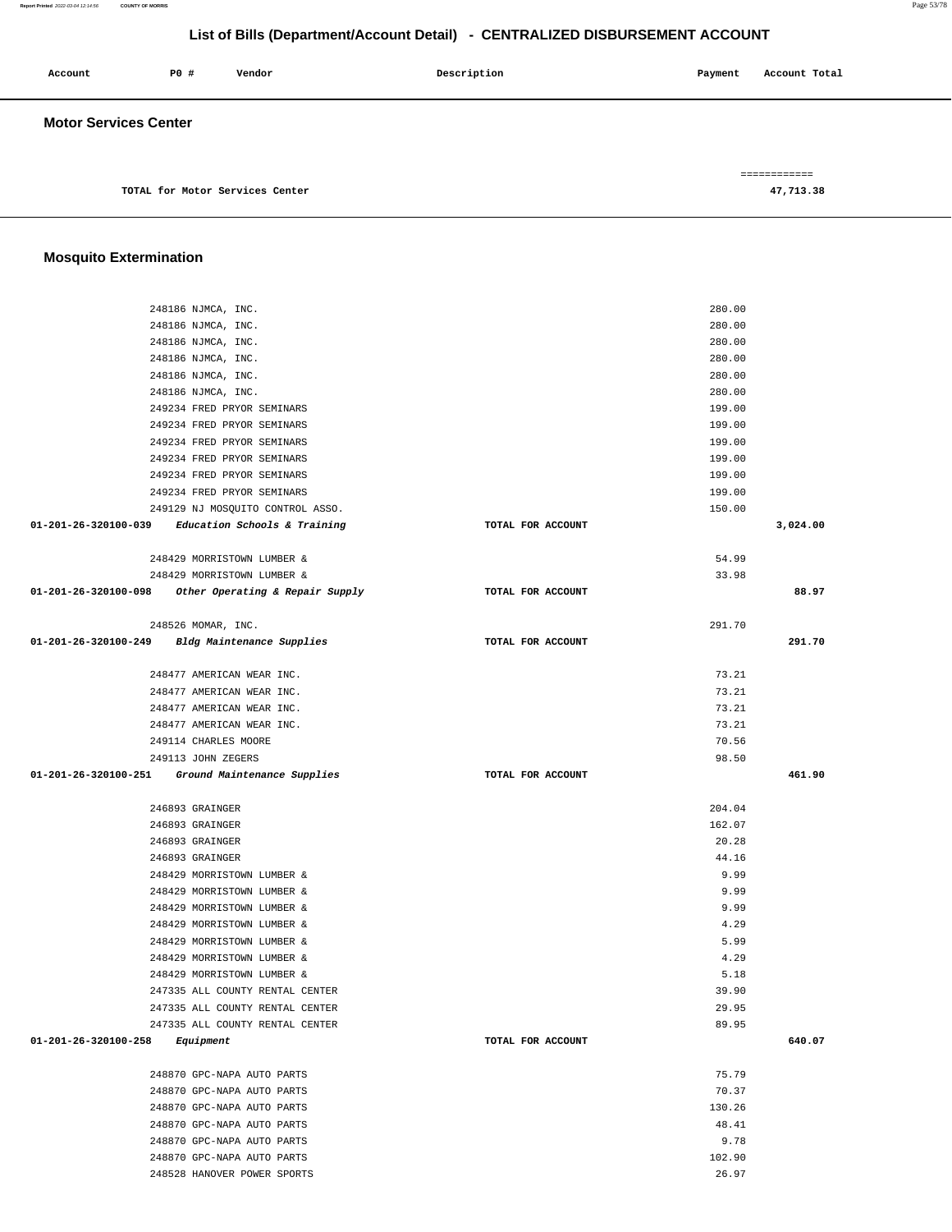## List of Bills (Department/Account Detail) - CENTRALIZED DISBURSEMENT ACCOUNT

| Account | PO # | Vendor | Description | Payment | Account Total |
|---|---|---|---|---|---|

### Motor Services Center

| | | | | | |
|---|---|---|---|---|---|
| | | TOTAL for Motor Services Center | | | 47,713.38 |

### Mosquito Extermination

| Account | PO # | Vendor | Description | Payment | Account Total |
|---|---|---|---|---|---|
| | 248186 | NJMCA, INC. | | 280.00 | |
| | 248186 | NJMCA, INC. | | 280.00 | |
| | 248186 | NJMCA, INC. | | 280.00 | |
| | 248186 | NJMCA, INC. | | 280.00 | |
| | 248186 | NJMCA, INC. | | 280.00 | |
| | 248186 | NJMCA, INC. | | 280.00 | |
| | 249234 | FRED PRYOR SEMINARS | | 199.00 | |
| | 249234 | FRED PRYOR SEMINARS | | 199.00 | |
| | 249234 | FRED PRYOR SEMINARS | | 199.00 | |
| | 249234 | FRED PRYOR SEMINARS | | 199.00 | |
| | 249234 | FRED PRYOR SEMINARS | | 199.00 | |
| | 249234 | FRED PRYOR SEMINARS | | 199.00 | |
| | 249129 | NJ MOSQUITO CONTROL ASSO. | | 150.00 | |
| 01-201-26-320100-039 | | *Education Schools & Training* | TOTAL FOR ACCOUNT | | 3,024.00 |
| | 248429 | MORRISTOWN LUMBER & | | 54.99 | |
| | 248429 | MORRISTOWN LUMBER & | | 33.98 | |
| 01-201-26-320100-098 | | *Other Operating & Repair Supply* | TOTAL FOR ACCOUNT | | 88.97 |
| | 248526 | MOMAR, INC. | | 291.70 | |
| 01-201-26-320100-249 | | *Bldg Maintenance Supplies* | TOTAL FOR ACCOUNT | | 291.70 |
| | 248477 | AMERICAN WEAR INC. | | 73.21 | |
| | 248477 | AMERICAN WEAR INC. | | 73.21 | |
| | 248477 | AMERICAN WEAR INC. | | 73.21 | |
| | 248477 | AMERICAN WEAR INC. | | 73.21 | |
| | 249114 | CHARLES MOORE | | 70.56 | |
| | 249113 | JOHN ZEGERS | | 98.50 | |
| 01-201-26-320100-251 | | *Ground Maintenance Supplies* | TOTAL FOR ACCOUNT | | 461.90 |
| | 246893 | GRAINGER | | 204.04 | |
| | 246893 | GRAINGER | | 162.07 | |
| | 246893 | GRAINGER | | 20.28 | |
| | 246893 | GRAINGER | | 44.16 | |
| | 248429 | MORRISTOWN LUMBER & | | 9.99 | |
| | 248429 | MORRISTOWN LUMBER & | | 9.99 | |
| | 248429 | MORRISTOWN LUMBER & | | 9.99 | |
| | 248429 | MORRISTOWN LUMBER & | | 4.29 | |
| | 248429 | MORRISTOWN LUMBER & | | 5.99 | |
| | 248429 | MORRISTOWN LUMBER & | | 4.29 | |
| | 248429 | MORRISTOWN LUMBER & | | 5.18 | |
| | 247335 | ALL COUNTY RENTAL CENTER | | 39.90 | |
| | 247335 | ALL COUNTY RENTAL CENTER | | 29.95 | |
| | 247335 | ALL COUNTY RENTAL CENTER | | 89.95 | |
| 01-201-26-320100-258 | | *Equipment* | TOTAL FOR ACCOUNT | | 640.07 |
| | 248870 | GPC-NAPA AUTO PARTS | | 75.79 | |
| | 248870 | GPC-NAPA AUTO PARTS | | 70.37 | |
| | 248870 | GPC-NAPA AUTO PARTS | | 130.26 | |
| | 248870 | GPC-NAPA AUTO PARTS | | 48.41 | |
| | 248870 | GPC-NAPA AUTO PARTS | | 9.78 | |
| | 248870 | GPC-NAPA AUTO PARTS | | 102.90 | |
| | 248528 | HANOVER POWER SPORTS | | 26.97 | |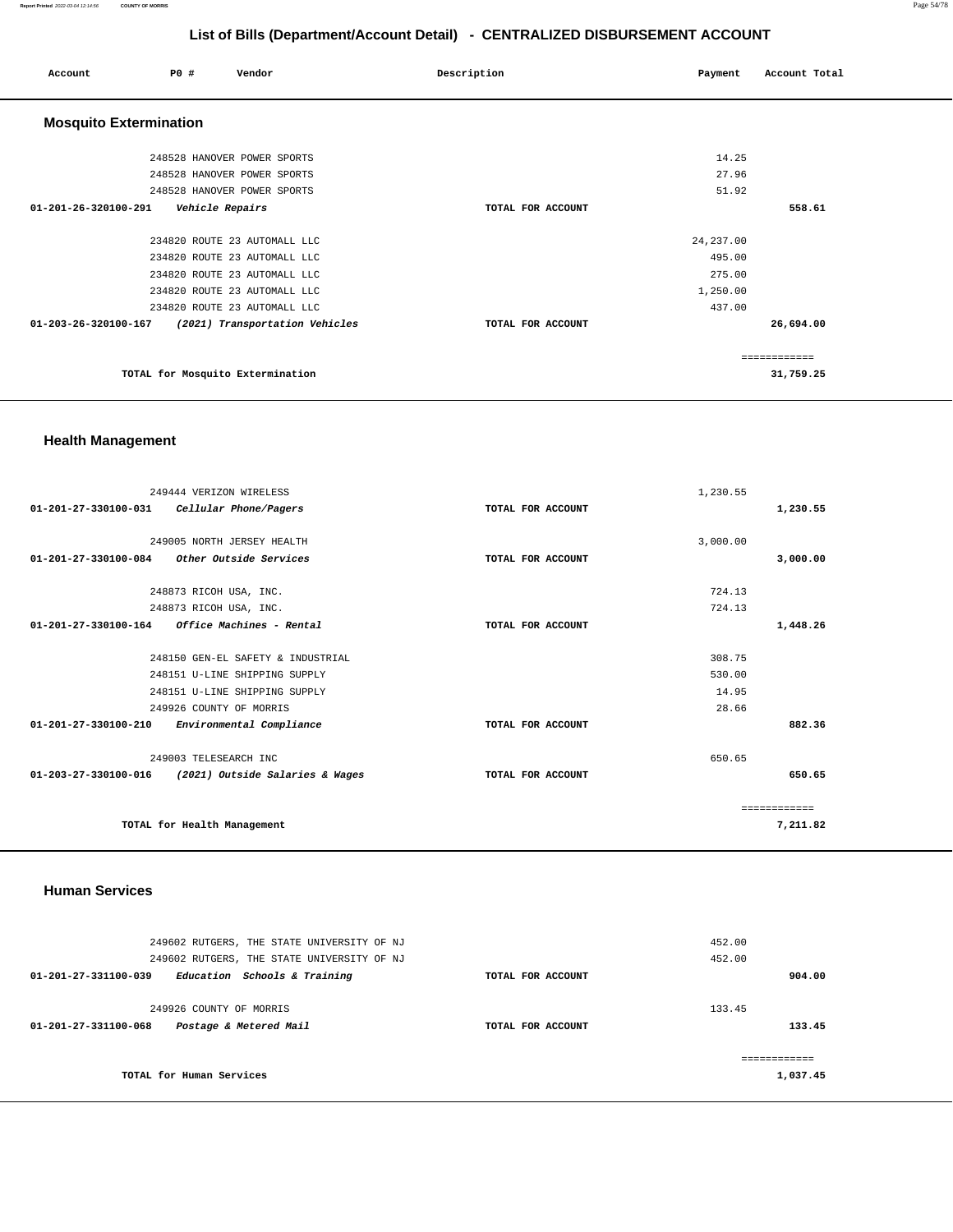# List of Bills (Department/Account Detail) - CENTRALIZED DISBURSEMENT ACCOUNT

| Account | PO # | Vendor | Description | Payment | Account Total |
|---|---|---|---|---|---|

## Mosquito Extermination

| Account | PO # | Vendor | Description | Payment | Account Total |
|---|---|---|---|---|---|
| | 248528 | HANOVER POWER SPORTS | | 14.25 | |
| | 248528 | HANOVER POWER SPORTS | | 27.96 | |
| | 248528 | HANOVER POWER SPORTS | | 51.92 | |
| 01-201-26-320100-291 | | *Vehicle Repairs* | TOTAL FOR ACCOUNT | | 558.61 |
| | 234820 | ROUTE 23 AUTOMALL LLC | | 24,237.00 | |
| | 234820 | ROUTE 23 AUTOMALL LLC | | 495.00 | |
| | 234820 | ROUTE 23 AUTOMALL LLC | | 275.00 | |
| | 234820 | ROUTE 23 AUTOMALL LLC | | 1,250.00 | |
| | 234820 | ROUTE 23 AUTOMALL LLC | | 437.00 | |
| 01-203-26-320100-167 | | *(2021) Transportation Vehicles* | TOTAL FOR ACCOUNT | | 26,694.00 |
| | | TOTAL for Mosquito Extermination | | | 31,759.25 |

## Health Management

| Account | PO # | Vendor | Description | Payment | Account Total |
|---|---|---|---|---|---|
| | 249444 | VERIZON WIRELESS | | 1,230.55 | |
| 01-201-27-330100-031 | | *Cellular Phone/Pagers* | TOTAL FOR ACCOUNT | | 1,230.55 |
| | 249005 | NORTH JERSEY HEALTH | | 3,000.00 | |
| 01-201-27-330100-084 | | *Other Outside Services* | TOTAL FOR ACCOUNT | | 3,000.00 |
| | 248873 | RICOH USA, INC. | | 724.13 | |
| | 248873 | RICOH USA, INC. | | 724.13 | |
| 01-201-27-330100-164 | | *Office Machines - Rental* | TOTAL FOR ACCOUNT | | 1,448.26 |
| | 248150 | GEN-EL SAFETY & INDUSTRIAL | | 308.75 | |
| | 248151 | U-LINE SHIPPING SUPPLY | | 530.00 | |
| | 248151 | U-LINE SHIPPING SUPPLY | | 14.95 | |
| | 249926 | COUNTY OF MORRIS | | 28.66 | |
| 01-201-27-330100-210 | | *Environmental Compliance* | TOTAL FOR ACCOUNT | | 882.36 |
| | 249003 | TELESEARCH INC | | 650.65 | |
| 01-203-27-330100-016 | | *(2021) Outside Salaries & Wages* | TOTAL FOR ACCOUNT | | 650.65 |
| | | TOTAL for Health Management | | | 7,211.82 |

## Human Services

| Account | PO # | Vendor | Description | Payment | Account Total |
|---|---|---|---|---|---|
| | 249602 | RUTGERS, THE STATE UNIVERSITY OF NJ | | 452.00 | |
| | 249602 | RUTGERS, THE STATE UNIVERSITY OF NJ | | 452.00 | |
| 01-201-27-331100-039 | | *Education Schools & Training* | TOTAL FOR ACCOUNT | | 904.00 |
| | 249926 | COUNTY OF MORRIS | | 133.45 | |
| 01-201-27-331100-068 | | *Postage & Metered Mail* | TOTAL FOR ACCOUNT | | 133.45 |
| | | TOTAL for Human Services | | | 1,037.45 |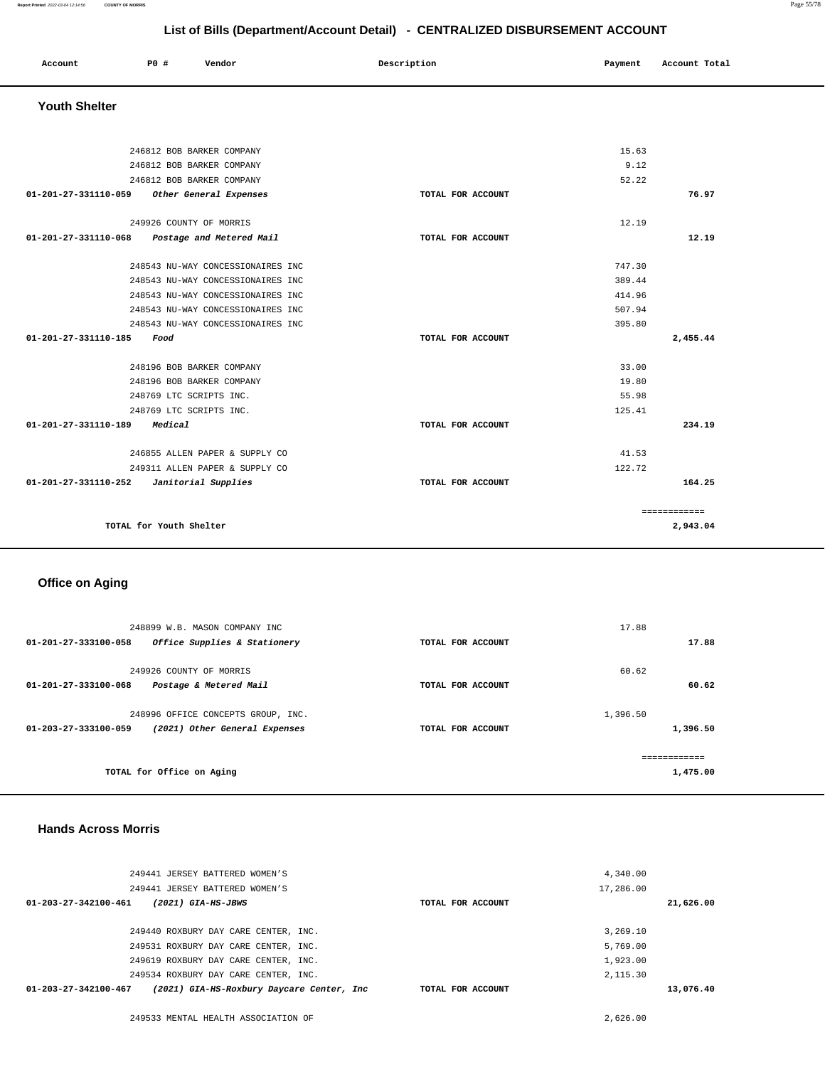# List of Bills (Department/Account Detail) - CENTRALIZED DISBURSEMENT ACCOUNT

| Account | PO # | Vendor | Description | Payment | Account Total |
|---|---|---|---|---|---|

## Youth Shelter

| Account | PO # | Vendor | Description | Payment | Account Total |
|---|---|---|---|---|---|
| | 246812 | BOB BARKER COMPANY | | 15.63 | |
| | 246812 | BOB BARKER COMPANY | | 9.12 | |
| | 246812 | BOB BARKER COMPANY | | 52.22 | |
| 01-201-27-331110-059 | | *Other General Expenses* | TOTAL FOR ACCOUNT | | 76.97 |
| | 249926 | COUNTY OF MORRIS | | 12.19 | |
| 01-201-27-331110-068 | | *Postage and Metered Mail* | TOTAL FOR ACCOUNT | | 12.19 |
| | 248543 | NU-WAY CONCESSIONAIRES INC | | 747.30 | |
| | 248543 | NU-WAY CONCESSIONAIRES INC | | 389.44 | |
| | 248543 | NU-WAY CONCESSIONAIRES INC | | 414.96 | |
| | 248543 | NU-WAY CONCESSIONAIRES INC | | 507.94 | |
| | 248543 | NU-WAY CONCESSIONAIRES INC | | 395.80 | |
| 01-201-27-331110-185 | | *Food* | TOTAL FOR ACCOUNT | | 2,455.44 |
| | 248196 | BOB BARKER COMPANY | | 33.00 | |
| | 248196 | BOB BARKER COMPANY | | 19.80 | |
| | 248769 | LTC SCRIPTS INC. | | 55.98 | |
| | 248769 | LTC SCRIPTS INC. | | 125.41 | |
| 01-201-27-331110-189 | | *Medical* | TOTAL FOR ACCOUNT | | 234.19 |
| | 246855 | ALLEN PAPER & SUPPLY CO | | 41.53 | |
| | 249311 | ALLEN PAPER & SUPPLY CO | | 122.72 | |
| 01-201-27-331110-252 | | *Janitorial Supplies* | TOTAL FOR ACCOUNT | | 164.25 |
| | | | | | ============ |
| | TOTAL for Youth Shelter | | | | 2,943.04 |

## Office on Aging

| Account | PO # | Vendor | Description | Payment | Account Total |
|---|---|---|---|---|---|
| | 248899 | W.B. MASON COMPANY INC | | 17.88 | |
| 01-201-27-333100-058 | | *Office Supplies & Stationery* | TOTAL FOR ACCOUNT | | 17.88 |
| | 249926 | COUNTY OF MORRIS | | 60.62 | |
| 01-201-27-333100-068 | | *Postage & Metered Mail* | TOTAL FOR ACCOUNT | | 60.62 |
| | 248996 | OFFICE CONCEPTS GROUP, INC. | | 1,396.50 | |
| 01-203-27-333100-059 | | *(2021) Other General Expenses* | TOTAL FOR ACCOUNT | | 1,396.50 |
| | | | | | ============ |
| | TOTAL for Office on Aging | | | | 1,475.00 |

## Hands Across Morris

| Account | PO # | Vendor | Description | Payment | Account Total |
|---|---|---|---|---|---|
| | 249441 | JERSEY BATTERED WOMEN'S | | 4,340.00 | |
| | 249441 | JERSEY BATTERED WOMEN'S | | 17,286.00 | |
| 01-203-27-342100-461 | | *(2021) GIA-HS-JBWS* | TOTAL FOR ACCOUNT | | 21,626.00 |
| | 249440 | ROXBURY DAY CARE CENTER, INC. | | 3,269.10 | |
| | 249531 | ROXBURY DAY CARE CENTER, INC. | | 5,769.00 | |
| | 249619 | ROXBURY DAY CARE CENTER, INC. | | 1,923.00 | |
| | 249534 | ROXBURY DAY CARE CENTER, INC. | | 2,115.30 | |
| 01-203-27-342100-467 | | *(2021) GIA-HS-Roxbury Daycare Center, Inc* | TOTAL FOR ACCOUNT | | 13,076.40 |
| | 249533 | MENTAL HEALTH ASSOCIATION OF | | 2,626.00 | |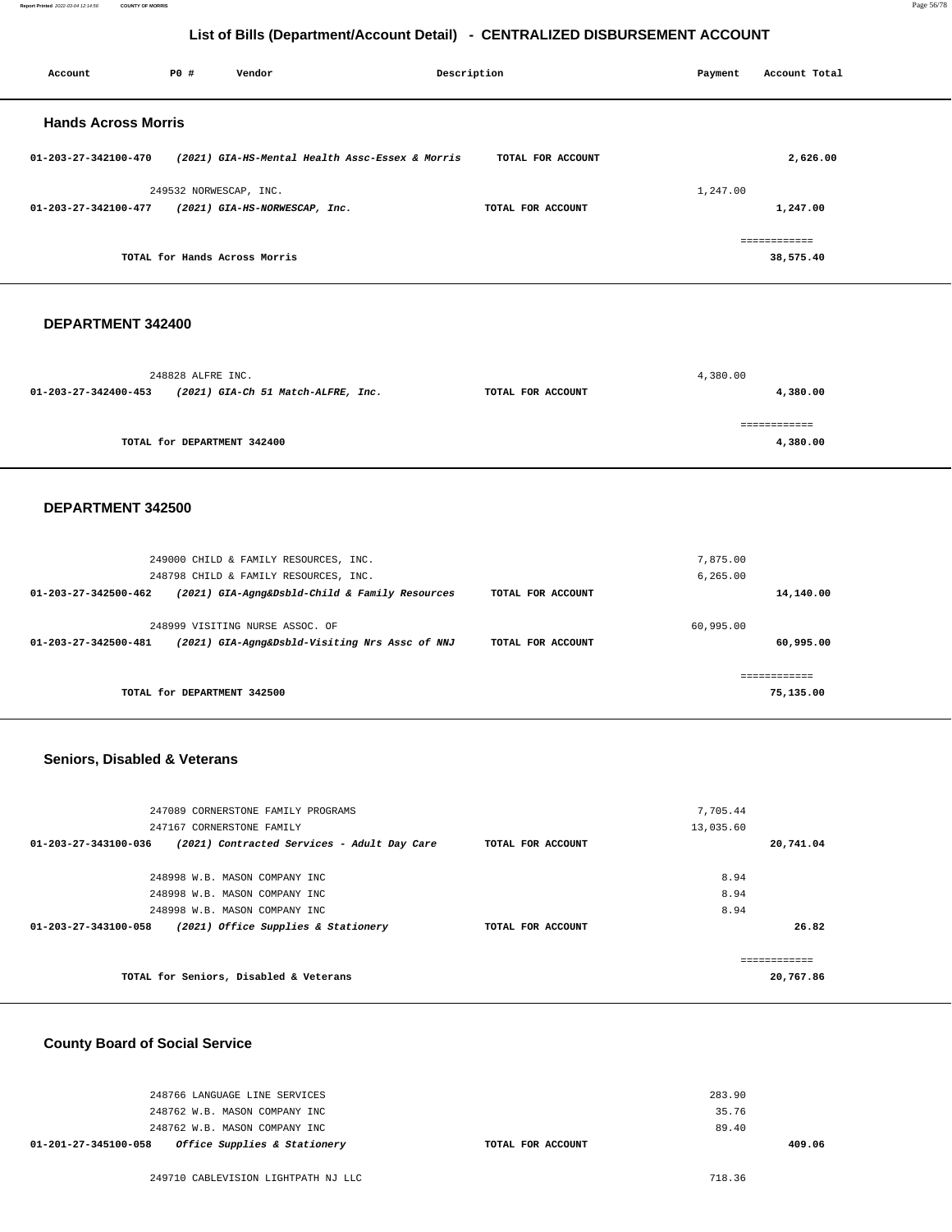## List of Bills (Department/Account Detail) - CENTRALIZED DISBURSEMENT ACCOUNT

| Account | PO # | Vendor | Description | Payment | Account Total |
|---|---|---|---|---|---|

### Hands Across Morris

| Account | PO # | Vendor | Description | Payment | Account Total |
|---|---|---|---|---|---|
| 01-203-27-342100-470 | | *(2021) GIA-HS-Mental Health Assc-Essex & Morris* | TOTAL FOR ACCOUNT | | 2,626.00 |
| | 249532 | NORWESCAP, INC. | | 1,247.00 | |
| 01-203-27-342100-477 | | *(2021) GIA-HS-NORWESCAP, Inc.* | TOTAL FOR ACCOUNT | | 1,247.00 |
| | | TOTAL for Hands Across Morris | | | 38,575.40 |

### DEPARTMENT 342400

| Account | PO # | Vendor | Description | Payment | Account Total |
|---|---|---|---|---|---|
| | 248828 | ALFRE INC. | | 4,380.00 | |
| 01-203-27-342400-453 | | *(2021) GIA-Ch 51 Match-ALFRE, Inc.* | TOTAL FOR ACCOUNT | | 4,380.00 |
| | | TOTAL for DEPARTMENT 342400 | | | 4,380.00 |

### DEPARTMENT 342500

| Account | PO # | Vendor | Description | Payment | Account Total |
|---|---|---|---|---|---|
| | 249000 | CHILD & FAMILY RESOURCES, INC. | | 7,875.00 | |
| | 248798 | CHILD & FAMILY RESOURCES, INC. | | 6,265.00 | |
| 01-203-27-342500-462 | | *(2021) GIA-Agng&Dsbld-Child & Family Resources* | TOTAL FOR ACCOUNT | | 14,140.00 |
| | 248999 | VISITING NURSE ASSOC. OF | | 60,995.00 | |
| 01-203-27-342500-481 | | *(2021) GIA-Agng&Dsbld-Visiting Nrs Assc of NNJ* | TOTAL FOR ACCOUNT | | 60,995.00 |
| | | TOTAL for DEPARTMENT 342500 | | | 75,135.00 |

### Seniors, Disabled & Veterans

| Account | PO # | Vendor | Description | Payment | Account Total |
|---|---|---|---|---|---|
| | 247089 | CORNERSTONE FAMILY PROGRAMS | | 7,705.44 | |
| | 247167 | CORNERSTONE FAMILY | | 13,035.60 | |
| 01-203-27-343100-036 | | *(2021) Contracted Services - Adult Day Care* | TOTAL FOR ACCOUNT | | 20,741.04 |
| | 248998 | W.B. MASON COMPANY INC | | 8.94 | |
| | 248998 | W.B. MASON COMPANY INC | | 8.94 | |
| | 248998 | W.B. MASON COMPANY INC | | 8.94 | |
| 01-203-27-343100-058 | | *(2021) Office Supplies & Stationery* | TOTAL FOR ACCOUNT | | 26.82 |
| | | TOTAL for Seniors, Disabled & Veterans | | | 20,767.86 |

### County Board of Social Service

| Account | PO # | Vendor | Description | Payment | Account Total |
|---|---|---|---|---|---|
| | 248766 | LANGUAGE LINE SERVICES | | 283.90 | |
| | 248762 | W.B. MASON COMPANY INC | | 35.76 | |
| | 248762 | W.B. MASON COMPANY INC | | 89.40 | |
| 01-201-27-345100-058 | | *Office Supplies & Stationery* | TOTAL FOR ACCOUNT | | 409.06 |
| | 249710 | CABLEVISION LIGHTPATH NJ LLC | | 718.36 | |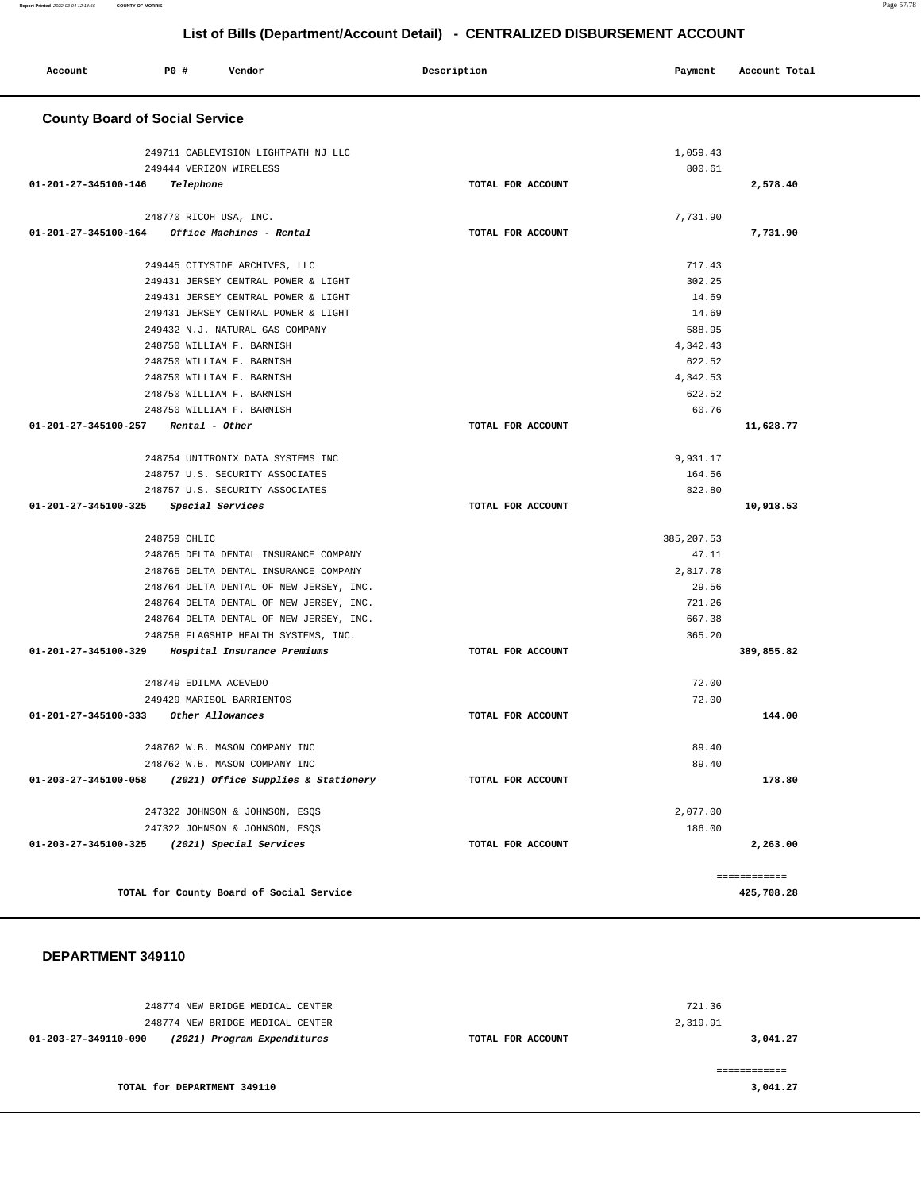## List of Bills (Department/Account Detail) - CENTRALIZED DISBURSEMENT ACCOUNT

| Account | PO # | Vendor | Description | Payment | Account Total |
|---|---|---|---|---|---|

### County Board of Social Service

| Account | PO # | Vendor | Description | Payment | Account Total |
|---|---|---|---|---|---|
| | 249711 | CABLEVISION LIGHTPATH NJ LLC | | 1,059.43 | |
| | 249444 | VERIZON WIRELESS | | 800.61 | |
| 01-201-27-345100-146 | | *Telephone* | TOTAL FOR ACCOUNT | | 2,578.40 |
| | 248770 | RICOH USA, INC. | | 7,731.90 | |
| 01-201-27-345100-164 | | *Office Machines - Rental* | TOTAL FOR ACCOUNT | | 7,731.90 |
| | 249445 | CITYSIDE ARCHIVES, LLC | | 717.43 | |
| | 249431 | JERSEY CENTRAL POWER & LIGHT | | 302.25 | |
| | 249431 | JERSEY CENTRAL POWER & LIGHT | | 14.69 | |
| | 249431 | JERSEY CENTRAL POWER & LIGHT | | 14.69 | |
| | 249432 | N.J. NATURAL GAS COMPANY | | 588.95 | |
| | 248750 | WILLIAM F. BARNISH | | 4,342.43 | |
| | 248750 | WILLIAM F. BARNISH | | 622.52 | |
| | 248750 | WILLIAM F. BARNISH | | 4,342.53 | |
| | 248750 | WILLIAM F. BARNISH | | 622.52 | |
| | 248750 | WILLIAM F. BARNISH | | 60.76 | |
| 01-201-27-345100-257 | | *Rental - Other* | TOTAL FOR ACCOUNT | | 11,628.77 |
| | 248754 | UNITRONIX DATA SYSTEMS INC | | 9,931.17 | |
| | 248757 | U.S. SECURITY ASSOCIATES | | 164.56 | |
| | 248757 | U.S. SECURITY ASSOCIATES | | 822.80 | |
| 01-201-27-345100-325 | | *Special Services* | TOTAL FOR ACCOUNT | | 10,918.53 |
| | 248759 | CHLIC | | 385,207.53 | |
| | 248765 | DELTA DENTAL INSURANCE COMPANY | | 47.11 | |
| | 248765 | DELTA DENTAL INSURANCE COMPANY | | 2,817.78 | |
| | 248764 | DELTA DENTAL OF NEW JERSEY, INC. | | 29.56 | |
| | 248764 | DELTA DENTAL OF NEW JERSEY, INC. | | 721.26 | |
| | 248764 | DELTA DENTAL OF NEW JERSEY, INC. | | 667.38 | |
| | 248758 | FLAGSHIP HEALTH SYSTEMS, INC. | | 365.20 | |
| 01-201-27-345100-329 | | *Hospital Insurance Premiums* | TOTAL FOR ACCOUNT | | 389,855.82 |
| | 248749 | EDILMA ACEVEDO | | 72.00 | |
| | 249429 | MARISOL BARRIENTOS | | 72.00 | |
| 01-201-27-345100-333 | | *Other Allowances* | TOTAL FOR ACCOUNT | | 144.00 |
| | 248762 | W.B. MASON COMPANY INC | | 89.40 | |
| | 248762 | W.B. MASON COMPANY INC | | 89.40 | |
| 01-203-27-345100-058 | | *(2021) Office Supplies & Stationery* | TOTAL FOR ACCOUNT | | 178.80 |
| | 247322 | JOHNSON & JOHNSON, ESQS | | 2,077.00 | |
| | 247322 | JOHNSON & JOHNSON, ESQS | | 186.00 | |
| 01-203-27-345100-325 | | *(2021) Special Services* | TOTAL FOR ACCOUNT | | 2,263.00 |
| | | | | | ============ |
| | | TOTAL for County Board of Social Service | | | 425,708.28 |

### DEPARTMENT 349110

| Account | PO # | Vendor | Description | Payment | Account Total |
|---|---|---|---|---|---|
| | 248774 | NEW BRIDGE MEDICAL CENTER | | 721.36 | |
| | 248774 | NEW BRIDGE MEDICAL CENTER | | 2,319.91 | |
| 01-203-27-349110-090 | | *(2021) Program Expenditures* | TOTAL FOR ACCOUNT | | 3,041.27 |
| | | | | | ============ |
| | | TOTAL for DEPARTMENT 349110 | | | 3,041.27 |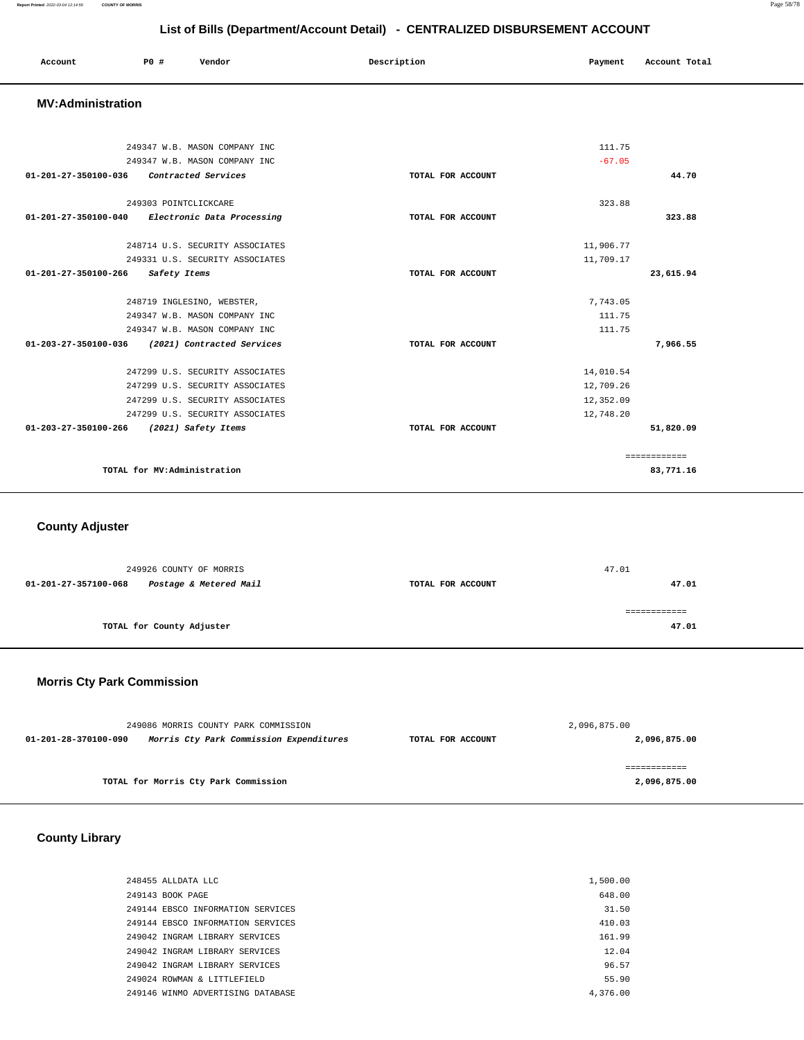## List of Bills (Department/Account Detail) - CENTRALIZED DISBURSEMENT ACCOUNT

| Account | PO # | Vendor | Description | Payment | Account Total |
|---|---|---|---|---|---|

### MV:Administration

| Account | PO # | Vendor | Description | Payment | Account Total |
|---|---|---|---|---|---|
| | 249347 | W.B. MASON COMPANY INC | | 111.75 | |
| | 249347 | W.B. MASON COMPANY INC | | -67.05 | |
| **01-201-27-350100-036** | | ***Contracted Services*** | **TOTAL FOR ACCOUNT** | | **44.70** |
| | 249303 | POINTCLICKCARE | | 323.88 | |
| **01-201-27-350100-040** | | ***Electronic Data Processing*** | **TOTAL FOR ACCOUNT** | | **323.88** |
| | 248714 | U.S. SECURITY ASSOCIATES | | 11,906.77 | |
| | 249331 | U.S. SECURITY ASSOCIATES | | 11,709.17 | |
| **01-201-27-350100-266** | | ***Safety Items*** | **TOTAL FOR ACCOUNT** | | **23,615.94** |
| | 248719 | INGLESINO, WEBSTER, | | 7,743.05 | |
| | 249347 | W.B. MASON COMPANY INC | | 111.75 | |
| | 249347 | W.B. MASON COMPANY INC | | 111.75 | |
| **01-203-27-350100-036** | | ***(2021) Contracted Services*** | **TOTAL FOR ACCOUNT** | | **7,966.55** |
| | 247299 | U.S. SECURITY ASSOCIATES | | 14,010.54 | |
| | 247299 | U.S. SECURITY ASSOCIATES | | 12,709.26 | |
| | 247299 | U.S. SECURITY ASSOCIATES | | 12,352.09 | |
| | 247299 | U.S. SECURITY ASSOCIATES | | 12,748.20 | |
| **01-203-27-350100-266** | | ***(2021) Safety Items*** | **TOTAL FOR ACCOUNT** | | **51,820.09** |
| | | **TOTAL for MV:Administration** | | | **83,771.16** |

### County Adjuster

| Account | PO # | Vendor | Description | Payment | Account Total |
|---|---|---|---|---|---|
| | 249926 | COUNTY OF MORRIS | | 47.01 | |
| **01-201-27-357100-068** | | ***Postage & Metered Mail*** | **TOTAL FOR ACCOUNT** | | **47.01** |
| | | **TOTAL for County Adjuster** | | | **47.01** |

### Morris Cty Park Commission

| Account | PO # | Vendor | Description | Payment | Account Total |
|---|---|---|---|---|---|
| | 249086 | MORRIS COUNTY PARK COMMISSION | | 2,096,875.00 | |
| **01-201-28-370100-090** | | ***Morris Cty Park Commission Expenditures*** | **TOTAL FOR ACCOUNT** | | **2,096,875.00** |
| | | **TOTAL for Morris Cty Park Commission** | | | **2,096,875.00** |

### County Library

| Account | PO # | Vendor | Description | Payment | Account Total |
|---|---|---|---|---|---|
| | 248455 | ALLDATA LLC | | 1,500.00 | |
| | 249143 | BOOK PAGE | | 648.00 | |
| | 249144 | EBSCO INFORMATION SERVICES | | 31.50 | |
| | 249144 | EBSCO INFORMATION SERVICES | | 410.03 | |
| | 249042 | INGRAM LIBRARY SERVICES | | 161.99 | |
| | 249042 | INGRAM LIBRARY SERVICES | | 12.04 | |
| | 249042 | INGRAM LIBRARY SERVICES | | 96.57 | |
| | 249024 | ROWMAN & LITTLEFIELD | | 55.90 | |
| | 249146 | WINMO ADVERTISING DATABASE | | 4,376.00 | |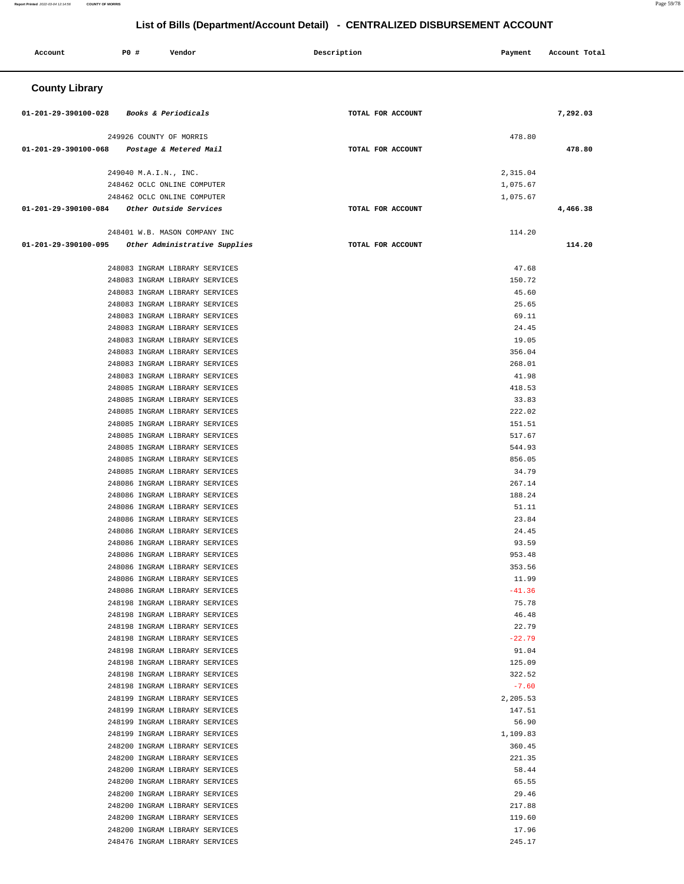# List of Bills (Department/Account Detail) - CENTRALIZED DISBURSEMENT ACCOUNT

| Account | PO # | Vendor | Description | Payment | Account Total |
|---|---|---|---|---|---|

## County Library

| Account | PO # | Vendor | Description | Payment | Account Total |
|---|---|---|---|---|---|
| 01-201-29-390100-028 | | *Books & Periodicals* | TOTAL FOR ACCOUNT | | 7,292.03 |
| | 249926 | COUNTY OF MORRIS | | 478.80 | |
| 01-201-29-390100-068 | | *Postage & Metered Mail* | TOTAL FOR ACCOUNT | | 478.80 |
| | 249040 | M.A.I.N., INC. | | 2,315.04 | |
| | 248462 | OCLC ONLINE COMPUTER | | 1,075.67 | |
| | 248462 | OCLC ONLINE COMPUTER | | 1,075.67 | |
| 01-201-29-390100-084 | | *Other Outside Services* | TOTAL FOR ACCOUNT | | 4,466.38 |
| | 248401 | W.B. MASON COMPANY INC | | 114.20 | |
| 01-201-29-390100-095 | | *Other Administrative Supplies* | TOTAL FOR ACCOUNT | | 114.20 |
| | 248083 | INGRAM LIBRARY SERVICES | | 47.68 | |
| | 248083 | INGRAM LIBRARY SERVICES | | 150.72 | |
| | 248083 | INGRAM LIBRARY SERVICES | | 45.60 | |
| | 248083 | INGRAM LIBRARY SERVICES | | 25.65 | |
| | 248083 | INGRAM LIBRARY SERVICES | | 69.11 | |
| | 248083 | INGRAM LIBRARY SERVICES | | 24.45 | |
| | 248083 | INGRAM LIBRARY SERVICES | | 19.05 | |
| | 248083 | INGRAM LIBRARY SERVICES | | 356.04 | |
| | 248083 | INGRAM LIBRARY SERVICES | | 268.01 | |
| | 248083 | INGRAM LIBRARY SERVICES | | 41.98 | |
| | 248085 | INGRAM LIBRARY SERVICES | | 418.53 | |
| | 248085 | INGRAM LIBRARY SERVICES | | 33.83 | |
| | 248085 | INGRAM LIBRARY SERVICES | | 222.02 | |
| | 248085 | INGRAM LIBRARY SERVICES | | 151.51 | |
| | 248085 | INGRAM LIBRARY SERVICES | | 517.67 | |
| | 248085 | INGRAM LIBRARY SERVICES | | 544.93 | |
| | 248085 | INGRAM LIBRARY SERVICES | | 856.05 | |
| | 248085 | INGRAM LIBRARY SERVICES | | 34.79 | |
| | 248086 | INGRAM LIBRARY SERVICES | | 267.14 | |
| | 248086 | INGRAM LIBRARY SERVICES | | 188.24 | |
| | 248086 | INGRAM LIBRARY SERVICES | | 51.11 | |
| | 248086 | INGRAM LIBRARY SERVICES | | 23.84 | |
| | 248086 | INGRAM LIBRARY SERVICES | | 24.45 | |
| | 248086 | INGRAM LIBRARY SERVICES | | 93.59 | |
| | 248086 | INGRAM LIBRARY SERVICES | | 953.48 | |
| | 248086 | INGRAM LIBRARY SERVICES | | 353.56 | |
| | 248086 | INGRAM LIBRARY SERVICES | | 11.99 | |
| | 248086 | INGRAM LIBRARY SERVICES | | -41.36 | |
| | 248198 | INGRAM LIBRARY SERVICES | | 75.78 | |
| | 248198 | INGRAM LIBRARY SERVICES | | 46.48 | |
| | 248198 | INGRAM LIBRARY SERVICES | | 22.79 | |
| | 248198 | INGRAM LIBRARY SERVICES | | -22.79 | |
| | 248198 | INGRAM LIBRARY SERVICES | | 91.04 | |
| | 248198 | INGRAM LIBRARY SERVICES | | 125.09 | |
| | 248198 | INGRAM LIBRARY SERVICES | | 322.52 | |
| | 248198 | INGRAM LIBRARY SERVICES | | -7.60 | |
| | 248199 | INGRAM LIBRARY SERVICES | | 2,205.53 | |
| | 248199 | INGRAM LIBRARY SERVICES | | 147.51 | |
| | 248199 | INGRAM LIBRARY SERVICES | | 56.90 | |
| | 248199 | INGRAM LIBRARY SERVICES | | 1,109.83 | |
| | 248200 | INGRAM LIBRARY SERVICES | | 360.45 | |
| | 248200 | INGRAM LIBRARY SERVICES | | 221.35 | |
| | 248200 | INGRAM LIBRARY SERVICES | | 58.44 | |
| | 248200 | INGRAM LIBRARY SERVICES | | 65.55 | |
| | 248200 | INGRAM LIBRARY SERVICES | | 29.46 | |
| | 248200 | INGRAM LIBRARY SERVICES | | 217.88 | |
| | 248200 | INGRAM LIBRARY SERVICES | | 119.60 | |
| | 248200 | INGRAM LIBRARY SERVICES | | 17.96 | |
| | 248476 | INGRAM LIBRARY SERVICES | | 245.17 | |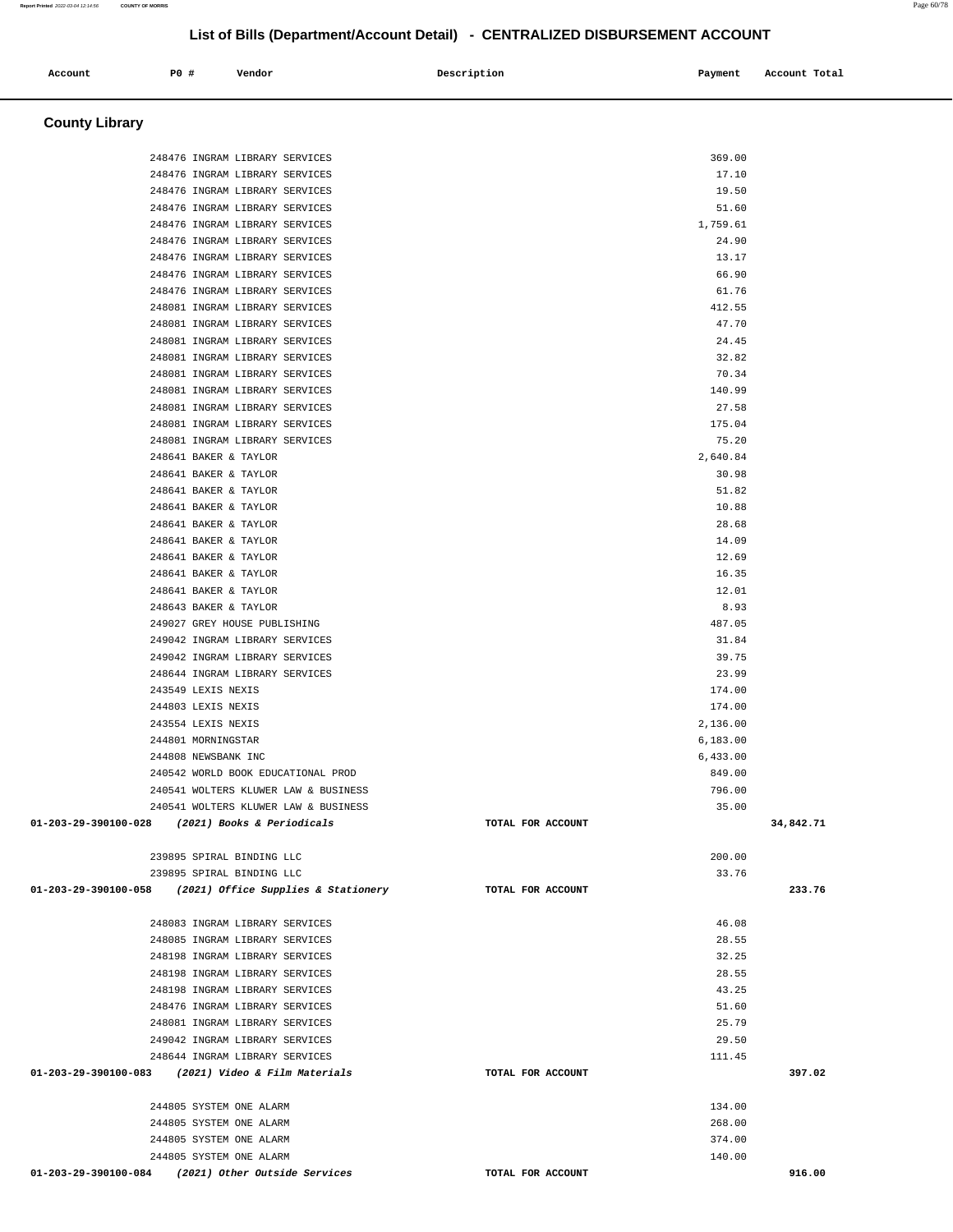## List of Bills (Department/Account Detail) - CENTRALIZED DISBURSEMENT ACCOUNT

| Account | PO # | Vendor | Description | Payment | Account Total |
|---|---|---|---|---|---|

### County Library

| Account | PO # | Vendor | Description | Payment | Account Total |
|---|---|---|---|---|---|
| | 248476 | INGRAM LIBRARY SERVICES | | 369.00 | |
| | 248476 | INGRAM LIBRARY SERVICES | | 17.10 | |
| | 248476 | INGRAM LIBRARY SERVICES | | 19.50 | |
| | 248476 | INGRAM LIBRARY SERVICES | | 51.60 | |
| | 248476 | INGRAM LIBRARY SERVICES | | 1,759.61 | |
| | 248476 | INGRAM LIBRARY SERVICES | | 24.90 | |
| | 248476 | INGRAM LIBRARY SERVICES | | 13.17 | |
| | 248476 | INGRAM LIBRARY SERVICES | | 66.90 | |
| | 248476 | INGRAM LIBRARY SERVICES | | 61.76 | |
| | 248081 | INGRAM LIBRARY SERVICES | | 412.55 | |
| | 248081 | INGRAM LIBRARY SERVICES | | 47.70 | |
| | 248081 | INGRAM LIBRARY SERVICES | | 24.45 | |
| | 248081 | INGRAM LIBRARY SERVICES | | 32.82 | |
| | 248081 | INGRAM LIBRARY SERVICES | | 70.34 | |
| | 248081 | INGRAM LIBRARY SERVICES | | 140.99 | |
| | 248081 | INGRAM LIBRARY SERVICES | | 27.58 | |
| | 248081 | INGRAM LIBRARY SERVICES | | 175.04 | |
| | 248081 | INGRAM LIBRARY SERVICES | | 75.20 | |
| | 248641 | BAKER & TAYLOR | | 2,640.84 | |
| | 248641 | BAKER & TAYLOR | | 30.98 | |
| | 248641 | BAKER & TAYLOR | | 51.82 | |
| | 248641 | BAKER & TAYLOR | | 10.88 | |
| | 248641 | BAKER & TAYLOR | | 28.68 | |
| | 248641 | BAKER & TAYLOR | | 14.09 | |
| | 248641 | BAKER & TAYLOR | | 12.69 | |
| | 248641 | BAKER & TAYLOR | | 16.35 | |
| | 248641 | BAKER & TAYLOR | | 12.01 | |
| | 248643 | BAKER & TAYLOR | | 8.93 | |
| | 249027 | GREY HOUSE PUBLISHING | | 487.05 | |
| | 249042 | INGRAM LIBRARY SERVICES | | 31.84 | |
| | 249042 | INGRAM LIBRARY SERVICES | | 39.75 | |
| | 248644 | INGRAM LIBRARY SERVICES | | 23.99 | |
| | 243549 | LEXIS NEXIS | | 174.00 | |
| | 244803 | LEXIS NEXIS | | 174.00 | |
| | 243554 | LEXIS NEXIS | | 2,136.00 | |
| | 244801 | MORNINGSTAR | | 6,183.00 | |
| | 244808 | NEWSBANK INC | | 6,433.00 | |
| | 240542 | WORLD BOOK EDUCATIONAL PROD | | 849.00 | |
| | 240541 | WOLTERS KLUWER LAW & BUSINESS | | 796.00 | |
| | 240541 | WOLTERS KLUWER LAW & BUSINESS | | 35.00 | |
| **01-203-29-390100-028** | | ***(2021) Books & Periodicals*** | **TOTAL FOR ACCOUNT** | | **34,842.71** |
| | 239895 | SPIRAL BINDING LLC | | 200.00 | |
| | 239895 | SPIRAL BINDING LLC | | 33.76 | |
| **01-203-29-390100-058** | | ***(2021) Office Supplies & Stationery*** | **TOTAL FOR ACCOUNT** | | **233.76** |
| | 248083 | INGRAM LIBRARY SERVICES | | 46.08 | |
| | 248085 | INGRAM LIBRARY SERVICES | | 28.55 | |
| | 248198 | INGRAM LIBRARY SERVICES | | 32.25 | |
| | 248198 | INGRAM LIBRARY SERVICES | | 28.55 | |
| | 248198 | INGRAM LIBRARY SERVICES | | 43.25 | |
| | 248476 | INGRAM LIBRARY SERVICES | | 51.60 | |
| | 248081 | INGRAM LIBRARY SERVICES | | 25.79 | |
| | 249042 | INGRAM LIBRARY SERVICES | | 29.50 | |
| | 248644 | INGRAM LIBRARY SERVICES | | 111.45 | |
| **01-203-29-390100-083** | | ***(2021) Video & Film Materials*** | **TOTAL FOR ACCOUNT** | | **397.02** |
| | 244805 | SYSTEM ONE ALARM | | 134.00 | |
| | 244805 | SYSTEM ONE ALARM | | 268.00 | |
| | 244805 | SYSTEM ONE ALARM | | 374.00 | |
| | 244805 | SYSTEM ONE ALARM | | 140.00 | |
| **01-203-29-390100-084** | | ***(2021) Other Outside Services*** | **TOTAL FOR ACCOUNT** | | **916.00** |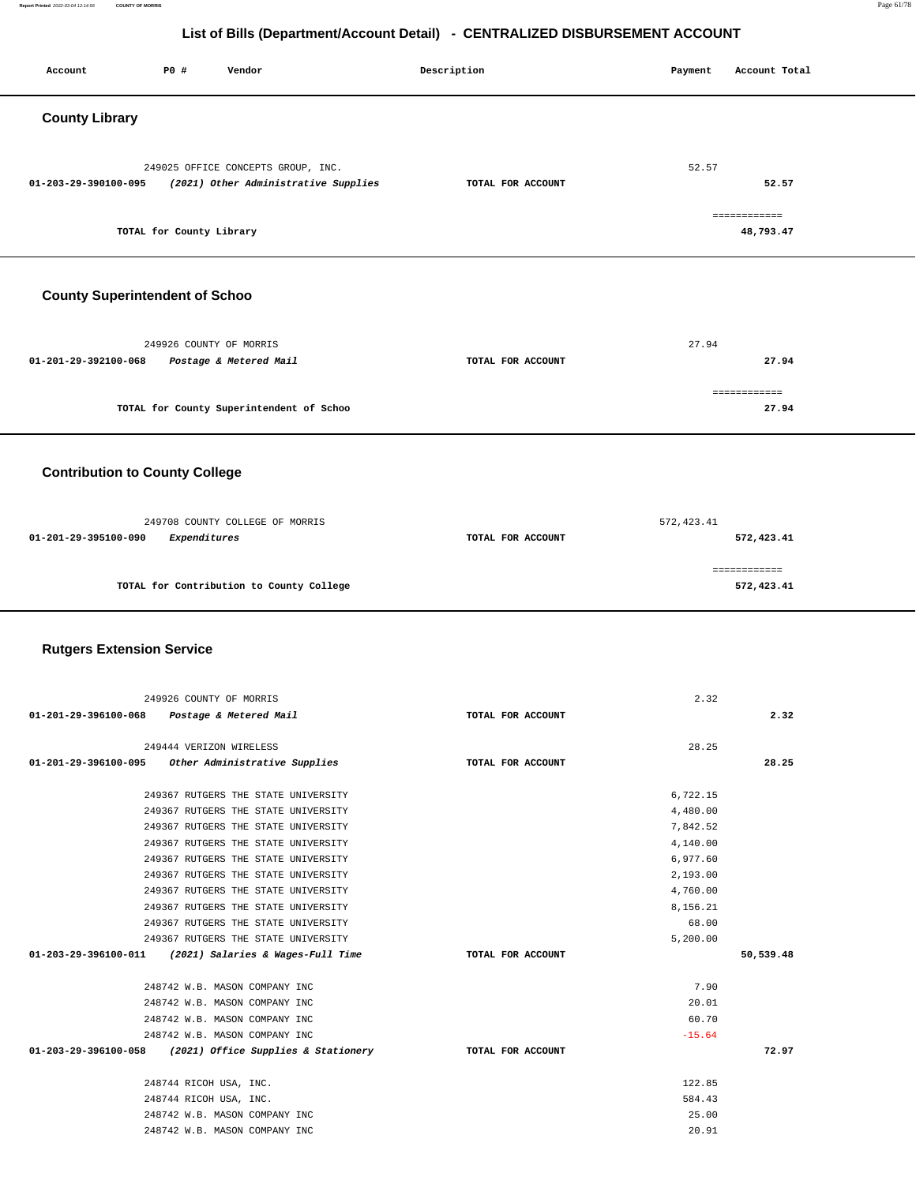## List of Bills (Department/Account Detail) - CENTRALIZED DISBURSEMENT ACCOUNT

| Account | PO # | Vendor | Description | Payment | Account Total |
|---|---|---|---|---|---|

### County Library

| Account | PO # | Vendor | Description | Payment | Account Total |
|---|---|---|---|---|---|
| | 249025 | OFFICE CONCEPTS GROUP, INC. | | 52.57 | |
| 01-203-29-390100-095 | | *(2021) Other Administrative Supplies* | TOTAL FOR ACCOUNT | | 52.57 |
| | | | | | ============ |
| | | TOTAL for County Library | | | 48,793.47 |

### County Superintendent of Schoo

| Account | PO # | Vendor | Description | Payment | Account Total |
|---|---|---|---|---|---|
| | 249926 | COUNTY OF MORRIS | | 27.94 | |
| 01-201-29-392100-068 | | *Postage & Metered Mail* | TOTAL FOR ACCOUNT | | 27.94 |
| | | | | | ============ |
| | | TOTAL for County Superintendent of Schoo | | | 27.94 |

### Contribution to County College

| Account | PO # | Vendor | Description | Payment | Account Total |
|---|---|---|---|---|---|
| | 249708 | COUNTY COLLEGE OF MORRIS | | 572,423.41 | |
| 01-201-29-395100-090 | | *Expenditures* | TOTAL FOR ACCOUNT | | 572,423.41 |
| | | | | | ============ |
| | | TOTAL for Contribution to County College | | | 572,423.41 |

### Rutgers Extension Service

| Account | PO # | Vendor | Description | Payment | Account Total |
|---|---|---|---|---|---|
| | 249926 | COUNTY OF MORRIS | | 2.32 | |
| 01-201-29-396100-068 | | *Postage & Metered Mail* | TOTAL FOR ACCOUNT | | 2.32 |
| | 249444 | VERIZON WIRELESS | | 28.25 | |
| 01-201-29-396100-095 | | *Other Administrative Supplies* | TOTAL FOR ACCOUNT | | 28.25 |
| | 249367 | RUTGERS THE STATE UNIVERSITY | | 6,722.15 | |
| | 249367 | RUTGERS THE STATE UNIVERSITY | | 4,480.00 | |
| | 249367 | RUTGERS THE STATE UNIVERSITY | | 7,842.52 | |
| | 249367 | RUTGERS THE STATE UNIVERSITY | | 4,140.00 | |
| | 249367 | RUTGERS THE STATE UNIVERSITY | | 6,977.60 | |
| | 249367 | RUTGERS THE STATE UNIVERSITY | | 2,193.00 | |
| | 249367 | RUTGERS THE STATE UNIVERSITY | | 4,760.00 | |
| | 249367 | RUTGERS THE STATE UNIVERSITY | | 8,156.21 | |
| | 249367 | RUTGERS THE STATE UNIVERSITY | | 68.00 | |
| | 249367 | RUTGERS THE STATE UNIVERSITY | | 5,200.00 | |
| 01-203-29-396100-011 | | *(2021) Salaries & Wages-Full Time* | TOTAL FOR ACCOUNT | | 50,539.48 |
| | 248742 | W.B. MASON COMPANY INC | | 7.90 | |
| | 248742 | W.B. MASON COMPANY INC | | 20.01 | |
| | 248742 | W.B. MASON COMPANY INC | | 60.70 | |
| | 248742 | W.B. MASON COMPANY INC | | -15.64 | |
| 01-203-29-396100-058 | | *(2021) Office Supplies & Stationery* | TOTAL FOR ACCOUNT | | 72.97 |
| | 248744 | RICOH USA, INC. | | 122.85 | |
| | 248744 | RICOH USA, INC. | | 584.43 | |
| | 248742 | W.B. MASON COMPANY INC | | 25.00 | |
| | 248742 | W.B. MASON COMPANY INC | | 20.91 | |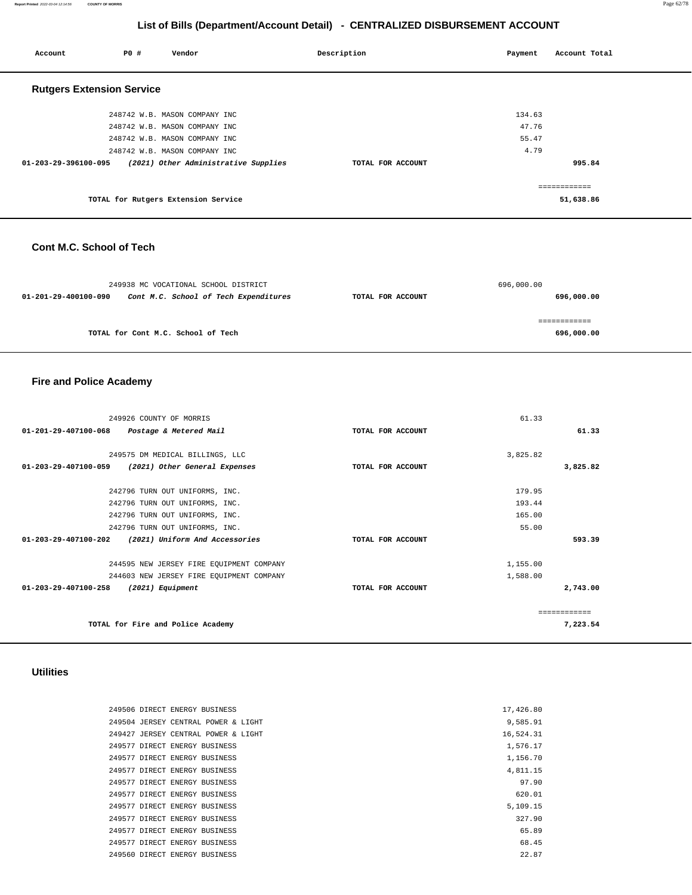## List of Bills (Department/Account Detail) - CENTRALIZED DISBURSEMENT ACCOUNT

| Account | PO # | Vendor | Description | Payment | Account Total |
|---|---|---|---|---|---|

### Rutgers Extension Service

| Account | PO # | Vendor | Description | Payment | Account Total |
|---|---|---|---|---|---|
| | 248742 | W.B. MASON COMPANY INC | | 134.63 | |
| | 248742 | W.B. MASON COMPANY INC | | 47.76 | |
| | 248742 | W.B. MASON COMPANY INC | | 55.47 | |
| | 248742 | W.B. MASON COMPANY INC | | 4.79 | |
| 01-203-29-396100-095 | | *(2021) Other Administrative Supplies* | TOTAL FOR ACCOUNT | | 995.84 |
| | | | | | ============ |
| | | TOTAL for Rutgers Extension Service | | | 51,638.86 |

### Cont M.C. School of Tech

| Account | PO # | Vendor | Description | Payment | Account Total |
|---|---|---|---|---|---|
| | 249938 | MC VOCATIONAL SCHOOL DISTRICT | | 696,000.00 | |
| 01-201-29-400100-090 | | *Cont M.C. School of Tech Expenditures* | TOTAL FOR ACCOUNT | | 696,000.00 |
| | | | | | ============ |
| | | TOTAL for Cont M.C. School of Tech | | | 696,000.00 |

### Fire and Police Academy

| Account | PO # | Vendor | Description | Payment | Account Total |
|---|---|---|---|---|---|
| | 249926 | COUNTY OF MORRIS | | 61.33 | |
| 01-201-29-407100-068 | | *Postage & Metered Mail* | TOTAL FOR ACCOUNT | | 61.33 |
| | 249575 | DM MEDICAL BILLINGS, LLC | | 3,825.82 | |
| 01-203-29-407100-059 | | *(2021) Other General Expenses* | TOTAL FOR ACCOUNT | | 3,825.82 |
| | 242796 | TURN OUT UNIFORMS, INC. | | 179.95 | |
| | 242796 | TURN OUT UNIFORMS, INC. | | 193.44 | |
| | 242796 | TURN OUT UNIFORMS, INC. | | 165.00 | |
| | 242796 | TURN OUT UNIFORMS, INC. | | 55.00 | |
| 01-203-29-407100-202 | | *(2021) Uniform And Accessories* | TOTAL FOR ACCOUNT | | 593.39 |
| | 244595 | NEW JERSEY FIRE EQUIPMENT COMPANY | | 1,155.00 | |
| | 244603 | NEW JERSEY FIRE EQUIPMENT COMPANY | | 1,588.00 | |
| 01-203-29-407100-258 | | *(2021) Equipment* | TOTAL FOR ACCOUNT | | 2,743.00 |
| | | | | | ============ |
| | | TOTAL for Fire and Police Academy | | | 7,223.54 |

### Utilities

| Account | PO # | Vendor | Description | Payment | Account Total |
|---|---|---|---|---|---|
| | 249506 | DIRECT ENERGY BUSINESS | | 17,426.80 | |
| | 249504 | JERSEY CENTRAL POWER & LIGHT | | 9,585.91 | |
| | 249427 | JERSEY CENTRAL POWER & LIGHT | | 16,524.31 | |
| | 249577 | DIRECT ENERGY BUSINESS | | 1,576.17 | |
| | 249577 | DIRECT ENERGY BUSINESS | | 1,156.70 | |
| | 249577 | DIRECT ENERGY BUSINESS | | 4,811.15 | |
| | 249577 | DIRECT ENERGY BUSINESS | | 97.90 | |
| | 249577 | DIRECT ENERGY BUSINESS | | 620.01 | |
| | 249577 | DIRECT ENERGY BUSINESS | | 5,109.15 | |
| | 249577 | DIRECT ENERGY BUSINESS | | 327.90 | |
| | 249577 | DIRECT ENERGY BUSINESS | | 65.89 | |
| | 249577 | DIRECT ENERGY BUSINESS | | 68.45 | |
| | 249560 | DIRECT ENERGY BUSINESS | | 22.87 | |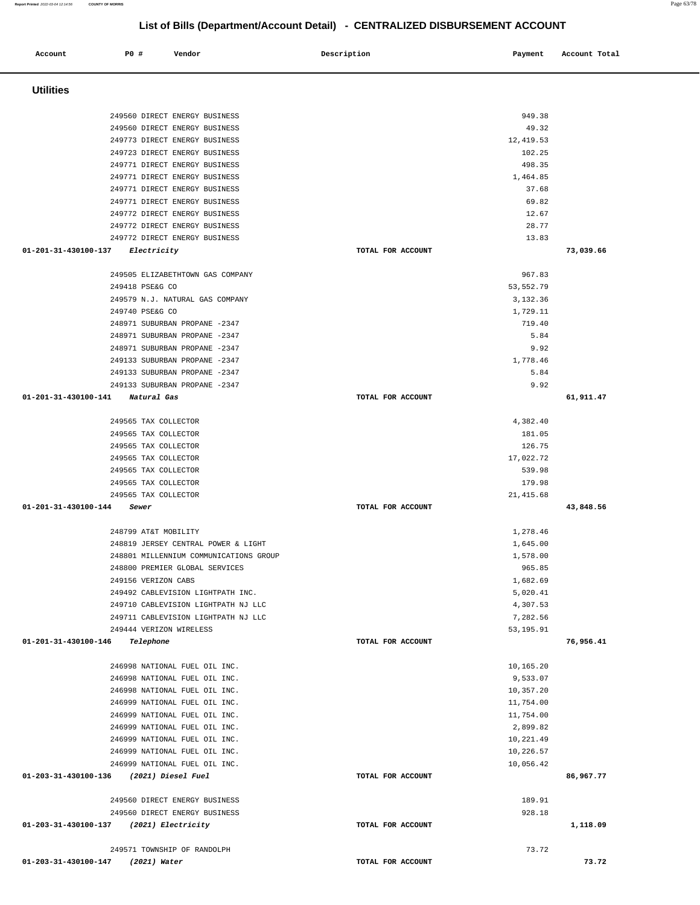## List of Bills (Department/Account Detail) - CENTRALIZED DISBURSEMENT ACCOUNT

| Account | PO # | Vendor | Description | Payment | Account Total |
|---|---|---|---|---|---|
| **Utilities** | | | | | |
| | 249560 | DIRECT ENERGY BUSINESS | | 949.38 | |
| | 249560 | DIRECT ENERGY BUSINESS | | 49.32 | |
| | 249773 | DIRECT ENERGY BUSINESS | | 12,419.53 | |
| | 249723 | DIRECT ENERGY BUSINESS | | 102.25 | |
| | 249771 | DIRECT ENERGY BUSINESS | | 498.35 | |
| | 249771 | DIRECT ENERGY BUSINESS | | 1,464.85 | |
| | 249771 | DIRECT ENERGY BUSINESS | | 37.68 | |
| | 249771 | DIRECT ENERGY BUSINESS | | 69.82 | |
| | 249772 | DIRECT ENERGY BUSINESS | | 12.67 | |
| | 249772 | DIRECT ENERGY BUSINESS | | 28.77 | |
| | 249772 | DIRECT ENERGY BUSINESS | | 13.83 | |
| **01-201-31-430100-137** *Electricity* | | | TOTAL FOR ACCOUNT | | **73,039.66** |
| | 249505 | ELIZABETHTOWN GAS COMPANY | | 967.83 | |
| | 249418 | PSE&G CO | | 53,552.79 | |
| | 249579 | N.J. NATURAL GAS COMPANY | | 3,132.36 | |
| | 249740 | PSE&G CO | | 1,729.11 | |
| | 248971 | SUBURBAN PROPANE -2347 | | 719.40 | |
| | 248971 | SUBURBAN PROPANE -2347 | | 5.84 | |
| | 248971 | SUBURBAN PROPANE -2347 | | 9.92 | |
| | 249133 | SUBURBAN PROPANE -2347 | | 1,778.46 | |
| | 249133 | SUBURBAN PROPANE -2347 | | 5.84 | |
| | 249133 | SUBURBAN PROPANE -2347 | | 9.92 | |
| **01-201-31-430100-141** *Natural Gas* | | | TOTAL FOR ACCOUNT | | **61,911.47** |
| | 249565 | TAX COLLECTOR | | 4,382.40 | |
| | 249565 | TAX COLLECTOR | | 181.05 | |
| | 249565 | TAX COLLECTOR | | 126.75 | |
| | 249565 | TAX COLLECTOR | | 17,022.72 | |
| | 249565 | TAX COLLECTOR | | 539.98 | |
| | 249565 | TAX COLLECTOR | | 179.98 | |
| | 249565 | TAX COLLECTOR | | 21,415.68 | |
| **01-201-31-430100-144** *Sewer* | | | TOTAL FOR ACCOUNT | | **43,848.56** |
| | 248799 | AT&T MOBILITY | | 1,278.46 | |
| | 248819 | JERSEY CENTRAL POWER & LIGHT | | 1,645.00 | |
| | 248801 | MILLENNIUM COMMUNICATIONS GROUP | | 1,578.00 | |
| | 248800 | PREMIER GLOBAL SERVICES | | 965.85 | |
| | 249156 | VERIZON CABS | | 1,682.69 | |
| | 249492 | CABLEVISION LIGHTPATH INC. | | 5,020.41 | |
| | 249710 | CABLEVISION LIGHTPATH NJ LLC | | 4,307.53 | |
| | 249711 | CABLEVISION LIGHTPATH NJ LLC | | 7,282.56 | |
| | 249444 | VERIZON WIRELESS | | 53,195.91 | |
| **01-201-31-430100-146** *Telephone* | | | TOTAL FOR ACCOUNT | | **76,956.41** |
| | 246998 | NATIONAL FUEL OIL INC. | | 10,165.20 | |
| | 246998 | NATIONAL FUEL OIL INC. | | 9,533.07 | |
| | 246998 | NATIONAL FUEL OIL INC. | | 10,357.20 | |
| | 246999 | NATIONAL FUEL OIL INC. | | 11,754.00 | |
| | 246999 | NATIONAL FUEL OIL INC. | | 11,754.00 | |
| | 246999 | NATIONAL FUEL OIL INC. | | 2,899.82 | |
| | 246999 | NATIONAL FUEL OIL INC. | | 10,221.49 | |
| | 246999 | NATIONAL FUEL OIL INC. | | 10,226.57 | |
| | 246999 | NATIONAL FUEL OIL INC. | | 10,056.42 | |
| **01-203-31-430100-136** *(2021) Diesel Fuel* | | | TOTAL FOR ACCOUNT | | **86,967.77** |
| | 249560 | DIRECT ENERGY BUSINESS | | 189.91 | |
| | 249560 | DIRECT ENERGY BUSINESS | | 928.18 | |
| **01-203-31-430100-137** *(2021) Electricity* | | | TOTAL FOR ACCOUNT | | **1,118.09** |
| | 249571 | TOWNSHIP OF RANDOLPH | | 73.72 | |
| **01-203-31-430100-147** *(2021) Water* | | | TOTAL FOR ACCOUNT | | **73.72** |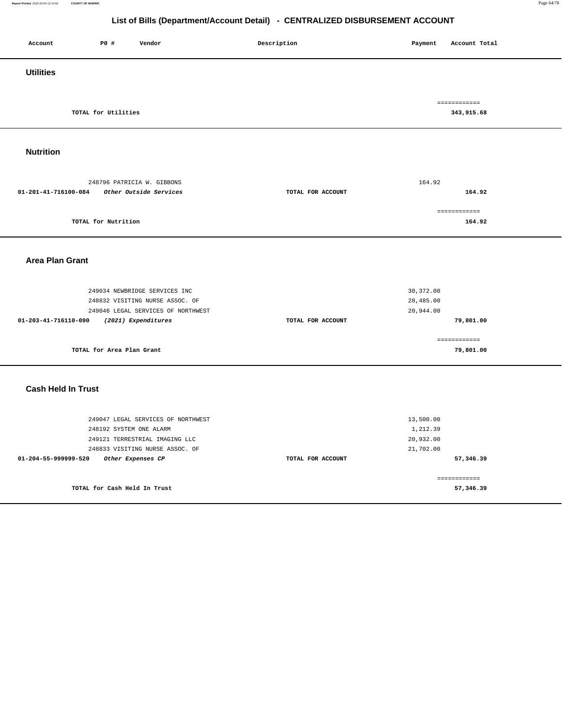## List of Bills (Department/Account Detail) - CENTRALIZED DISBURSEMENT ACCOUNT

| Account | PO # | Vendor | Description | Payment | Account Total |
|---|---|---|---|---|---|

### Utilities

| | | | | |
|---|---|---|---|---|
| | TOTAL for Utilities | | | 343,915.68 |

### Nutrition

| Account | PO # / Vendor | Description | Payment | Account Total |
|---|---|---|---|---|
| | 248796 PATRICIA W. GIBBONS | | 164.92 | |
| **01-201-41-716100-084** | ***Other Outside Services*** | **TOTAL FOR ACCOUNT** | | **164.92** |
| | **TOTAL for Nutrition** | | | **164.92** |

### Area Plan Grant

| Account | PO # / Vendor | Description | Payment | Account Total |
|---|---|---|---|---|
| | 249034 NEWBRIDGE SERVICES INC | | 30,372.00 | |
| | 248832 VISITING NURSE ASSOC. OF | | 28,485.00 | |
| | 249046 LEGAL SERVICES OF NORTHWEST | | 20,944.00 | |
| **01-203-41-716110-090** | ***(2021) Expenditures*** | **TOTAL FOR ACCOUNT** | | **79,801.00** |
| | **TOTAL for Area Plan Grant** | | | **79,801.00** |

### Cash Held In Trust

| Account | PO # / Vendor | Description | Payment | Account Total |
|---|---|---|---|---|
| | 249047 LEGAL SERVICES OF NORTHWEST | | 13,500.00 | |
| | 248192 SYSTEM ONE ALARM | | 1,212.39 | |
| | 249121 TERRESTRIAL IMAGING LLC | | 20,932.00 | |
| | 248833 VISITING NURSE ASSOC. OF | | 21,702.00 | |
| **01-204-55-999999-520** | ***Other Expenses CP*** | **TOTAL FOR ACCOUNT** | | **57,346.39** |
| | **TOTAL for Cash Held In Trust** | | | **57,346.39** |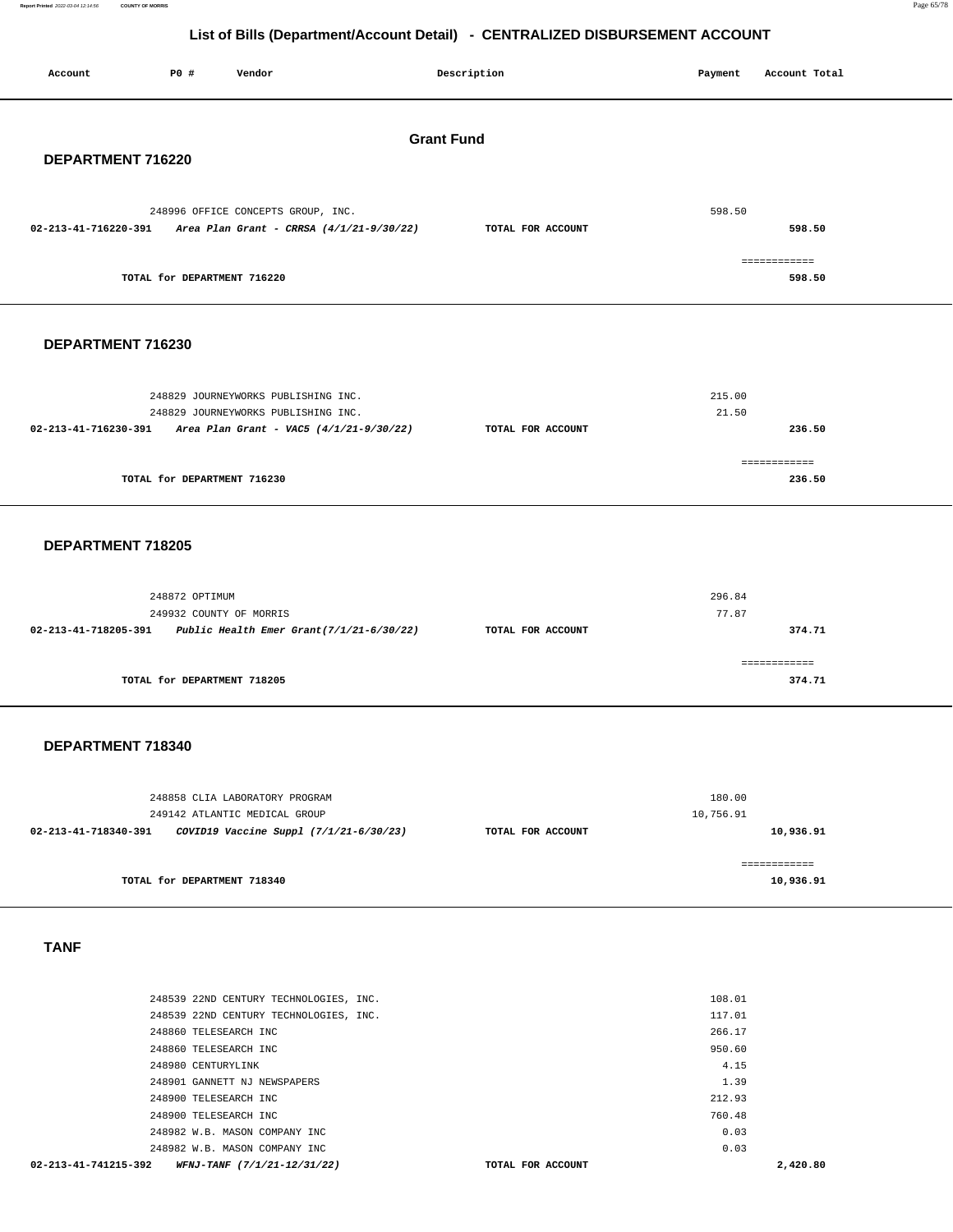# List of Bills (Department/Account Detail) - CENTRALIZED DISBURSEMENT ACCOUNT

| Account | PO # | Vendor | Description | Payment | Account Total |
|---|---|---|---|---|---|

## Grant Fund

### DEPARTMENT 716220

| Account | PO # | Vendor | Description | Payment | Account Total |
|---|---|---|---|---|---|
| | 248996 | OFFICE CONCEPTS GROUP, INC. | | 598.50 | |
| 02-213-41-716220-391 | | *Area Plan Grant - CRRSA (4/1/21-9/30/22)* | TOTAL FOR ACCOUNT | | 598.50 |
| | | TOTAL for DEPARTMENT 716220 | | | 598.50 |

### DEPARTMENT 716230

| Account | PO # | Vendor | Description | Payment | Account Total |
|---|---|---|---|---|---|
| | 248829 | JOURNEYWORKS PUBLISHING INC. | | 215.00 | |
| | 248829 | JOURNEYWORKS PUBLISHING INC. | | 21.50 | |
| 02-213-41-716230-391 | | *Area Plan Grant - VAC5 (4/1/21-9/30/22)* | TOTAL FOR ACCOUNT | | 236.50 |
| | | TOTAL for DEPARTMENT 716230 | | | 236.50 |

### DEPARTMENT 718205

| Account | PO # | Vendor | Description | Payment | Account Total |
|---|---|---|---|---|---|
| | 248872 | OPTIMUM | | 296.84 | |
| | 249932 | COUNTY OF MORRIS | | 77.87 | |
| 02-213-41-718205-391 | | *Public Health Emer Grant(7/1/21-6/30/22)* | TOTAL FOR ACCOUNT | | 374.71 |
| | | TOTAL for DEPARTMENT 718205 | | | 374.71 |

### DEPARTMENT 718340

| Account | PO # | Vendor | Description | Payment | Account Total |
|---|---|---|---|---|---|
| | 248858 | CLIA LABORATORY PROGRAM | | 180.00 | |
| | 249142 | ATLANTIC MEDICAL GROUP | | 10,756.91 | |
| 02-213-41-718340-391 | | *COVID19 Vaccine Suppl (7/1/21-6/30/23)* | TOTAL FOR ACCOUNT | | 10,936.91 |
| | | TOTAL for DEPARTMENT 718340 | | | 10,936.91 |

### TANF

| Account | PO # | Vendor | Description | Payment | Account Total |
|---|---|---|---|---|---|
| | 248539 | 22ND CENTURY TECHNOLOGIES, INC. | | 108.01 | |
| | 248539 | 22ND CENTURY TECHNOLOGIES, INC. | | 117.01 | |
| | 248860 | TELESEARCH INC | | 266.17 | |
| | 248860 | TELESEARCH INC | | 950.60 | |
| | 248980 | CENTURYLINK | | 4.15 | |
| | 248901 | GANNETT NJ NEWSPAPERS | | 1.39 | |
| | 248900 | TELESEARCH INC | | 212.93 | |
| | 248900 | TELESEARCH INC | | 760.48 | |
| | 248982 | W.B. MASON COMPANY INC | | 0.03 | |
| | 248982 | W.B. MASON COMPANY INC | | 0.03 | |
| 02-213-41-741215-392 | | *WFNJ-TANF (7/1/21-12/31/22)* | TOTAL FOR ACCOUNT | | 2,420.80 |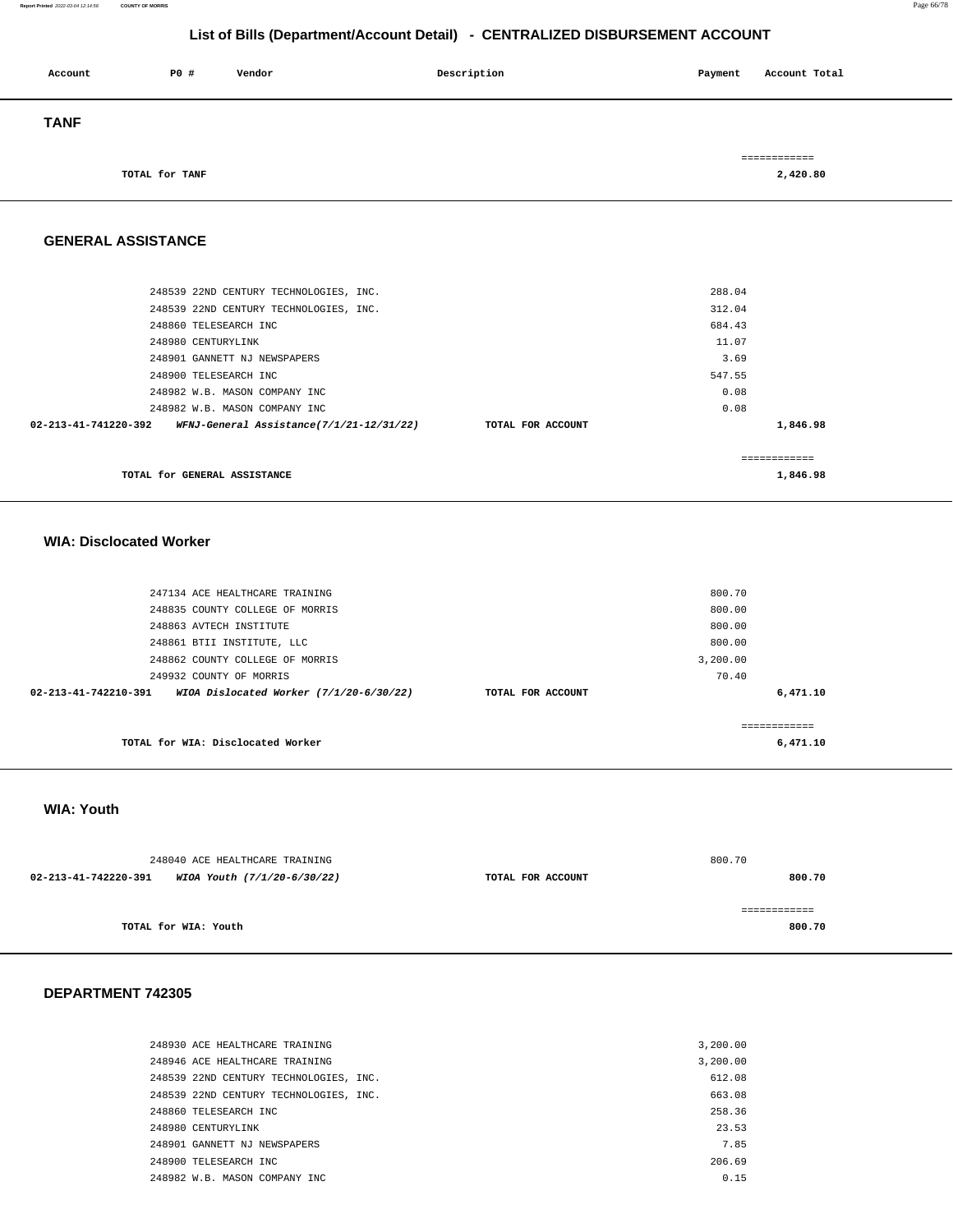## List of Bills (Department/Account Detail) - CENTRALIZED DISBURSEMENT ACCOUNT

| Account | PO # | Vendor | Description | Payment | Account Total |
|---|---|---|---|---|---|

### TANF

| | | |
|---|---|---|
| TOTAL for TANF | | ============ 2,420.80 |

### GENERAL ASSISTANCE

| Account | PO # | Vendor | Description | Payment | Account Total |
|---|---|---|---|---|---|
| | 248539 | 22ND CENTURY TECHNOLOGIES, INC. | | 288.04 | |
| | 248539 | 22ND CENTURY TECHNOLOGIES, INC. | | 312.04 | |
| | 248860 | TELESEARCH INC | | 684.43 | |
| | 248980 | CENTURYLINK | | 11.07 | |
| | 248901 | GANNETT NJ NEWSPAPERS | | 3.69 | |
| | 248900 | TELESEARCH INC | | 547.55 | |
| | 248982 | W.B. MASON COMPANY INC | | 0.08 | |
| | 248982 | W.B. MASON COMPANY INC | | 0.08 | |
| **02-213-41-741220-392** | | ***WFNJ-General Assistance(7/1/21-12/31/22)*** | **TOTAL FOR ACCOUNT** | | **1,846.98** |

**TOTAL for GENERAL ASSISTANCE** ============ **1,846.98**

### WIA: Disclocated Worker

| Account | PO # | Vendor | Description | Payment | Account Total |
|---|---|---|---|---|---|
| | 247134 | ACE HEALTHCARE TRAINING | | 800.70 | |
| | 248835 | COUNTY COLLEGE OF MORRIS | | 800.00 | |
| | 248863 | AVTECH INSTITUTE | | 800.00 | |
| | 248861 | BTII INSTITUTE, LLC | | 800.00 | |
| | 248862 | COUNTY COLLEGE OF MORRIS | | 3,200.00 | |
| | 249932 | COUNTY OF MORRIS | | 70.40 | |
| **02-213-41-742210-391** | | ***WIOA Dislocated Worker (7/1/20-6/30/22)*** | **TOTAL FOR ACCOUNT** | | **6,471.10** |

**TOTAL for WIA: Disclocated Worker** ============ **6,471.10**

### WIA: Youth

| Account | PO # | Vendor | Description | Payment | Account Total |
|---|---|---|---|---|---|
| | 248040 | ACE HEALTHCARE TRAINING | | 800.70 | |
| **02-213-41-742220-391** | | ***WIOA Youth (7/1/20-6/30/22)*** | **TOTAL FOR ACCOUNT** | | **800.70** |

**TOTAL for WIA: Youth** ============ **800.70**

### DEPARTMENT 742305

| Account | PO # | Vendor | Description | Payment | Account Total |
|---|---|---|---|---|---|
| | 248930 | ACE HEALTHCARE TRAINING | | 3,200.00 | |
| | 248946 | ACE HEALTHCARE TRAINING | | 3,200.00 | |
| | 248539 | 22ND CENTURY TECHNOLOGIES, INC. | | 612.08 | |
| | 248539 | 22ND CENTURY TECHNOLOGIES, INC. | | 663.08 | |
| | 248860 | TELESEARCH INC | | 258.36 | |
| | 248980 | CENTURYLINK | | 23.53 | |
| | 248901 | GANNETT NJ NEWSPAPERS | | 7.85 | |
| | 248900 | TELESEARCH INC | | 206.69 | |
| | 248982 | W.B. MASON COMPANY INC | | 0.15 | |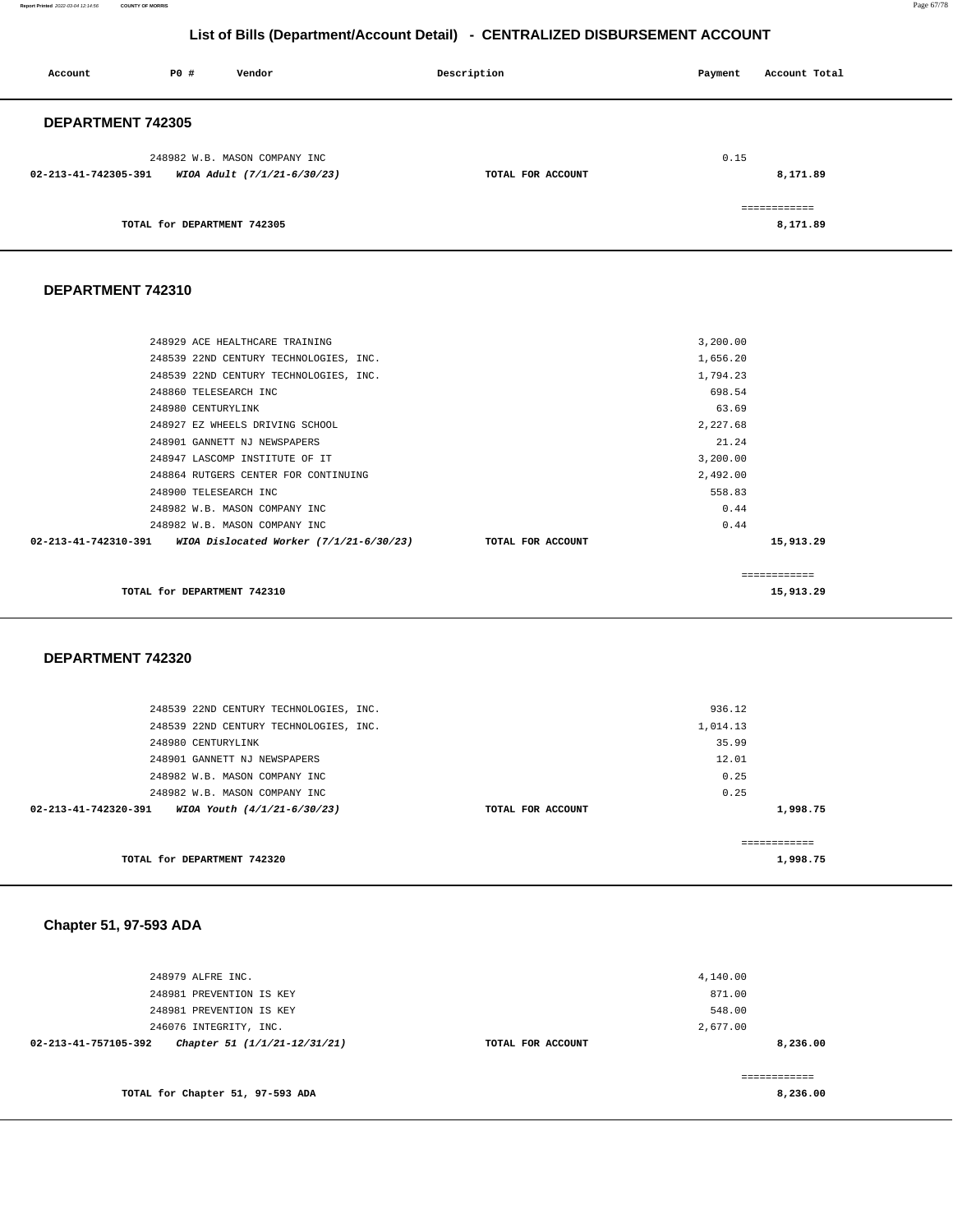## List of Bills (Department/Account Detail) - CENTRALIZED DISBURSEMENT ACCOUNT

| Account | PO # | Vendor | Description | Payment | Account Total |
|---|---|---|---|---|---|

### DEPARTMENT 742305

| Account | PO # | Vendor | Description | Payment | Account Total |
|---|---|---|---|---|---|
| | 248982 | W.B. MASON COMPANY INC | | 0.15 | |
| 02-213-41-742305-391 | | *WIOA Adult (7/1/21-6/30/23)* | TOTAL FOR ACCOUNT | | 8,171.89 |
| | | | | | ============ |
| | | TOTAL for DEPARTMENT 742305 | | | 8,171.89 |

### DEPARTMENT 742310

| Account | PO # | Vendor | Description | Payment | Account Total |
|---|---|---|---|---|---|
| | 248929 | ACE HEALTHCARE TRAINING | | 3,200.00 | |
| | 248539 | 22ND CENTURY TECHNOLOGIES, INC. | | 1,656.20 | |
| | 248539 | 22ND CENTURY TECHNOLOGIES, INC. | | 1,794.23 | |
| | 248860 | TELESEARCH INC | | 698.54 | |
| | 248980 | CENTURYLINK | | 63.69 | |
| | 248927 | EZ WHEELS DRIVING SCHOOL | | 2,227.68 | |
| | 248901 | GANNETT NJ NEWSPAPERS | | 21.24 | |
| | 248947 | LASCOMP INSTITUTE OF IT | | 3,200.00 | |
| | 248864 | RUTGERS CENTER FOR CONTINUING | | 2,492.00 | |
| | 248900 | TELESEARCH INC | | 558.83 | |
| | 248982 | W.B. MASON COMPANY INC | | 0.44 | |
| | 248982 | W.B. MASON COMPANY INC | | 0.44 | |
| 02-213-41-742310-391 | | *WIOA Dislocated Worker (7/1/21-6/30/23)* | TOTAL FOR ACCOUNT | | 15,913.29 |
| | | | | | ============ |
| | | TOTAL for DEPARTMENT 742310 | | | 15,913.29 |

### DEPARTMENT 742320

| Account | PO # | Vendor | Description | Payment | Account Total |
|---|---|---|---|---|---|
| | 248539 | 22ND CENTURY TECHNOLOGIES, INC. | | 936.12 | |
| | 248539 | 22ND CENTURY TECHNOLOGIES, INC. | | 1,014.13 | |
| | 248980 | CENTURYLINK | | 35.99 | |
| | 248901 | GANNETT NJ NEWSPAPERS | | 12.01 | |
| | 248982 | W.B. MASON COMPANY INC | | 0.25 | |
| | 248982 | W.B. MASON COMPANY INC | | 0.25 | |
| 02-213-41-742320-391 | | *WIOA Youth (4/1/21-6/30/23)* | TOTAL FOR ACCOUNT | | 1,998.75 |
| | | | | | ============ |
| | | TOTAL for DEPARTMENT 742320 | | | 1,998.75 |

### Chapter 51, 97-593 ADA

| Account | PO # | Vendor | Description | Payment | Account Total |
|---|---|---|---|---|---|
| | 248979 | ALFRE INC. | | 4,140.00 | |
| | 248981 | PREVENTION IS KEY | | 871.00 | |
| | 248981 | PREVENTION IS KEY | | 548.00 | |
| | 246076 | INTEGRITY, INC. | | 2,677.00 | |
| 02-213-41-757105-392 | | *Chapter 51 (1/1/21-12/31/21)* | TOTAL FOR ACCOUNT | | 8,236.00 |
| | | | | | ============ |
| | | TOTAL for Chapter 51, 97-593 ADA | | | 8,236.00 |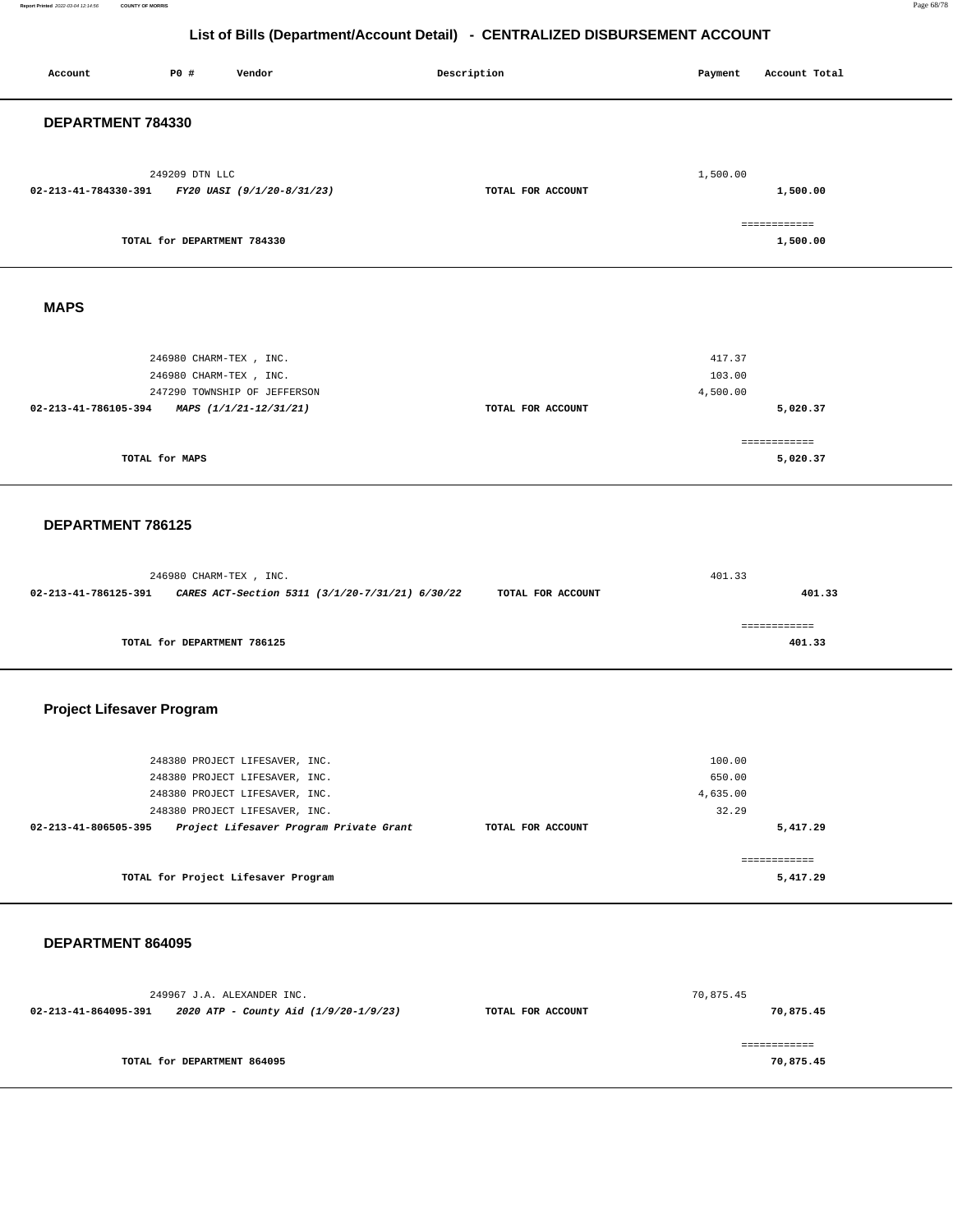# List of Bills (Department/Account Detail) - CENTRALIZED DISBURSEMENT ACCOUNT

| Account | PO # | Vendor | Description | Payment | Account Total |
|---|---|---|---|---|---|

## DEPARTMENT 784330

| Account | PO # | Vendor | Description | Payment | Account Total |
|---|---|---|---|---|---|
| | 249209 | DTN LLC | | 1,500.00 | |
| 02-213-41-784330-391 | | *FY20 UASI (9/1/20-8/31/23)* | TOTAL FOR ACCOUNT | | 1,500.00 |
| | | | | | ============ |
| | | TOTAL for DEPARTMENT 784330 | | | 1,500.00 |

## MAPS

| Account | PO # | Vendor | Description | Payment | Account Total |
|---|---|---|---|---|---|
| | 246980 | CHARM-TEX , INC. | | 417.37 | |
| | 246980 | CHARM-TEX , INC. | | 103.00 | |
| | 247290 | TOWNSHIP OF JEFFERSON | | 4,500.00 | |
| 02-213-41-786105-394 | | *MAPS (1/1/21-12/31/21)* | TOTAL FOR ACCOUNT | | 5,020.37 |
| | | | | | ============ |
| | | TOTAL for MAPS | | | 5,020.37 |

## DEPARTMENT 786125

| Account | PO # | Vendor | Description | Payment | Account Total |
|---|---|---|---|---|---|
| | 246980 | CHARM-TEX , INC. | | 401.33 | |
| 02-213-41-786125-391 | | *CARES ACT-Section 5311 (3/1/20-7/31/21) 6/30/22* | TOTAL FOR ACCOUNT | | 401.33 |
| | | | | | ============ |
| | | TOTAL for DEPARTMENT 786125 | | | 401.33 |

## Project Lifesaver Program

| Account | PO # | Vendor | Description | Payment | Account Total |
|---|---|---|---|---|---|
| | 248380 | PROJECT LIFESAVER, INC. | | 100.00 | |
| | 248380 | PROJECT LIFESAVER, INC. | | 650.00 | |
| | 248380 | PROJECT LIFESAVER, INC. | | 4,635.00 | |
| | 248380 | PROJECT LIFESAVER, INC. | | 32.29 | |
| 02-213-41-806505-395 | | *Project Lifesaver Program Private Grant* | TOTAL FOR ACCOUNT | | 5,417.29 |
| | | | | | ============ |
| | | TOTAL for Project Lifesaver Program | | | 5,417.29 |

## DEPARTMENT 864095

| Account | PO # | Vendor | Description | Payment | Account Total |
|---|---|---|---|---|---|
| | 249967 | J.A. ALEXANDER INC. | | 70,875.45 | |
| 02-213-41-864095-391 | | *2020 ATP - County Aid (1/9/20-1/9/23)* | TOTAL FOR ACCOUNT | | 70,875.45 |
| | | | | | ============ |
| | | TOTAL for DEPARTMENT 864095 | | | 70,875.45 |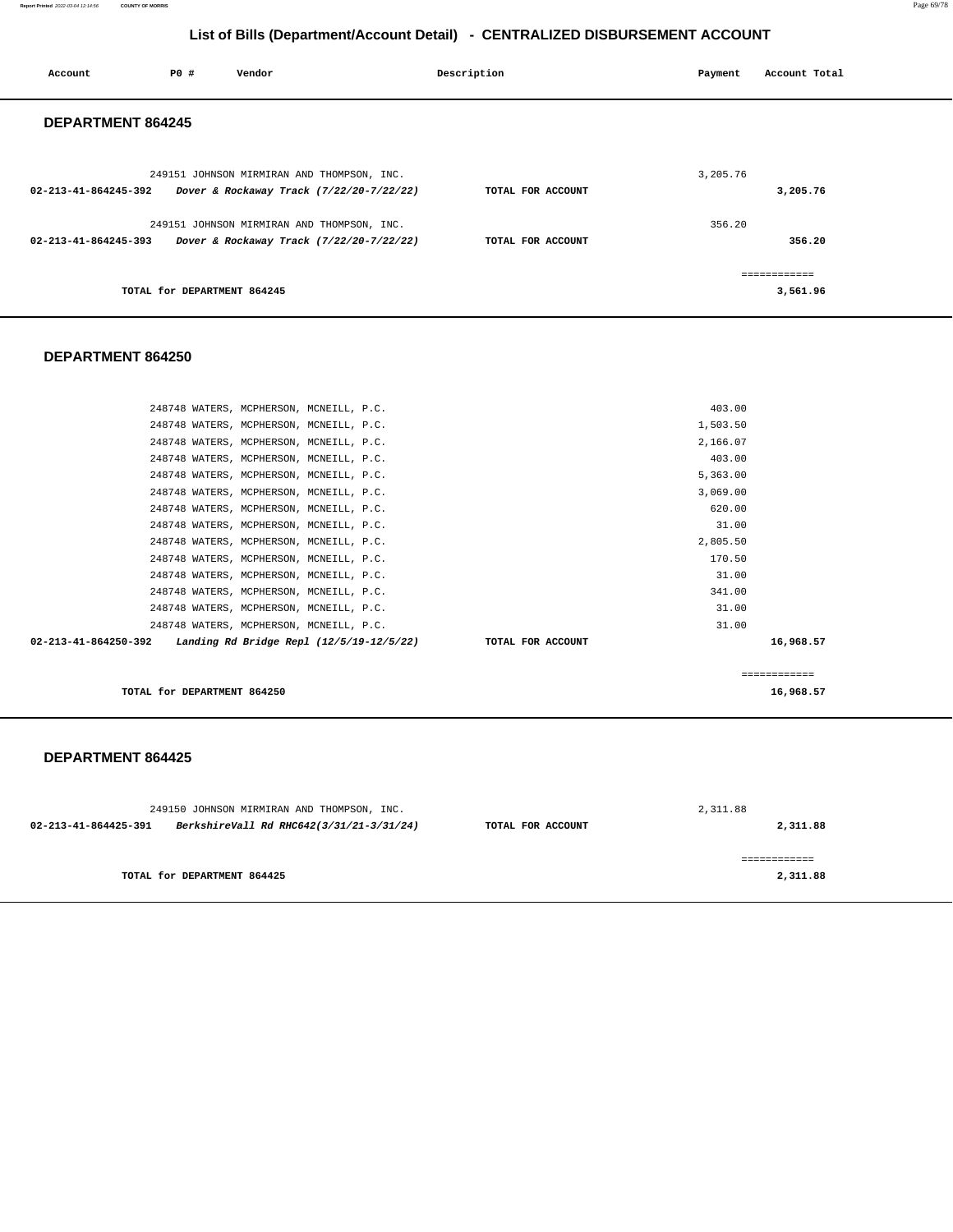# List of Bills (Department/Account Detail) - CENTRALIZED DISBURSEMENT ACCOUNT

| Account | PO # | Vendor | Description | Payment | Account Total |
|---|---|---|---|---|---|

## DEPARTMENT 864245

| Account | PO # | Vendor | Description | Payment | Account Total |
|---|---|---|---|---|---|
| | 249151 | JOHNSON MIRMIRAN AND THOMPSON, INC. | | 3,205.76 | |
| **02-213-41-864245-392** | | ***Dover & Rockaway Track (7/22/20-7/22/22)*** | **TOTAL FOR ACCOUNT** | | **3,205.76** |
| | 249151 | JOHNSON MIRMIRAN AND THOMPSON, INC. | | 356.20 | |
| **02-213-41-864245-393** | | ***Dover & Rockaway Track (7/22/20-7/22/22)*** | **TOTAL FOR ACCOUNT** | | **356.20** |
| | | | | | ============ |
| | | **TOTAL for DEPARTMENT 864245** | | | **3,561.96** |

## DEPARTMENT 864250

| Account | PO # | Vendor | Description | Payment | Account Total |
|---|---|---|---|---|---|
| | 248748 | WATERS, MCPHERSON, MCNEILL, P.C. | | 403.00 | |
| | 248748 | WATERS, MCPHERSON, MCNEILL, P.C. | | 1,503.50 | |
| | 248748 | WATERS, MCPHERSON, MCNEILL, P.C. | | 2,166.07 | |
| | 248748 | WATERS, MCPHERSON, MCNEILL, P.C. | | 403.00 | |
| | 248748 | WATERS, MCPHERSON, MCNEILL, P.C. | | 5,363.00 | |
| | 248748 | WATERS, MCPHERSON, MCNEILL, P.C. | | 3,069.00 | |
| | 248748 | WATERS, MCPHERSON, MCNEILL, P.C. | | 620.00 | |
| | 248748 | WATERS, MCPHERSON, MCNEILL, P.C. | | 31.00 | |
| | 248748 | WATERS, MCPHERSON, MCNEILL, P.C. | | 2,805.50 | |
| | 248748 | WATERS, MCPHERSON, MCNEILL, P.C. | | 170.50 | |
| | 248748 | WATERS, MCPHERSON, MCNEILL, P.C. | | 31.00 | |
| | 248748 | WATERS, MCPHERSON, MCNEILL, P.C. | | 341.00 | |
| | 248748 | WATERS, MCPHERSON, MCNEILL, P.C. | | 31.00 | |
| | 248748 | WATERS, MCPHERSON, MCNEILL, P.C. | | 31.00 | |
| **02-213-41-864250-392** | | ***Landing Rd Bridge Repl (12/5/19-12/5/22)*** | **TOTAL FOR ACCOUNT** | | **16,968.57** |
| | | | | | ============ |
| | | **TOTAL for DEPARTMENT 864250** | | | **16,968.57** |

## DEPARTMENT 864425

| Account | PO # | Vendor | Description | Payment | Account Total |
|---|---|---|---|---|---|
| | 249150 | JOHNSON MIRMIRAN AND THOMPSON, INC. | | 2,311.88 | |
| **02-213-41-864425-391** | | ***BerkshireVall Rd RHC642(3/31/21-3/31/24)*** | **TOTAL FOR ACCOUNT** | | **2,311.88** |
| | | | | | ============ |
| | | **TOTAL for DEPARTMENT 864425** | | | **2,311.88** |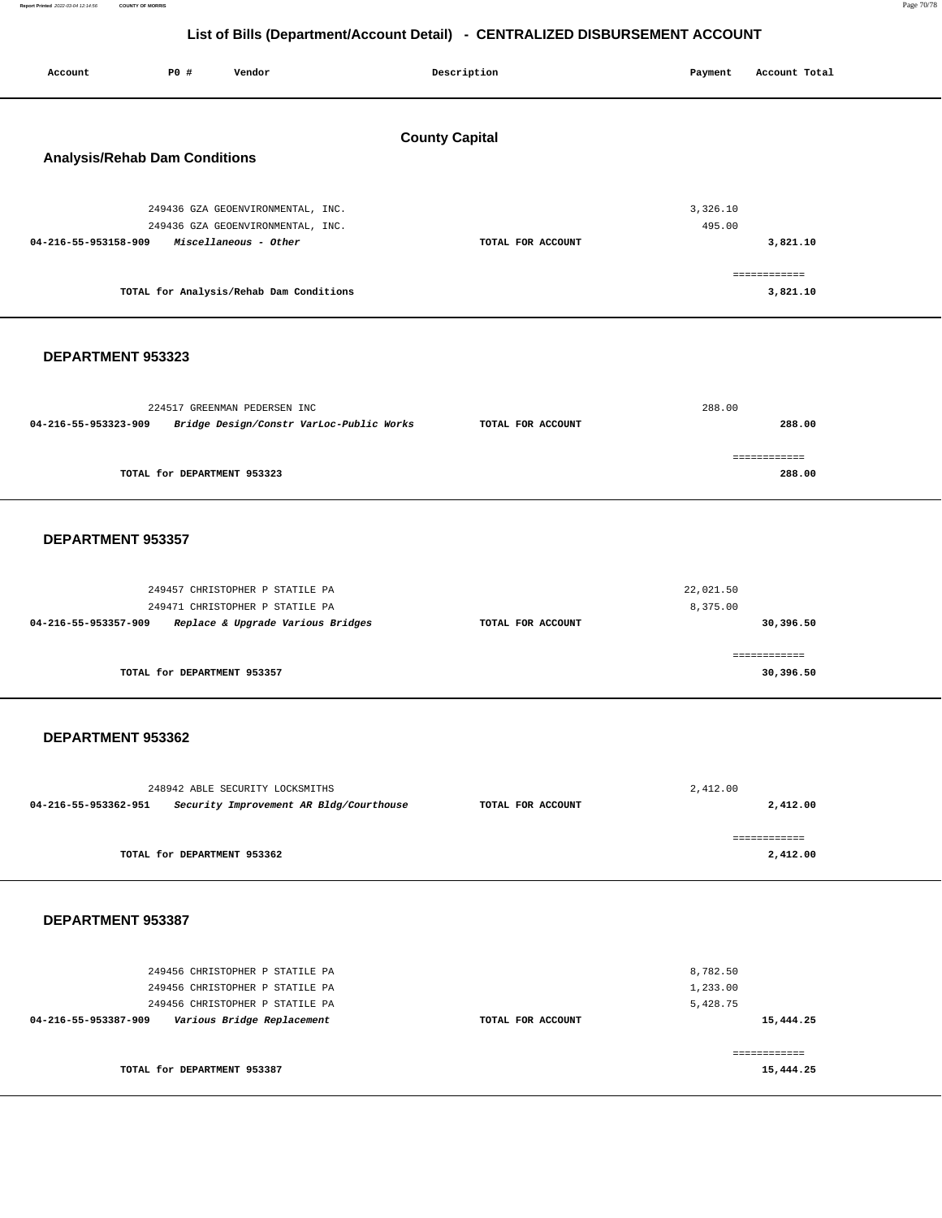# List of Bills (Department/Account Detail) - CENTRALIZED DISBURSEMENT ACCOUNT

| Account | PO # | Vendor | Description | Payment | Account Total |
|---|---|---|---|---|---|

## County Capital

### Analysis/Rehab Dam Conditions

| Account | PO # | Vendor | Description | Payment | Account Total |
|---|---|---|---|---|---|
| | 249436 | GZA GEOENVIRONMENTAL, INC. | | 3,326.10 | |
| | 249436 | GZA GEOENVIRONMENTAL, INC. | | 495.00 | |
| 04-216-55-953158-909 | | *Miscellaneous - Other* | TOTAL FOR ACCOUNT | | 3,821.10 |

TOTAL for Analysis/Rehab Dam Conditions: 3,821.10

### DEPARTMENT 953323

| Account | PO # | Vendor | Description | Payment | Account Total |
|---|---|---|---|---|---|
| | 224517 | GREENMAN PEDERSEN INC | | 288.00 | |
| 04-216-55-953323-909 | | *Bridge Design/Constr VarLoc-Public Works* | TOTAL FOR ACCOUNT | | 288.00 |

TOTAL for DEPARTMENT 953323: 288.00

### DEPARTMENT 953357

| Account | PO # | Vendor | Description | Payment | Account Total |
|---|---|---|---|---|---|
| | 249457 | CHRISTOPHER P STATILE PA | | 22,021.50 | |
| | 249471 | CHRISTOPHER P STATILE PA | | 8,375.00 | |
| 04-216-55-953357-909 | | *Replace & Upgrade Various Bridges* | TOTAL FOR ACCOUNT | | 30,396.50 |

TOTAL for DEPARTMENT 953357: 30,396.50

### DEPARTMENT 953362

| Account | PO # | Vendor | Description | Payment | Account Total |
|---|---|---|---|---|---|
| | 248942 | ABLE SECURITY LOCKSMITHS | | 2,412.00 | |
| 04-216-55-953362-951 | | *Security Improvement AR Bldg/Courthouse* | TOTAL FOR ACCOUNT | | 2,412.00 |

TOTAL for DEPARTMENT 953362: 2,412.00

### DEPARTMENT 953387

| Account | PO # | Vendor | Description | Payment | Account Total |
|---|---|---|---|---|---|
| | 249456 | CHRISTOPHER P STATILE PA | | 8,782.50 | |
| | 249456 | CHRISTOPHER P STATILE PA | | 1,233.00 | |
| | 249456 | CHRISTOPHER P STATILE PA | | 5,428.75 | |
| 04-216-55-953387-909 | | *Various Bridge Replacement* | TOTAL FOR ACCOUNT | | 15,444.25 |

TOTAL for DEPARTMENT 953387: 15,444.25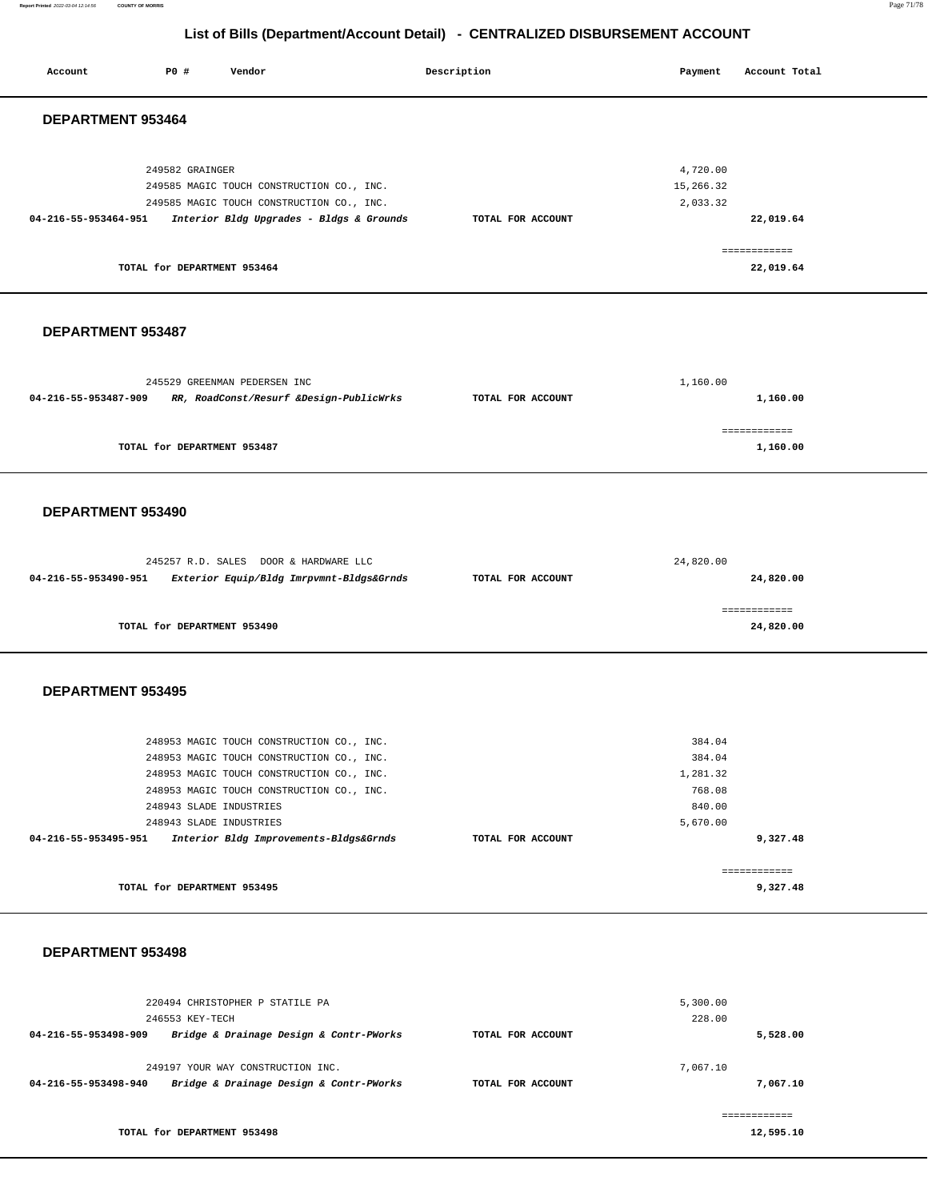## List of Bills (Department/Account Detail) - CENTRALIZED DISBURSEMENT ACCOUNT

| Account | PO # | Vendor | Description | Payment | Account Total |
|---|---|---|---|---|---|

### DEPARTMENT 953464

| Account | PO # | Vendor | Description | Payment | Account Total |
|---|---|---|---|---|---|
| | 249582 | GRAINGER | | 4,720.00 | |
| | 249585 | MAGIC TOUCH CONSTRUCTION CO., INC. | | 15,266.32 | |
| | 249585 | MAGIC TOUCH CONSTRUCTION CO., INC. | | 2,033.32 | |
| 04-216-55-953464-951 | | *Interior Bldg Upgrades - Bldgs & Grounds* | TOTAL FOR ACCOUNT | | 22,019.64 |
| | | TOTAL for DEPARTMENT 953464 | | | 22,019.64 |

### DEPARTMENT 953487

| Account | PO # | Vendor | Description | Payment | Account Total |
|---|---|---|---|---|---|
| | 245529 | GREENMAN PEDERSEN INC | | 1,160.00 | |
| 04-216-55-953487-909 | | *RR, RoadConst/Resurf &Design-PublicWrks* | TOTAL FOR ACCOUNT | | 1,160.00 |
| | | TOTAL for DEPARTMENT 953487 | | | 1,160.00 |

### DEPARTMENT 953490

| Account | PO # | Vendor | Description | Payment | Account Total |
|---|---|---|---|---|---|
| | 245257 | R.D. SALES DOOR & HARDWARE LLC | | 24,820.00 | |
| 04-216-55-953490-951 | | *Exterior Equip/Bldg Imrpvmnt-Bldgs&Grnds* | TOTAL FOR ACCOUNT | | 24,820.00 |
| | | TOTAL for DEPARTMENT 953490 | | | 24,820.00 |

### DEPARTMENT 953495

| Account | PO # | Vendor | Description | Payment | Account Total |
|---|---|---|---|---|---|
| | 248953 | MAGIC TOUCH CONSTRUCTION CO., INC. | | 384.04 | |
| | 248953 | MAGIC TOUCH CONSTRUCTION CO., INC. | | 384.04 | |
| | 248953 | MAGIC TOUCH CONSTRUCTION CO., INC. | | 1,281.32 | |
| | 248953 | MAGIC TOUCH CONSTRUCTION CO., INC. | | 768.08 | |
| | 248943 | SLADE INDUSTRIES | | 840.00 | |
| | 248943 | SLADE INDUSTRIES | | 5,670.00 | |
| 04-216-55-953495-951 | | *Interior Bldg Improvements-Bldgs&Grnds* | TOTAL FOR ACCOUNT | | 9,327.48 |
| | | TOTAL for DEPARTMENT 953495 | | | 9,327.48 |

### DEPARTMENT 953498

| Account | PO # | Vendor | Description | Payment | Account Total |
|---|---|---|---|---|---|
| | 220494 | CHRISTOPHER P STATILE PA | | 5,300.00 | |
| | 246553 | KEY-TECH | | 228.00 | |
| 04-216-55-953498-909 | | *Bridge & Drainage Design & Contr-PWorks* | TOTAL FOR ACCOUNT | | 5,528.00 |
| | 249197 | YOUR WAY CONSTRUCTION INC. | | 7,067.10 | |
| 04-216-55-953498-940 | | *Bridge & Drainage Design & Contr-PWorks* | TOTAL FOR ACCOUNT | | 7,067.10 |
| | | TOTAL for DEPARTMENT 953498 | | | 12,595.10 |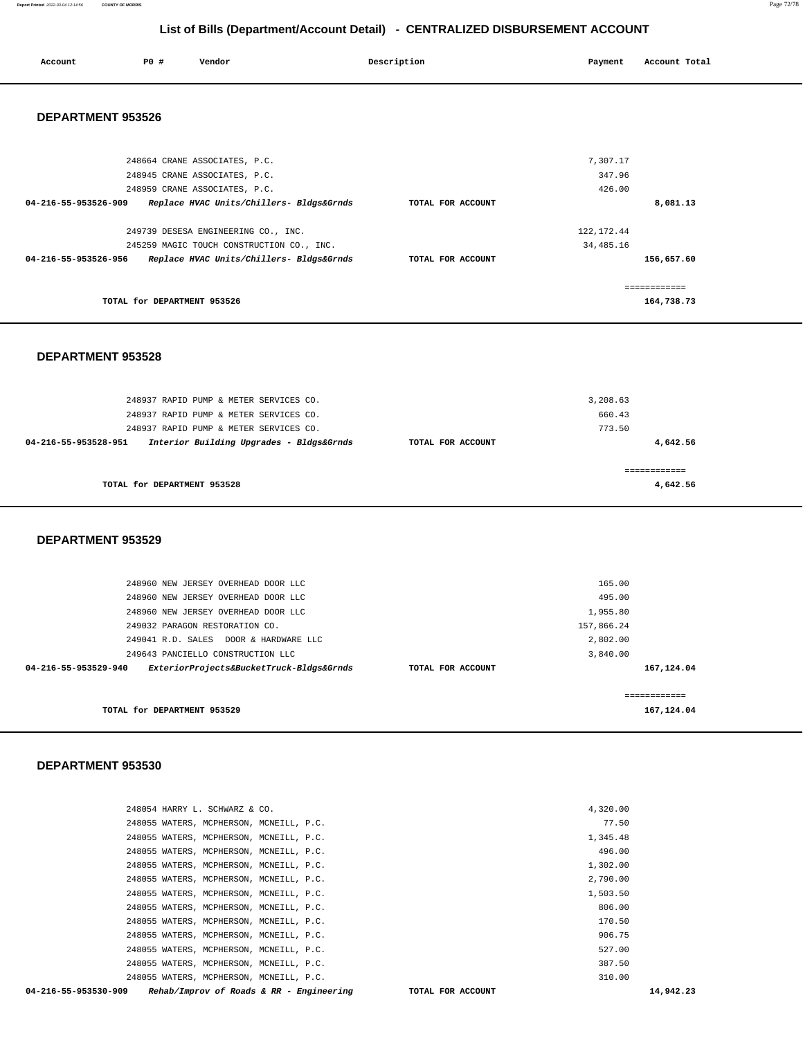## List of Bills (Department/Account Detail) - CENTRALIZED DISBURSEMENT ACCOUNT

| Account | PO # | Vendor | Description | Payment | Account Total |
|---|---|---|---|---|---|

### DEPARTMENT 953526

| Account | PO # | Vendor | Description | Payment | Account Total |
|---|---|---|---|---|---|
| | 248664 | CRANE ASSOCIATES, P.C. | | 7,307.17 | |
| | 248945 | CRANE ASSOCIATES, P.C. | | 347.96 | |
| | 248959 | CRANE ASSOCIATES, P.C. | | 426.00 | |
| **04-216-55-953526-909** | | ***Replace HVAC Units/Chillers- Bldgs&Grnds*** | **TOTAL FOR ACCOUNT** | | **8,081.13** |
| | 249739 | DESESA ENGINEERING CO., INC. | | 122,172.44 | |
| | 245259 | MAGIC TOUCH CONSTRUCTION CO., INC. | | 34,485.16 | |
| **04-216-55-953526-956** | | ***Replace HVAC Units/Chillers- Bldgs&Grnds*** | **TOTAL FOR ACCOUNT** | | **156,657.60** |
| | | | | | ============ |
| | | **TOTAL for DEPARTMENT 953526** | | | **164,738.73** |

### DEPARTMENT 953528

| Account | PO # | Vendor | Description | Payment | Account Total |
|---|---|---|---|---|---|
| | 248937 | RAPID PUMP & METER SERVICES CO. | | 3,208.63 | |
| | 248937 | RAPID PUMP & METER SERVICES CO. | | 660.43 | |
| | 248937 | RAPID PUMP & METER SERVICES CO. | | 773.50 | |
| **04-216-55-953528-951** | | ***Interior Building Upgrades - Bldgs&Grnds*** | **TOTAL FOR ACCOUNT** | | **4,642.56** |
| | | | | | ============ |
| | | **TOTAL for DEPARTMENT 953528** | | | **4,642.56** |

### DEPARTMENT 953529

| Account | PO # | Vendor | Description | Payment | Account Total |
|---|---|---|---|---|---|
| | 248960 | NEW JERSEY OVERHEAD DOOR LLC | | 165.00 | |
| | 248960 | NEW JERSEY OVERHEAD DOOR LLC | | 495.00 | |
| | 248960 | NEW JERSEY OVERHEAD DOOR LLC | | 1,955.80 | |
| | 249032 | PARAGON RESTORATION CO. | | 157,866.24 | |
| | 249041 | R.D. SALES DOOR & HARDWARE LLC | | 2,802.00 | |
| | 249643 | PANCIELLO CONSTRUCTION LLC | | 3,840.00 | |
| **04-216-55-953529-940** | | ***ExteriorProjects&BucketTruck-Bldgs&Grnds*** | **TOTAL FOR ACCOUNT** | | **167,124.04** |
| | | | | | ============ |
| | | **TOTAL for DEPARTMENT 953529** | | | **167,124.04** |

### DEPARTMENT 953530

| Account | PO # | Vendor | Description | Payment | Account Total |
|---|---|---|---|---|---|
| | 248054 | HARRY L. SCHWARZ & CO. | | 4,320.00 | |
| | 248055 | WATERS, MCPHERSON, MCNEILL, P.C. | | 77.50 | |
| | 248055 | WATERS, MCPHERSON, MCNEILL, P.C. | | 1,345.48 | |
| | 248055 | WATERS, MCPHERSON, MCNEILL, P.C. | | 496.00 | |
| | 248055 | WATERS, MCPHERSON, MCNEILL, P.C. | | 1,302.00 | |
| | 248055 | WATERS, MCPHERSON, MCNEILL, P.C. | | 2,790.00 | |
| | 248055 | WATERS, MCPHERSON, MCNEILL, P.C. | | 1,503.50 | |
| | 248055 | WATERS, MCPHERSON, MCNEILL, P.C. | | 806.00 | |
| | 248055 | WATERS, MCPHERSON, MCNEILL, P.C. | | 170.50 | |
| | 248055 | WATERS, MCPHERSON, MCNEILL, P.C. | | 906.75 | |
| | 248055 | WATERS, MCPHERSON, MCNEILL, P.C. | | 527.00 | |
| | 248055 | WATERS, MCPHERSON, MCNEILL, P.C. | | 387.50 | |
| | 248055 | WATERS, MCPHERSON, MCNEILL, P.C. | | 310.00 | |
| **04-216-55-953530-909** | | ***Rehab/Improv of Roads & RR - Engineering*** | **TOTAL FOR ACCOUNT** | | **14,942.23** |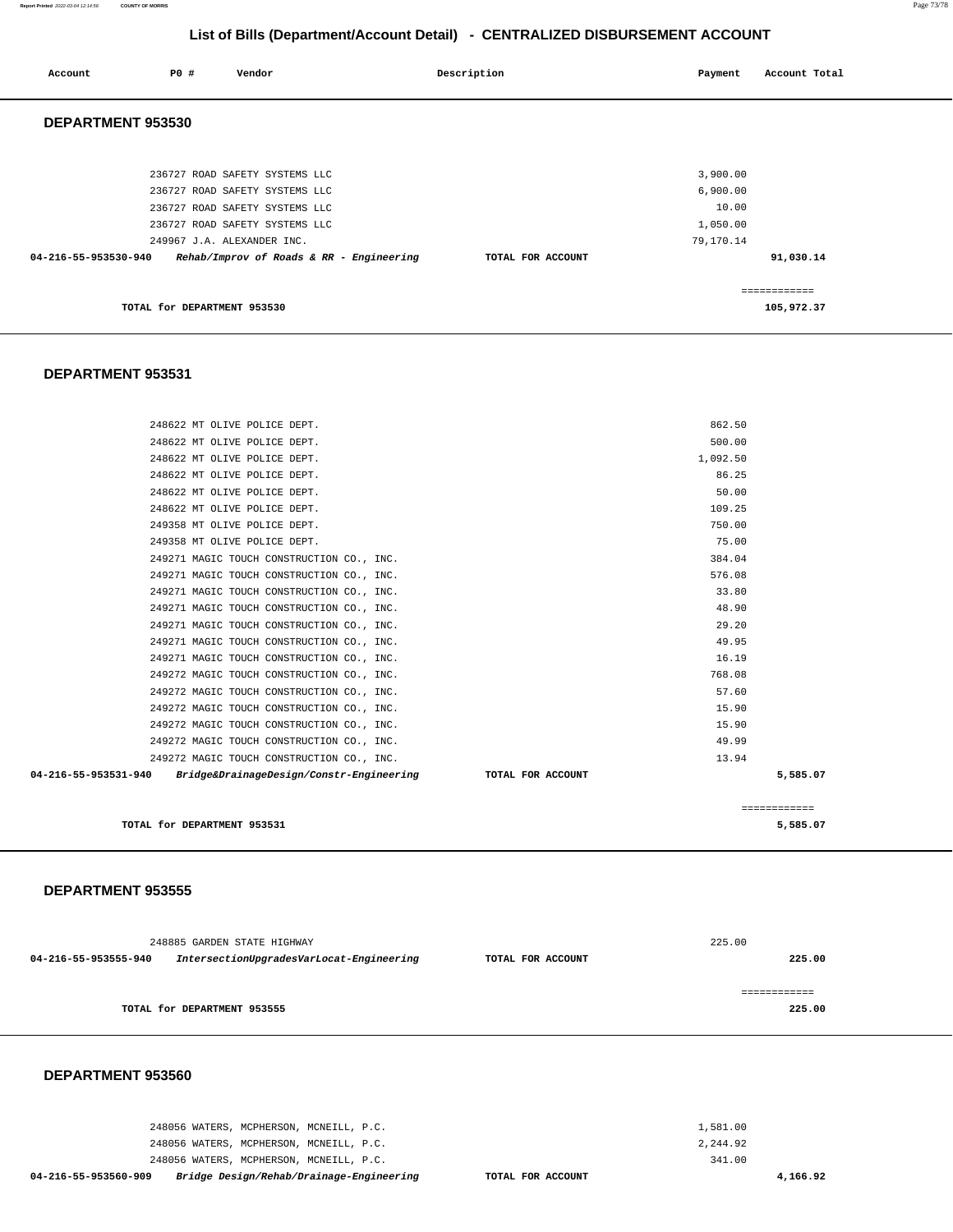# List of Bills (Department/Account Detail) - CENTRALIZED DISBURSEMENT ACCOUNT

| Account | PO # | Vendor | Description | Payment | Account Total |
|---|---|---|---|---|---|

## DEPARTMENT 953530

| Account | PO # | Vendor | Description | Payment | Account Total |
|---|---|---|---|---|---|
| | 236727 | ROAD SAFETY SYSTEMS LLC | | 3,900.00 | |
| | 236727 | ROAD SAFETY SYSTEMS LLC | | 6,900.00 | |
| | 236727 | ROAD SAFETY SYSTEMS LLC | | 10.00 | |
| | 236727 | ROAD SAFETY SYSTEMS LLC | | 1,050.00 | |
| | 249967 | J.A. ALEXANDER INC. | | 79,170.14 | |
| 04-216-55-953530-940 | | *Rehab/Improv of Roads & RR - Engineering* | TOTAL FOR ACCOUNT | | 91,030.14 |

TOTAL for DEPARTMENT 953530 ============ 105,972.37

## DEPARTMENT 953531

| Account | PO # | Vendor | Description | Payment | Account Total |
|---|---|---|---|---|---|
| | 248622 | MT OLIVE POLICE DEPT. | | 862.50 | |
| | 248622 | MT OLIVE POLICE DEPT. | | 500.00 | |
| | 248622 | MT OLIVE POLICE DEPT. | | 1,092.50 | |
| | 248622 | MT OLIVE POLICE DEPT. | | 86.25 | |
| | 248622 | MT OLIVE POLICE DEPT. | | 50.00 | |
| | 248622 | MT OLIVE POLICE DEPT. | | 109.25 | |
| | 249358 | MT OLIVE POLICE DEPT. | | 750.00 | |
| | 249358 | MT OLIVE POLICE DEPT. | | 75.00 | |
| | 249271 | MAGIC TOUCH CONSTRUCTION CO., INC. | | 384.04 | |
| | 249271 | MAGIC TOUCH CONSTRUCTION CO., INC. | | 576.08 | |
| | 249271 | MAGIC TOUCH CONSTRUCTION CO., INC. | | 33.80 | |
| | 249271 | MAGIC TOUCH CONSTRUCTION CO., INC. | | 48.90 | |
| | 249271 | MAGIC TOUCH CONSTRUCTION CO., INC. | | 29.20 | |
| | 249271 | MAGIC TOUCH CONSTRUCTION CO., INC. | | 49.95 | |
| | 249271 | MAGIC TOUCH CONSTRUCTION CO., INC. | | 16.19 | |
| | 249272 | MAGIC TOUCH CONSTRUCTION CO., INC. | | 768.08 | |
| | 249272 | MAGIC TOUCH CONSTRUCTION CO., INC. | | 57.60 | |
| | 249272 | MAGIC TOUCH CONSTRUCTION CO., INC. | | 15.90 | |
| | 249272 | MAGIC TOUCH CONSTRUCTION CO., INC. | | 15.90 | |
| | 249272 | MAGIC TOUCH CONSTRUCTION CO., INC. | | 49.99 | |
| | 249272 | MAGIC TOUCH CONSTRUCTION CO., INC. | | 13.94 | |
| 04-216-55-953531-940 | | *Bridge&DrainageDesign/Constr-Engineering* | TOTAL FOR ACCOUNT | | 5,585.07 |

TOTAL for DEPARTMENT 953531 ============ 5,585.07

## DEPARTMENT 953555

| Account | PO # | Vendor | Description | Payment | Account Total |
|---|---|---|---|---|---|
| | 248885 | GARDEN STATE HIGHWAY | | 225.00 | |
| 04-216-55-953555-940 | | *IntersectionUpgradesVarLocat-Engineering* | TOTAL FOR ACCOUNT | | 225.00 |

TOTAL for DEPARTMENT 953555 ============ 225.00

## DEPARTMENT 953560

| Account | PO # | Vendor | Description | Payment | Account Total |
|---|---|---|---|---|---|
| | 248056 | WATERS, MCPHERSON, MCNEILL, P.C. | | 1,581.00 | |
| | 248056 | WATERS, MCPHERSON, MCNEILL, P.C. | | 2,244.92 | |
| | 248056 | WATERS, MCPHERSON, MCNEILL, P.C. | | 341.00 | |
| 04-216-55-953560-909 | | *Bridge Design/Rehab/Drainage-Engineering* | TOTAL FOR ACCOUNT | | 4,166.92 |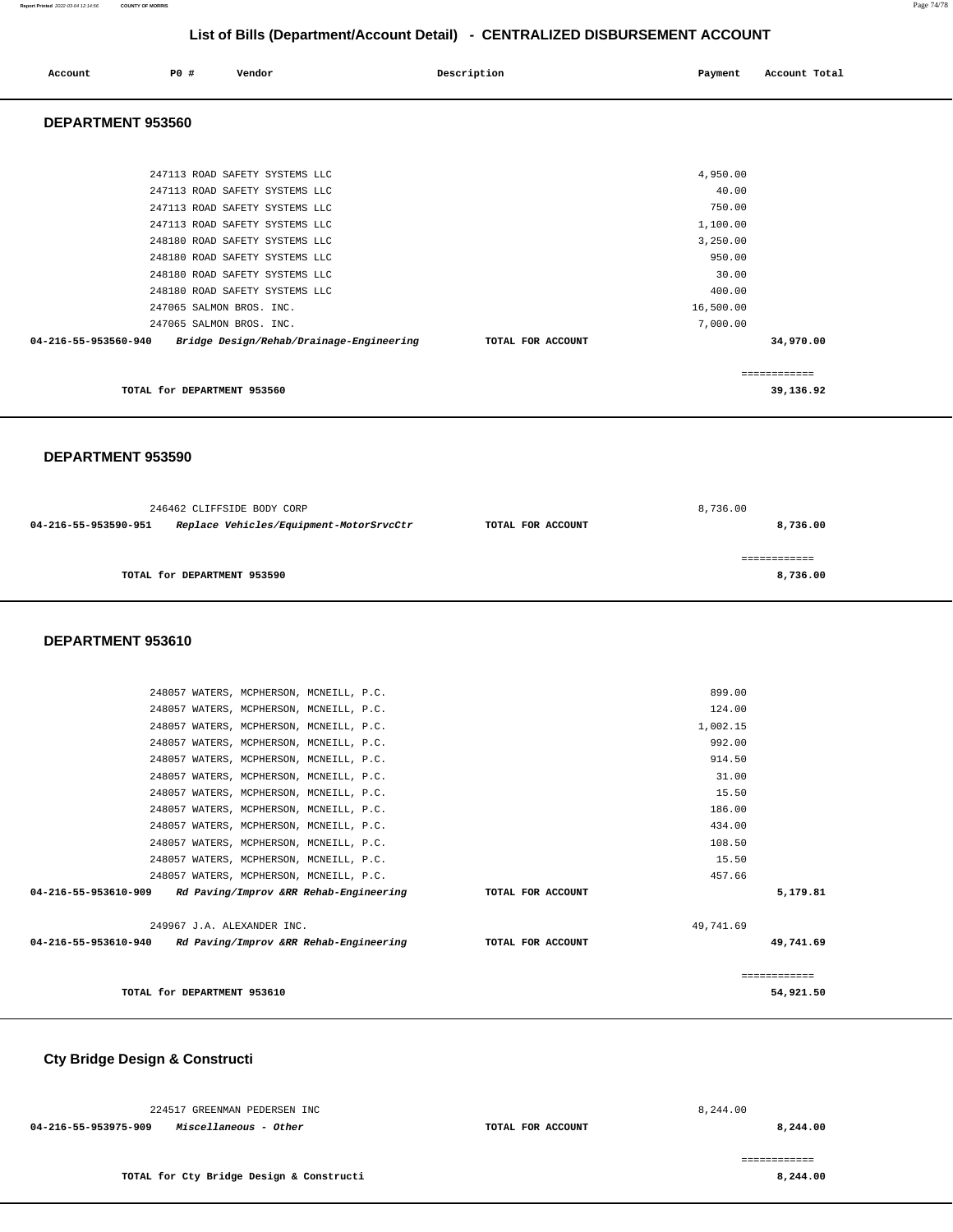## List of Bills (Department/Account Detail) - CENTRALIZED DISBURSEMENT ACCOUNT

| Account | PO # | Vendor | Description | Payment | Account Total |
|---|---|---|---|---|---|

### DEPARTMENT 953560

| Account | PO # | Vendor | Description | Payment | Account Total |
|---|---|---|---|---|---|
| | 247113 | ROAD SAFETY SYSTEMS LLC | | 4,950.00 | |
| | 247113 | ROAD SAFETY SYSTEMS LLC | | 40.00 | |
| | 247113 | ROAD SAFETY SYSTEMS LLC | | 750.00 | |
| | 247113 | ROAD SAFETY SYSTEMS LLC | | 1,100.00 | |
| | 248180 | ROAD SAFETY SYSTEMS LLC | | 3,250.00 | |
| | 248180 | ROAD SAFETY SYSTEMS LLC | | 950.00 | |
| | 248180 | ROAD SAFETY SYSTEMS LLC | | 30.00 | |
| | 248180 | ROAD SAFETY SYSTEMS LLC | | 400.00 | |
| | 247065 | SALMON BROS. INC. | | 16,500.00 | |
| | 247065 | SALMON BROS. INC. | | 7,000.00 | |
| 04-216-55-953560-940 | | *Bridge Design/Rehab/Drainage-Engineering* | TOTAL FOR ACCOUNT | | 34,970.00 |
| | | TOTAL for DEPARTMENT 953560 | | | 39,136.92 |

### DEPARTMENT 953590

| Account | PO # | Vendor | Description | Payment | Account Total |
|---|---|---|---|---|---|
| | 246462 | CLIFFSIDE BODY CORP | | 8,736.00 | |
| 04-216-55-953590-951 | | *Replace Vehicles/Equipment-MotorSrvcCtr* | TOTAL FOR ACCOUNT | | 8,736.00 |
| | | TOTAL for DEPARTMENT 953590 | | | 8,736.00 |

### DEPARTMENT 953610

| Account | PO # | Vendor | Description | Payment | Account Total |
|---|---|---|---|---|---|
| | 248057 | WATERS, MCPHERSON, MCNEILL, P.C. | | 899.00 | |
| | 248057 | WATERS, MCPHERSON, MCNEILL, P.C. | | 124.00 | |
| | 248057 | WATERS, MCPHERSON, MCNEILL, P.C. | | 1,002.15 | |
| | 248057 | WATERS, MCPHERSON, MCNEILL, P.C. | | 992.00 | |
| | 248057 | WATERS, MCPHERSON, MCNEILL, P.C. | | 914.50 | |
| | 248057 | WATERS, MCPHERSON, MCNEILL, P.C. | | 31.00 | |
| | 248057 | WATERS, MCPHERSON, MCNEILL, P.C. | | 15.50 | |
| | 248057 | WATERS, MCPHERSON, MCNEILL, P.C. | | 186.00 | |
| | 248057 | WATERS, MCPHERSON, MCNEILL, P.C. | | 434.00 | |
| | 248057 | WATERS, MCPHERSON, MCNEILL, P.C. | | 108.50 | |
| | 248057 | WATERS, MCPHERSON, MCNEILL, P.C. | | 15.50 | |
| | 248057 | WATERS, MCPHERSON, MCNEILL, P.C. | | 457.66 | |
| 04-216-55-953610-909 | | *Rd Paving/Improv &RR Rehab-Engineering* | TOTAL FOR ACCOUNT | | 5,179.81 |
| | 249967 | J.A. ALEXANDER INC. | | 49,741.69 | |
| 04-216-55-953610-940 | | *Rd Paving/Improv &RR Rehab-Engineering* | TOTAL FOR ACCOUNT | | 49,741.69 |
| | | TOTAL for DEPARTMENT 953610 | | | 54,921.50 |

### Cty Bridge Design & Constructi

| Account | PO # | Vendor | Description | Payment | Account Total |
|---|---|---|---|---|---|
| | 224517 | GREENMAN PEDERSEN INC | | 8,244.00 | |
| 04-216-55-953975-909 | | *Miscellaneous - Other* | TOTAL FOR ACCOUNT | | 8,244.00 |
| | | TOTAL for Cty Bridge Design & Constructi | | | 8,244.00 |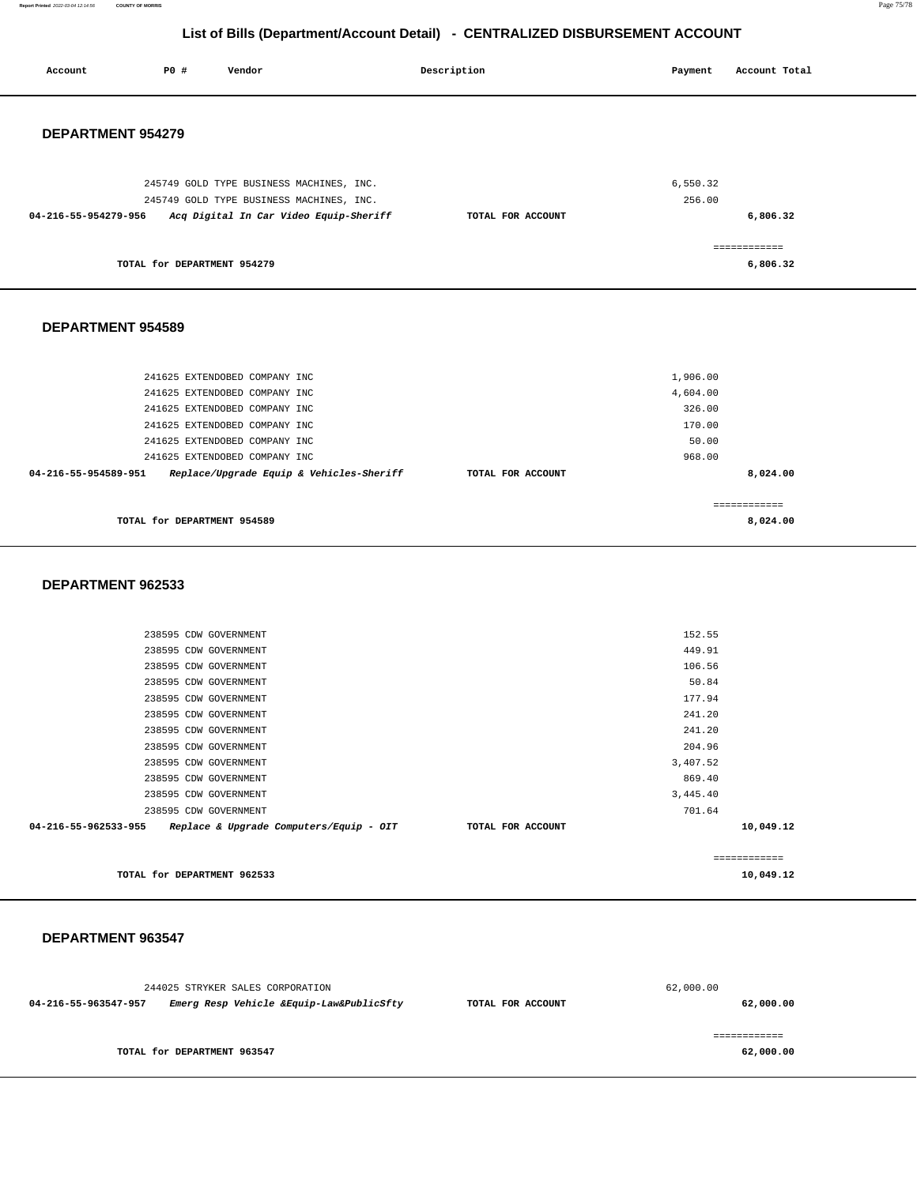# List of Bills (Department/Account Detail) - CENTRALIZED DISBURSEMENT ACCOUNT

| Account | PO # | Vendor | Description | Payment | Account Total |
|---|---|---|---|---|---|

## DEPARTMENT 954279

| Account | PO # | Vendor | Description | Payment | Account Total |
|---|---|---|---|---|---|
| | 245749 | GOLD TYPE BUSINESS MACHINES, INC. | | 6,550.32 | |
| | 245749 | GOLD TYPE BUSINESS MACHINES, INC. | | 256.00 | |
| **04-216-55-954279-956** | | ***Acq Digital In Car Video Equip-Sheriff*** | **TOTAL FOR ACCOUNT** | | **6,806.32** |

============

**TOTAL for DEPARTMENT 954279** **6,806.32**

## DEPARTMENT 954589

| Account | PO # | Vendor | Description | Payment | Account Total |
|---|---|---|---|---|---|
| | 241625 | EXTENDOBED COMPANY INC | | 1,906.00 | |
| | 241625 | EXTENDOBED COMPANY INC | | 4,604.00 | |
| | 241625 | EXTENDOBED COMPANY INC | | 326.00 | |
| | 241625 | EXTENDOBED COMPANY INC | | 170.00 | |
| | 241625 | EXTENDOBED COMPANY INC | | 50.00 | |
| | 241625 | EXTENDOBED COMPANY INC | | 968.00 | |
| **04-216-55-954589-951** | | ***Replace/Upgrade Equip & Vehicles-Sheriff*** | **TOTAL FOR ACCOUNT** | | **8,024.00** |

============

**TOTAL for DEPARTMENT 954589** **8,024.00**

## DEPARTMENT 962533

| Account | PO # | Vendor | Description | Payment | Account Total |
|---|---|---|---|---|---|
| | 238595 | CDW GOVERNMENT | | 152.55 | |
| | 238595 | CDW GOVERNMENT | | 449.91 | |
| | 238595 | CDW GOVERNMENT | | 106.56 | |
| | 238595 | CDW GOVERNMENT | | 50.84 | |
| | 238595 | CDW GOVERNMENT | | 177.94 | |
| | 238595 | CDW GOVERNMENT | | 241.20 | |
| | 238595 | CDW GOVERNMENT | | 241.20 | |
| | 238595 | CDW GOVERNMENT | | 204.96 | |
| | 238595 | CDW GOVERNMENT | | 3,407.52 | |
| | 238595 | CDW GOVERNMENT | | 869.40 | |
| | 238595 | CDW GOVERNMENT | | 3,445.40 | |
| | 238595 | CDW GOVERNMENT | | 701.64 | |
| **04-216-55-962533-955** | | ***Replace & Upgrade Computers/Equip - OIT*** | **TOTAL FOR ACCOUNT** | | **10,049.12** |

============

**TOTAL for DEPARTMENT 962533** **10,049.12**

## DEPARTMENT 963547

| Account | PO # | Vendor | Description | Payment | Account Total |
|---|---|---|---|---|---|
| | 244025 | STRYKER SALES CORPORATION | | 62,000.00 | |
| **04-216-55-963547-957** | | ***Emerg Resp Vehicle &Equip-Law&PublicSfty*** | **TOTAL FOR ACCOUNT** | | **62,000.00** |

============

**TOTAL for DEPARTMENT 963547** **62,000.00**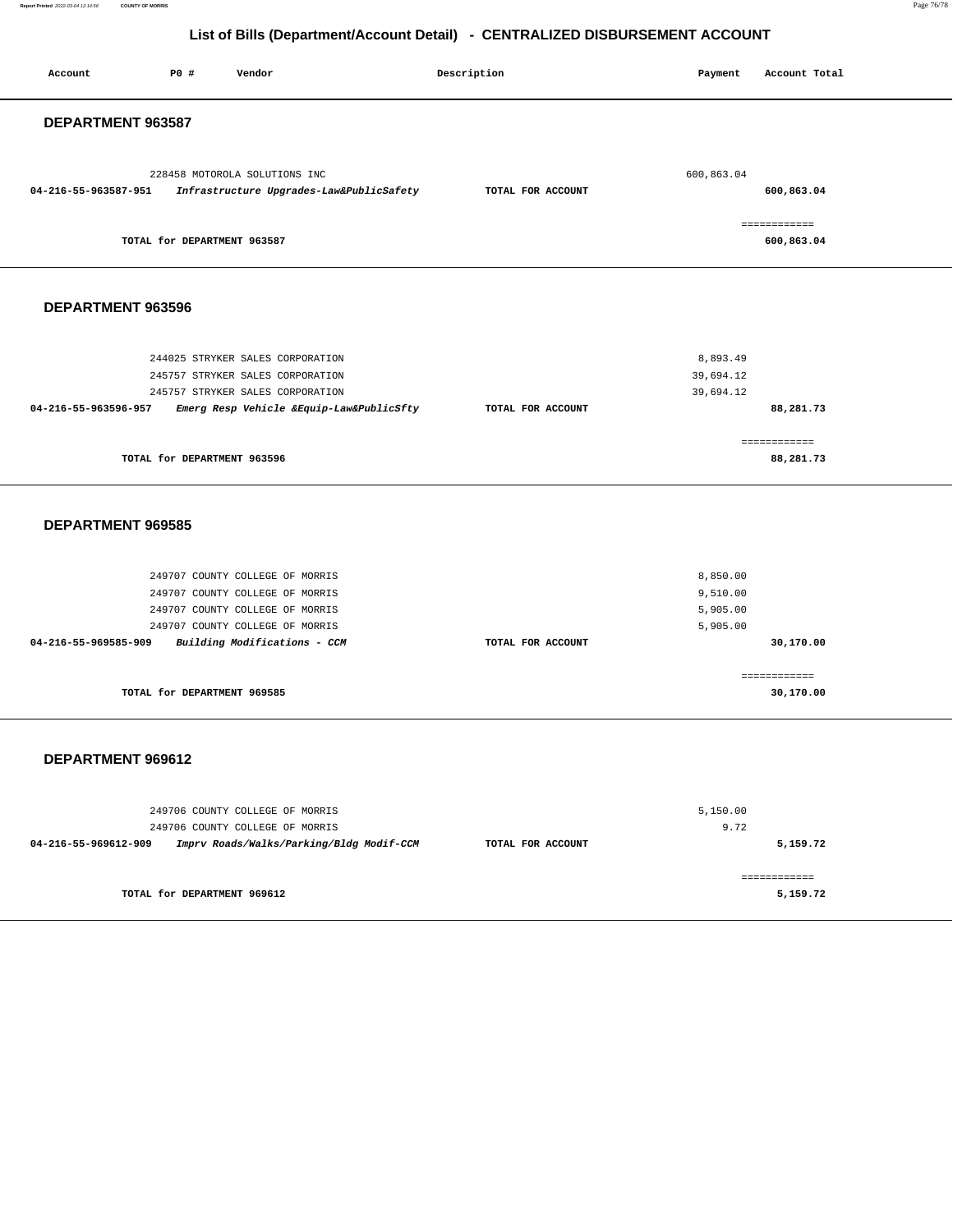## List of Bills (Department/Account Detail) - CENTRALIZED DISBURSEMENT ACCOUNT

| Account | PO # | Vendor | Description | Payment | Account Total |
|---|---|---|---|---|---|

### DEPARTMENT 963587

| Account | PO # | Vendor | Description | Payment | Account Total |
|---|---|---|---|---|---|
| | 228458 | MOTOROLA SOLUTIONS INC | | 600,863.04 | |
| **04-216-55-963587-951** | | ***Infrastructure Upgrades-Law&PublicSafety*** | **TOTAL FOR ACCOUNT** | | **600,863.04** |
| | | | | | ============ |
| | | **TOTAL for DEPARTMENT 963587** | | | **600,863.04** |

### DEPARTMENT 963596

| Account | PO # | Vendor | Description | Payment | Account Total |
|---|---|---|---|---|---|
| | 244025 | STRYKER SALES CORPORATION | | 8,893.49 | |
| | 245757 | STRYKER SALES CORPORATION | | 39,694.12 | |
| | 245757 | STRYKER SALES CORPORATION | | 39,694.12 | |
| **04-216-55-963596-957** | | ***Emerg Resp Vehicle &Equip-Law&PublicSfty*** | **TOTAL FOR ACCOUNT** | | **88,281.73** |
| | | | | | ============ |
| | | **TOTAL for DEPARTMENT 963596** | | | **88,281.73** |

### DEPARTMENT 969585

| Account | PO # | Vendor | Description | Payment | Account Total |
|---|---|---|---|---|---|
| | 249707 | COUNTY COLLEGE OF MORRIS | | 8,850.00 | |
| | 249707 | COUNTY COLLEGE OF MORRIS | | 9,510.00 | |
| | 249707 | COUNTY COLLEGE OF MORRIS | | 5,905.00 | |
| | 249707 | COUNTY COLLEGE OF MORRIS | | 5,905.00 | |
| **04-216-55-969585-909** | | ***Building Modifications - CCM*** | **TOTAL FOR ACCOUNT** | | **30,170.00** |
| | | | | | ============ |
| | | **TOTAL for DEPARTMENT 969585** | | | **30,170.00** |

### DEPARTMENT 969612

| Account | PO # | Vendor | Description | Payment | Account Total |
|---|---|---|---|---|---|
| | 249706 | COUNTY COLLEGE OF MORRIS | | 5,150.00 | |
| | 249706 | COUNTY COLLEGE OF MORRIS | | 9.72 | |
| **04-216-55-969612-909** | | ***Imprv Roads/Walks/Parking/Bldg Modif-CCM*** | **TOTAL FOR ACCOUNT** | | **5,159.72** |
| | | | | | ============ |
| | | **TOTAL for DEPARTMENT 969612** | | | **5,159.72** |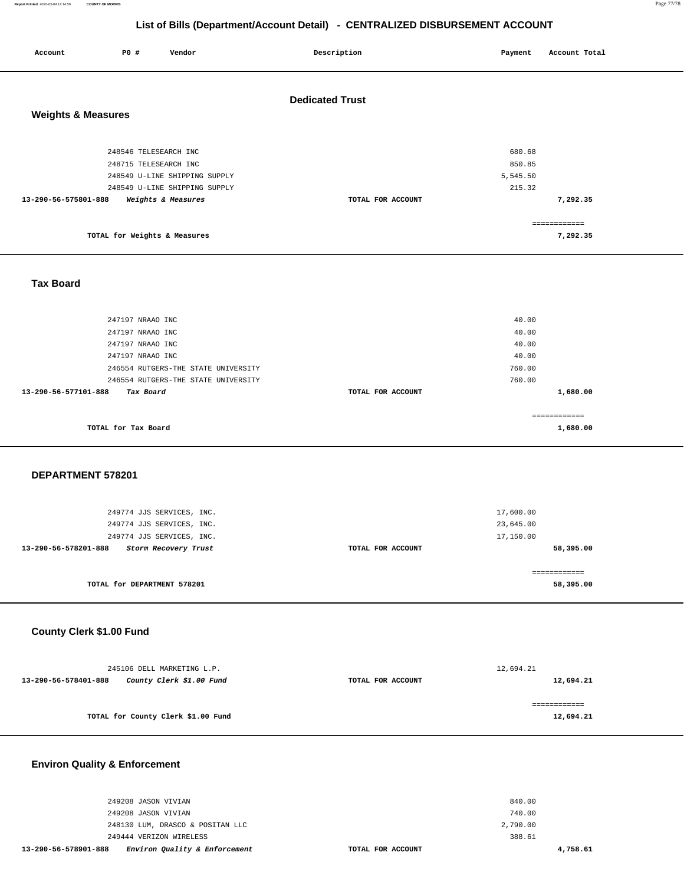# List of Bills (Department/Account Detail) - CENTRALIZED DISBURSEMENT ACCOUNT

| Account | PO # | Vendor | Description | Payment | Account Total |
|---|---|---|---|---|---|

## Dedicated Trust

### Weights & Measures

| Account | PO # | Vendor | Description | Payment | Account Total |
|---|---|---|---|---|---|
| | 248546 | TELESEARCH INC | | 680.68 | |
| | 248715 | TELESEARCH INC | | 850.85 | |
| | 248549 | U-LINE SHIPPING SUPPLY | | 5,545.50 | |
| | 248549 | U-LINE SHIPPING SUPPLY | | 215.32 | |
| 13-290-56-575801-888 | | *Weights & Measures* | TOTAL FOR ACCOUNT | | 7,292.35 |
| | | TOTAL for Weights & Measures | | | 7,292.35 |

### Tax Board

| Account | PO # | Vendor | Description | Payment | Account Total |
|---|---|---|---|---|---|
| | 247197 | NRAAO INC | | 40.00 | |
| | 247197 | NRAAO INC | | 40.00 | |
| | 247197 | NRAAO INC | | 40.00 | |
| | 247197 | NRAAO INC | | 40.00 | |
| | 246554 | RUTGERS-THE STATE UNIVERSITY | | 760.00 | |
| | 246554 | RUTGERS-THE STATE UNIVERSITY | | 760.00 | |
| 13-290-56-577101-888 | | *Tax Board* | TOTAL FOR ACCOUNT | | 1,680.00 |
| | | TOTAL for Tax Board | | | 1,680.00 |

### DEPARTMENT 578201

| Account | PO # | Vendor | Description | Payment | Account Total |
|---|---|---|---|---|---|
| | 249774 | JJS SERVICES, INC. | | 17,600.00 | |
| | 249774 | JJS SERVICES, INC. | | 23,645.00 | |
| | 249774 | JJS SERVICES, INC. | | 17,150.00 | |
| 13-290-56-578201-888 | | *Storm Recovery Trust* | TOTAL FOR ACCOUNT | | 58,395.00 |
| | | TOTAL for DEPARTMENT 578201 | | | 58,395.00 |

### County Clerk $1.00 Fund

| Account | PO # | Vendor | Description | Payment | Account Total |
|---|---|---|---|---|---|
| | 245106 | DELL MARKETING L.P. | | 12,694.21 | |
| 13-290-56-578401-888 | | *County Clerk $1.00 Fund* | TOTAL FOR ACCOUNT | | 12,694.21 |
| | | TOTAL for County Clerk $1.00 Fund | | | 12,694.21 |

### Environ Quality & Enforcement

| Account | PO # | Vendor | Description | Payment | Account Total |
|---|---|---|---|---|---|
| | 249208 | JASON VIVIAN | | 840.00 | |
| | 249208 | JASON VIVIAN | | 740.00 | |
| | 248130 | LUM, DRASCO & POSITAN LLC | | 2,790.00 | |
| | 249444 | VERIZON WIRELESS | | 388.61 | |
| 13-290-56-578901-888 | | *Environ Quality & Enforcement* | TOTAL FOR ACCOUNT | | 4,758.61 |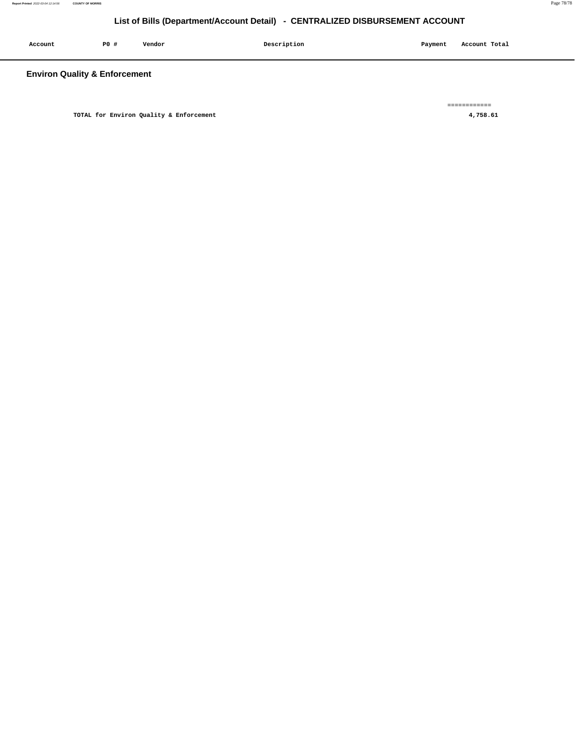# List of Bills (Department/Account Detail) - CENTRALIZED DISBURSEMENT ACCOUNT

| Account | PO # | Vendor | Description | Payment | Account Total |
|---|---|---|---|---|---|

## Environ Quality & Enforcement

| | |
|---|---|
| | ============ |
| **TOTAL for Environ Quality & Enforcement** | **4,758.61** |